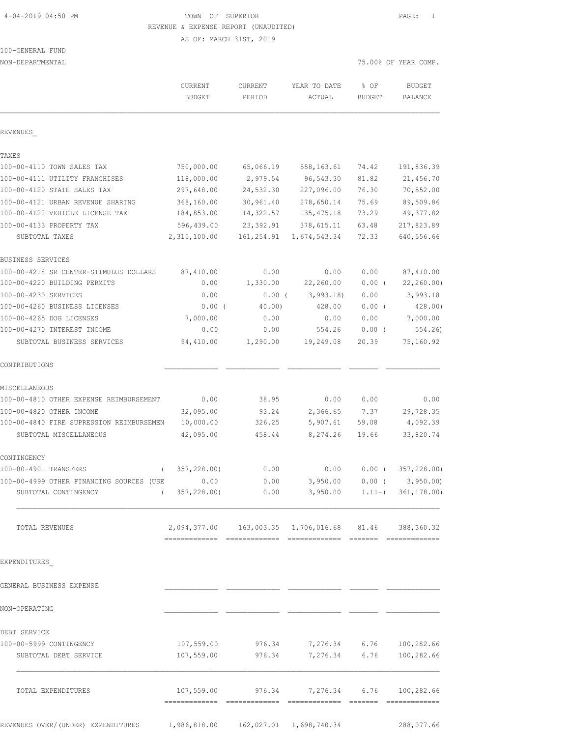TOWN OF SUPERIOR
REVENUE & EXPENSE REPORT (UNAUDITED)
AS OF: MARCH 31ST, 2019

100-GENERAL FUND
NON-DEPARTMENTAL

75.00% OF YEAR COMP.

| | CURRENT BUDGET | CURRENT PERIOD | YEAR TO DATE ACTUAL | % OF BUDGET | BUDGET BALANCE |
|---|---|---|---|---|---|
| **REVENUES_** | | | | | |
| **TAXES** | | | | | |
| 100-00-4110 TOWN SALES TAX | 750,000.00 | 65,066.19 | 558,163.61 | 74.42 | 191,836.39 |
| 100-00-4111 UTILITY FRANCHISES | 118,000.00 | 2,979.54 | 96,543.30 | 81.82 | 21,456.70 |
| 100-00-4120 STATE SALES TAX | 297,648.00 | 24,532.30 | 227,096.00 | 76.30 | 70,552.00 |
| 100-00-4121 URBAN REVENUE SHARING | 368,160.00 | 30,961.40 | 278,650.14 | 75.69 | 89,509.86 |
| 100-00-4122 VEHICLE LICENSE TAX | 184,853.00 | 14,322.57 | 135,475.18 | 73.29 | 49,377.82 |
| 100-00-4133 PROPERTY TAX | 596,439.00 | 23,392.91 | 378,615.11 | 63.48 | 217,823.89 |
| SUBTOTAL TAXES | 2,315,100.00 | 161,254.91 | 1,674,543.34 | 72.33 | 640,556.66 |
| **BUSINESS SERVICES** | | | | | |
| 100-00-4218 SR CENTER-STIMULUS DOLLARS | 87,410.00 | 0.00 | 0.00 | 0.00 | 87,410.00 |
| 100-00-4220 BUILDING PERMITS | 0.00 | 1,330.00 | 22,260.00 | 0.00 ( | 22,260.00) |
| 100-00-4230 SERVICES | 0.00 | 0.00 ( | 3,993.18) | 0.00 | 3,993.18 |
| 100-00-4260 BUSINESS LICENSES | 0.00 ( | 40.00) | 428.00 | 0.00 ( | 428.00) |
| 100-00-4265 DOG LICENSES | 7,000.00 | 0.00 | 0.00 | 0.00 | 7,000.00 |
| 100-00-4270 INTEREST INCOME | 0.00 | 0.00 | 554.26 | 0.00 ( | 554.26) |
| SUBTOTAL BUSINESS SERVICES | 94,410.00 | 1,290.00 | 19,249.08 | 20.39 | 75,160.92 |
| **CONTRIBUTIONS** | | | | | |
| **MISCELLANEOUS** | | | | | |
| 100-00-4810 OTHER EXPENSE REIMBURSEMENT | 0.00 | 38.95 | 0.00 | 0.00 | 0.00 |
| 100-00-4820 OTHER INCOME | 32,095.00 | 93.24 | 2,366.65 | 7.37 | 29,728.35 |
| 100-00-4840 FIRE SUPRESSION REIMBURSEMEN | 10,000.00 | 326.25 | 5,907.61 | 59.08 | 4,092.39 |
| SUBTOTAL MISCELLANEOUS | 42,095.00 | 458.44 | 8,274.26 | 19.66 | 33,820.74 |
| **CONTINGENCY** | | | | | |
| 100-00-4901 TRANSFERS | ( 357,228.00) | 0.00 | 0.00 | 0.00 ( | 357,228.00) |
| 100-00-4999 OTHER FINANCING SOURCES (USE | 0.00 | 0.00 | 3,950.00 | 0.00 ( | 3,950.00) |
| SUBTOTAL CONTINGENCY | ( 357,228.00) | 0.00 | 3,950.00 | 1.11-( | 361,178.00) |
| TOTAL REVENUES | 2,094,377.00 | 163,003.35 | 1,706,016.68 | 81.46 | 388,360.32 |
| **EXPENDITURES_** | | | | | |
| **GENERAL BUSINESS EXPENSE** | | | | | |
| **NON-OPERATING** | | | | | |
| **DEBT SERVICE** | | | | | |
| 100-00-5999 CONTINGENCY | 107,559.00 | 976.34 | 7,276.34 | 6.76 | 100,282.66 |
| SUBTOTAL DEBT SERVICE | 107,559.00 | 976.34 | 7,276.34 | 6.76 | 100,282.66 |
| TOTAL EXPENDITURES | 107,559.00 | 976.34 | 7,276.34 | 6.76 | 100,282.66 |
| REVENUES OVER/(UNDER) EXPENDITURES | 1,986,818.00 | 162,027.01 | 1,698,740.34 | | 288,077.66 |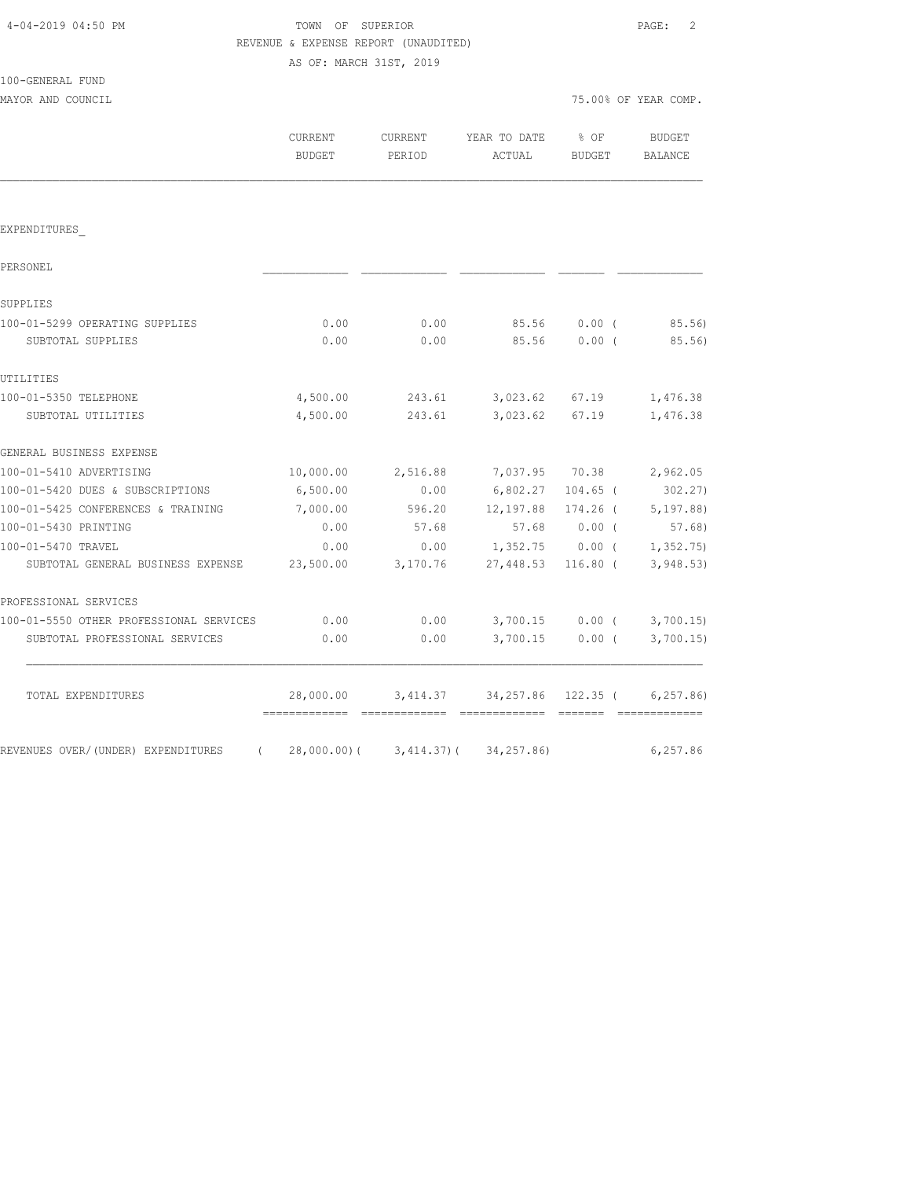TOWN OF SUPERIOR
REVENUE & EXPENSE REPORT (UNAUDITED)
AS OF: MARCH 31ST, 2019

100-GENERAL FUND
MAYOR AND COUNCIL

75.00% OF YEAR COMP.

| | CURRENT BUDGET | CURRENT PERIOD | YEAR TO DATE ACTUAL | % OF BUDGET | BUDGET BALANCE |
|---|---|---|---|---|---|
| EXPENDITURES_ | | | | | |
| PERSONEL | | | | | |
| SUPPLIES | | | | | |
| 100-01-5299 OPERATING SUPPLIES | 0.00 | 0.00 | 85.56 | 0.00 ( | 85.56) |
| SUBTOTAL SUPPLIES | 0.00 | 0.00 | 85.56 | 0.00 ( | 85.56) |
| UTILITIES | | | | | |
| 100-01-5350 TELEPHONE | 4,500.00 | 243.61 | 3,023.62 | 67.19 | 1,476.38 |
| SUBTOTAL UTILITIES | 4,500.00 | 243.61 | 3,023.62 | 67.19 | 1,476.38 |
| GENERAL BUSINESS EXPENSE | | | | | |
| 100-01-5410 ADVERTISING | 10,000.00 | 2,516.88 | 7,037.95 | 70.38 | 2,962.05 |
| 100-01-5420 DUES & SUBSCRIPTIONS | 6,500.00 | 0.00 | 6,802.27 | 104.65 ( | 302.27) |
| 100-01-5425 CONFERENCES & TRAINING | 7,000.00 | 596.20 | 12,197.88 | 174.26 ( | 5,197.88) |
| 100-01-5430 PRINTING | 0.00 | 57.68 | 57.68 | 0.00 ( | 57.68) |
| 100-01-5470 TRAVEL | 0.00 | 0.00 | 1,352.75 | 0.00 ( | 1,352.75) |
| SUBTOTAL GENERAL BUSINESS EXPENSE | 23,500.00 | 3,170.76 | 27,448.53 | 116.80 ( | 3,948.53) |
| PROFESSIONAL SERVICES | | | | | |
| 100-01-5550 OTHER PROFESSIONAL SERVICES | 0.00 | 0.00 | 3,700.15 | 0.00 ( | 3,700.15) |
| SUBTOTAL PROFESSIONAL SERVICES | 0.00 | 0.00 | 3,700.15 | 0.00 ( | 3,700.15) |
| TOTAL EXPENDITURES | 28,000.00 | 3,414.37 | 34,257.86 | 122.35 ( | 6,257.86) |
| REVENUES OVER/(UNDER) EXPENDITURES | ( 28,000.00)( | 3,414.37)( | 34,257.86) | | 6,257.86 |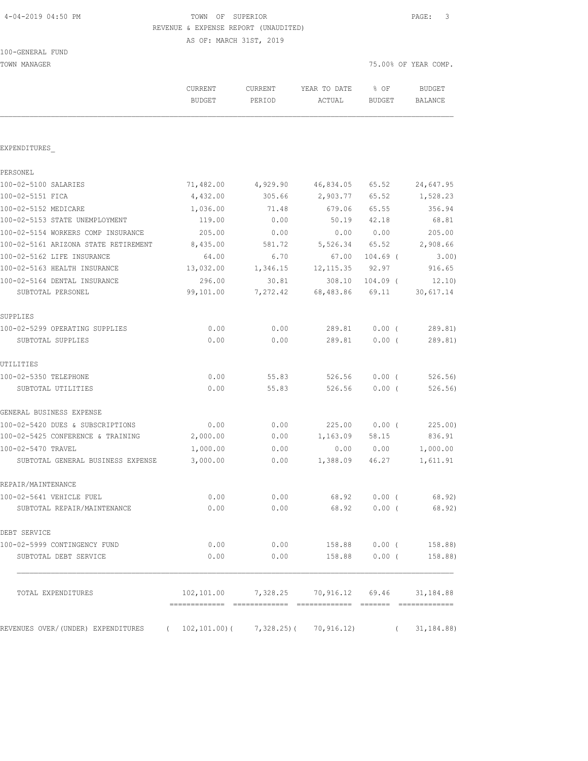TOWN OF SUPERIOR
REVENUE & EXPENSE REPORT (UNAUDITED)
AS OF: MARCH 31ST, 2019

100-GENERAL FUND
TOWN MANAGER

75.00% OF YEAR COMP.

| | CURRENT BUDGET | CURRENT PERIOD | YEAR TO DATE ACTUAL | % OF BUDGET | BUDGET BALANCE |
|---|---|---|---|---|---|
| **EXPENDITURES** | | | | | |
| **PERSONEL** | | | | | |
| 100-02-5100 SALARIES | 71,482.00 | 4,929.90 | 46,834.05 | 65.52 | 24,647.95 |
| 100-02-5151 FICA | 4,432.00 | 305.66 | 2,903.77 | 65.52 | 1,528.23 |
| 100-02-5152 MEDICARE | 1,036.00 | 71.48 | 679.06 | 65.55 | 356.94 |
| 100-02-5153 STATE UNEMPLOYMENT | 119.00 | 0.00 | 50.19 | 42.18 | 68.81 |
| 100-02-5154 WORKERS COMP INSURANCE | 205.00 | 0.00 | 0.00 | 0.00 | 205.00 |
| 100-02-5161 ARIZONA STATE RETIREMENT | 8,435.00 | 581.72 | 5,526.34 | 65.52 | 2,908.66 |
| 100-02-5162 LIFE INSURANCE | 64.00 | 6.70 | 67.00 | 104.69 ( | 3.00) |
| 100-02-5163 HEALTH INSURANCE | 13,032.00 | 1,346.15 | 12,115.35 | 92.97 | 916.65 |
| 100-02-5164 DENTAL INSURANCE | 296.00 | 30.81 | 308.10 | 104.09 ( | 12.10) |
| SUBTOTAL PERSONEL | 99,101.00 | 7,272.42 | 68,483.86 | 69.11 | 30,617.14 |
| **SUPPLIES** | | | | | |
| 100-02-5299 OPERATING SUPPLIES | 0.00 | 0.00 | 289.81 | 0.00 ( | 289.81) |
| SUBTOTAL SUPPLIES | 0.00 | 0.00 | 289.81 | 0.00 ( | 289.81) |
| **UTILITIES** | | | | | |
| 100-02-5350 TELEPHONE | 0.00 | 55.83 | 526.56 | 0.00 ( | 526.56) |
| SUBTOTAL UTILITIES | 0.00 | 55.83 | 526.56 | 0.00 ( | 526.56) |
| **GENERAL BUSINESS EXPENSE** | | | | | |
| 100-02-5420 DUES & SUBSCRIPTIONS | 0.00 | 0.00 | 225.00 | 0.00 ( | 225.00) |
| 100-02-5425 CONFERENCE & TRAINING | 2,000.00 | 0.00 | 1,163.09 | 58.15 | 836.91 |
| 100-02-5470 TRAVEL | 1,000.00 | 0.00 | 0.00 | 0.00 | 1,000.00 |
| SUBTOTAL GENERAL BUSINESS EXPENSE | 3,000.00 | 0.00 | 1,388.09 | 46.27 | 1,611.91 |
| **REPAIR/MAINTENANCE** | | | | | |
| 100-02-5641 VEHICLE FUEL | 0.00 | 0.00 | 68.92 | 0.00 ( | 68.92) |
| SUBTOTAL REPAIR/MAINTENANCE | 0.00 | 0.00 | 68.92 | 0.00 ( | 68.92) |
| **DEBT SERVICE** | | | | | |
| 100-02-5999 CONTINGENCY FUND | 0.00 | 0.00 | 158.88 | 0.00 ( | 158.88) |
| SUBTOTAL DEBT SERVICE | 0.00 | 0.00 | 158.88 | 0.00 ( | 158.88) |
| TOTAL EXPENDITURES | 102,101.00 | 7,328.25 | 70,916.12 | 69.46 | 31,184.88 |
| REVENUES OVER/(UNDER) EXPENDITURES | ( 102,101.00)( | 7,328.25)( | 70,916.12) | ( | 31,184.88) |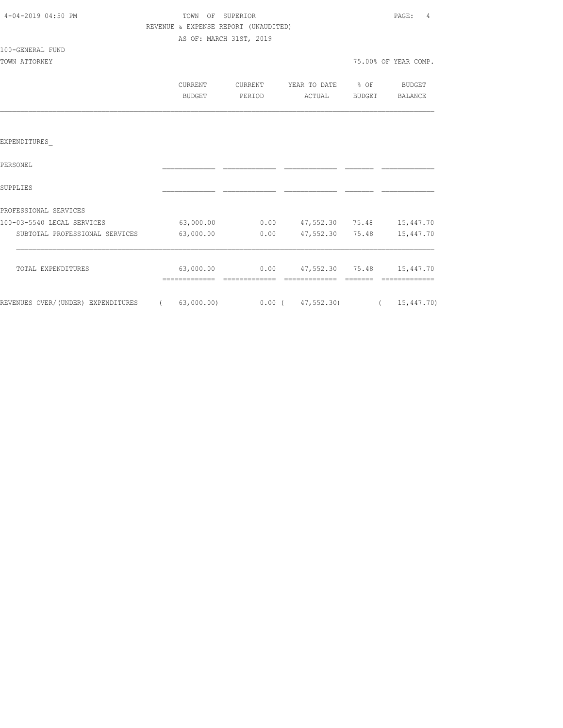4-04-2019 04:50 PM

# TOWN OF SUPERIOR

REVENUE & EXPENSE REPORT (UNAUDITED)

AS OF: MARCH 31ST, 2019

100-GENERAL FUND

TOWN ATTORNEY

75.00% OF YEAR COMP.

| | CURRENT BUDGET | CURRENT PERIOD | YEAR TO DATE ACTUAL | % OF BUDGET | BUDGET BALANCE |
|---|---|---|---|---|---|
| EXPENDITURES_ | | | | | |
| PERSONEL | | | | | |
| SUPPLIES | | | | | |
| PROFESSIONAL SERVICES | | | | | |
| 100-03-5540 LEGAL SERVICES | 63,000.00 | 0.00 | 47,552.30 | 75.48 | 15,447.70 |
| SUBTOTAL PROFESSIONAL SERVICES | 63,000.00 | 0.00 | 47,552.30 | 75.48 | 15,447.70 |
| TOTAL EXPENDITURES | 63,000.00 | 0.00 | 47,552.30 | 75.48 | 15,447.70 |
| REVENUES OVER/(UNDER) EXPENDITURES | ( 63,000.00) | 0.00 | ( 47,552.30) | | ( 15,447.70) |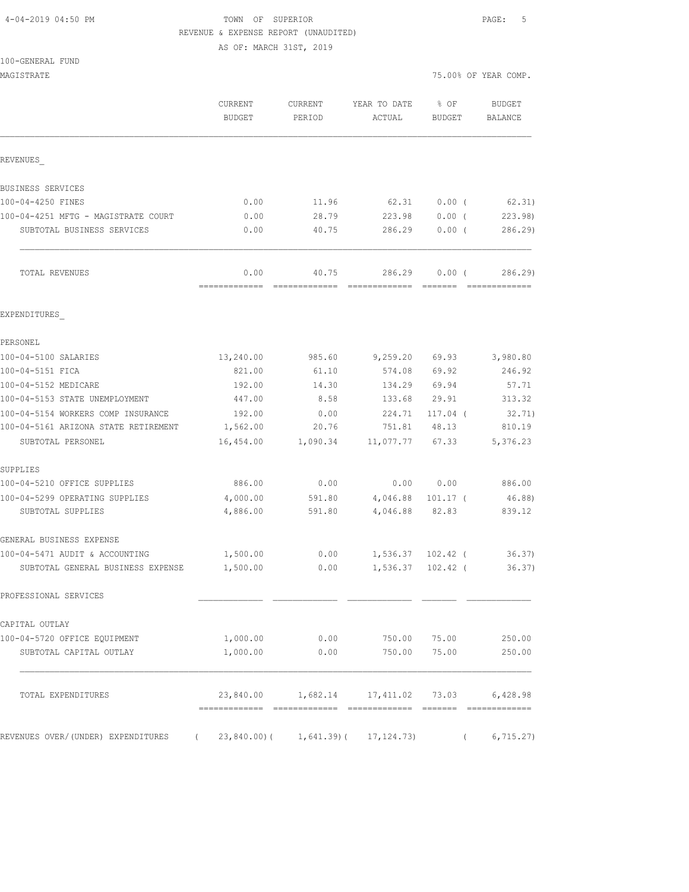TOWN OF SUPERIOR
REVENUE & EXPENSE REPORT (UNAUDITED)
AS OF: MARCH 31ST, 2019

4-04-2019 04:50 PM

100-GENERAL FUND
MAGISTRATE — 75.00% OF YEAR COMP.

| | CURRENT BUDGET | CURRENT PERIOD | YEAR TO DATE ACTUAL | % OF BUDGET | BUDGET BALANCE |
|---|---|---|---|---|---|
| **REVENUES** | | | | | |
| BUSINESS SERVICES | | | | | |
| 100-04-4250 FINES | 0.00 | 11.96 | 62.31 | 0.00 ( | 62.31) |
| 100-04-4251 MFTG - MAGISTRATE COURT | 0.00 | 28.79 | 223.98 | 0.00 ( | 223.98) |
| SUBTOTAL BUSINESS SERVICES | 0.00 | 40.75 | 286.29 | 0.00 ( | 286.29) |
| TOTAL REVENUES | 0.00 | 40.75 | 286.29 | 0.00 ( | 286.29) |
| **EXPENDITURES** | | | | | |
| PERSONEL | | | | | |
| 100-04-5100 SALARIES | 13,240.00 | 985.60 | 9,259.20 | 69.93 | 3,980.80 |
| 100-04-5151 FICA | 821.00 | 61.10 | 574.08 | 69.92 | 246.92 |
| 100-04-5152 MEDICARE | 192.00 | 14.30 | 134.29 | 69.94 | 57.71 |
| 100-04-5153 STATE UNEMPLOYMENT | 447.00 | 8.58 | 133.68 | 29.91 | 313.32 |
| 100-04-5154 WORKERS COMP INSURANCE | 192.00 | 0.00 | 224.71 | 117.04 ( | 32.71) |
| 100-04-5161 ARIZONA STATE RETIREMENT | 1,562.00 | 20.76 | 751.81 | 48.13 | 810.19 |
| SUBTOTAL PERSONEL | 16,454.00 | 1,090.34 | 11,077.77 | 67.33 | 5,376.23 |
| SUPPLIES | | | | | |
| 100-04-5210 OFFICE SUPPLIES | 886.00 | 0.00 | 0.00 | 0.00 | 886.00 |
| 100-04-5299 OPERATING SUPPLIES | 4,000.00 | 591.80 | 4,046.88 | 101.17 ( | 46.88) |
| SUBTOTAL SUPPLIES | 4,886.00 | 591.80 | 4,046.88 | 82.83 | 839.12 |
| GENERAL BUSINESS EXPENSE | | | | | |
| 100-04-5471 AUDIT & ACCOUNTING | 1,500.00 | 0.00 | 1,536.37 | 102.42 ( | 36.37) |
| SUBTOTAL GENERAL BUSINESS EXPENSE | 1,500.00 | 0.00 | 1,536.37 | 102.42 ( | 36.37) |
| PROFESSIONAL SERVICES | | | | | |
| CAPITAL OUTLAY | | | | | |
| 100-04-5720 OFFICE EQUIPMENT | 1,000.00 | 0.00 | 750.00 | 75.00 | 250.00 |
| SUBTOTAL CAPITAL OUTLAY | 1,000.00 | 0.00 | 750.00 | 75.00 | 250.00 |
| TOTAL EXPENDITURES | 23,840.00 | 1,682.14 | 17,411.02 | 73.03 | 6,428.98 |
| REVENUES OVER/(UNDER) EXPENDITURES | ( 23,840.00)( | 1,641.39)( | 17,124.73) | ( | 6,715.27) |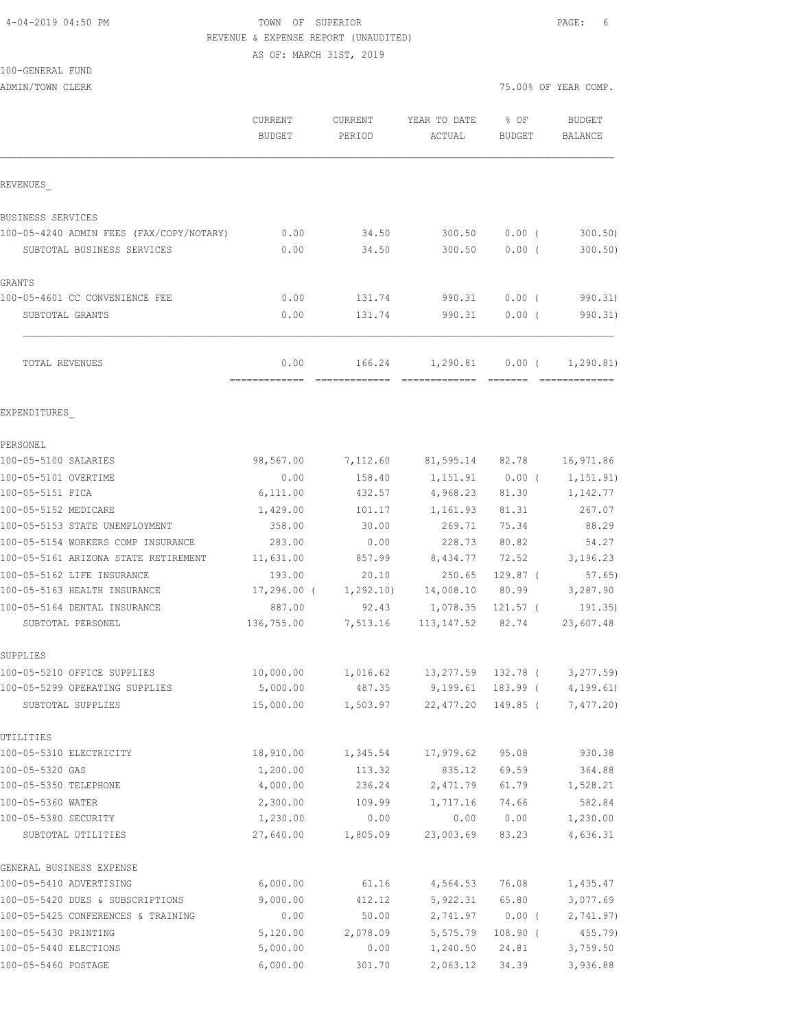4-04-2019 04:50 PM TOWN OF SUPERIOR

REVENUE & EXPENSE REPORT (UNAUDITED)

AS OF: MARCH 31ST, 2019

100-GENERAL FUND

ADMIN/TOWN CLERK 75.00% OF YEAR COMP.

| | CURRENT BUDGET | CURRENT PERIOD | YEAR TO DATE ACTUAL | % OF BUDGET | BUDGET BALANCE |
|---|---|---|---|---|---|
| REVENUES_ | | | | | |
| BUSINESS SERVICES | | | | | |
| 100-05-4240 ADMIN FEES (FAX/COPY/NOTARY) | 0.00 | 34.50 | 300.50 | 0.00 ( | 300.50) |
| SUBTOTAL BUSINESS SERVICES | 0.00 | 34.50 | 300.50 | 0.00 ( | 300.50) |
| GRANTS | | | | | |
| 100-05-4601 CC CONVENIENCE FEE | 0.00 | 131.74 | 990.31 | 0.00 ( | 990.31) |
| SUBTOTAL GRANTS | 0.00 | 131.74 | 990.31 | 0.00 ( | 990.31) |
| TOTAL REVENUES | 0.00 | 166.24 | 1,290.81 | 0.00 ( | 1,290.81) |
| EXPENDITURES_ | | | | | |
| PERSONEL | | | | | |
| 100-05-5100 SALARIES | 98,567.00 | 7,112.60 | 81,595.14 | 82.78 | 16,971.86 |
| 100-05-5101 OVERTIME | 0.00 | 158.40 | 1,151.91 | 0.00 ( | 1,151.91) |
| 100-05-5151 FICA | 6,111.00 | 432.57 | 4,968.23 | 81.30 | 1,142.77 |
| 100-05-5152 MEDICARE | 1,429.00 | 101.17 | 1,161.93 | 81.31 | 267.07 |
| 100-05-5153 STATE UNEMPLOYMENT | 358.00 | 30.00 | 269.71 | 75.34 | 88.29 |
| 100-05-5154 WORKERS COMP INSURANCE | 283.00 | 0.00 | 228.73 | 80.82 | 54.27 |
| 100-05-5161 ARIZONA STATE RETIREMENT | 11,631.00 | 857.99 | 8,434.77 | 72.52 | 3,196.23 |
| 100-05-5162 LIFE INSURANCE | 193.00 | 20.10 | 250.65 | 129.87 ( | 57.65) |
| 100-05-5163 HEALTH INSURANCE | 17,296.00 ( | 1,292.10) | 14,008.10 | 80.99 | 3,287.90 |
| 100-05-5164 DENTAL INSURANCE | 887.00 | 92.43 | 1,078.35 | 121.57 ( | 191.35) |
| SUBTOTAL PERSONEL | 136,755.00 | 7,513.16 | 113,147.52 | 82.74 | 23,607.48 |
| SUPPLIES | | | | | |
| 100-05-5210 OFFICE SUPPLIES | 10,000.00 | 1,016.62 | 13,277.59 | 132.78 ( | 3,277.59) |
| 100-05-5299 OPERATING SUPPLIES | 5,000.00 | 487.35 | 9,199.61 | 183.99 ( | 4,199.61) |
| SUBTOTAL SUPPLIES | 15,000.00 | 1,503.97 | 22,477.20 | 149.85 ( | 7,477.20) |
| UTILITIES | | | | | |
| 100-05-5310 ELECTRICITY | 18,910.00 | 1,345.54 | 17,979.62 | 95.08 | 930.38 |
| 100-05-5320 GAS | 1,200.00 | 113.32 | 835.12 | 69.59 | 364.88 |
| 100-05-5350 TELEPHONE | 4,000.00 | 236.24 | 2,471.79 | 61.79 | 1,528.21 |
| 100-05-5360 WATER | 2,300.00 | 109.99 | 1,717.16 | 74.66 | 582.84 |
| 100-05-5380 SECURITY | 1,230.00 | 0.00 | 0.00 | 0.00 | 1,230.00 |
| SUBTOTAL UTILITIES | 27,640.00 | 1,805.09 | 23,003.69 | 83.23 | 4,636.31 |
| GENERAL BUSINESS EXPENSE | | | | | |
| 100-05-5410 ADVERTISING | 6,000.00 | 61.16 | 4,564.53 | 76.08 | 1,435.47 |
| 100-05-5420 DUES & SUBSCRIPTIONS | 9,000.00 | 412.12 | 5,922.31 | 65.80 | 3,077.69 |
| 100-05-5425 CONFERENCES & TRAINING | 0.00 | 50.00 | 2,741.97 | 0.00 ( | 2,741.97) |
| 100-05-5430 PRINTING | 5,120.00 | 2,078.09 | 5,575.79 | 108.90 ( | 455.79) |
| 100-05-5440 ELECTIONS | 5,000.00 | 0.00 | 1,240.50 | 24.81 | 3,759.50 |
| 100-05-5460 POSTAGE | 6,000.00 | 301.70 | 2,063.12 | 34.39 | 3,936.88 |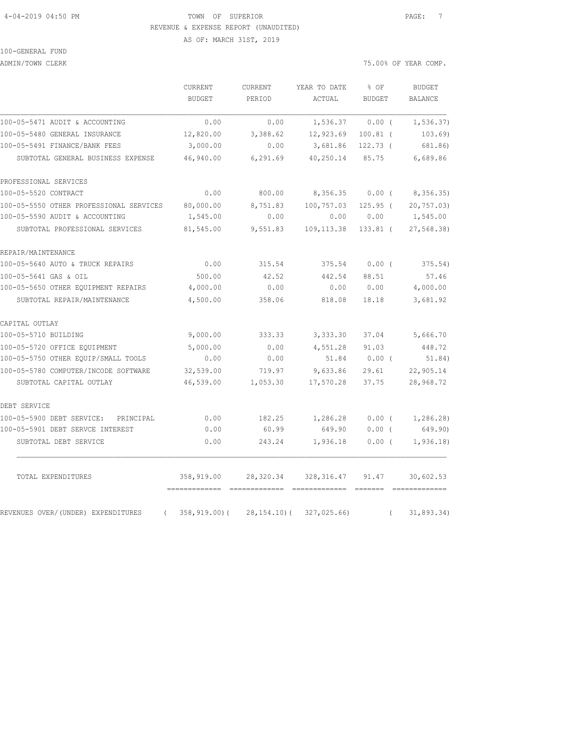TOWN OF SUPERIOR

REVENUE & EXPENSE REPORT (UNAUDITED)

AS OF: MARCH 31ST, 2019

100-GENERAL FUND

ADMIN/TOWN CLERK

75.00% OF YEAR COMP.

| | CURRENT BUDGET | CURRENT PERIOD | YEAR TO DATE ACTUAL | % OF BUDGET | BUDGET BALANCE |
|---|---|---|---|---|---|
| 100-05-5471 AUDIT & ACCOUNTING | 0.00 | 0.00 | 1,536.37 | 0.00 ( | 1,536.37) |
| 100-05-5480 GENERAL INSURANCE | 12,820.00 | 3,388.62 | 12,923.69 | 100.81 ( | 103.69) |
| 100-05-5491 FINANCE/BANK FEES | 3,000.00 | 0.00 | 3,681.86 | 122.73 ( | 681.86) |
| SUBTOTAL GENERAL BUSINESS EXPENSE | 46,940.00 | 6,291.69 | 40,250.14 | 85.75 | 6,689.86 |
| PROFESSIONAL SERVICES | | | | | |
| 100-05-5520 CONTRACT | 0.00 | 800.00 | 8,356.35 | 0.00 ( | 8,356.35) |
| 100-05-5550 OTHER PROFESSIONAL SERVICES | 80,000.00 | 8,751.83 | 100,757.03 | 125.95 ( | 20,757.03) |
| 100-05-5590 AUDIT & ACCOUNTING | 1,545.00 | 0.00 | 0.00 | 0.00 | 1,545.00 |
| SUBTOTAL PROFESSIONAL SERVICES | 81,545.00 | 9,551.83 | 109,113.38 | 133.81 ( | 27,568.38) |
| REPAIR/MAINTENANCE | | | | | |
| 100-05-5640 AUTO & TRUCK REPAIRS | 0.00 | 315.54 | 375.54 | 0.00 ( | 375.54) |
| 100-05-5641 GAS & OIL | 500.00 | 42.52 | 442.54 | 88.51 | 57.46 |
| 100-05-5650 OTHER EQUIPMENT REPAIRS | 4,000.00 | 0.00 | 0.00 | 0.00 | 4,000.00 |
| SUBTOTAL REPAIR/MAINTENANCE | 4,500.00 | 358.06 | 818.08 | 18.18 | 3,681.92 |
| CAPITAL OUTLAY | | | | | |
| 100-05-5710 BUILDING | 9,000.00 | 333.33 | 3,333.30 | 37.04 | 5,666.70 |
| 100-05-5720 OFFICE EQUIPMENT | 5,000.00 | 0.00 | 4,551.28 | 91.03 | 448.72 |
| 100-05-5750 OTHER EQUIP/SMALL TOOLS | 0.00 | 0.00 | 51.84 | 0.00 ( | 51.84) |
| 100-05-5780 COMPUTER/INCODE SOFTWARE | 32,539.00 | 719.97 | 9,633.86 | 29.61 | 22,905.14 |
| SUBTOTAL CAPITAL OUTLAY | 46,539.00 | 1,053.30 | 17,570.28 | 37.75 | 28,968.72 |
| DEBT SERVICE | | | | | |
| 100-05-5900 DEBT SERVICE: PRINCIPAL | 0.00 | 182.25 | 1,286.28 | 0.00 ( | 1,286.28) |
| 100-05-5901 DEBT SERVCE INTEREST | 0.00 | 60.99 | 649.90 | 0.00 ( | 649.90) |
| SUBTOTAL DEBT SERVICE | 0.00 | 243.24 | 1,936.18 | 0.00 ( | 1,936.18) |
| TOTAL EXPENDITURES | 358,919.00 | 28,320.34 | 328,316.47 | 91.47 | 30,602.53 |
| REVENUES OVER/(UNDER) EXPENDITURES | ( 358,919.00)( | 28,154.10)( | 327,025.66) | ( | 31,893.34) |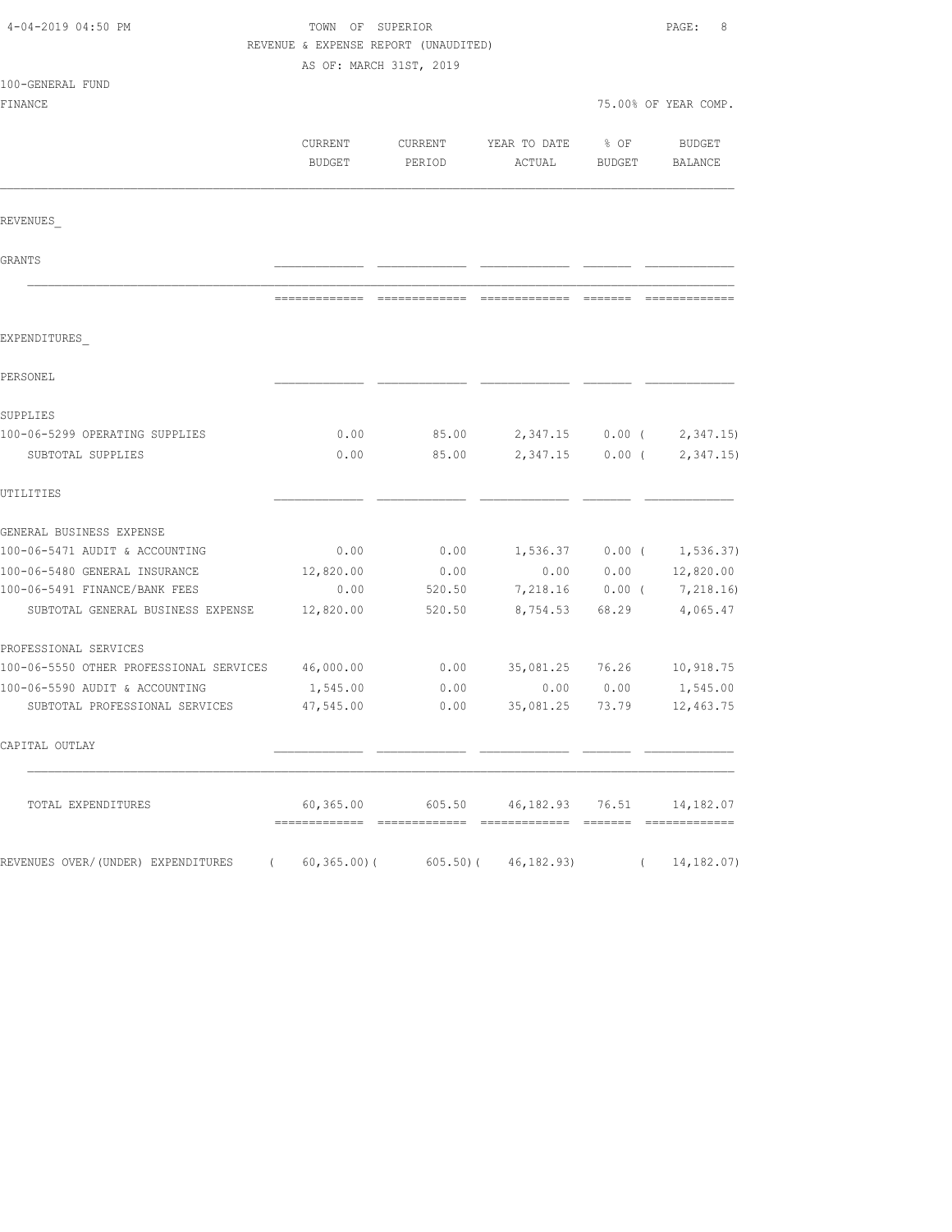4-04-2019 04:50 PM

TOWN OF SUPERIOR

REVENUE & EXPENSE REPORT (UNAUDITED)

AS OF: MARCH 31ST, 2019

100-GENERAL FUND

FINANCE — 75.00% OF YEAR COMP.

| | CURRENT BUDGET | CURRENT PERIOD | YEAR TO DATE ACTUAL | % OF BUDGET | BUDGET BALANCE |
|---|---|---|---|---|---|
| REVENUES_ | | | | | |
| GRANTS | | | | | |
| EXPENDITURES_ | | | | | |
| PERSONEL | | | | | |
| SUPPLIES | | | | | |
| 100-06-5299 OPERATING SUPPLIES | 0.00 | 85.00 | 2,347.15 | 0.00 | ( 2,347.15) |
| SUBTOTAL SUPPLIES | 0.00 | 85.00 | 2,347.15 | 0.00 | ( 2,347.15) |
| UTILITIES | | | | | |
| GENERAL BUSINESS EXPENSE | | | | | |
| 100-06-5471 AUDIT & ACCOUNTING | 0.00 | 0.00 | 1,536.37 | 0.00 | ( 1,536.37) |
| 100-06-5480 GENERAL INSURANCE | 12,820.00 | 0.00 | 0.00 | 0.00 | 12,820.00 |
| 100-06-5491 FINANCE/BANK FEES | 0.00 | 520.50 | 7,218.16 | 0.00 | ( 7,218.16) |
| SUBTOTAL GENERAL BUSINESS EXPENSE | 12,820.00 | 520.50 | 8,754.53 | 68.29 | 4,065.47 |
| PROFESSIONAL SERVICES | | | | | |
| 100-06-5550 OTHER PROFESSIONAL SERVICES | 46,000.00 | 0.00 | 35,081.25 | 76.26 | 10,918.75 |
| 100-06-5590 AUDIT & ACCOUNTING | 1,545.00 | 0.00 | 0.00 | 0.00 | 1,545.00 |
| SUBTOTAL PROFESSIONAL SERVICES | 47,545.00 | 0.00 | 35,081.25 | 73.79 | 12,463.75 |
| CAPITAL OUTLAY | | | | | |
| TOTAL EXPENDITURES | 60,365.00 | 605.50 | 46,182.93 | 76.51 | 14,182.07 |
| REVENUES OVER/(UNDER) EXPENDITURES | ( 60,365.00) | ( 605.50) | ( 46,182.93) | | ( 14,182.07) |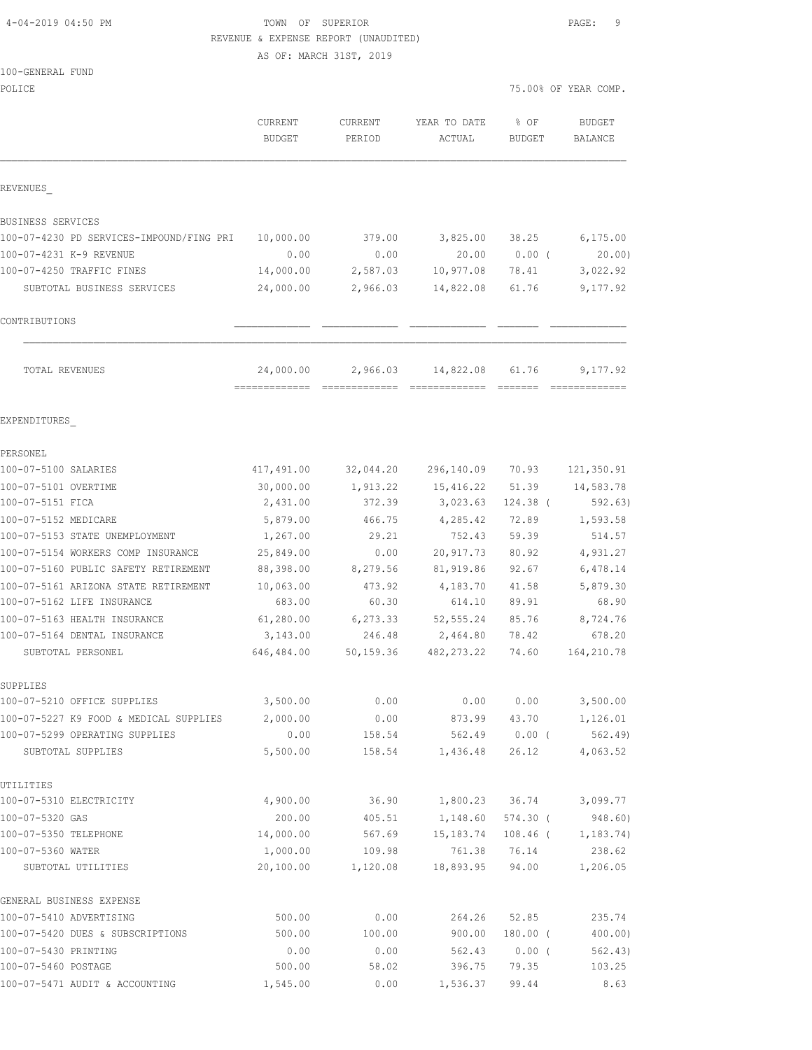4-04-2019 04:50 PM TOWN OF SUPERIOR PAGE: 9

REVENUE & EXPENSE REPORT (UNAUDITED)

AS OF: MARCH 31ST, 2019

100-GENERAL FUND

POLICE 75.00% OF YEAR COMP.

| | CURRENT BUDGET | CURRENT PERIOD | YEAR TO DATE ACTUAL | % OF BUDGET | BUDGET BALANCE |
|---|---|---|---|---|---|
| **REVENUES** | | | | | |
| BUSINESS SERVICES | | | | | |
| 100-07-4230 PD SERVICES-IMPOUND/FING PRI | 10,000.00 | 379.00 | 3,825.00 | 38.25 | 6,175.00 |
| 100-07-4231 K-9 REVENUE | 0.00 | 0.00 | 20.00 | 0.00 ( | 20.00) |
| 100-07-4250 TRAFFIC FINES | 14,000.00 | 2,587.03 | 10,977.08 | 78.41 | 3,022.92 |
| SUBTOTAL BUSINESS SERVICES | 24,000.00 | 2,966.03 | 14,822.08 | 61.76 | 9,177.92 |
| CONTRIBUTIONS | | | | | |
| TOTAL REVENUES | 24,000.00 | 2,966.03 | 14,822.08 | 61.76 | 9,177.92 |
| **EXPENDITURES** | | | | | |
| PERSONEL | | | | | |
| 100-07-5100 SALARIES | 417,491.00 | 32,044.20 | 296,140.09 | 70.93 | 121,350.91 |
| 100-07-5101 OVERTIME | 30,000.00 | 1,913.22 | 15,416.22 | 51.39 | 14,583.78 |
| 100-07-5151 FICA | 2,431.00 | 372.39 | 3,023.63 | 124.38 ( | 592.63) |
| 100-07-5152 MEDICARE | 5,879.00 | 466.75 | 4,285.42 | 72.89 | 1,593.58 |
| 100-07-5153 STATE UNEMPLOYMENT | 1,267.00 | 29.21 | 752.43 | 59.39 | 514.57 |
| 100-07-5154 WORKERS COMP INSURANCE | 25,849.00 | 0.00 | 20,917.73 | 80.92 | 4,931.27 |
| 100-07-5160 PUBLIC SAFETY RETIREMENT | 88,398.00 | 8,279.56 | 81,919.86 | 92.67 | 6,478.14 |
| 100-07-5161 ARIZONA STATE RETIREMENT | 10,063.00 | 473.92 | 4,183.70 | 41.58 | 5,879.30 |
| 100-07-5162 LIFE INSURANCE | 683.00 | 60.30 | 614.10 | 89.91 | 68.90 |
| 100-07-5163 HEALTH INSURANCE | 61,280.00 | 6,273.33 | 52,555.24 | 85.76 | 8,724.76 |
| 100-07-5164 DENTAL INSURANCE | 3,143.00 | 246.48 | 2,464.80 | 78.42 | 678.20 |
| SUBTOTAL PERSONEL | 646,484.00 | 50,159.36 | 482,273.22 | 74.60 | 164,210.78 |
| SUPPLIES | | | | | |
| 100-07-5210 OFFICE SUPPLIES | 3,500.00 | 0.00 | 0.00 | 0.00 | 3,500.00 |
| 100-07-5227 K9 FOOD & MEDICAL SUPPLIES | 2,000.00 | 0.00 | 873.99 | 43.70 | 1,126.01 |
| 100-07-5299 OPERATING SUPPLIES | 0.00 | 158.54 | 562.49 | 0.00 ( | 562.49) |
| SUBTOTAL SUPPLIES | 5,500.00 | 158.54 | 1,436.48 | 26.12 | 4,063.52 |
| UTILITIES | | | | | |
| 100-07-5310 ELECTRICITY | 4,900.00 | 36.90 | 1,800.23 | 36.74 | 3,099.77 |
| 100-07-5320 GAS | 200.00 | 405.51 | 1,148.60 | 574.30 ( | 948.60) |
| 100-07-5350 TELEPHONE | 14,000.00 | 567.69 | 15,183.74 | 108.46 ( | 1,183.74) |
| 100-07-5360 WATER | 1,000.00 | 109.98 | 761.38 | 76.14 | 238.62 |
| SUBTOTAL UTILITIES | 20,100.00 | 1,120.08 | 18,893.95 | 94.00 | 1,206.05 |
| GENERAL BUSINESS EXPENSE | | | | | |
| 100-07-5410 ADVERTISING | 500.00 | 0.00 | 264.26 | 52.85 | 235.74 |
| 100-07-5420 DUES & SUBSCRIPTIONS | 500.00 | 100.00 | 900.00 | 180.00 ( | 400.00) |
| 100-07-5430 PRINTING | 0.00 | 0.00 | 562.43 | 0.00 ( | 562.43) |
| 100-07-5460 POSTAGE | 500.00 | 58.02 | 396.75 | 79.35 | 103.25 |
| 100-07-5471 AUDIT & ACCOUNTING | 1,545.00 | 0.00 | 1,536.37 | 99.44 | 8.63 |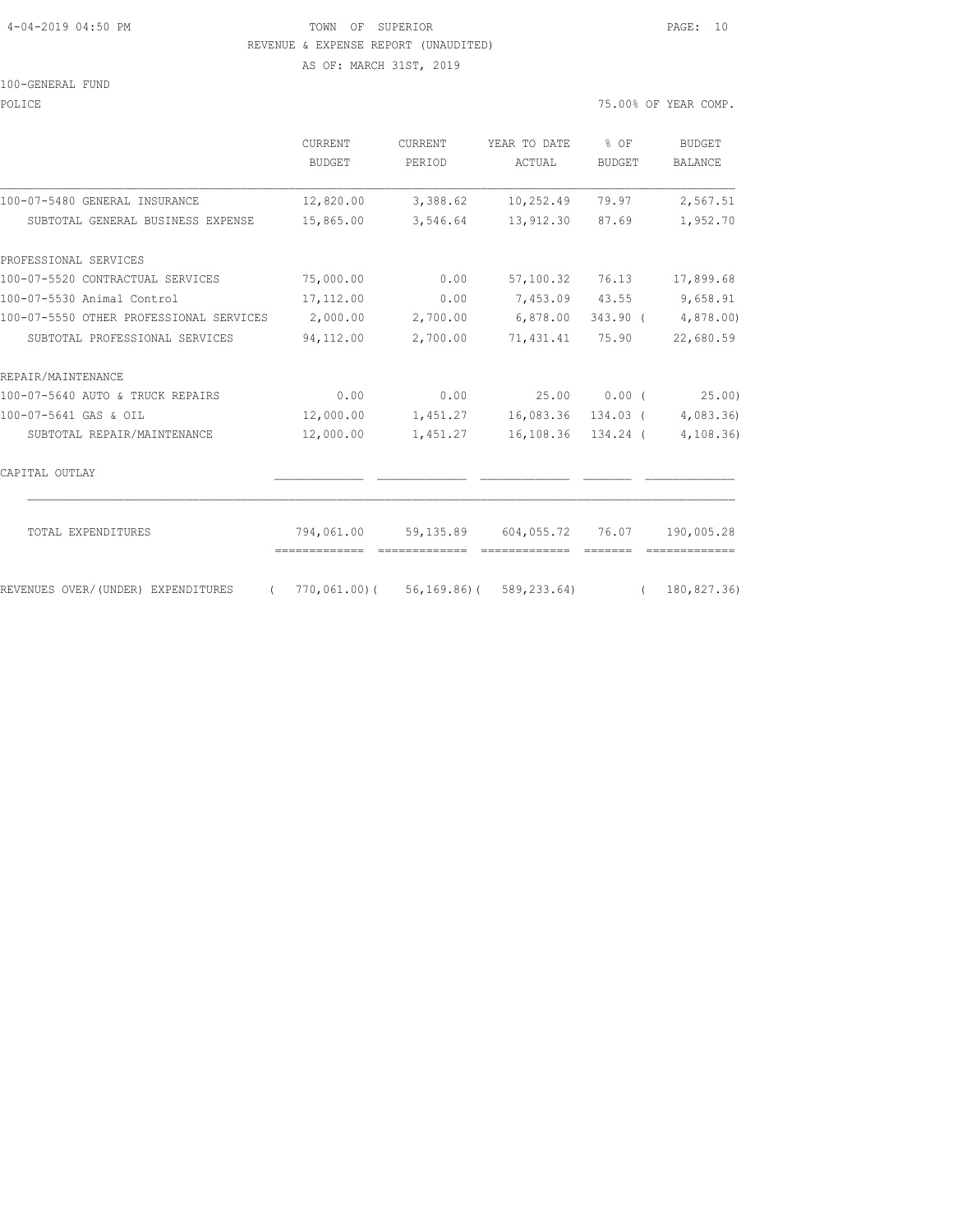TOWN OF SUPERIOR

REVENUE & EXPENSE REPORT (UNAUDITED)

AS OF: MARCH 31ST, 2019

100-GENERAL FUND

POLICE

75.00% OF YEAR COMP.

| | CURRENT BUDGET | CURRENT PERIOD | YEAR TO DATE ACTUAL | % OF BUDGET | BUDGET BALANCE |
|---|---|---|---|---|---|
| 100-07-5480 GENERAL INSURANCE | 12,820.00 | 3,388.62 | 10,252.49 | 79.97 | 2,567.51 |
| SUBTOTAL GENERAL BUSINESS EXPENSE | 15,865.00 | 3,546.64 | 13,912.30 | 87.69 | 1,952.70 |
| PROFESSIONAL SERVICES | | | | | |
| 100-07-5520 CONTRACTUAL SERVICES | 75,000.00 | 0.00 | 57,100.32 | 76.13 | 17,899.68 |
| 100-07-5530 Animal Control | 17,112.00 | 0.00 | 7,453.09 | 43.55 | 9,658.91 |
| 100-07-5550 OTHER PROFESSIONAL SERVICES | 2,000.00 | 2,700.00 | 6,878.00 | 343.90 | ( 4,878.00) |
| SUBTOTAL PROFESSIONAL SERVICES | 94,112.00 | 2,700.00 | 71,431.41 | 75.90 | 22,680.59 |
| REPAIR/MAINTENANCE | | | | | |
| 100-07-5640 AUTO & TRUCK REPAIRS | 0.00 | 0.00 | 25.00 | 0.00 | ( 25.00) |
| 100-07-5641 GAS & OIL | 12,000.00 | 1,451.27 | 16,083.36 | 134.03 | ( 4,083.36) |
| SUBTOTAL REPAIR/MAINTENANCE | 12,000.00 | 1,451.27 | 16,108.36 | 134.24 | ( 4,108.36) |
| CAPITAL OUTLAY | | | | | |
| TOTAL EXPENDITURES | 794,061.00 | 59,135.89 | 604,055.72 | 76.07 | 190,005.28 |
| REVENUES OVER/(UNDER) EXPENDITURES | ( 770,061.00) | ( 56,169.86) | ( 589,233.64) | | ( 180,827.36) |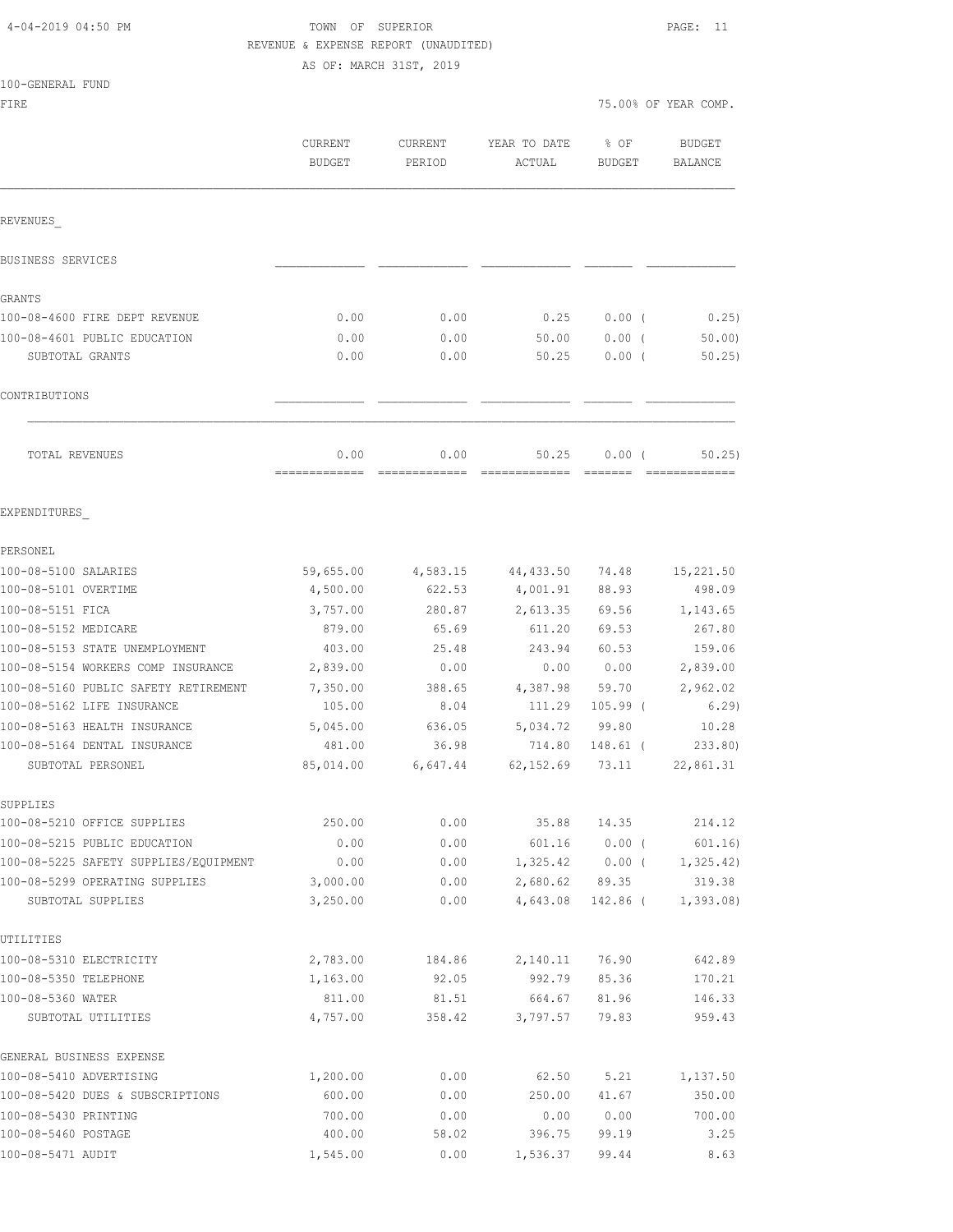TOWN OF SUPERIOR
REVENUE & EXPENSE REPORT (UNAUDITED)
AS OF: MARCH 31ST, 2019

4-04-2019 04:50 PM

100-GENERAL FUND
FIRE

75.00% OF YEAR COMP.

| | CURRENT BUDGET | CURRENT PERIOD | YEAR TO DATE ACTUAL | % OF BUDGET | BUDGET BALANCE |
|---|---|---|---|---|---|
| REVENUES_ | | | | | |
| BUSINESS SERVICES | | | | | |
| GRANTS | | | | | |
| 100-08-4600 FIRE DEPT REVENUE | 0.00 | 0.00 | 0.25 | 0.00 ( | 0.25) |
| 100-08-4601 PUBLIC EDUCATION | 0.00 | 0.00 | 50.00 | 0.00 ( | 50.00) |
| SUBTOTAL GRANTS | 0.00 | 0.00 | 50.25 | 0.00 ( | 50.25) |
| CONTRIBUTIONS | | | | | |
| TOTAL REVENUES | 0.00 | 0.00 | 50.25 | 0.00 ( | 50.25) |
| EXPENDITURES_ | | | | | |
| PERSONEL | | | | | |
| 100-08-5100 SALARIES | 59,655.00 | 4,583.15 | 44,433.50 | 74.48 | 15,221.50 |
| 100-08-5101 OVERTIME | 4,500.00 | 622.53 | 4,001.91 | 88.93 | 498.09 |
| 100-08-5151 FICA | 3,757.00 | 280.87 | 2,613.35 | 69.56 | 1,143.65 |
| 100-08-5152 MEDICARE | 879.00 | 65.69 | 611.20 | 69.53 | 267.80 |
| 100-08-5153 STATE UNEMPLOYMENT | 403.00 | 25.48 | 243.94 | 60.53 | 159.06 |
| 100-08-5154 WORKERS COMP INSURANCE | 2,839.00 | 0.00 | 0.00 | 0.00 | 2,839.00 |
| 100-08-5160 PUBLIC SAFETY RETIREMENT | 7,350.00 | 388.65 | 4,387.98 | 59.70 | 2,962.02 |
| 100-08-5162 LIFE INSURANCE | 105.00 | 8.04 | 111.29 | 105.99 ( | 6.29) |
| 100-08-5163 HEALTH INSURANCE | 5,045.00 | 636.05 | 5,034.72 | 99.80 | 10.28 |
| 100-08-5164 DENTAL INSURANCE | 481.00 | 36.98 | 714.80 | 148.61 ( | 233.80) |
| SUBTOTAL PERSONEL | 85,014.00 | 6,647.44 | 62,152.69 | 73.11 | 22,861.31 |
| SUPPLIES | | | | | |
| 100-08-5210 OFFICE SUPPLIES | 250.00 | 0.00 | 35.88 | 14.35 | 214.12 |
| 100-08-5215 PUBLIC EDUCATION | 0.00 | 0.00 | 601.16 | 0.00 ( | 601.16) |
| 100-08-5225 SAFETY SUPPLIES/EQUIPMENT | 0.00 | 0.00 | 1,325.42 | 0.00 ( | 1,325.42) |
| 100-08-5299 OPERATING SUPPLIES | 3,000.00 | 0.00 | 2,680.62 | 89.35 | 319.38 |
| SUBTOTAL SUPPLIES | 3,250.00 | 0.00 | 4,643.08 | 142.86 ( | 1,393.08) |
| UTILITIES | | | | | |
| 100-08-5310 ELECTRICITY | 2,783.00 | 184.86 | 2,140.11 | 76.90 | 642.89 |
| 100-08-5350 TELEPHONE | 1,163.00 | 92.05 | 992.79 | 85.36 | 170.21 |
| 100-08-5360 WATER | 811.00 | 81.51 | 664.67 | 81.96 | 146.33 |
| SUBTOTAL UTILITIES | 4,757.00 | 358.42 | 3,797.57 | 79.83 | 959.43 |
| GENERAL BUSINESS EXPENSE | | | | | |
| 100-08-5410 ADVERTISING | 1,200.00 | 0.00 | 62.50 | 5.21 | 1,137.50 |
| 100-08-5420 DUES & SUBSCRIPTIONS | 600.00 | 0.00 | 250.00 | 41.67 | 350.00 |
| 100-08-5430 PRINTING | 700.00 | 0.00 | 0.00 | 0.00 | 700.00 |
| 100-08-5460 POSTAGE | 400.00 | 58.02 | 396.75 | 99.19 | 3.25 |
| 100-08-5471 AUDIT | 1,545.00 | 0.00 | 1,536.37 | 99.44 | 8.63 |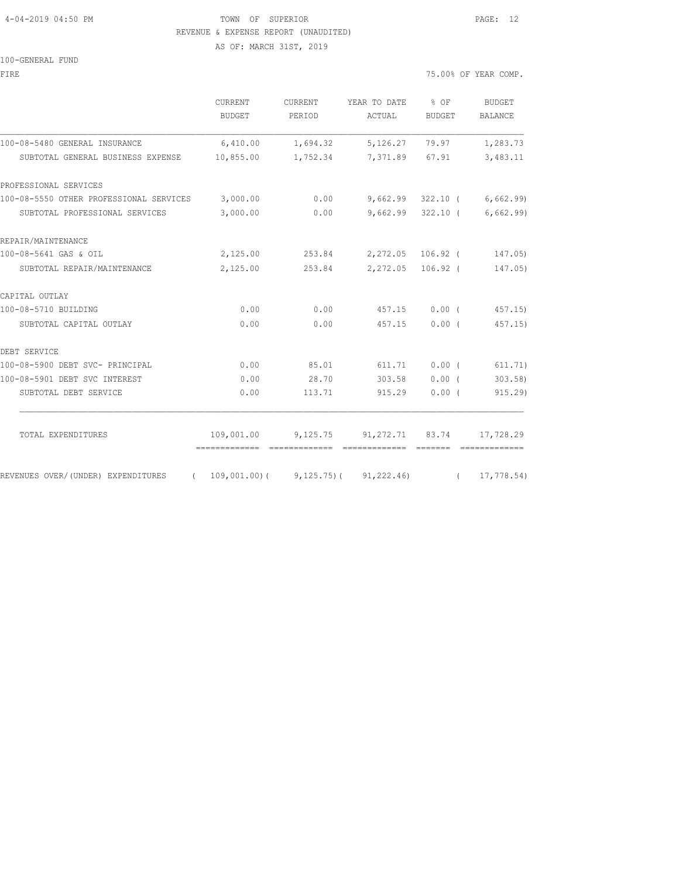TOWN OF SUPERIOR

REVENUE & EXPENSE REPORT (UNAUDITED)

AS OF: MARCH 31ST, 2019

100-GENERAL FUND

FIRE — 75.00% OF YEAR COMP.

| | CURRENT BUDGET | CURRENT PERIOD | YEAR TO DATE ACTUAL | % OF BUDGET | BUDGET BALANCE |
|---|---|---|---|---|---|
| 100-08-5480 GENERAL INSURANCE | 6,410.00 | 1,694.32 | 5,126.27 | 79.97 | 1,283.73 |
| SUBTOTAL GENERAL BUSINESS EXPENSE | 10,855.00 | 1,752.34 | 7,371.89 | 67.91 | 3,483.11 |
| PROFESSIONAL SERVICES | | | | | |
| 100-08-5550 OTHER PROFESSIONAL SERVICES | 3,000.00 | 0.00 | 9,662.99 | 322.10 ( | 6,662.99) |
| SUBTOTAL PROFESSIONAL SERVICES | 3,000.00 | 0.00 | 9,662.99 | 322.10 ( | 6,662.99) |
| REPAIR/MAINTENANCE | | | | | |
| 100-08-5641 GAS & OIL | 2,125.00 | 253.84 | 2,272.05 | 106.92 ( | 147.05) |
| SUBTOTAL REPAIR/MAINTENANCE | 2,125.00 | 253.84 | 2,272.05 | 106.92 ( | 147.05) |
| CAPITAL OUTLAY | | | | | |
| 100-08-5710 BUILDING | 0.00 | 0.00 | 457.15 | 0.00 ( | 457.15) |
| SUBTOTAL CAPITAL OUTLAY | 0.00 | 0.00 | 457.15 | 0.00 ( | 457.15) |
| DEBT SERVICE | | | | | |
| 100-08-5900 DEBT SVC- PRINCIPAL | 0.00 | 85.01 | 611.71 | 0.00 ( | 611.71) |
| 100-08-5901 DEBT SVC INTEREST | 0.00 | 28.70 | 303.58 | 0.00 ( | 303.58) |
| SUBTOTAL DEBT SERVICE | 0.00 | 113.71 | 915.29 | 0.00 ( | 915.29) |
| TOTAL EXPENDITURES | 109,001.00 | 9,125.75 | 91,272.71 | 83.74 | 17,728.29 |
| REVENUES OVER/(UNDER) EXPENDITURES | ( 109,001.00)( | 9,125.75)( | 91,222.46) | ( | 17,778.54) |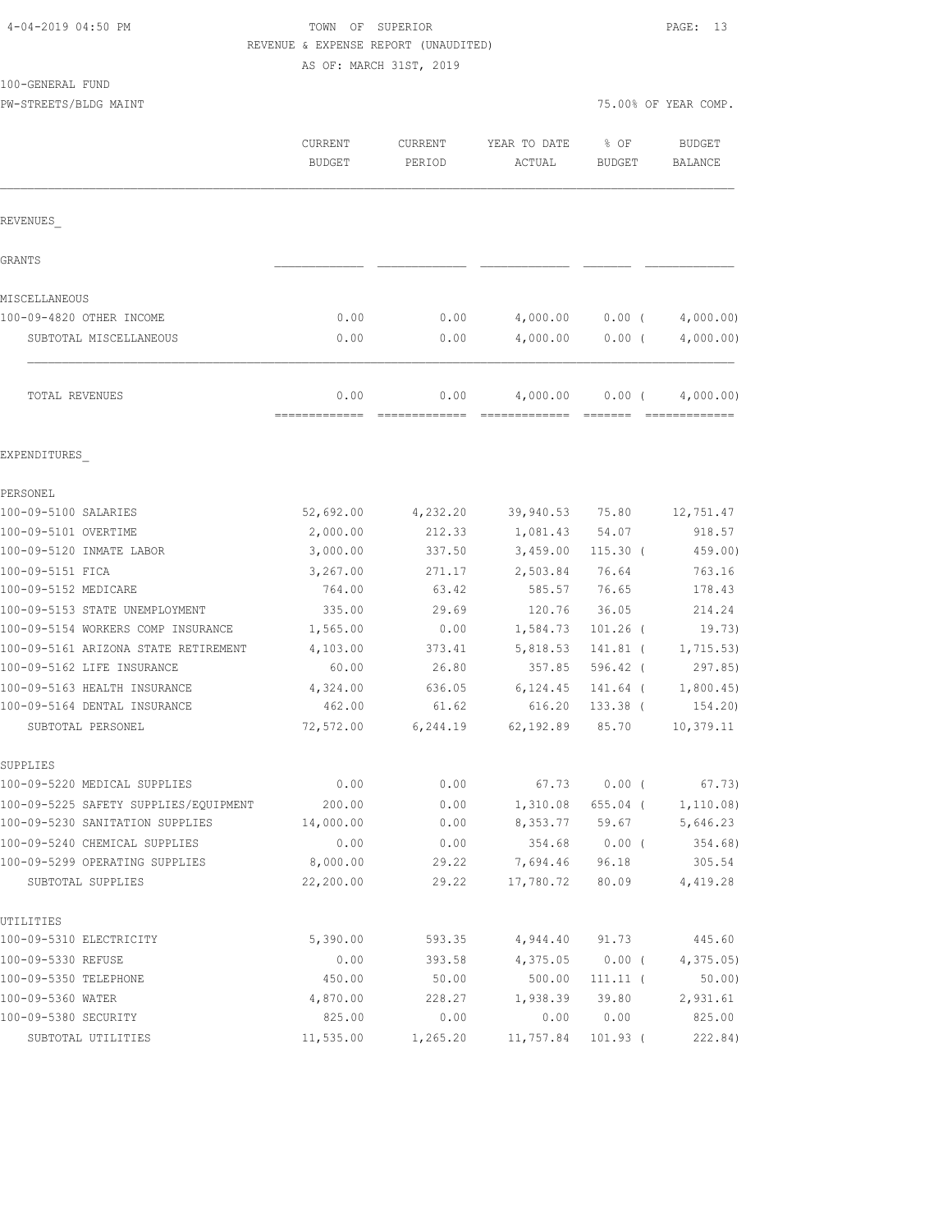TOWN OF SUPERIOR
REVENUE & EXPENSE REPORT (UNAUDITED)
AS OF: MARCH 31ST, 2019

4-04-2019 04:50 PM

100-GENERAL FUND
PW-STREETS/BLDG MAINT

75.00% OF YEAR COMP.

| | CURRENT BUDGET | CURRENT PERIOD | YEAR TO DATE ACTUAL | % OF BUDGET | BUDGET BALANCE |
|---|---|---|---|---|---|
| REVENUES_ | | | | | |
| GRANTS | | | | | |
| MISCELLANEOUS | | | | | |
| 100-09-4820 OTHER INCOME | 0.00 | 0.00 | 4,000.00 | 0.00 ( | 4,000.00) |
| SUBTOTAL MISCELLANEOUS | 0.00 | 0.00 | 4,000.00 | 0.00 ( | 4,000.00) |
| TOTAL REVENUES | 0.00 | 0.00 | 4,000.00 | 0.00 ( | 4,000.00) |
| EXPENDITURES_ | | | | | |
| PERSONEL | | | | | |
| 100-09-5100 SALARIES | 52,692.00 | 4,232.20 | 39,940.53 | 75.80 | 12,751.47 |
| 100-09-5101 OVERTIME | 2,000.00 | 212.33 | 1,081.43 | 54.07 | 918.57 |
| 100-09-5120 INMATE LABOR | 3,000.00 | 337.50 | 3,459.00 | 115.30 ( | 459.00) |
| 100-09-5151 FICA | 3,267.00 | 271.17 | 2,503.84 | 76.64 | 763.16 |
| 100-09-5152 MEDICARE | 764.00 | 63.42 | 585.57 | 76.65 | 178.43 |
| 100-09-5153 STATE UNEMPLOYMENT | 335.00 | 29.69 | 120.76 | 36.05 | 214.24 |
| 100-09-5154 WORKERS COMP INSURANCE | 1,565.00 | 0.00 | 1,584.73 | 101.26 ( | 19.73) |
| 100-09-5161 ARIZONA STATE RETIREMENT | 4,103.00 | 373.41 | 5,818.53 | 141.81 ( | 1,715.53) |
| 100-09-5162 LIFE INSURANCE | 60.00 | 26.80 | 357.85 | 596.42 ( | 297.85) |
| 100-09-5163 HEALTH INSURANCE | 4,324.00 | 636.05 | 6,124.45 | 141.64 ( | 1,800.45) |
| 100-09-5164 DENTAL INSURANCE | 462.00 | 61.62 | 616.20 | 133.38 ( | 154.20) |
| SUBTOTAL PERSONEL | 72,572.00 | 6,244.19 | 62,192.89 | 85.70 | 10,379.11 |
| SUPPLIES | | | | | |
| 100-09-5220 MEDICAL SUPPLIES | 0.00 | 0.00 | 67.73 | 0.00 ( | 67.73) |
| 100-09-5225 SAFETY SUPPLIES/EQUIPMENT | 200.00 | 0.00 | 1,310.08 | 655.04 ( | 1,110.08) |
| 100-09-5230 SANITATION SUPPLIES | 14,000.00 | 0.00 | 8,353.77 | 59.67 | 5,646.23 |
| 100-09-5240 CHEMICAL SUPPLIES | 0.00 | 0.00 | 354.68 | 0.00 ( | 354.68) |
| 100-09-5299 OPERATING SUPPLIES | 8,000.00 | 29.22 | 7,694.46 | 96.18 | 305.54 |
| SUBTOTAL SUPPLIES | 22,200.00 | 29.22 | 17,780.72 | 80.09 | 4,419.28 |
| UTILITIES | | | | | |
| 100-09-5310 ELECTRICITY | 5,390.00 | 593.35 | 4,944.40 | 91.73 | 445.60 |
| 100-09-5330 REFUSE | 0.00 | 393.58 | 4,375.05 | 0.00 ( | 4,375.05) |
| 100-09-5350 TELEPHONE | 450.00 | 50.00 | 500.00 | 111.11 ( | 50.00) |
| 100-09-5360 WATER | 4,870.00 | 228.27 | 1,938.39 | 39.80 | 2,931.61 |
| 100-09-5380 SECURITY | 825.00 | 0.00 | 0.00 | 0.00 | 825.00 |
| SUBTOTAL UTILITIES | 11,535.00 | 1,265.20 | 11,757.84 | 101.93 ( | 222.84) |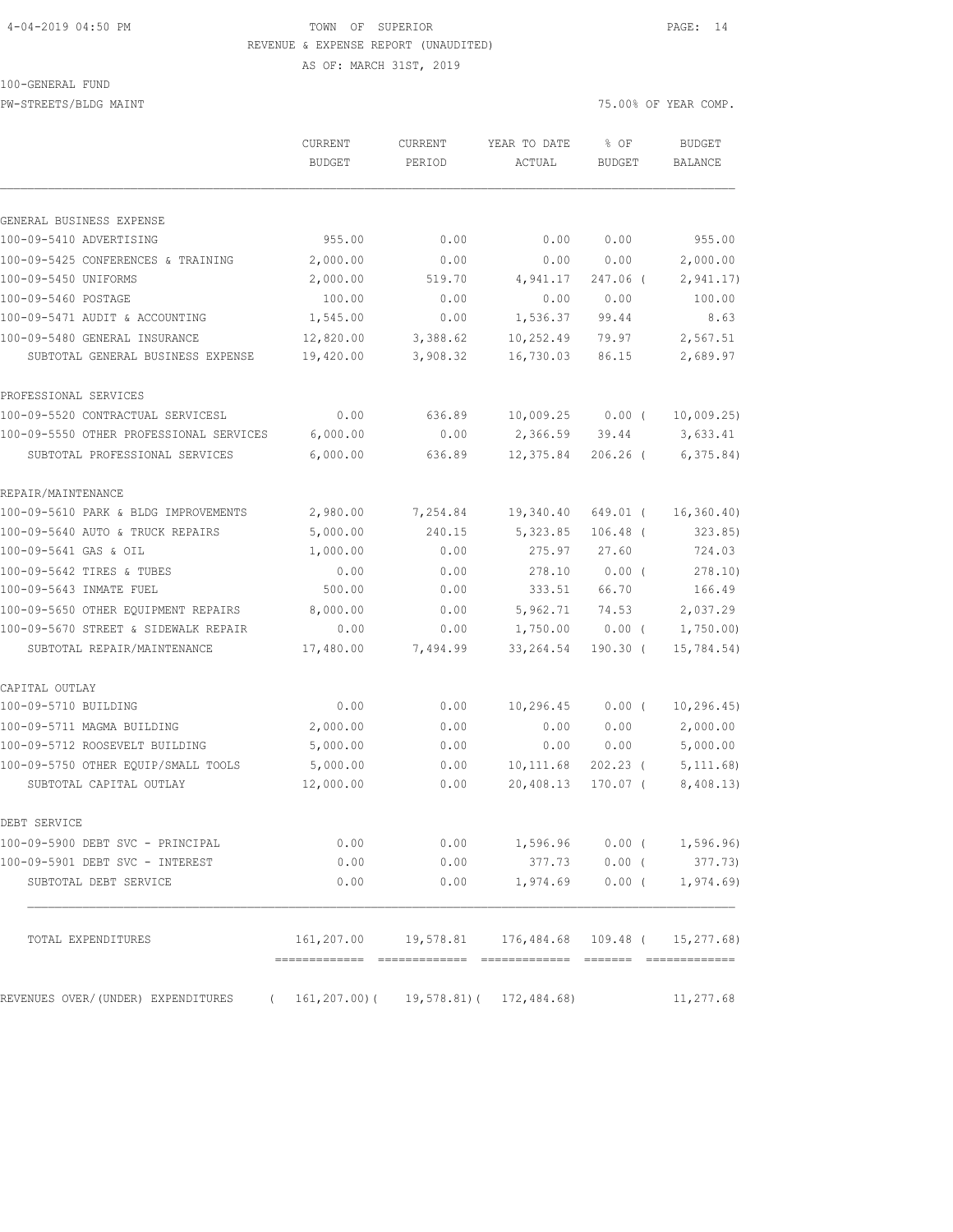TOWN OF SUPERIOR
REVENUE & EXPENSE REPORT (UNAUDITED)
AS OF: MARCH 31ST, 2019

4-04-2019 04:50 PM

100-GENERAL FUND
PW-STREETS/BLDG MAINT

75.00% OF YEAR COMP.

| | CURRENT BUDGET | CURRENT PERIOD | YEAR TO DATE ACTUAL | % OF BUDGET | BUDGET BALANCE |
|---|---|---|---|---|---|
| GENERAL BUSINESS EXPENSE | | | | | |
| 100-09-5410 ADVERTISING | 955.00 | 0.00 | 0.00 | 0.00 | 955.00 |
| 100-09-5425 CONFERENCES & TRAINING | 2,000.00 | 0.00 | 0.00 | 0.00 | 2,000.00 |
| 100-09-5450 UNIFORMS | 2,000.00 | 519.70 | 4,941.17 | 247.06 ( | 2,941.17) |
| 100-09-5460 POSTAGE | 100.00 | 0.00 | 0.00 | 0.00 | 100.00 |
| 100-09-5471 AUDIT & ACCOUNTING | 1,545.00 | 0.00 | 1,536.37 | 99.44 | 8.63 |
| 100-09-5480 GENERAL INSURANCE | 12,820.00 | 3,388.62 | 10,252.49 | 79.97 | 2,567.51 |
| SUBTOTAL GENERAL BUSINESS EXPENSE | 19,420.00 | 3,908.32 | 16,730.03 | 86.15 | 2,689.97 |
| PROFESSIONAL SERVICES | | | | | |
| 100-09-5520 CONTRACTUAL SERVICESL | 0.00 | 636.89 | 10,009.25 | 0.00 ( | 10,009.25) |
| 100-09-5550 OTHER PROFESSIONAL SERVICES | 6,000.00 | 0.00 | 2,366.59 | 39.44 | 3,633.41 |
| SUBTOTAL PROFESSIONAL SERVICES | 6,000.00 | 636.89 | 12,375.84 | 206.26 ( | 6,375.84) |
| REPAIR/MAINTENANCE | | | | | |
| 100-09-5610 PARK & BLDG IMPROVEMENTS | 2,980.00 | 7,254.84 | 19,340.40 | 649.01 ( | 16,360.40) |
| 100-09-5640 AUTO & TRUCK REPAIRS | 5,000.00 | 240.15 | 5,323.85 | 106.48 ( | 323.85) |
| 100-09-5641 GAS & OIL | 1,000.00 | 0.00 | 275.97 | 27.60 | 724.03 |
| 100-09-5642 TIRES & TUBES | 0.00 | 0.00 | 278.10 | 0.00 ( | 278.10) |
| 100-09-5643 INMATE FUEL | 500.00 | 0.00 | 333.51 | 66.70 | 166.49 |
| 100-09-5650 OTHER EQUIPMENT REPAIRS | 8,000.00 | 0.00 | 5,962.71 | 74.53 | 2,037.29 |
| 100-09-5670 STREET & SIDEWALK REPAIR | 0.00 | 0.00 | 1,750.00 | 0.00 ( | 1,750.00) |
| SUBTOTAL REPAIR/MAINTENANCE | 17,480.00 | 7,494.99 | 33,264.54 | 190.30 ( | 15,784.54) |
| CAPITAL OUTLAY | | | | | |
| 100-09-5710 BUILDING | 0.00 | 0.00 | 10,296.45 | 0.00 ( | 10,296.45) |
| 100-09-5711 MAGMA BUILDING | 2,000.00 | 0.00 | 0.00 | 0.00 | 2,000.00 |
| 100-09-5712 ROOSEVELT BUILDING | 5,000.00 | 0.00 | 0.00 | 0.00 | 5,000.00 |
| 100-09-5750 OTHER EQUIP/SMALL TOOLS | 5,000.00 | 0.00 | 10,111.68 | 202.23 ( | 5,111.68) |
| SUBTOTAL CAPITAL OUTLAY | 12,000.00 | 0.00 | 20,408.13 | 170.07 ( | 8,408.13) |
| DEBT SERVICE | | | | | |
| 100-09-5900 DEBT SVC - PRINCIPAL | 0.00 | 0.00 | 1,596.96 | 0.00 ( | 1,596.96) |
| 100-09-5901 DEBT SVC - INTEREST | 0.00 | 0.00 | 377.73 | 0.00 ( | 377.73) |
| SUBTOTAL DEBT SERVICE | 0.00 | 0.00 | 1,974.69 | 0.00 ( | 1,974.69) |
| TOTAL EXPENDITURES | 161,207.00 | 19,578.81 | 176,484.68 | 109.48 ( | 15,277.68) |
| REVENUES OVER/(UNDER) EXPENDITURES | ( 161,207.00)( | 19,578.81)( | 172,484.68) | | 11,277.68 |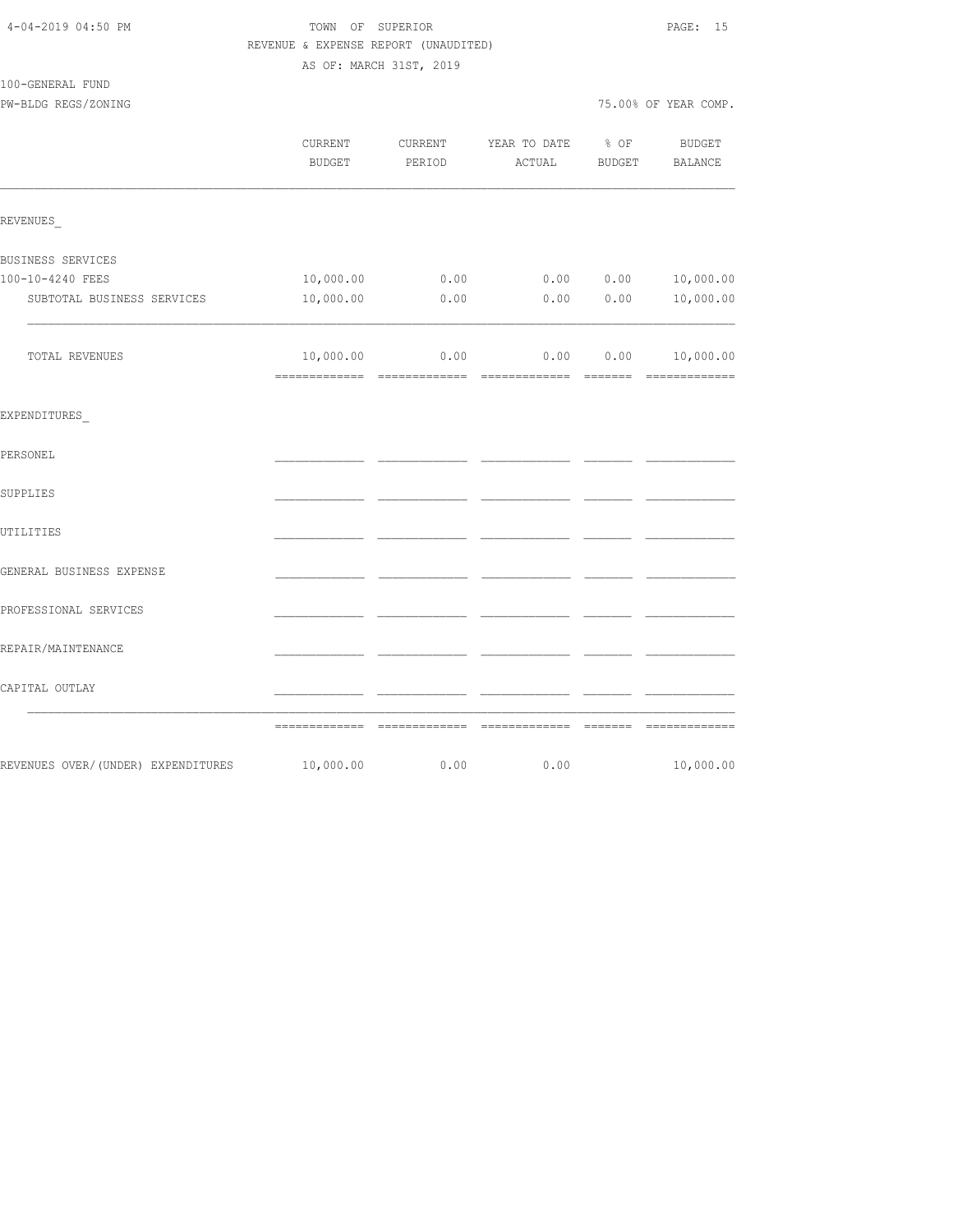TOWN OF SUPERIOR
REVENUE & EXPENSE REPORT (UNAUDITED)
AS OF: MARCH 31ST, 2019

100-GENERAL FUND
PW-BLDG REGS/ZONING

75.00% OF YEAR COMP.

| | CURRENT BUDGET | CURRENT PERIOD | YEAR TO DATE ACTUAL | % OF BUDGET | BUDGET BALANCE |
|---|---|---|---|---|---|
| REVENUES_ | | | | | |
| BUSINESS SERVICES | | | | | |
| 100-10-4240 FEES | 10,000.00 | 0.00 | 0.00 | 0.00 | 10,000.00 |
| SUBTOTAL BUSINESS SERVICES | 10,000.00 | 0.00 | 0.00 | 0.00 | 10,000.00 |
| TOTAL REVENUES | 10,000.00 | 0.00 | 0.00 | 0.00 | 10,000.00 |
| EXPENDITURES_ | | | | | |
| PERSONEL | | | | | |
| SUPPLIES | | | | | |
| UTILITIES | | | | | |
| GENERAL BUSINESS EXPENSE | | | | | |
| PROFESSIONAL SERVICES | | | | | |
| REPAIR/MAINTENANCE | | | | | |
| CAPITAL OUTLAY | | | | | |
| REVENUES OVER/(UNDER) EXPENDITURES | 10,000.00 | 0.00 | 0.00 | | 10,000.00 |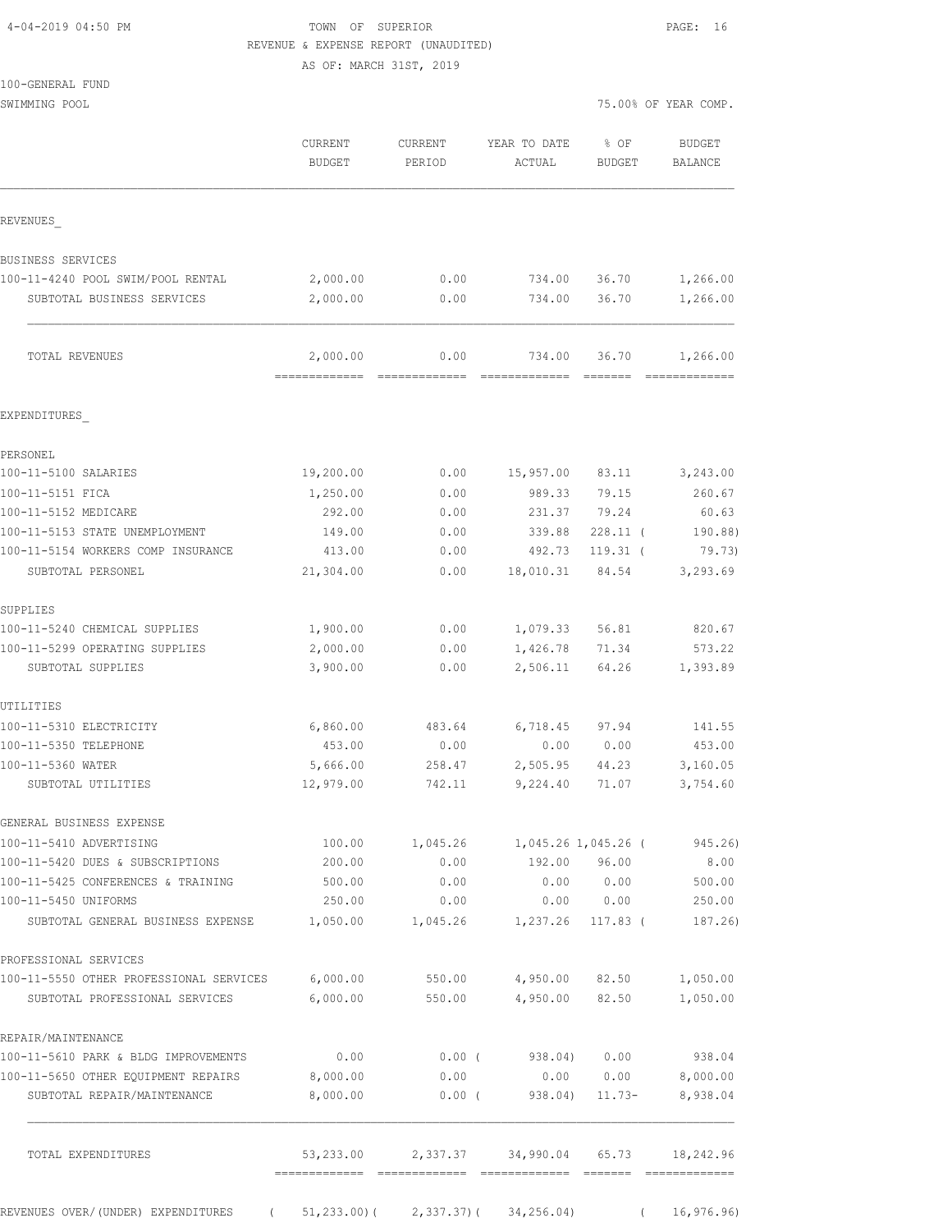TOWN OF SUPERIOR

REVENUE & EXPENSE REPORT (UNAUDITED)

AS OF: MARCH 31ST, 2019

100-GENERAL FUND

SWIMMING POOL

75.00% OF YEAR COMP.

| | CURRENT BUDGET | CURRENT PERIOD | YEAR TO DATE ACTUAL | % OF BUDGET | BUDGET BALANCE |
|---|---|---|---|---|---|
| **REVENUES** | | | | | |
| BUSINESS SERVICES | | | | | |
| 100-11-4240 POOL SWIM/POOL RENTAL | 2,000.00 | 0.00 | 734.00 | 36.70 | 1,266.00 |
| SUBTOTAL BUSINESS SERVICES | 2,000.00 | 0.00 | 734.00 | 36.70 | 1,266.00 |
| TOTAL REVENUES | 2,000.00 | 0.00 | 734.00 | 36.70 | 1,266.00 |
| **EXPENDITURES** | | | | | |
| PERSONEL | | | | | |
| 100-11-5100 SALARIES | 19,200.00 | 0.00 | 15,957.00 | 83.11 | 3,243.00 |
| 100-11-5151 FICA | 1,250.00 | 0.00 | 989.33 | 79.15 | 260.67 |
| 100-11-5152 MEDICARE | 292.00 | 0.00 | 231.37 | 79.24 | 60.63 |
| 100-11-5153 STATE UNEMPLOYMENT | 149.00 | 0.00 | 339.88 | 228.11 | ( 190.88) |
| 100-11-5154 WORKERS COMP INSURANCE | 413.00 | 0.00 | 492.73 | 119.31 | ( 79.73) |
| SUBTOTAL PERSONEL | 21,304.00 | 0.00 | 18,010.31 | 84.54 | 3,293.69 |
| SUPPLIES | | | | | |
| 100-11-5240 CHEMICAL SUPPLIES | 1,900.00 | 0.00 | 1,079.33 | 56.81 | 820.67 |
| 100-11-5299 OPERATING SUPPLIES | 2,000.00 | 0.00 | 1,426.78 | 71.34 | 573.22 |
| SUBTOTAL SUPPLIES | 3,900.00 | 0.00 | 2,506.11 | 64.26 | 1,393.89 |
| UTILITIES | | | | | |
| 100-11-5310 ELECTRICITY | 6,860.00 | 483.64 | 6,718.45 | 97.94 | 141.55 |
| 100-11-5350 TELEPHONE | 453.00 | 0.00 | 0.00 | 0.00 | 453.00 |
| 100-11-5360 WATER | 5,666.00 | 258.47 | 2,505.95 | 44.23 | 3,160.05 |
| SUBTOTAL UTILITIES | 12,979.00 | 742.11 | 9,224.40 | 71.07 | 3,754.60 |
| GENERAL BUSINESS EXPENSE | | | | | |
| 100-11-5410 ADVERTISING | 100.00 | 1,045.26 | 1,045.26 | 1,045.26 | ( 945.26) |
| 100-11-5420 DUES & SUBSCRIPTIONS | 200.00 | 0.00 | 192.00 | 96.00 | 8.00 |
| 100-11-5425 CONFERENCES & TRAINING | 500.00 | 0.00 | 0.00 | 0.00 | 500.00 |
| 100-11-5450 UNIFORMS | 250.00 | 0.00 | 0.00 | 0.00 | 250.00 |
| SUBTOTAL GENERAL BUSINESS EXPENSE | 1,050.00 | 1,045.26 | 1,237.26 | 117.83 | ( 187.26) |
| PROFESSIONAL SERVICES | | | | | |
| 100-11-5550 OTHER PROFESSIONAL SERVICES | 6,000.00 | 550.00 | 4,950.00 | 82.50 | 1,050.00 |
| SUBTOTAL PROFESSIONAL SERVICES | 6,000.00 | 550.00 | 4,950.00 | 82.50 | 1,050.00 |
| REPAIR/MAINTENANCE | | | | | |
| 100-11-5610 PARK & BLDG IMPROVEMENTS | 0.00 | 0.00 | ( 938.04) | 0.00 | 938.04 |
| 100-11-5650 OTHER EQUIPMENT REPAIRS | 8,000.00 | 0.00 | 0.00 | 0.00 | 8,000.00 |
| SUBTOTAL REPAIR/MAINTENANCE | 8,000.00 | 0.00 | ( 938.04) | 11.73- | 8,938.04 |
| TOTAL EXPENDITURES | 53,233.00 | 2,337.37 | 34,990.04 | 65.73 | 18,242.96 |
| REVENUES OVER/(UNDER) EXPENDITURES | ( 51,233.00) | ( 2,337.37) | ( 34,256.04) | | ( 16,976.96) |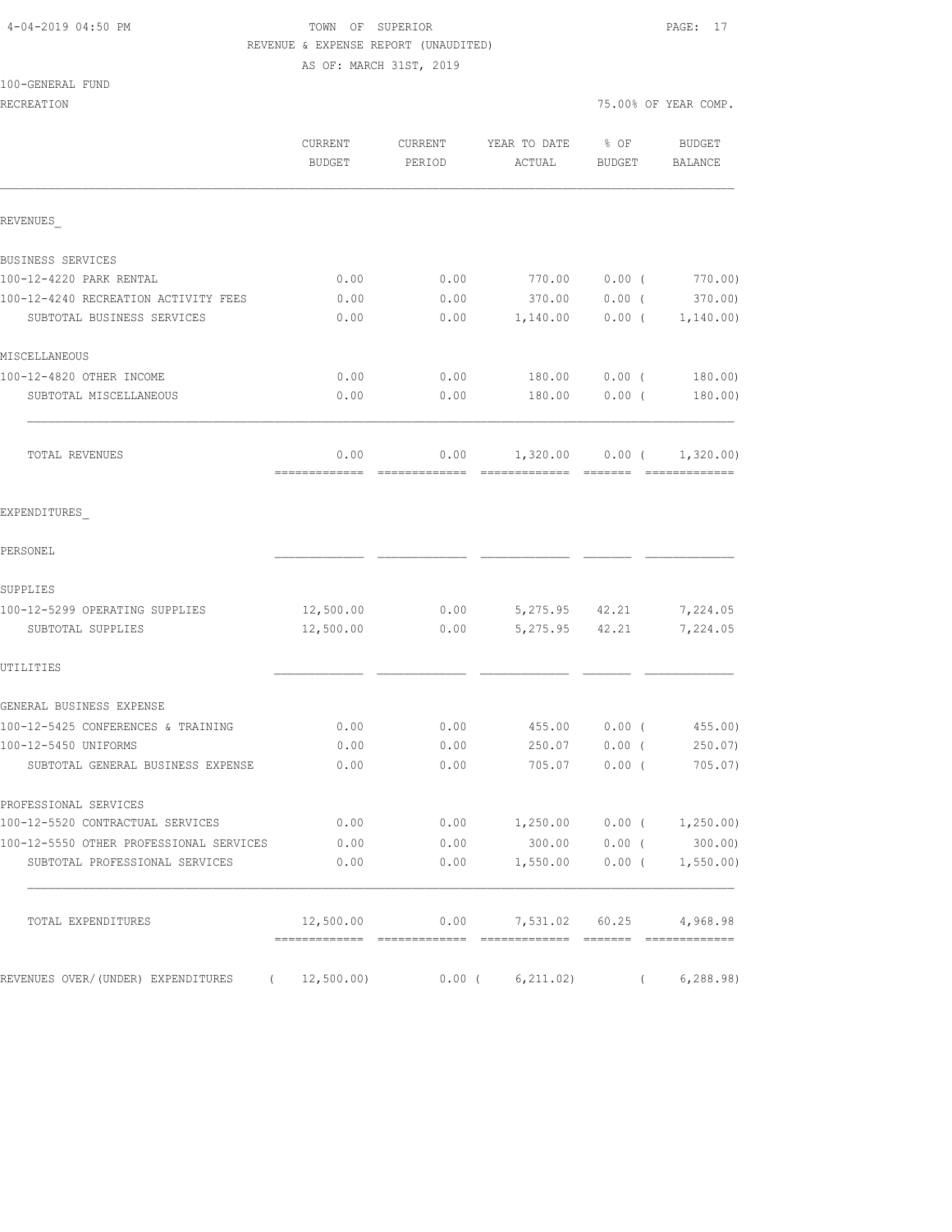TOWN OF SUPERIOR
REVENUE & EXPENSE REPORT (UNAUDITED)
AS OF: MARCH 31ST, 2019

100-GENERAL FUND
RECREATION

75.00% OF YEAR COMP.

| | CURRENT BUDGET | CURRENT PERIOD | YEAR TO DATE ACTUAL | % OF BUDGET | BUDGET BALANCE |
|---|---|---|---|---|---|
| REVENUES_ | | | | | |
| BUSINESS SERVICES | | | | | |
| 100-12-4220 PARK RENTAL | 0.00 | 0.00 | 770.00 | 0.00 ( | 770.00) |
| 100-12-4240 RECREATION ACTIVITY FEES | 0.00 | 0.00 | 370.00 | 0.00 ( | 370.00) |
| SUBTOTAL BUSINESS SERVICES | 0.00 | 0.00 | 1,140.00 | 0.00 ( | 1,140.00) |
| MISCELLANEOUS | | | | | |
| 100-12-4820 OTHER INCOME | 0.00 | 0.00 | 180.00 | 0.00 ( | 180.00) |
| SUBTOTAL MISCELLANEOUS | 0.00 | 0.00 | 180.00 | 0.00 ( | 180.00) |
| TOTAL REVENUES | 0.00 | 0.00 | 1,320.00 | 0.00 ( | 1,320.00) |
| EXPENDITURES_ | | | | | |
| PERSONEL | | | | | |
| SUPPLIES | | | | | |
| 100-12-5299 OPERATING SUPPLIES | 12,500.00 | 0.00 | 5,275.95 | 42.21 | 7,224.05 |
| SUBTOTAL SUPPLIES | 12,500.00 | 0.00 | 5,275.95 | 42.21 | 7,224.05 |
| UTILITIES | | | | | |
| GENERAL BUSINESS EXPENSE | | | | | |
| 100-12-5425 CONFERENCES & TRAINING | 0.00 | 0.00 | 455.00 | 0.00 ( | 455.00) |
| 100-12-5450 UNIFORMS | 0.00 | 0.00 | 250.07 | 0.00 ( | 250.07) |
| SUBTOTAL GENERAL BUSINESS EXPENSE | 0.00 | 0.00 | 705.07 | 0.00 ( | 705.07) |
| PROFESSIONAL SERVICES | | | | | |
| 100-12-5520 CONTRACTUAL SERVICES | 0.00 | 0.00 | 1,250.00 | 0.00 ( | 1,250.00) |
| 100-12-5550 OTHER PROFESSIONAL SERVICES | 0.00 | 0.00 | 300.00 | 0.00 ( | 300.00) |
| SUBTOTAL PROFESSIONAL SERVICES | 0.00 | 0.00 | 1,550.00 | 0.00 ( | 1,550.00) |
| TOTAL EXPENDITURES | 12,500.00 | 0.00 | 7,531.02 | 60.25 | 4,968.98 |
| REVENUES OVER/(UNDER) EXPENDITURES | ( 12,500.00) | 0.00 ( | 6,211.02) | ( | 6,288.98) |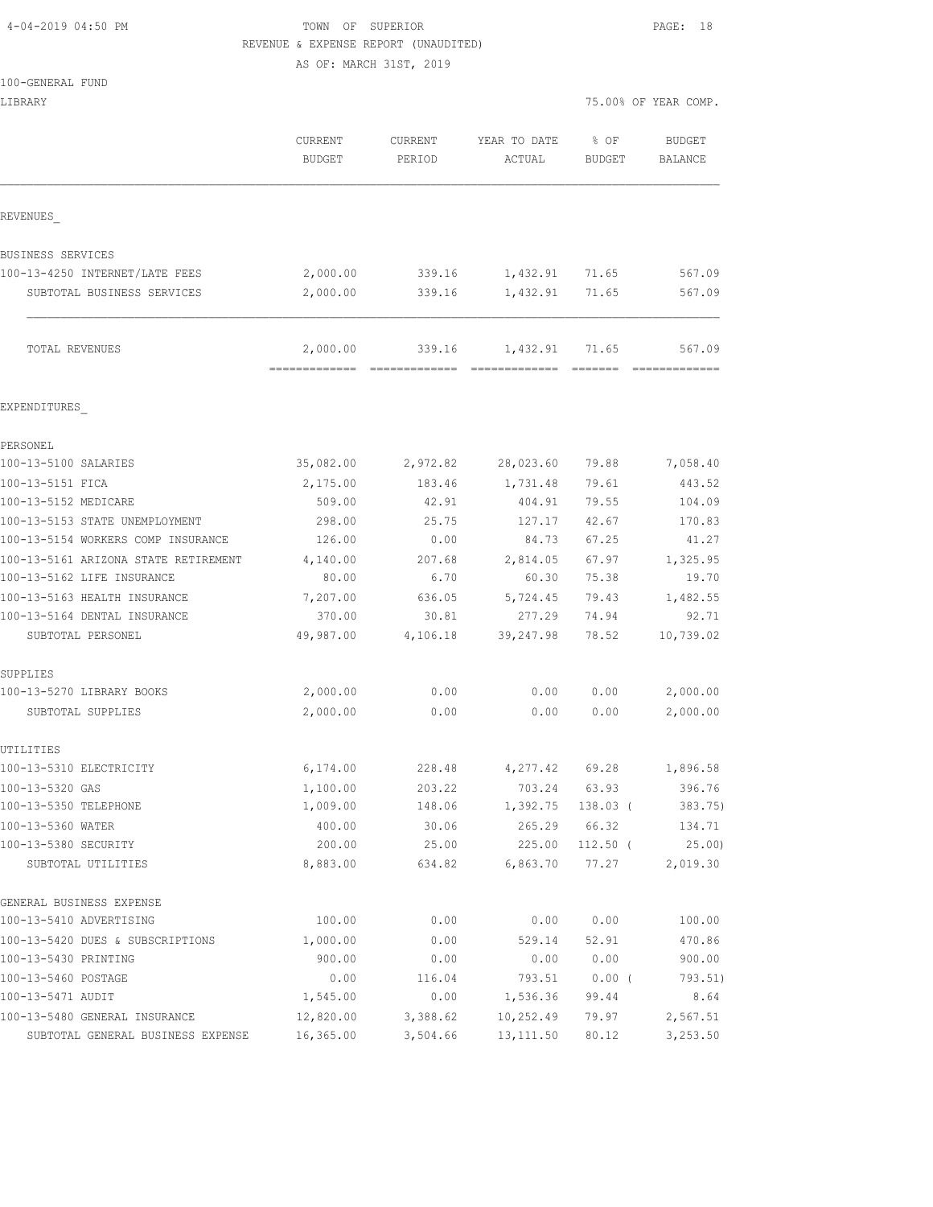4-04-2019 04:50 PM

TOWN OF SUPERIOR

REVENUE & EXPENSE REPORT (UNAUDITED)

AS OF: MARCH 31ST, 2019

100-GENERAL FUND

LIBRARY

75.00% OF YEAR COMP.

| | CURRENT BUDGET | CURRENT PERIOD | YEAR TO DATE ACTUAL | % OF BUDGET | BUDGET BALANCE |
|---|---|---|---|---|---|
| REVENUES_ | | | | | |
| BUSINESS SERVICES | | | | | |
| 100-13-4250 INTERNET/LATE FEES | 2,000.00 | 339.16 | 1,432.91 | 71.65 | 567.09 |
| SUBTOTAL BUSINESS SERVICES | 2,000.00 | 339.16 | 1,432.91 | 71.65 | 567.09 |
| TOTAL REVENUES | 2,000.00 | 339.16 | 1,432.91 | 71.65 | 567.09 |
| EXPENDITURES_ | | | | | |
| PERSONEL | | | | | |
| 100-13-5100 SALARIES | 35,082.00 | 2,972.82 | 28,023.60 | 79.88 | 7,058.40 |
| 100-13-5151 FICA | 2,175.00 | 183.46 | 1,731.48 | 79.61 | 443.52 |
| 100-13-5152 MEDICARE | 509.00 | 42.91 | 404.91 | 79.55 | 104.09 |
| 100-13-5153 STATE UNEMPLOYMENT | 298.00 | 25.75 | 127.17 | 42.67 | 170.83 |
| 100-13-5154 WORKERS COMP INSURANCE | 126.00 | 0.00 | 84.73 | 67.25 | 41.27 |
| 100-13-5161 ARIZONA STATE RETIREMENT | 4,140.00 | 207.68 | 2,814.05 | 67.97 | 1,325.95 |
| 100-13-5162 LIFE INSURANCE | 80.00 | 6.70 | 60.30 | 75.38 | 19.70 |
| 100-13-5163 HEALTH INSURANCE | 7,207.00 | 636.05 | 5,724.45 | 79.43 | 1,482.55 |
| 100-13-5164 DENTAL INSURANCE | 370.00 | 30.81 | 277.29 | 74.94 | 92.71 |
| SUBTOTAL PERSONEL | 49,987.00 | 4,106.18 | 39,247.98 | 78.52 | 10,739.02 |
| SUPPLIES | | | | | |
| 100-13-5270 LIBRARY BOOKS | 2,000.00 | 0.00 | 0.00 | 0.00 | 2,000.00 |
| SUBTOTAL SUPPLIES | 2,000.00 | 0.00 | 0.00 | 0.00 | 2,000.00 |
| UTILITIES | | | | | |
| 100-13-5310 ELECTRICITY | 6,174.00 | 228.48 | 4,277.42 | 69.28 | 1,896.58 |
| 100-13-5320 GAS | 1,100.00 | 203.22 | 703.24 | 63.93 | 396.76 |
| 100-13-5350 TELEPHONE | 1,009.00 | 148.06 | 1,392.75 | 138.03 ( | 383.75) |
| 100-13-5360 WATER | 400.00 | 30.06 | 265.29 | 66.32 | 134.71 |
| 100-13-5380 SECURITY | 200.00 | 25.00 | 225.00 | 112.50 ( | 25.00) |
| SUBTOTAL UTILITIES | 8,883.00 | 634.82 | 6,863.70 | 77.27 | 2,019.30 |
| GENERAL BUSINESS EXPENSE | | | | | |
| 100-13-5410 ADVERTISING | 100.00 | 0.00 | 0.00 | 0.00 | 100.00 |
| 100-13-5420 DUES & SUBSCRIPTIONS | 1,000.00 | 0.00 | 529.14 | 52.91 | 470.86 |
| 100-13-5430 PRINTING | 900.00 | 0.00 | 0.00 | 0.00 | 900.00 |
| 100-13-5460 POSTAGE | 0.00 | 116.04 | 793.51 | 0.00 ( | 793.51) |
| 100-13-5471 AUDIT | 1,545.00 | 0.00 | 1,536.36 | 99.44 | 8.64 |
| 100-13-5480 GENERAL INSURANCE | 12,820.00 | 3,388.62 | 10,252.49 | 79.97 | 2,567.51 |
| SUBTOTAL GENERAL BUSINESS EXPENSE | 16,365.00 | 3,504.66 | 13,111.50 | 80.12 | 3,253.50 |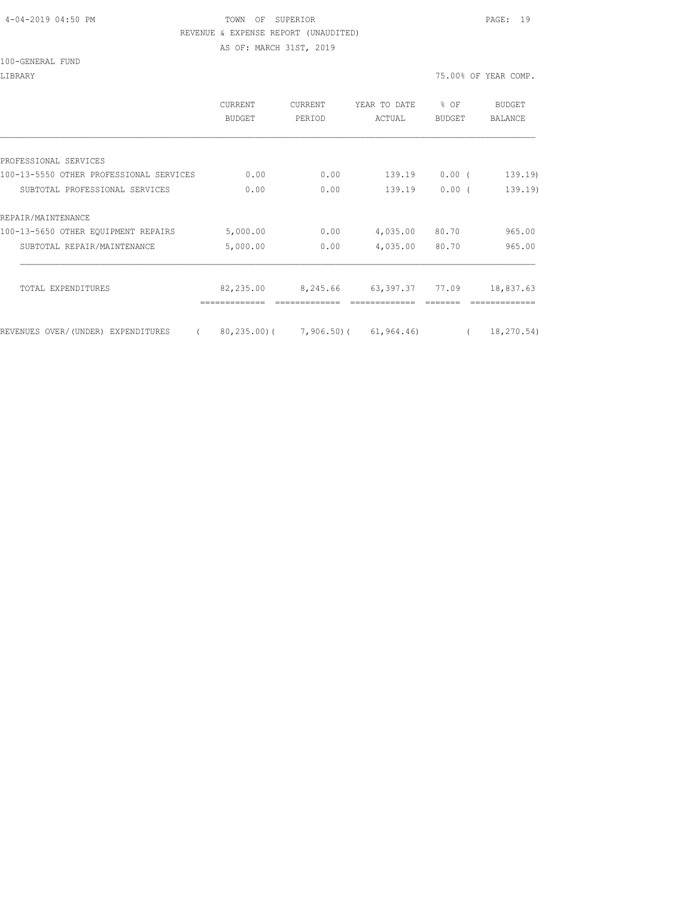TOWN OF SUPERIOR

REVENUE & EXPENSE REPORT (UNAUDITED)

AS OF: MARCH 31ST, 2019

100-GENERAL FUND

LIBRARY

75.00% OF YEAR COMP.

| | CURRENT BUDGET | CURRENT PERIOD | YEAR TO DATE ACTUAL | % OF BUDGET | BUDGET BALANCE |
|---|---|---|---|---|---|
| PROFESSIONAL SERVICES | | | | | |
| 100-13-5550 OTHER PROFESSIONAL SERVICES | 0.00 | 0.00 | 139.19 | 0.00 | ( 139.19) |
| SUBTOTAL PROFESSIONAL SERVICES | 0.00 | 0.00 | 139.19 | 0.00 | ( 139.19) |
| REPAIR/MAINTENANCE | | | | | |
| 100-13-5650 OTHER EQUIPMENT REPAIRS | 5,000.00 | 0.00 | 4,035.00 | 80.70 | 965.00 |
| SUBTOTAL REPAIR/MAINTENANCE | 5,000.00 | 0.00 | 4,035.00 | 80.70 | 965.00 |
| TOTAL EXPENDITURES | 82,235.00 | 8,245.66 | 63,397.37 | 77.09 | 18,837.63 |
| REVENUES OVER/(UNDER) EXPENDITURES | ( 80,235.00) | ( 7,906.50) | ( 61,964.46) | | ( 18,270.54) |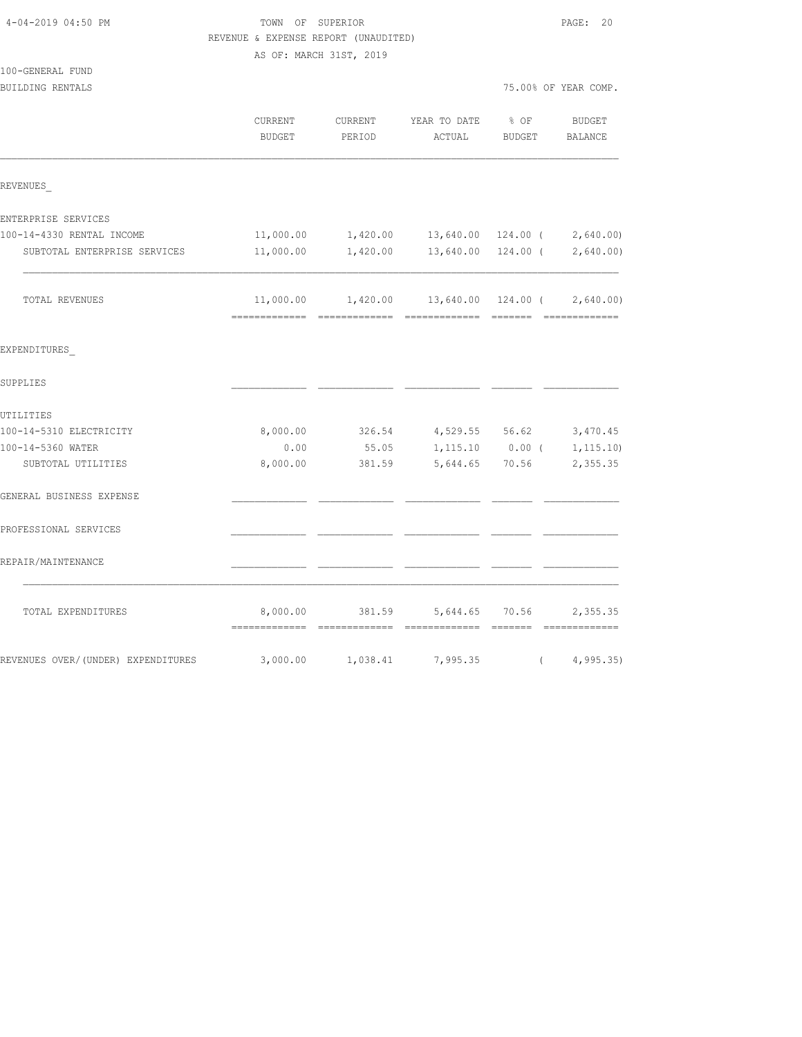4-04-2019 04:50 PM

# TOWN OF SUPERIOR

REVENUE & EXPENSE REPORT (UNAUDITED)

AS OF: MARCH 31ST, 2019

100-GENERAL FUND

BUILDING RENTALS

75.00% OF YEAR COMP.

| | CURRENT BUDGET | CURRENT PERIOD | YEAR TO DATE ACTUAL | % OF BUDGET | BUDGET BALANCE |
|---|---|---|---|---|---|
| REVENUES_ | | | | | |
| ENTERPRISE SERVICES | | | | | |
| 100-14-4330 RENTAL INCOME | 11,000.00 | 1,420.00 | 13,640.00 | 124.00 | ( 2,640.00) |
| SUBTOTAL ENTERPRISE SERVICES | 11,000.00 | 1,420.00 | 13,640.00 | 124.00 | ( 2,640.00) |
| TOTAL REVENUES | 11,000.00 | 1,420.00 | 13,640.00 | 124.00 | ( 2,640.00) |
| EXPENDITURES_ | | | | | |
| SUPPLIES | | | | | |
| UTILITIES | | | | | |
| 100-14-5310 ELECTRICITY | 8,000.00 | 326.54 | 4,529.55 | 56.62 | 3,470.45 |
| 100-14-5360 WATER | 0.00 | 55.05 | 1,115.10 | 0.00 | ( 1,115.10) |
| SUBTOTAL UTILITIES | 8,000.00 | 381.59 | 5,644.65 | 70.56 | 2,355.35 |
| GENERAL BUSINESS EXPENSE | | | | | |
| PROFESSIONAL SERVICES | | | | | |
| REPAIR/MAINTENANCE | | | | | |
| TOTAL EXPENDITURES | 8,000.00 | 381.59 | 5,644.65 | 70.56 | 2,355.35 |
| REVENUES OVER/(UNDER) EXPENDITURES | 3,000.00 | 1,038.41 | 7,995.35 | | ( 4,995.35) |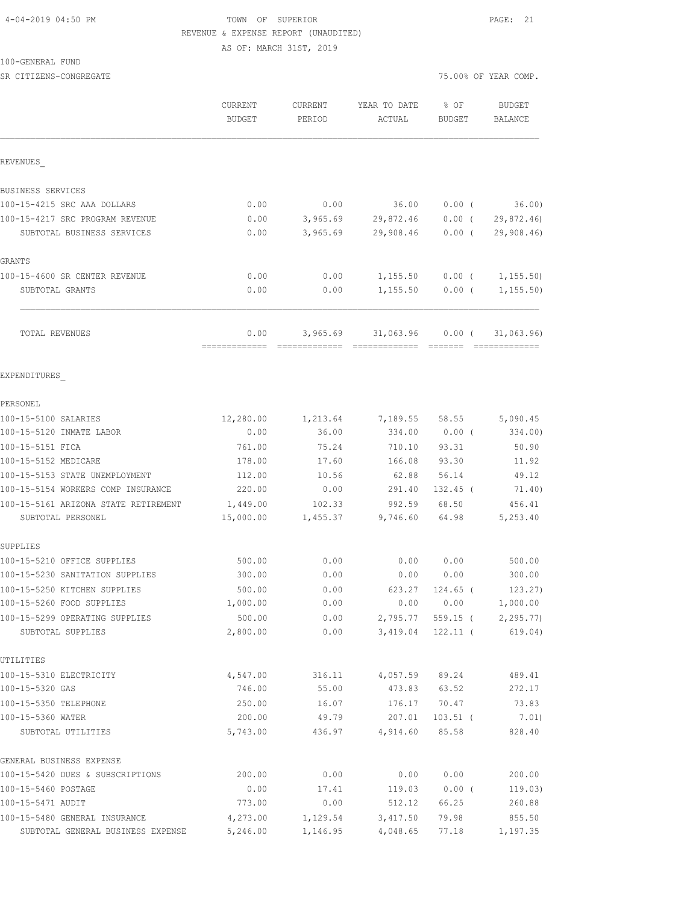4-04-2019 04:50 PM TOWN OF SUPERIOR

REVENUE & EXPENSE REPORT (UNAUDITED)

AS OF: MARCH 31ST, 2019

100-GENERAL FUND

SR CITIZENS-CONGREGATE 75.00% OF YEAR COMP.

| | CURRENT BUDGET | CURRENT PERIOD | YEAR TO DATE ACTUAL | % OF BUDGET | BUDGET BALANCE |
|---|---|---|---|---|---|
| REVENUES_ | | | | | |
| BUSINESS SERVICES | | | | | |
| 100-15-4215 SRC AAA DOLLARS | 0.00 | 0.00 | 36.00 | 0.00 ( | 36.00) |
| 100-15-4217 SRC PROGRAM REVENUE | 0.00 | 3,965.69 | 29,872.46 | 0.00 ( | 29,872.46) |
| SUBTOTAL BUSINESS SERVICES | 0.00 | 3,965.69 | 29,908.46 | 0.00 ( | 29,908.46) |
| GRANTS | | | | | |
| 100-15-4600 SR CENTER REVENUE | 0.00 | 0.00 | 1,155.50 | 0.00 ( | 1,155.50) |
| SUBTOTAL GRANTS | 0.00 | 0.00 | 1,155.50 | 0.00 ( | 1,155.50) |
| TOTAL REVENUES | 0.00 | 3,965.69 | 31,063.96 | 0.00 ( | 31,063.96) |
| EXPENDITURES_ | | | | | |
| PERSONEL | | | | | |
| 100-15-5100 SALARIES | 12,280.00 | 1,213.64 | 7,189.55 | 58.55 | 5,090.45 |
| 100-15-5120 INMATE LABOR | 0.00 | 36.00 | 334.00 | 0.00 ( | 334.00) |
| 100-15-5151 FICA | 761.00 | 75.24 | 710.10 | 93.31 | 50.90 |
| 100-15-5152 MEDICARE | 178.00 | 17.60 | 166.08 | 93.30 | 11.92 |
| 100-15-5153 STATE UNEMPLOYMENT | 112.00 | 10.56 | 62.88 | 56.14 | 49.12 |
| 100-15-5154 WORKERS COMP INSURANCE | 220.00 | 0.00 | 291.40 | 132.45 ( | 71.40) |
| 100-15-5161 ARIZONA STATE RETIREMENT | 1,449.00 | 102.33 | 992.59 | 68.50 | 456.41 |
| SUBTOTAL PERSONEL | 15,000.00 | 1,455.37 | 9,746.60 | 64.98 | 5,253.40 |
| SUPPLIES | | | | | |
| 100-15-5210 OFFICE SUPPLIES | 500.00 | 0.00 | 0.00 | 0.00 | 500.00 |
| 100-15-5230 SANITATION SUPPLIES | 300.00 | 0.00 | 0.00 | 0.00 | 300.00 |
| 100-15-5250 KITCHEN SUPPLIES | 500.00 | 0.00 | 623.27 | 124.65 ( | 123.27) |
| 100-15-5260 FOOD SUPPLIES | 1,000.00 | 0.00 | 0.00 | 0.00 | 1,000.00 |
| 100-15-5299 OPERATING SUPPLIES | 500.00 | 0.00 | 2,795.77 | 559.15 ( | 2,295.77) |
| SUBTOTAL SUPPLIES | 2,800.00 | 0.00 | 3,419.04 | 122.11 ( | 619.04) |
| UTILITIES | | | | | |
| 100-15-5310 ELECTRICITY | 4,547.00 | 316.11 | 4,057.59 | 89.24 | 489.41 |
| 100-15-5320 GAS | 746.00 | 55.00 | 473.83 | 63.52 | 272.17 |
| 100-15-5350 TELEPHONE | 250.00 | 16.07 | 176.17 | 70.47 | 73.83 |
| 100-15-5360 WATER | 200.00 | 49.79 | 207.01 | 103.51 ( | 7.01) |
| SUBTOTAL UTILITIES | 5,743.00 | 436.97 | 4,914.60 | 85.58 | 828.40 |
| GENERAL BUSINESS EXPENSE | | | | | |
| 100-15-5420 DUES & SUBSCRIPTIONS | 200.00 | 0.00 | 0.00 | 0.00 | 200.00 |
| 100-15-5460 POSTAGE | 0.00 | 17.41 | 119.03 | 0.00 ( | 119.03) |
| 100-15-5471 AUDIT | 773.00 | 0.00 | 512.12 | 66.25 | 260.88 |
| 100-15-5480 GENERAL INSURANCE | 4,273.00 | 1,129.54 | 3,417.50 | 79.98 | 855.50 |
| SUBTOTAL GENERAL BUSINESS EXPENSE | 5,246.00 | 1,146.95 | 4,048.65 | 77.18 | 1,197.35 |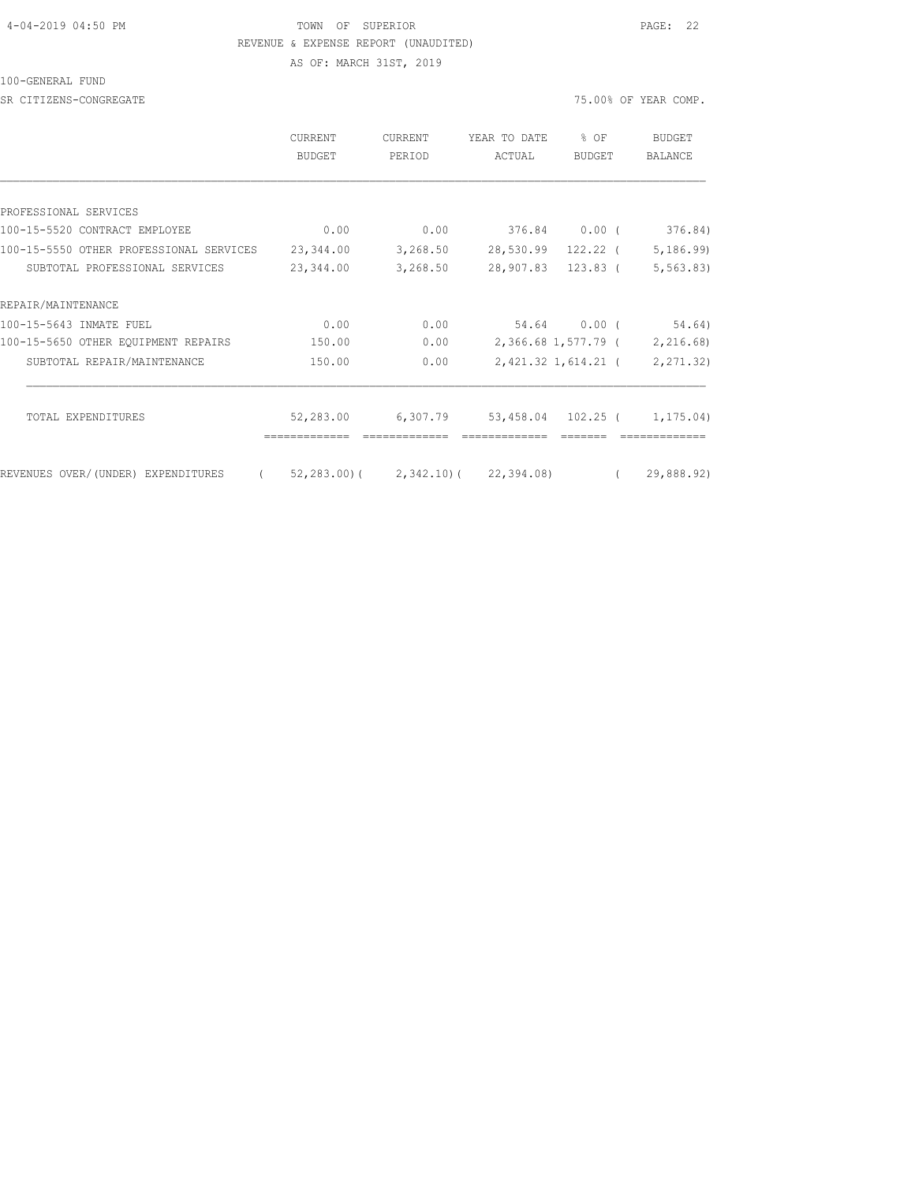TOWN OF SUPERIOR

REVENUE & EXPENSE REPORT (UNAUDITED)

AS OF: MARCH 31ST, 2019

100-GENERAL FUND

SR CITIZENS-CONGREGATE

75.00% OF YEAR COMP.

| | CURRENT BUDGET | CURRENT PERIOD | YEAR TO DATE ACTUAL | % OF BUDGET | BUDGET BALANCE |
|---|---|---|---|---|---|
| PROFESSIONAL SERVICES | | | | | |
| 100-15-5520 CONTRACT EMPLOYEE | 0.00 | 0.00 | 376.84 | 0.00 | ( 376.84) |
| 100-15-5550 OTHER PROFESSIONAL SERVICES | 23,344.00 | 3,268.50 | 28,530.99 | 122.22 | ( 5,186.99) |
| SUBTOTAL PROFESSIONAL SERVICES | 23,344.00 | 3,268.50 | 28,907.83 | 123.83 | ( 5,563.83) |
| REPAIR/MAINTENANCE | | | | | |
| 100-15-5643 INMATE FUEL | 0.00 | 0.00 | 54.64 | 0.00 | ( 54.64) |
| 100-15-5650 OTHER EQUIPMENT REPAIRS | 150.00 | 0.00 | 2,366.68 | 1,577.79 | ( 2,216.68) |
| SUBTOTAL REPAIR/MAINTENANCE | 150.00 | 0.00 | 2,421.32 | 1,614.21 | ( 2,271.32) |
| TOTAL EXPENDITURES | 52,283.00 | 6,307.79 | 53,458.04 | 102.25 | ( 1,175.04) |
| REVENUES OVER/(UNDER) EXPENDITURES | ( 52,283.00) | ( 2,342.10) | ( 22,394.08) | | ( 29,888.92) |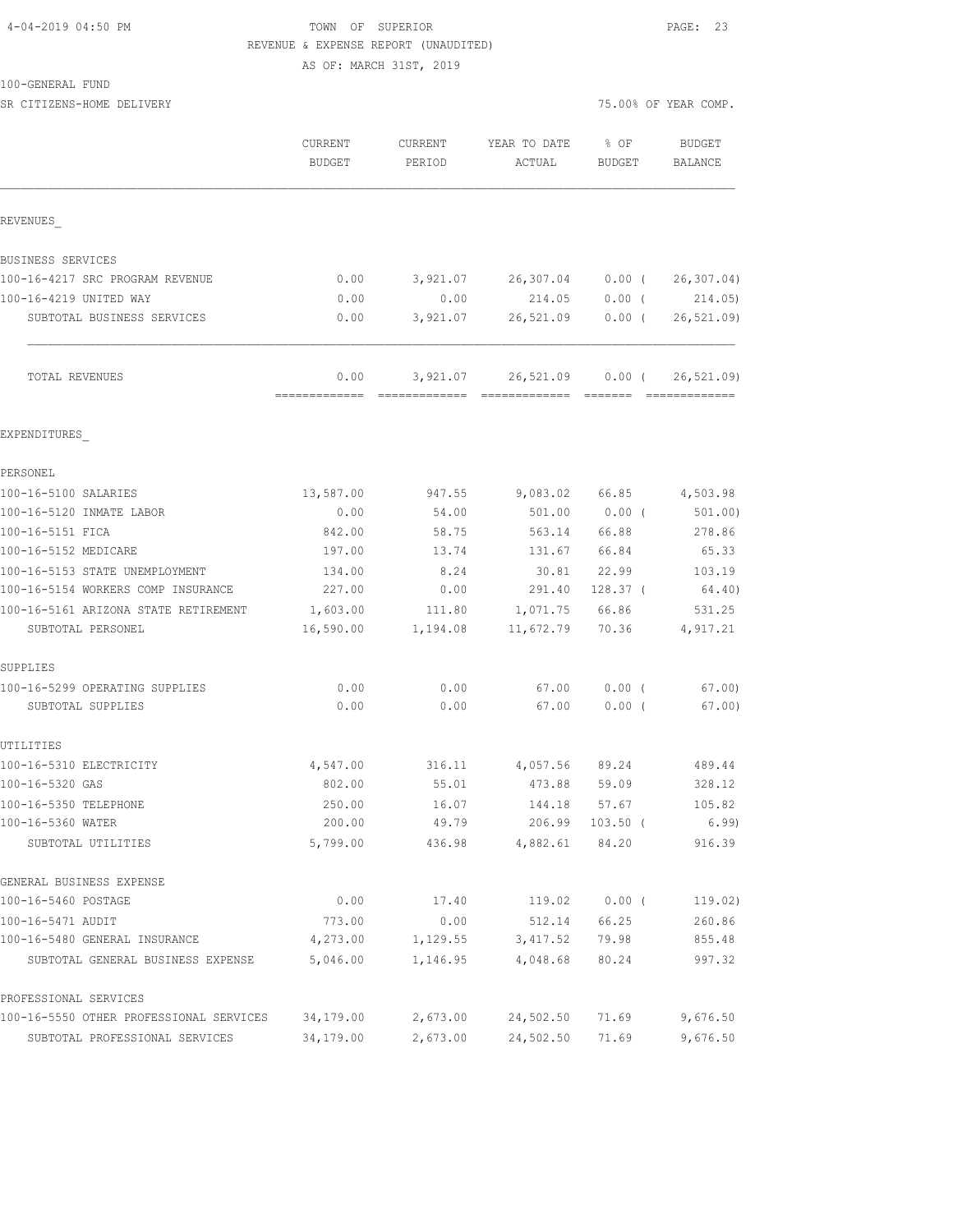TOWN OF SUPERIOR
REVENUE & EXPENSE REPORT (UNAUDITED)
AS OF: MARCH 31ST, 2019

4-04-2019 04:50 PM

100-GENERAL FUND

SR CITIZENS-HOME DELIVERY — 75.00% OF YEAR COMP.

| | CURRENT BUDGET | CURRENT PERIOD | YEAR TO DATE ACTUAL | % OF BUDGET | BUDGET BALANCE |
|---|---|---|---|---|---|
| **REVENUES** | | | | | |
| BUSINESS SERVICES | | | | | |
| 100-16-4217 SRC PROGRAM REVENUE | 0.00 | 3,921.07 | 26,307.04 | 0.00 ( | 26,307.04) |
| 100-16-4219 UNITED WAY | 0.00 | 0.00 | 214.05 | 0.00 ( | 214.05) |
| SUBTOTAL BUSINESS SERVICES | 0.00 | 3,921.07 | 26,521.09 | 0.00 ( | 26,521.09) |
| TOTAL REVENUES | 0.00 | 3,921.07 | 26,521.09 | 0.00 ( | 26,521.09) |
| **EXPENDITURES** | | | | | |
| PERSONEL | | | | | |
| 100-16-5100 SALARIES | 13,587.00 | 947.55 | 9,083.02 | 66.85 | 4,503.98 |
| 100-16-5120 INMATE LABOR | 0.00 | 54.00 | 501.00 | 0.00 ( | 501.00) |
| 100-16-5151 FICA | 842.00 | 58.75 | 563.14 | 66.88 | 278.86 |
| 100-16-5152 MEDICARE | 197.00 | 13.74 | 131.67 | 66.84 | 65.33 |
| 100-16-5153 STATE UNEMPLOYMENT | 134.00 | 8.24 | 30.81 | 22.99 | 103.19 |
| 100-16-5154 WORKERS COMP INSURANCE | 227.00 | 0.00 | 291.40 | 128.37 ( | 64.40) |
| 100-16-5161 ARIZONA STATE RETIREMENT | 1,603.00 | 111.80 | 1,071.75 | 66.86 | 531.25 |
| SUBTOTAL PERSONEL | 16,590.00 | 1,194.08 | 11,672.79 | 70.36 | 4,917.21 |
| SUPPLIES | | | | | |
| 100-16-5299 OPERATING SUPPLIES | 0.00 | 0.00 | 67.00 | 0.00 ( | 67.00) |
| SUBTOTAL SUPPLIES | 0.00 | 0.00 | 67.00 | 0.00 ( | 67.00) |
| UTILITIES | | | | | |
| 100-16-5310 ELECTRICITY | 4,547.00 | 316.11 | 4,057.56 | 89.24 | 489.44 |
| 100-16-5320 GAS | 802.00 | 55.01 | 473.88 | 59.09 | 328.12 |
| 100-16-5350 TELEPHONE | 250.00 | 16.07 | 144.18 | 57.67 | 105.82 |
| 100-16-5360 WATER | 200.00 | 49.79 | 206.99 | 103.50 ( | 6.99) |
| SUBTOTAL UTILITIES | 5,799.00 | 436.98 | 4,882.61 | 84.20 | 916.39 |
| GENERAL BUSINESS EXPENSE | | | | | |
| 100-16-5460 POSTAGE | 0.00 | 17.40 | 119.02 | 0.00 ( | 119.02) |
| 100-16-5471 AUDIT | 773.00 | 0.00 | 512.14 | 66.25 | 260.86 |
| 100-16-5480 GENERAL INSURANCE | 4,273.00 | 1,129.55 | 3,417.52 | 79.98 | 855.48 |
| SUBTOTAL GENERAL BUSINESS EXPENSE | 5,046.00 | 1,146.95 | 4,048.68 | 80.24 | 997.32 |
| PROFESSIONAL SERVICES | | | | | |
| 100-16-5550 OTHER PROFESSIONAL SERVICES | 34,179.00 | 2,673.00 | 24,502.50 | 71.69 | 9,676.50 |
| SUBTOTAL PROFESSIONAL SERVICES | 34,179.00 | 2,673.00 | 24,502.50 | 71.69 | 9,676.50 |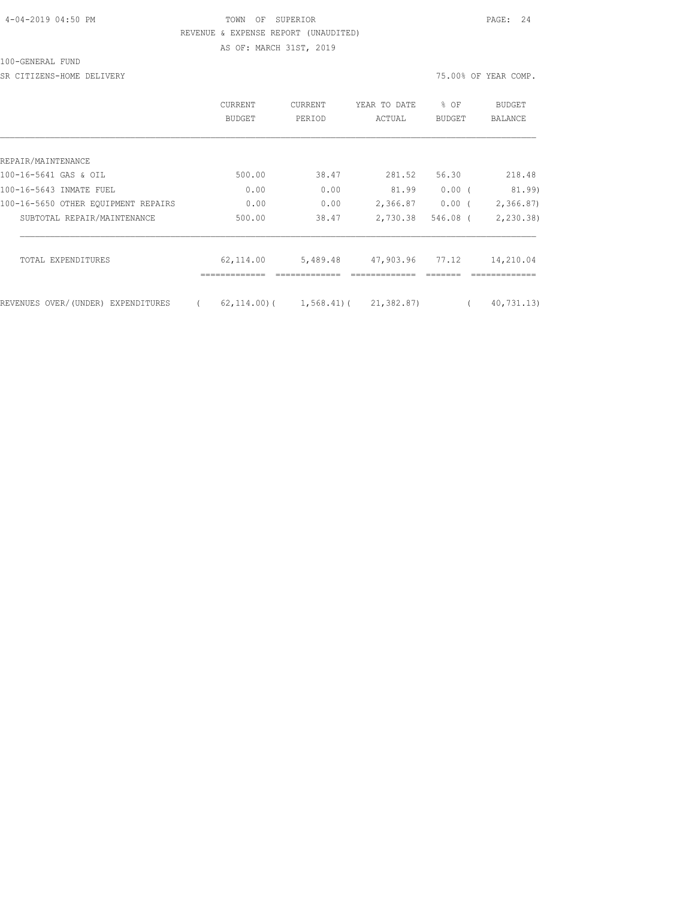TOWN OF SUPERIOR
REVENUE & EXPENSE REPORT (UNAUDITED)
AS OF: MARCH 31ST, 2019

100-GENERAL FUND

SR CITIZENS-HOME DELIVERY

75.00% OF YEAR COMP.

| | CURRENT BUDGET | CURRENT PERIOD | YEAR TO DATE ACTUAL | % OF BUDGET | BUDGET BALANCE |
|---|---|---|---|---|---|
| REPAIR/MAINTENANCE | | | | | |
| 100-16-5641 GAS & OIL | 500.00 | 38.47 | 281.52 | 56.30 | 218.48 |
| 100-16-5643 INMATE FUEL | 0.00 | 0.00 | 81.99 | 0.00 | ( 81.99) |
| 100-16-5650 OTHER EQUIPMENT REPAIRS | 0.00 | 0.00 | 2,366.87 | 0.00 | ( 2,366.87) |
| SUBTOTAL REPAIR/MAINTENANCE | 500.00 | 38.47 | 2,730.38 | 546.08 | ( 2,230.38) |
| TOTAL EXPENDITURES | 62,114.00 | 5,489.48 | 47,903.96 | 77.12 | 14,210.04 |
| REVENUES OVER/(UNDER) EXPENDITURES | ( 62,114.00) | ( 1,568.41) | ( 21,382.87) | | ( 40,731.13) |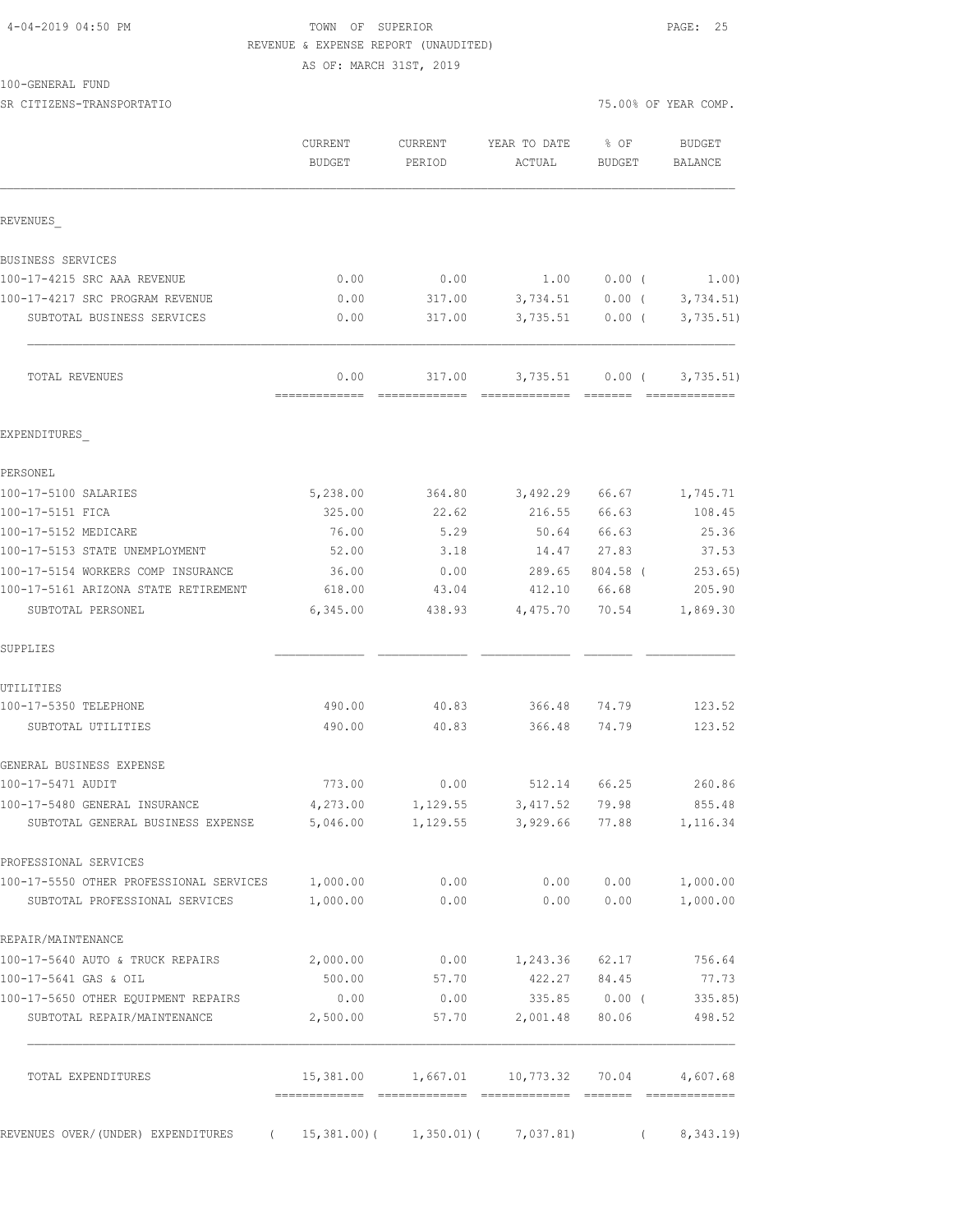4-04-2019 04:50 PM

TOWN OF SUPERIOR
REVENUE & EXPENSE REPORT (UNAUDITED)
AS OF: MARCH 31ST, 2019

100-GENERAL FUND
SR CITIZENS-TRANSPORTATIO

75.00% OF YEAR COMP.

| | CURRENT BUDGET | CURRENT PERIOD | YEAR TO DATE ACTUAL | % OF BUDGET | BUDGET BALANCE |
|---|---|---|---|---|---|
| **REVENUES** | | | | | |
| BUSINESS SERVICES | | | | | |
| 100-17-4215 SRC AAA REVENUE | 0.00 | 0.00 | 1.00 | 0.00 ( | 1.00) |
| 100-17-4217 SRC PROGRAM REVENUE | 0.00 | 317.00 | 3,734.51 | 0.00 ( | 3,734.51) |
| SUBTOTAL BUSINESS SERVICES | 0.00 | 317.00 | 3,735.51 | 0.00 ( | 3,735.51) |
| TOTAL REVENUES | 0.00 | 317.00 | 3,735.51 | 0.00 ( | 3,735.51) |
| **EXPENDITURES** | | | | | |
| PERSONEL | | | | | |
| 100-17-5100 SALARIES | 5,238.00 | 364.80 | 3,492.29 | 66.67 | 1,745.71 |
| 100-17-5151 FICA | 325.00 | 22.62 | 216.55 | 66.63 | 108.45 |
| 100-17-5152 MEDICARE | 76.00 | 5.29 | 50.64 | 66.63 | 25.36 |
| 100-17-5153 STATE UNEMPLOYMENT | 52.00 | 3.18 | 14.47 | 27.83 | 37.53 |
| 100-17-5154 WORKERS COMP INSURANCE | 36.00 | 0.00 | 289.65 | 804.58 ( | 253.65) |
| 100-17-5161 ARIZONA STATE RETIREMENT | 618.00 | 43.04 | 412.10 | 66.68 | 205.90 |
| SUBTOTAL PERSONEL | 6,345.00 | 438.93 | 4,475.70 | 70.54 | 1,869.30 |
| SUPPLIES | | | | | |
| UTILITIES | | | | | |
| 100-17-5350 TELEPHONE | 490.00 | 40.83 | 366.48 | 74.79 | 123.52 |
| SUBTOTAL UTILITIES | 490.00 | 40.83 | 366.48 | 74.79 | 123.52 |
| GENERAL BUSINESS EXPENSE | | | | | |
| 100-17-5471 AUDIT | 773.00 | 0.00 | 512.14 | 66.25 | 260.86 |
| 100-17-5480 GENERAL INSURANCE | 4,273.00 | 1,129.55 | 3,417.52 | 79.98 | 855.48 |
| SUBTOTAL GENERAL BUSINESS EXPENSE | 5,046.00 | 1,129.55 | 3,929.66 | 77.88 | 1,116.34 |
| PROFESSIONAL SERVICES | | | | | |
| 100-17-5550 OTHER PROFESSIONAL SERVICES | 1,000.00 | 0.00 | 0.00 | 0.00 | 1,000.00 |
| SUBTOTAL PROFESSIONAL SERVICES | 1,000.00 | 0.00 | 0.00 | 0.00 | 1,000.00 |
| REPAIR/MAINTENANCE | | | | | |
| 100-17-5640 AUTO & TRUCK REPAIRS | 2,000.00 | 0.00 | 1,243.36 | 62.17 | 756.64 |
| 100-17-5641 GAS & OIL | 500.00 | 57.70 | 422.27 | 84.45 | 77.73 |
| 100-17-5650 OTHER EQUIPMENT REPAIRS | 0.00 | 0.00 | 335.85 | 0.00 ( | 335.85) |
| SUBTOTAL REPAIR/MAINTENANCE | 2,500.00 | 57.70 | 2,001.48 | 80.06 | 498.52 |
| TOTAL EXPENDITURES | 15,381.00 | 1,667.01 | 10,773.32 | 70.04 | 4,607.68 |
| REVENUES OVER/(UNDER) EXPENDITURES | ( 15,381.00)( | 1,350.01)( | 7,037.81) | ( | 8,343.19) |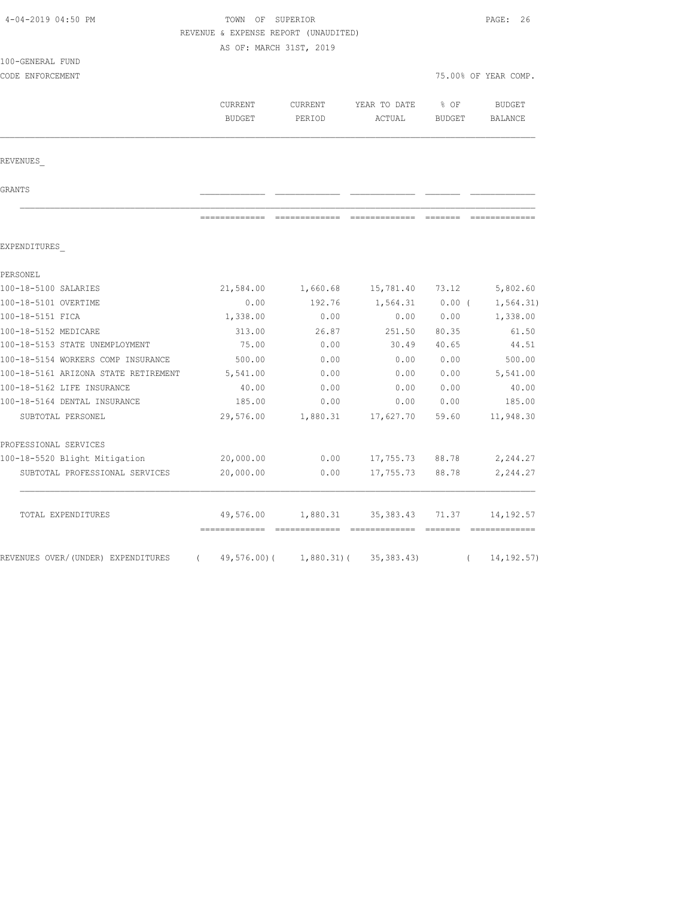TOWN OF SUPERIOR
REVENUE & EXPENSE REPORT (UNAUDITED)
AS OF: MARCH 31ST, 2019

100-GENERAL FUND
CODE ENFORCEMENT

75.00% OF YEAR COMP.

| | CURRENT BUDGET | CURRENT PERIOD | YEAR TO DATE ACTUAL | % OF BUDGET | BUDGET BALANCE |
|---|---|---|---|---|---|
| **REVENUES** | | | | | |
| GRANTS | | | | | |
| **EXPENDITURES** | | | | | |
| PERSONEL | | | | | |
| 100-18-5100 SALARIES | 21,584.00 | 1,660.68 | 15,781.40 | 73.12 | 5,802.60 |
| 100-18-5101 OVERTIME | 0.00 | 192.76 | 1,564.31 | 0.00 | ( 1,564.31) |
| 100-18-5151 FICA | 1,338.00 | 0.00 | 0.00 | 0.00 | 1,338.00 |
| 100-18-5152 MEDICARE | 313.00 | 26.87 | 251.50 | 80.35 | 61.50 |
| 100-18-5153 STATE UNEMPLOYMENT | 75.00 | 0.00 | 30.49 | 40.65 | 44.51 |
| 100-18-5154 WORKERS COMP INSURANCE | 500.00 | 0.00 | 0.00 | 0.00 | 500.00 |
| 100-18-5161 ARIZONA STATE RETIREMENT | 5,541.00 | 0.00 | 0.00 | 0.00 | 5,541.00 |
| 100-18-5162 LIFE INSURANCE | 40.00 | 0.00 | 0.00 | 0.00 | 40.00 |
| 100-18-5164 DENTAL INSURANCE | 185.00 | 0.00 | 0.00 | 0.00 | 185.00 |
| SUBTOTAL PERSONEL | 29,576.00 | 1,880.31 | 17,627.70 | 59.60 | 11,948.30 |
| PROFESSIONAL SERVICES | | | | | |
| 100-18-5520 Blight Mitigation | 20,000.00 | 0.00 | 17,755.73 | 88.78 | 2,244.27 |
| SUBTOTAL PROFESSIONAL SERVICES | 20,000.00 | 0.00 | 17,755.73 | 88.78 | 2,244.27 |
| TOTAL EXPENDITURES | 49,576.00 | 1,880.31 | 35,383.43 | 71.37 | 14,192.57 |
| REVENUES OVER/(UNDER) EXPENDITURES | ( 49,576.00) | ( 1,880.31) | ( 35,383.43) | | ( 14,192.57) |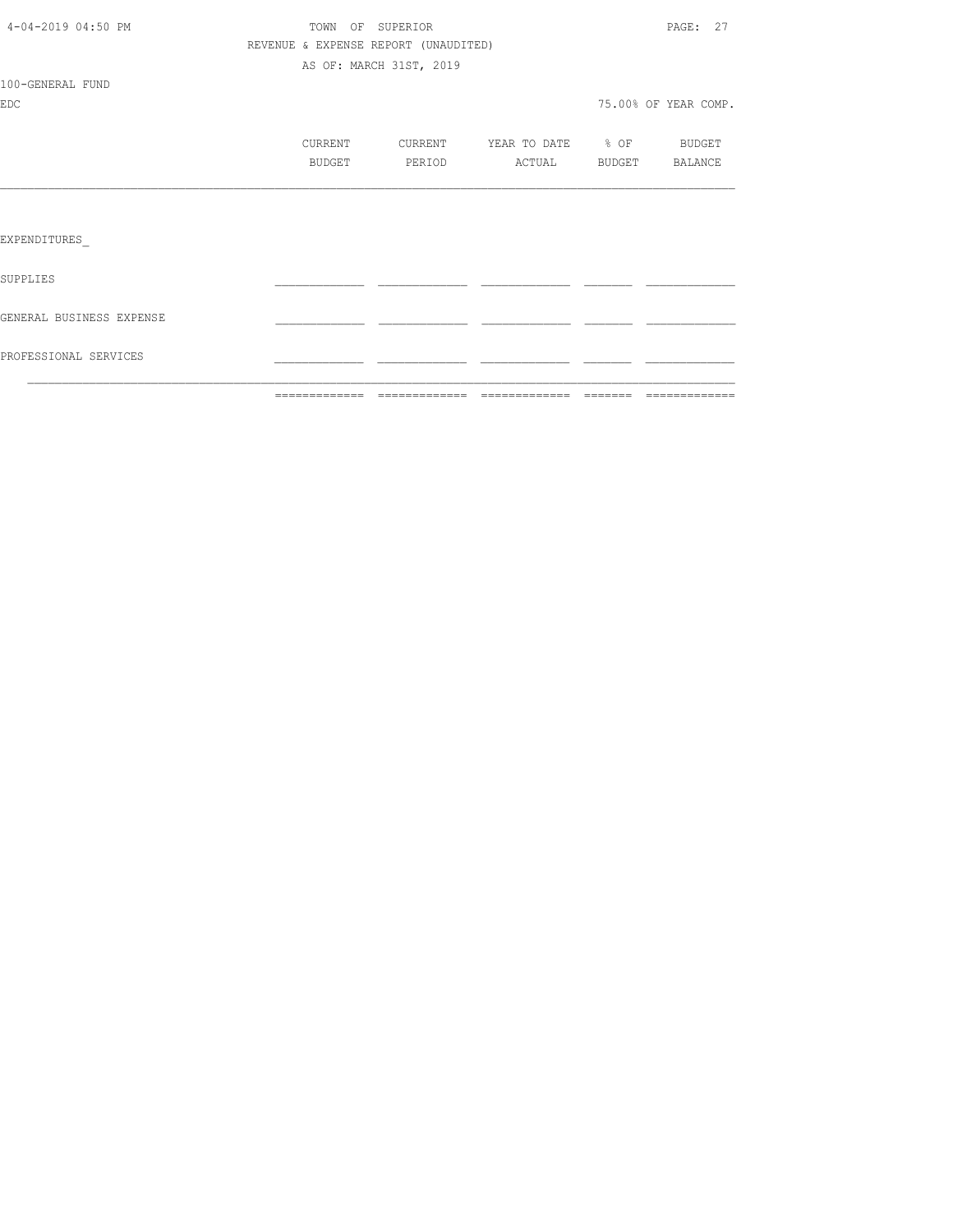TOWN OF SUPERIOR

REVENUE & EXPENSE REPORT (UNAUDITED)

AS OF: MARCH 31ST, 2019

100-GENERAL FUND

EDC

75.00% OF YEAR COMP.

| | CURRENT BUDGET | CURRENT PERIOD | YEAR TO DATE ACTUAL | % OF BUDGET | BUDGET BALANCE |
|---|---|---|---|---|---|
| EXPENDITURES_ | | | | | |
| SUPPLIES | | | | | |
| GENERAL BUSINESS EXPENSE | | | | | |
| PROFESSIONAL SERVICES | | | | | |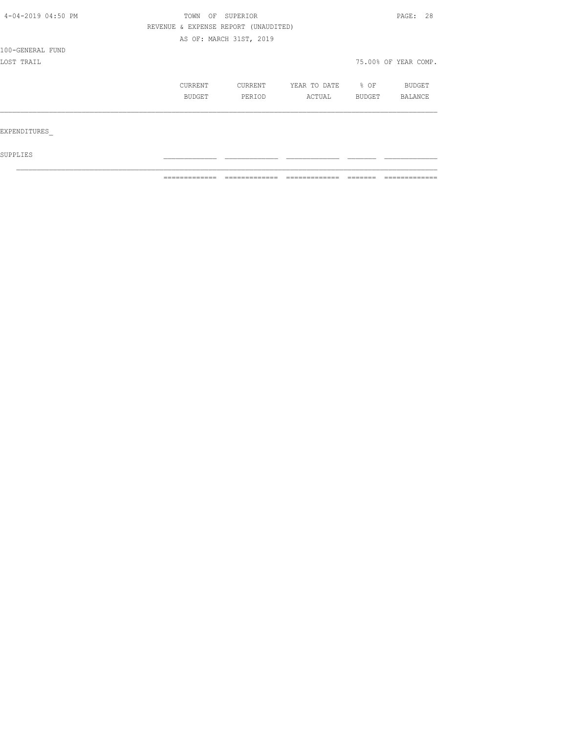TOWN OF SUPERIOR

REVENUE & EXPENSE REPORT (UNAUDITED)

AS OF: MARCH 31ST, 2019

100-GENERAL FUND

LOST TRAIL

75.00% OF YEAR COMP.

| | CURRENT BUDGET | CURRENT PERIOD | YEAR TO DATE ACTUAL | % OF BUDGET | BUDGET BALANCE |
|---|---|---|---|---|---|
| EXPENDITURES_ | | | | | |
| SUPPLIES | | | | | |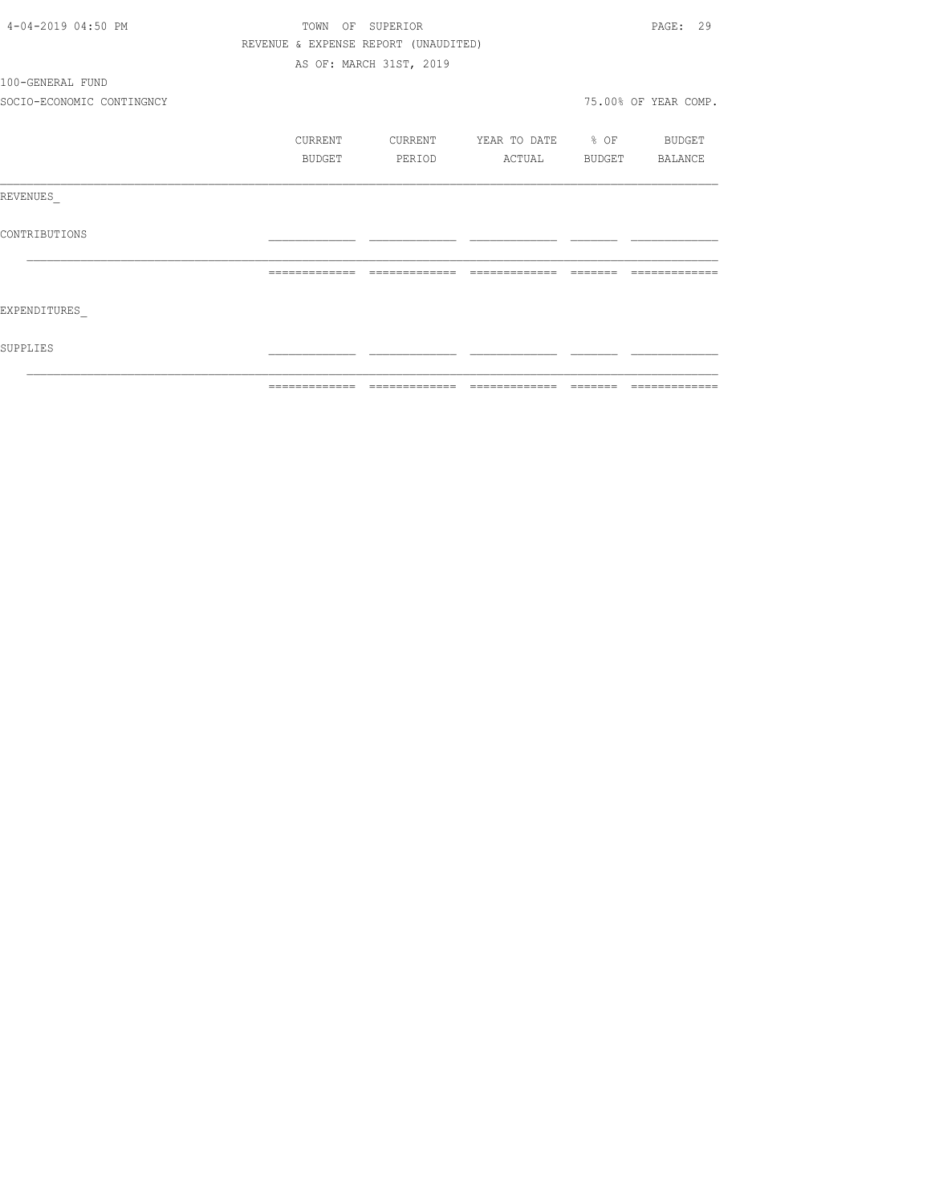TOWN OF SUPERIOR

REVENUE & EXPENSE REPORT (UNAUDITED)

AS OF: MARCH 31ST, 2019

100-GENERAL FUND

SOCIO-ECONOMIC CONTINGNCY

75.00% OF YEAR COMP.

| | CURRENT BUDGET | CURRENT PERIOD | YEAR TO DATE ACTUAL | % OF BUDGET | BUDGET BALANCE |
|---|---|---|---|---|---|
| REVENUES_ | | | | | |
| CONTRIBUTIONS | | | | | |
| EXPENDITURES_ | | | | | |
| SUPPLIES | | | | | |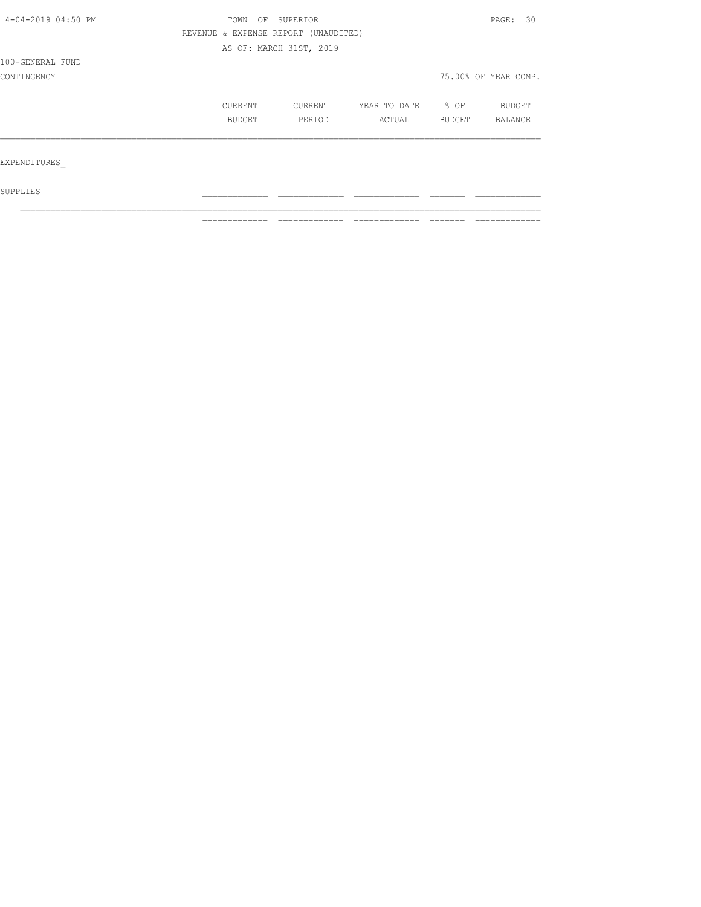TOWN OF SUPERIOR

REVENUE & EXPENSE REPORT (UNAUDITED)

AS OF: MARCH 31ST, 2019

100-GENERAL FUND

CONTINGENCY

75.00% OF YEAR COMP.

| | CURRENT BUDGET | CURRENT PERIOD | YEAR TO DATE ACTUAL | % OF BUDGET | BUDGET BALANCE |
|---|---|---|---|---|---|
| EXPENDITURES_ | | | | | |
| SUPPLIES | | | | | |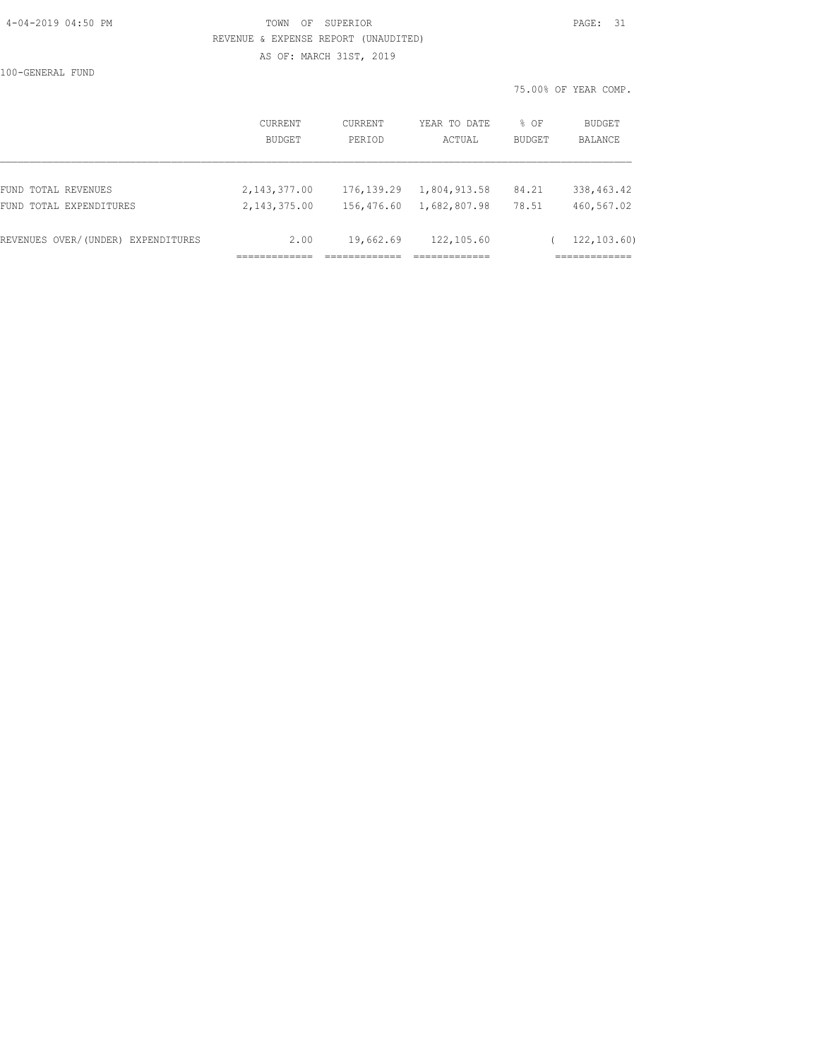TOWN OF SUPERIOR
REVENUE & EXPENSE REPORT (UNAUDITED)
AS OF: MARCH 31ST, 2019

100-GENERAL FUND

75.00% OF YEAR COMP.

| | CURRENT BUDGET | CURRENT PERIOD | YEAR TO DATE ACTUAL | % OF BUDGET | BUDGET BALANCE |
|---|---|---|---|---|---|
| FUND TOTAL REVENUES | 2,143,377.00 | 176,139.29 | 1,804,913.58 | 84.21 | 338,463.42 |
| FUND TOTAL EXPENDITURES | 2,143,375.00 | 156,476.60 | 1,682,807.98 | 78.51 | 460,567.02 |
| REVENUES OVER/(UNDER) EXPENDITURES | 2.00 | 19,662.69 | 122,105.60 | | ( 122,103.60) |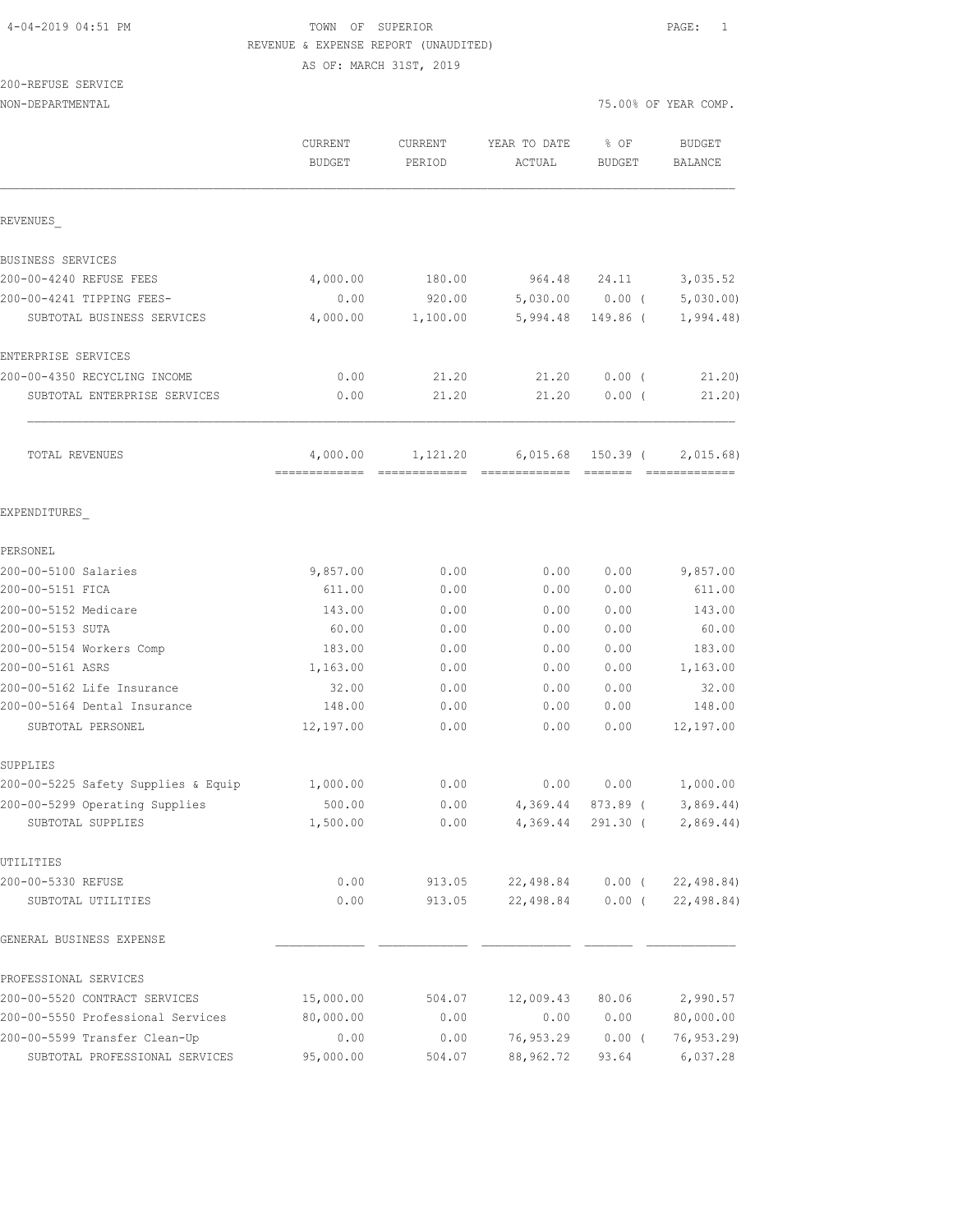TOWN OF SUPERIOR
REVENUE & EXPENSE REPORT (UNAUDITED)
AS OF: MARCH 31ST, 2019

200-REFUSE SERVICE
NON-DEPARTMENTAL

75.00% OF YEAR COMP.

| | CURRENT BUDGET | CURRENT PERIOD | YEAR TO DATE ACTUAL | % OF BUDGET | BUDGET BALANCE |
|---|---|---|---|---|---|
| REVENUES_ | | | | | |
| BUSINESS SERVICES | | | | | |
| 200-00-4240 REFUSE FEES | 4,000.00 | 180.00 | 964.48 | 24.11 | 3,035.52 |
| 200-00-4241 TIPPING FEES- | 0.00 | 920.00 | 5,030.00 | 0.00 ( | 5,030.00) |
| SUBTOTAL BUSINESS SERVICES | 4,000.00 | 1,100.00 | 5,994.48 | 149.86 ( | 1,994.48) |
| ENTERPRISE SERVICES | | | | | |
| 200-00-4350 RECYCLING INCOME | 0.00 | 21.20 | 21.20 | 0.00 ( | 21.20) |
| SUBTOTAL ENTERPRISE SERVICES | 0.00 | 21.20 | 21.20 | 0.00 ( | 21.20) |
| TOTAL REVENUES | 4,000.00 | 1,121.20 | 6,015.68 | 150.39 ( | 2,015.68) |
| EXPENDITURES_ | | | | | |
| PERSONEL | | | | | |
| 200-00-5100 Salaries | 9,857.00 | 0.00 | 0.00 | 0.00 | 9,857.00 |
| 200-00-5151 FICA | 611.00 | 0.00 | 0.00 | 0.00 | 611.00 |
| 200-00-5152 Medicare | 143.00 | 0.00 | 0.00 | 0.00 | 143.00 |
| 200-00-5153 SUTA | 60.00 | 0.00 | 0.00 | 0.00 | 60.00 |
| 200-00-5154 Workers Comp | 183.00 | 0.00 | 0.00 | 0.00 | 183.00 |
| 200-00-5161 ASRS | 1,163.00 | 0.00 | 0.00 | 0.00 | 1,163.00 |
| 200-00-5162 Life Insurance | 32.00 | 0.00 | 0.00 | 0.00 | 32.00 |
| 200-00-5164 Dental Insurance | 148.00 | 0.00 | 0.00 | 0.00 | 148.00 |
| SUBTOTAL PERSONEL | 12,197.00 | 0.00 | 0.00 | 0.00 | 12,197.00 |
| SUPPLIES | | | | | |
| 200-00-5225 Safety Supplies & Equip | 1,000.00 | 0.00 | 0.00 | 0.00 | 1,000.00 |
| 200-00-5299 Operating Supplies | 500.00 | 0.00 | 4,369.44 | 873.89 ( | 3,869.44) |
| SUBTOTAL SUPPLIES | 1,500.00 | 0.00 | 4,369.44 | 291.30 ( | 2,869.44) |
| UTILITIES | | | | | |
| 200-00-5330 REFUSE | 0.00 | 913.05 | 22,498.84 | 0.00 ( | 22,498.84) |
| SUBTOTAL UTILITIES | 0.00 | 913.05 | 22,498.84 | 0.00 ( | 22,498.84) |
| GENERAL BUSINESS EXPENSE | | | | | |
| PROFESSIONAL SERVICES | | | | | |
| 200-00-5520 CONTRACT SERVICES | 15,000.00 | 504.07 | 12,009.43 | 80.06 | 2,990.57 |
| 200-00-5550 Professional Services | 80,000.00 | 0.00 | 0.00 | 0.00 | 80,000.00 |
| 200-00-5599 Transfer Clean-Up | 0.00 | 0.00 | 76,953.29 | 0.00 ( | 76,953.29) |
| SUBTOTAL PROFESSIONAL SERVICES | 95,000.00 | 504.07 | 88,962.72 | 93.64 | 6,037.28 |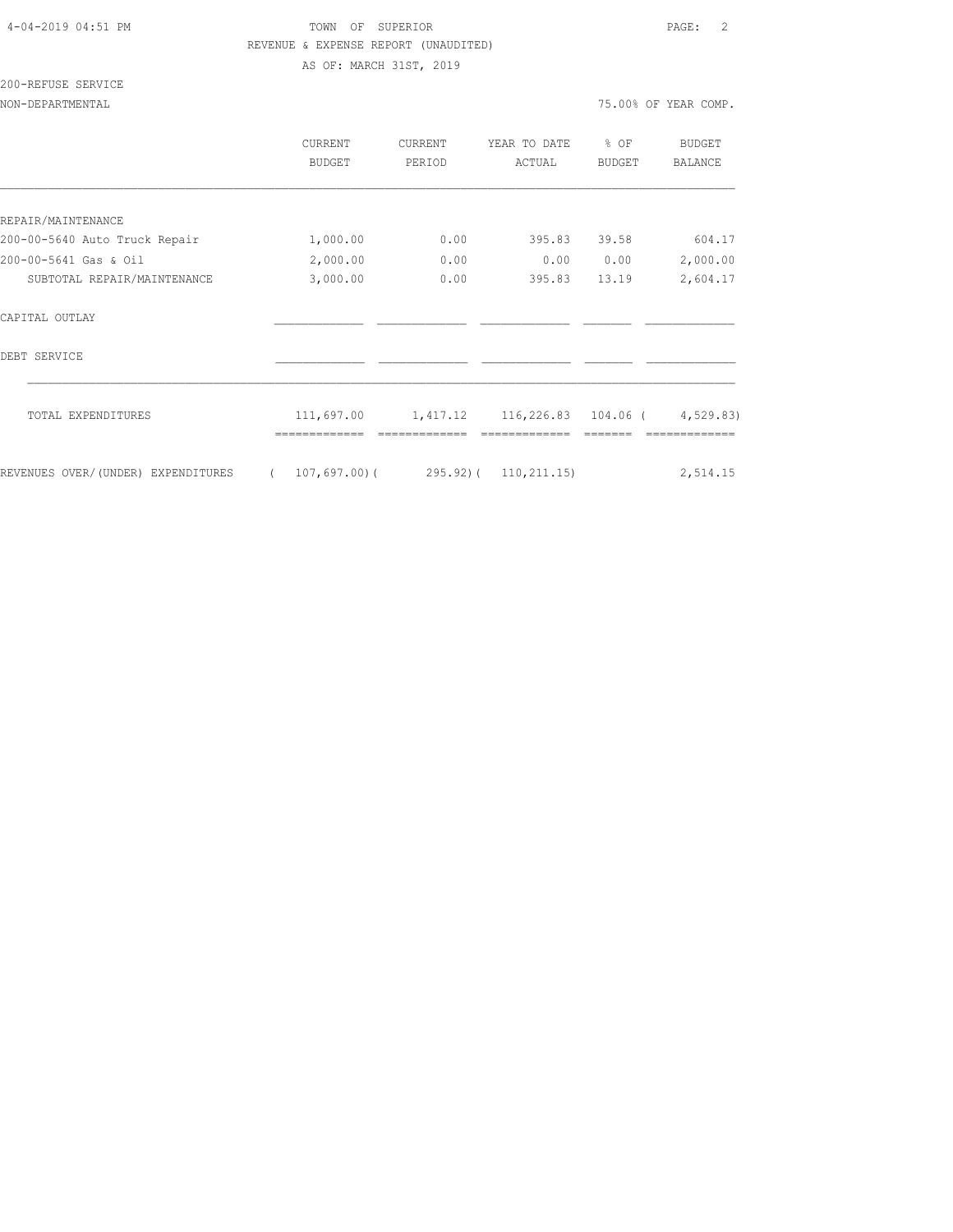TOWN OF SUPERIOR

REVENUE & EXPENSE REPORT (UNAUDITED)

AS OF: MARCH 31ST, 2019

200-REFUSE SERVICE

NON-DEPARTMENTAL — 75.00% OF YEAR COMP.

| | CURRENT BUDGET | CURRENT PERIOD | YEAR TO DATE ACTUAL | % OF BUDGET | BUDGET BALANCE |
|---|---|---|---|---|---|
| **REPAIR/MAINTENANCE** | | | | | |
| 200-00-5640 Auto Truck Repair | 1,000.00 | 0.00 | 395.83 | 39.58 | 604.17 |
| 200-00-5641 Gas & Oil | 2,000.00 | 0.00 | 0.00 | 0.00 | 2,000.00 |
| SUBTOTAL REPAIR/MAINTENANCE | 3,000.00 | 0.00 | 395.83 | 13.19 | 2,604.17 |
| **CAPITAL OUTLAY** | | | | | |
| **DEBT SERVICE** | | | | | |
| TOTAL EXPENDITURES | 111,697.00 | 1,417.12 | 116,226.83 | 104.06 | ( 4,529.83) |
| REVENUES OVER/(UNDER) EXPENDITURES | ( 107,697.00) | ( 295.92) | ( 110,211.15) | | 2,514.15 |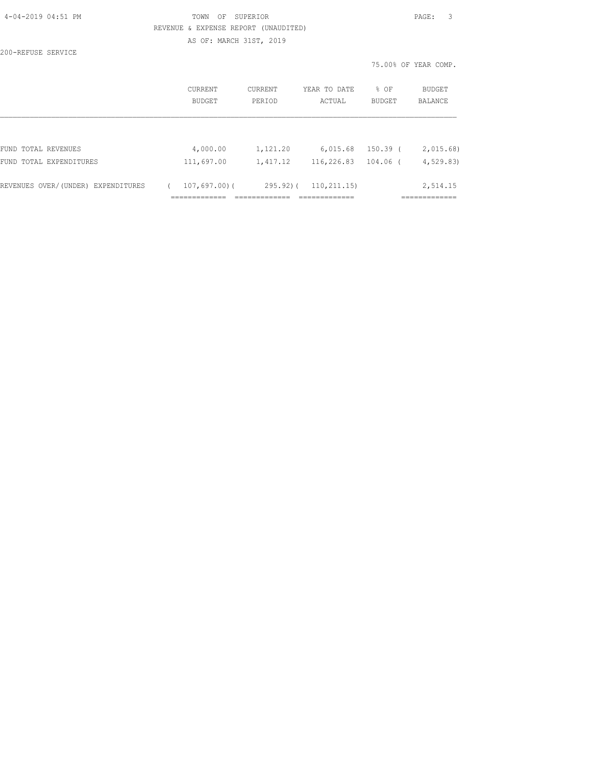TOWN OF SUPERIOR
REVENUE & EXPENSE REPORT (UNAUDITED)
AS OF: MARCH 31ST, 2019

200-REFUSE SERVICE

75.00% OF YEAR COMP.

| | CURRENT BUDGET | CURRENT PERIOD | YEAR TO DATE ACTUAL | % OF BUDGET | BUDGET BALANCE |
|---|---|---|---|---|---|
| FUND TOTAL REVENUES | 4,000.00 | 1,121.20 | 6,015.68 | 150.39 | ( 2,015.68) |
| FUND TOTAL EXPENDITURES | 111,697.00 | 1,417.12 | 116,226.83 | 104.06 | ( 4,529.83) |
| REVENUES OVER/(UNDER) EXPENDITURES | ( 107,697.00) | ( 295.92) | ( 110,211.15) | | 2,514.15 |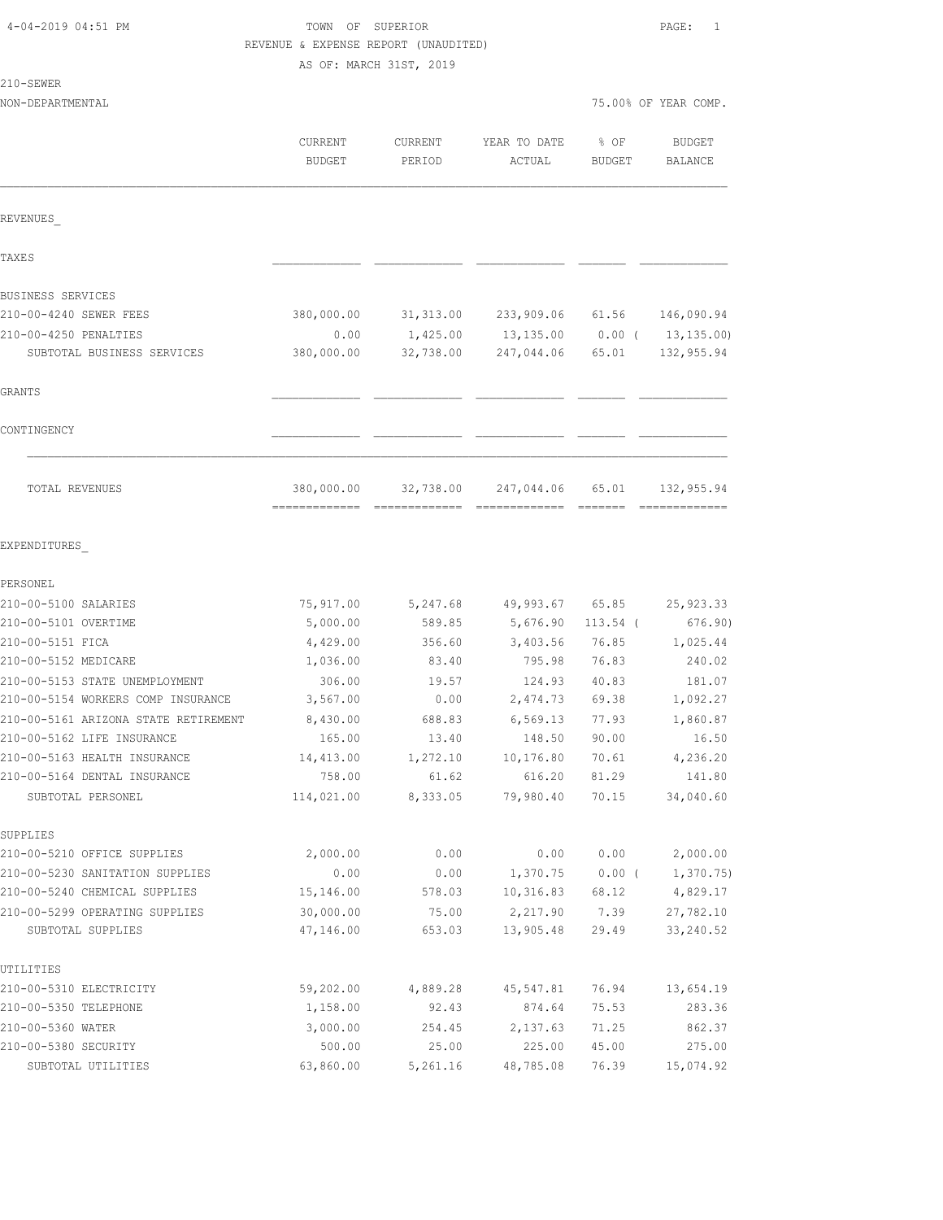TOWN OF SUPERIOR

REVENUE & EXPENSE REPORT (UNAUDITED)

AS OF: MARCH 31ST, 2019

210-SEWER

NON-DEPARTMENTAL — 75.00% OF YEAR COMP.

| | CURRENT BUDGET | CURRENT PERIOD | YEAR TO DATE ACTUAL | % OF BUDGET | BUDGET BALANCE |
|---|---|---|---|---|---|
| **REVENUES_** | | | | | |
| TAXES | | | | | |
| BUSINESS SERVICES | | | | | |
| 210-00-4240 SEWER FEES | 380,000.00 | 31,313.00 | 233,909.06 | 61.56 | 146,090.94 |
| 210-00-4250 PENALTIES | 0.00 | 1,425.00 | 13,135.00 | 0.00 ( | 13,135.00) |
| SUBTOTAL BUSINESS SERVICES | 380,000.00 | 32,738.00 | 247,044.06 | 65.01 | 132,955.94 |
| GRANTS | | | | | |
| CONTINGENCY | | | | | |
| TOTAL REVENUES | 380,000.00 | 32,738.00 | 247,044.06 | 65.01 | 132,955.94 |
| **EXPENDITURES_** | | | | | |
| PERSONEL | | | | | |
| 210-00-5100 SALARIES | 75,917.00 | 5,247.68 | 49,993.67 | 65.85 | 25,923.33 |
| 210-00-5101 OVERTIME | 5,000.00 | 589.85 | 5,676.90 | 113.54 ( | 676.90) |
| 210-00-5151 FICA | 4,429.00 | 356.60 | 3,403.56 | 76.85 | 1,025.44 |
| 210-00-5152 MEDICARE | 1,036.00 | 83.40 | 795.98 | 76.83 | 240.02 |
| 210-00-5153 STATE UNEMPLOYMENT | 306.00 | 19.57 | 124.93 | 40.83 | 181.07 |
| 210-00-5154 WORKERS COMP INSURANCE | 3,567.00 | 0.00 | 2,474.73 | 69.38 | 1,092.27 |
| 210-00-5161 ARIZONA STATE RETIREMENT | 8,430.00 | 688.83 | 6,569.13 | 77.93 | 1,860.87 |
| 210-00-5162 LIFE INSURANCE | 165.00 | 13.40 | 148.50 | 90.00 | 16.50 |
| 210-00-5163 HEALTH INSURANCE | 14,413.00 | 1,272.10 | 10,176.80 | 70.61 | 4,236.20 |
| 210-00-5164 DENTAL INSURANCE | 758.00 | 61.62 | 616.20 | 81.29 | 141.80 |
| SUBTOTAL PERSONEL | 114,021.00 | 8,333.05 | 79,980.40 | 70.15 | 34,040.60 |
| SUPPLIES | | | | | |
| 210-00-5210 OFFICE SUPPLIES | 2,000.00 | 0.00 | 0.00 | 0.00 | 2,000.00 |
| 210-00-5230 SANITATION SUPPLIES | 0.00 | 0.00 | 1,370.75 | 0.00 ( | 1,370.75) |
| 210-00-5240 CHEMICAL SUPPLIES | 15,146.00 | 578.03 | 10,316.83 | 68.12 | 4,829.17 |
| 210-00-5299 OPERATING SUPPLIES | 30,000.00 | 75.00 | 2,217.90 | 7.39 | 27,782.10 |
| SUBTOTAL SUPPLIES | 47,146.00 | 653.03 | 13,905.48 | 29.49 | 33,240.52 |
| UTILITIES | | | | | |
| 210-00-5310 ELECTRICITY | 59,202.00 | 4,889.28 | 45,547.81 | 76.94 | 13,654.19 |
| 210-00-5350 TELEPHONE | 1,158.00 | 92.43 | 874.64 | 75.53 | 283.36 |
| 210-00-5360 WATER | 3,000.00 | 254.45 | 2,137.63 | 71.25 | 862.37 |
| 210-00-5380 SECURITY | 500.00 | 25.00 | 225.00 | 45.00 | 275.00 |
| SUBTOTAL UTILITIES | 63,860.00 | 5,261.16 | 48,785.08 | 76.39 | 15,074.92 |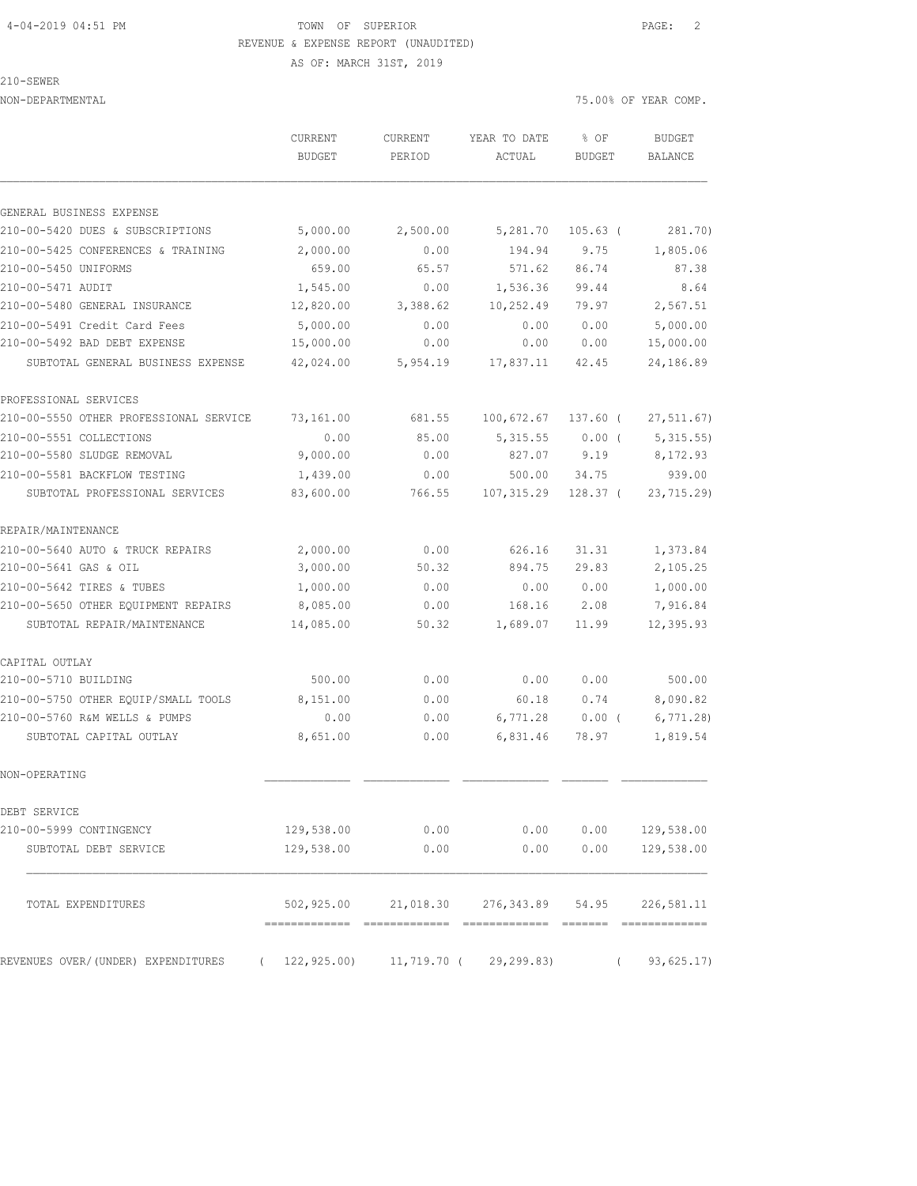TOWN OF SUPERIOR

REVENUE & EXPENSE REPORT (UNAUDITED)

AS OF: MARCH 31ST, 2019

210-SEWER

NON-DEPARTMENTAL — 75.00% OF YEAR COMP.

| | CURRENT BUDGET | CURRENT PERIOD | YEAR TO DATE ACTUAL | % OF BUDGET | BUDGET BALANCE |
|---|---|---|---|---|---|
| GENERAL BUSINESS EXPENSE | | | | | |
| 210-00-5420 DUES & SUBSCRIPTIONS | 5,000.00 | 2,500.00 | 5,281.70 | 105.63 | ( 281.70) |
| 210-00-5425 CONFERENCES & TRAINING | 2,000.00 | 0.00 | 194.94 | 9.75 | 1,805.06 |
| 210-00-5450 UNIFORMS | 659.00 | 65.57 | 571.62 | 86.74 | 87.38 |
| 210-00-5471 AUDIT | 1,545.00 | 0.00 | 1,536.36 | 99.44 | 8.64 |
| 210-00-5480 GENERAL INSURANCE | 12,820.00 | 3,388.62 | 10,252.49 | 79.97 | 2,567.51 |
| 210-00-5491 Credit Card Fees | 5,000.00 | 0.00 | 0.00 | 0.00 | 5,000.00 |
| 210-00-5492 BAD DEBT EXPENSE | 15,000.00 | 0.00 | 0.00 | 0.00 | 15,000.00 |
| SUBTOTAL GENERAL BUSINESS EXPENSE | 42,024.00 | 5,954.19 | 17,837.11 | 42.45 | 24,186.89 |
| PROFESSIONAL SERVICES | | | | | |
| 210-00-5550 OTHER PROFESSIONAL SERVICE | 73,161.00 | 681.55 | 100,672.67 | 137.60 | ( 27,511.67) |
| 210-00-5551 COLLECTIONS | 0.00 | 85.00 | 5,315.55 | 0.00 | ( 5,315.55) |
| 210-00-5580 SLUDGE REMOVAL | 9,000.00 | 0.00 | 827.07 | 9.19 | 8,172.93 |
| 210-00-5581 BACKFLOW TESTING | 1,439.00 | 0.00 | 500.00 | 34.75 | 939.00 |
| SUBTOTAL PROFESSIONAL SERVICES | 83,600.00 | 766.55 | 107,315.29 | 128.37 | ( 23,715.29) |
| REPAIR/MAINTENANCE | | | | | |
| 210-00-5640 AUTO & TRUCK REPAIRS | 2,000.00 | 0.00 | 626.16 | 31.31 | 1,373.84 |
| 210-00-5641 GAS & OIL | 3,000.00 | 50.32 | 894.75 | 29.83 | 2,105.25 |
| 210-00-5642 TIRES & TUBES | 1,000.00 | 0.00 | 0.00 | 0.00 | 1,000.00 |
| 210-00-5650 OTHER EQUIPMENT REPAIRS | 8,085.00 | 0.00 | 168.16 | 2.08 | 7,916.84 |
| SUBTOTAL REPAIR/MAINTENANCE | 14,085.00 | 50.32 | 1,689.07 | 11.99 | 12,395.93 |
| CAPITAL OUTLAY | | | | | |
| 210-00-5710 BUILDING | 500.00 | 0.00 | 0.00 | 0.00 | 500.00 |
| 210-00-5750 OTHER EQUIP/SMALL TOOLS | 8,151.00 | 0.00 | 60.18 | 0.74 | 8,090.82 |
| 210-00-5760 R&M WELLS & PUMPS | 0.00 | 0.00 | 6,771.28 | 0.00 | ( 6,771.28) |
| SUBTOTAL CAPITAL OUTLAY | 8,651.00 | 0.00 | 6,831.46 | 78.97 | 1,819.54 |
| NON-OPERATING | | | | | |
| DEBT SERVICE | | | | | |
| 210-00-5999 CONTINGENCY | 129,538.00 | 0.00 | 0.00 | 0.00 | 129,538.00 |
| SUBTOTAL DEBT SERVICE | 129,538.00 | 0.00 | 0.00 | 0.00 | 129,538.00 |
| TOTAL EXPENDITURES | 502,925.00 | 21,018.30 | 276,343.89 | 54.95 | 226,581.11 |
| REVENUES OVER/(UNDER) EXPENDITURES | ( 122,925.00) | 11,719.70 | ( 29,299.83) | | ( 93,625.17) |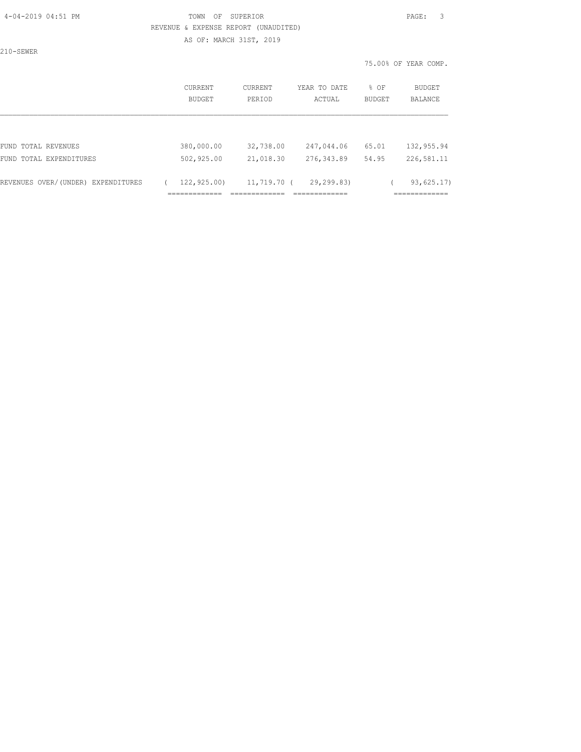TOWN OF SUPERIOR

REVENUE & EXPENSE REPORT (UNAUDITED)

AS OF: MARCH 31ST, 2019

210-SEWER

75.00% OF YEAR COMP.

| | CURRENT BUDGET | CURRENT PERIOD | YEAR TO DATE ACTUAL | % OF BUDGET | BUDGET BALANCE |
|---|---|---|---|---|---|
| FUND TOTAL REVENUES | 380,000.00 | 32,738.00 | 247,044.06 | 65.01 | 132,955.94 |
| FUND TOTAL EXPENDITURES | 502,925.00 | 21,018.30 | 276,343.89 | 54.95 | 226,581.11 |
| REVENUES OVER/(UNDER) EXPENDITURES | ( 122,925.00) | 11,719.70 | ( 29,299.83) | | ( 93,625.17) |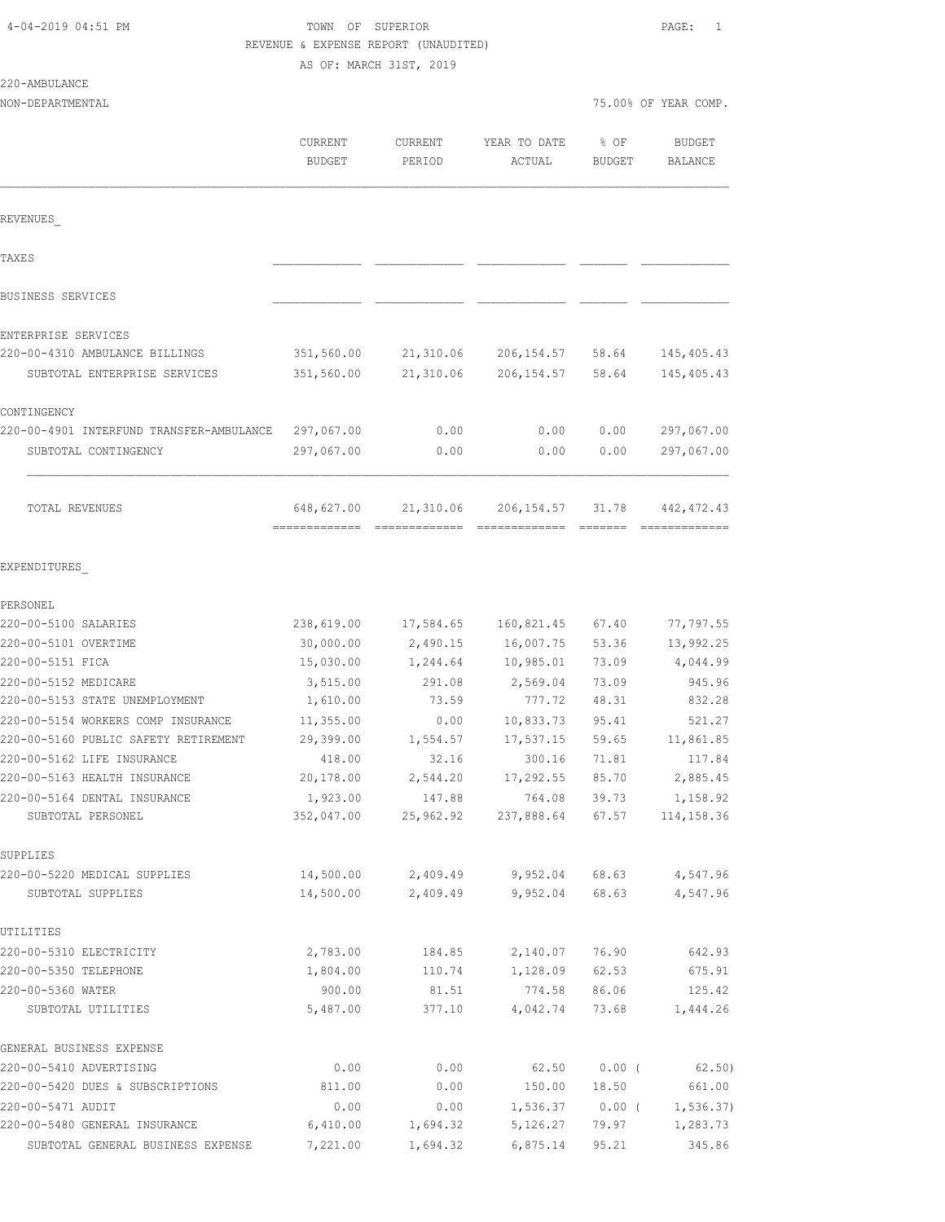TOWN OF SUPERIOR

REVENUE & EXPENSE REPORT (UNAUDITED)

AS OF: MARCH 31ST, 2019

220-AMBULANCE

NON-DEPARTMENTAL — 75.00% OF YEAR COMP.

| | CURRENT BUDGET | CURRENT PERIOD | YEAR TO DATE ACTUAL | % OF BUDGET | BUDGET BALANCE |
|---|---|---|---|---|---|
| **REVENUES** | | | | | |
| TAXES | | | | | |
| BUSINESS SERVICES | | | | | |
| ENTERPRISE SERVICES | | | | | |
| 220-00-4310 AMBULANCE BILLINGS | 351,560.00 | 21,310.06 | 206,154.57 | 58.64 | 145,405.43 |
| SUBTOTAL ENTERPRISE SERVICES | 351,560.00 | 21,310.06 | 206,154.57 | 58.64 | 145,405.43 |
| CONTINGENCY | | | | | |
| 220-00-4901 INTERFUND TRANSFER-AMBULANCE | 297,067.00 | 0.00 | 0.00 | 0.00 | 297,067.00 |
| SUBTOTAL CONTINGENCY | 297,067.00 | 0.00 | 0.00 | 0.00 | 297,067.00 |
| TOTAL REVENUES | 648,627.00 | 21,310.06 | 206,154.57 | 31.78 | 442,472.43 |
| **EXPENDITURES** | | | | | |
| PERSONEL | | | | | |
| 220-00-5100 SALARIES | 238,619.00 | 17,584.65 | 160,821.45 | 67.40 | 77,797.55 |
| 220-00-5101 OVERTIME | 30,000.00 | 2,490.15 | 16,007.75 | 53.36 | 13,992.25 |
| 220-00-5151 FICA | 15,030.00 | 1,244.64 | 10,985.01 | 73.09 | 4,044.99 |
| 220-00-5152 MEDICARE | 3,515.00 | 291.08 | 2,569.04 | 73.09 | 945.96 |
| 220-00-5153 STATE UNEMPLOYMENT | 1,610.00 | 73.59 | 777.72 | 48.31 | 832.28 |
| 220-00-5154 WORKERS COMP INSURANCE | 11,355.00 | 0.00 | 10,833.73 | 95.41 | 521.27 |
| 220-00-5160 PUBLIC SAFETY RETIREMENT | 29,399.00 | 1,554.57 | 17,537.15 | 59.65 | 11,861.85 |
| 220-00-5162 LIFE INSURANCE | 418.00 | 32.16 | 300.16 | 71.81 | 117.84 |
| 220-00-5163 HEALTH INSURANCE | 20,178.00 | 2,544.20 | 17,292.55 | 85.70 | 2,885.45 |
| 220-00-5164 DENTAL INSURANCE | 1,923.00 | 147.88 | 764.08 | 39.73 | 1,158.92 |
| SUBTOTAL PERSONEL | 352,047.00 | 25,962.92 | 237,888.64 | 67.57 | 114,158.36 |
| SUPPLIES | | | | | |
| 220-00-5220 MEDICAL SUPPLIES | 14,500.00 | 2,409.49 | 9,952.04 | 68.63 | 4,547.96 |
| SUBTOTAL SUPPLIES | 14,500.00 | 2,409.49 | 9,952.04 | 68.63 | 4,547.96 |
| UTILITIES | | | | | |
| 220-00-5310 ELECTRICITY | 2,783.00 | 184.85 | 2,140.07 | 76.90 | 642.93 |
| 220-00-5350 TELEPHONE | 1,804.00 | 110.74 | 1,128.09 | 62.53 | 675.91 |
| 220-00-5360 WATER | 900.00 | 81.51 | 774.58 | 86.06 | 125.42 |
| SUBTOTAL UTILITIES | 5,487.00 | 377.10 | 4,042.74 | 73.68 | 1,444.26 |
| GENERAL BUSINESS EXPENSE | | | | | |
| 220-00-5410 ADVERTISING | 0.00 | 0.00 | 62.50 | 0.00 | ( 62.50) |
| 220-00-5420 DUES & SUBSCRIPTIONS | 811.00 | 0.00 | 150.00 | 18.50 | 661.00 |
| 220-00-5471 AUDIT | 0.00 | 0.00 | 1,536.37 | 0.00 | ( 1,536.37) |
| 220-00-5480 GENERAL INSURANCE | 6,410.00 | 1,694.32 | 5,126.27 | 79.97 | 1,283.73 |
| SUBTOTAL GENERAL BUSINESS EXPENSE | 7,221.00 | 1,694.32 | 6,875.14 | 95.21 | 345.86 |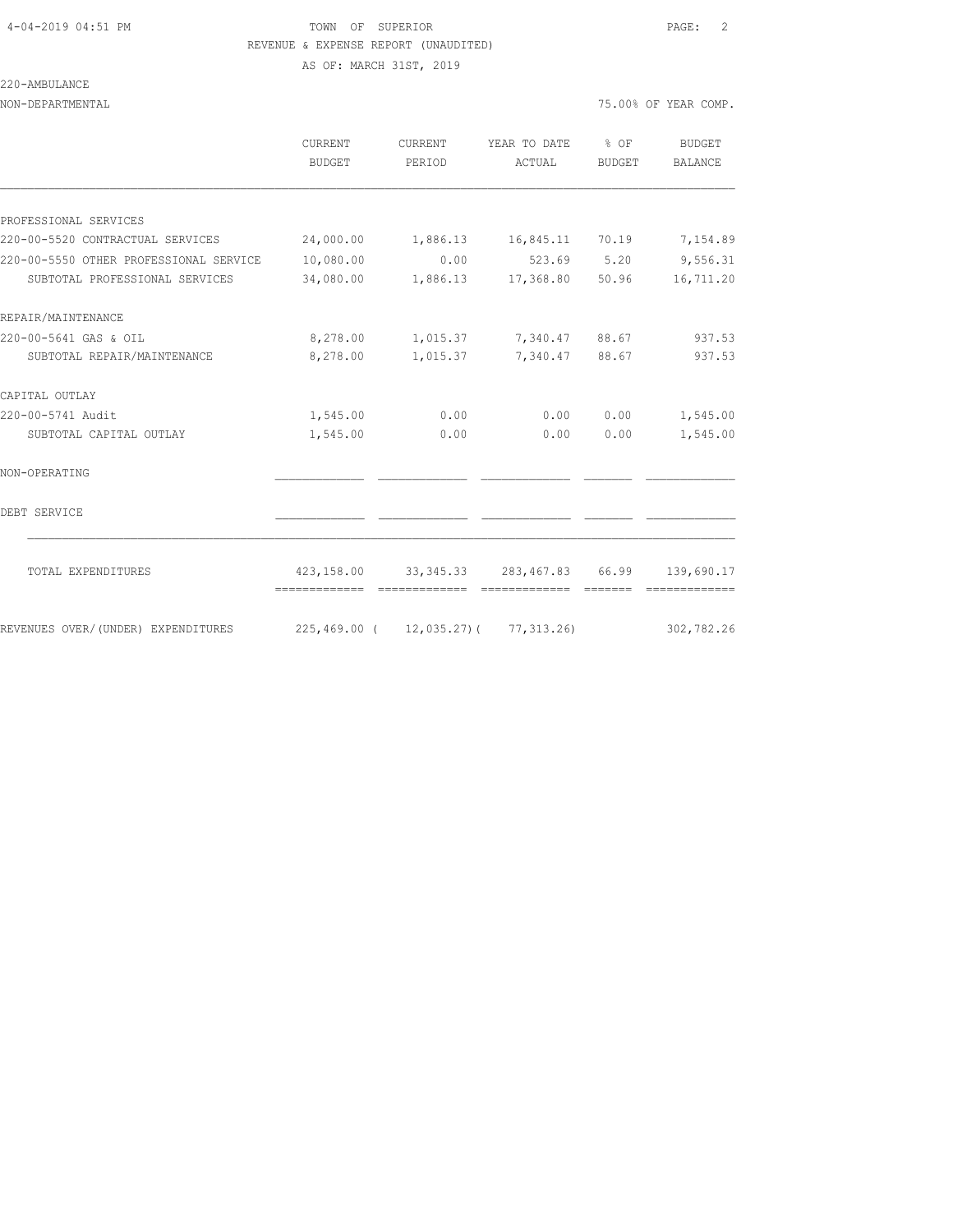TOWN OF SUPERIOR

REVENUE & EXPENSE REPORT (UNAUDITED)

AS OF: MARCH 31ST, 2019

220-AMBULANCE

NON-DEPARTMENTAL — 75.00% OF YEAR COMP.

| | CURRENT BUDGET | CURRENT PERIOD | YEAR TO DATE ACTUAL | % OF BUDGET | BUDGET BALANCE |
|---|---|---|---|---|---|
| PROFESSIONAL SERVICES | | | | | |
| 220-00-5520 CONTRACTUAL SERVICES | 24,000.00 | 1,886.13 | 16,845.11 | 70.19 | 7,154.89 |
| 220-00-5550 OTHER PROFESSIONAL SERVICE | 10,080.00 | 0.00 | 523.69 | 5.20 | 9,556.31 |
| SUBTOTAL PROFESSIONAL SERVICES | 34,080.00 | 1,886.13 | 17,368.80 | 50.96 | 16,711.20 |
| REPAIR/MAINTENANCE | | | | | |
| 220-00-5641 GAS & OIL | 8,278.00 | 1,015.37 | 7,340.47 | 88.67 | 937.53 |
| SUBTOTAL REPAIR/MAINTENANCE | 8,278.00 | 1,015.37 | 7,340.47 | 88.67 | 937.53 |
| CAPITAL OUTLAY | | | | | |
| 220-00-5741 Audit | 1,545.00 | 0.00 | 0.00 | 0.00 | 1,545.00 |
| SUBTOTAL CAPITAL OUTLAY | 1,545.00 | 0.00 | 0.00 | 0.00 | 1,545.00 |
| NON-OPERATING | | | | | |
| DEBT SERVICE | | | | | |
| TOTAL EXPENDITURES | 423,158.00 | 33,345.33 | 283,467.83 | 66.99 | 139,690.17 |
| REVENUES OVER/(UNDER) EXPENDITURES | 225,469.00 | ( 12,035.27) | ( 77,313.26) | | 302,782.26 |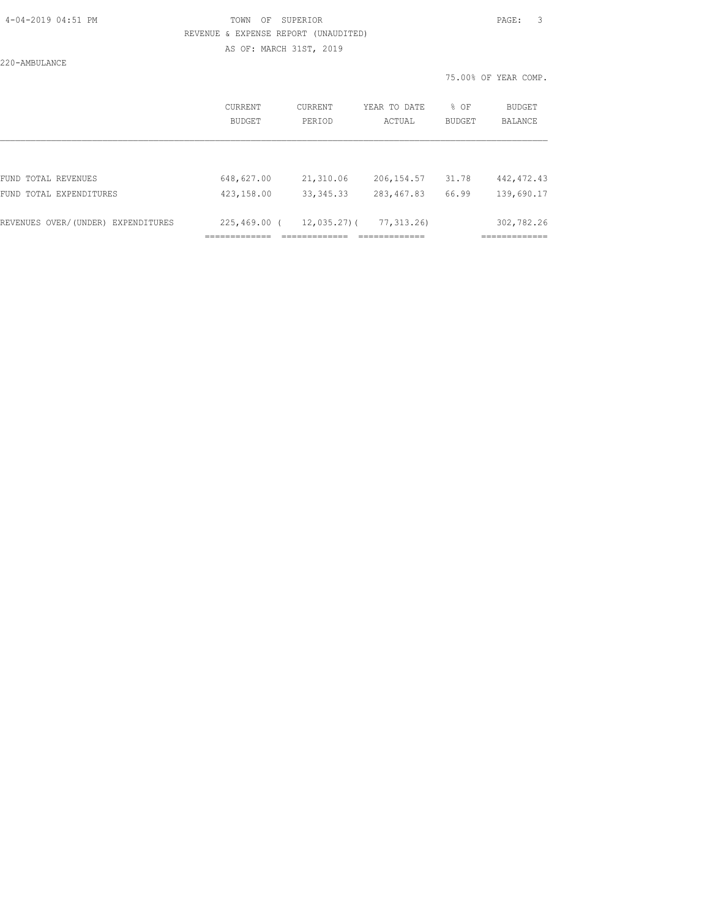TOWN OF SUPERIOR

REVENUE & EXPENSE REPORT (UNAUDITED)

AS OF: MARCH 31ST, 2019

220-AMBULANCE

75.00% OF YEAR COMP.

| | CURRENT BUDGET | CURRENT PERIOD | YEAR TO DATE ACTUAL | % OF BUDGET | BUDGET BALANCE |
|---|---|---|---|---|---|
| FUND TOTAL REVENUES | 648,627.00 | 21,310.06 | 206,154.57 | 31.78 | 442,472.43 |
| FUND TOTAL EXPENDITURES | 423,158.00 | 33,345.33 | 283,467.83 | 66.99 | 139,690.17 |
| REVENUES OVER/(UNDER) EXPENDITURES | 225,469.00 | ( 12,035.27) | ( 77,313.26) | | 302,782.26 |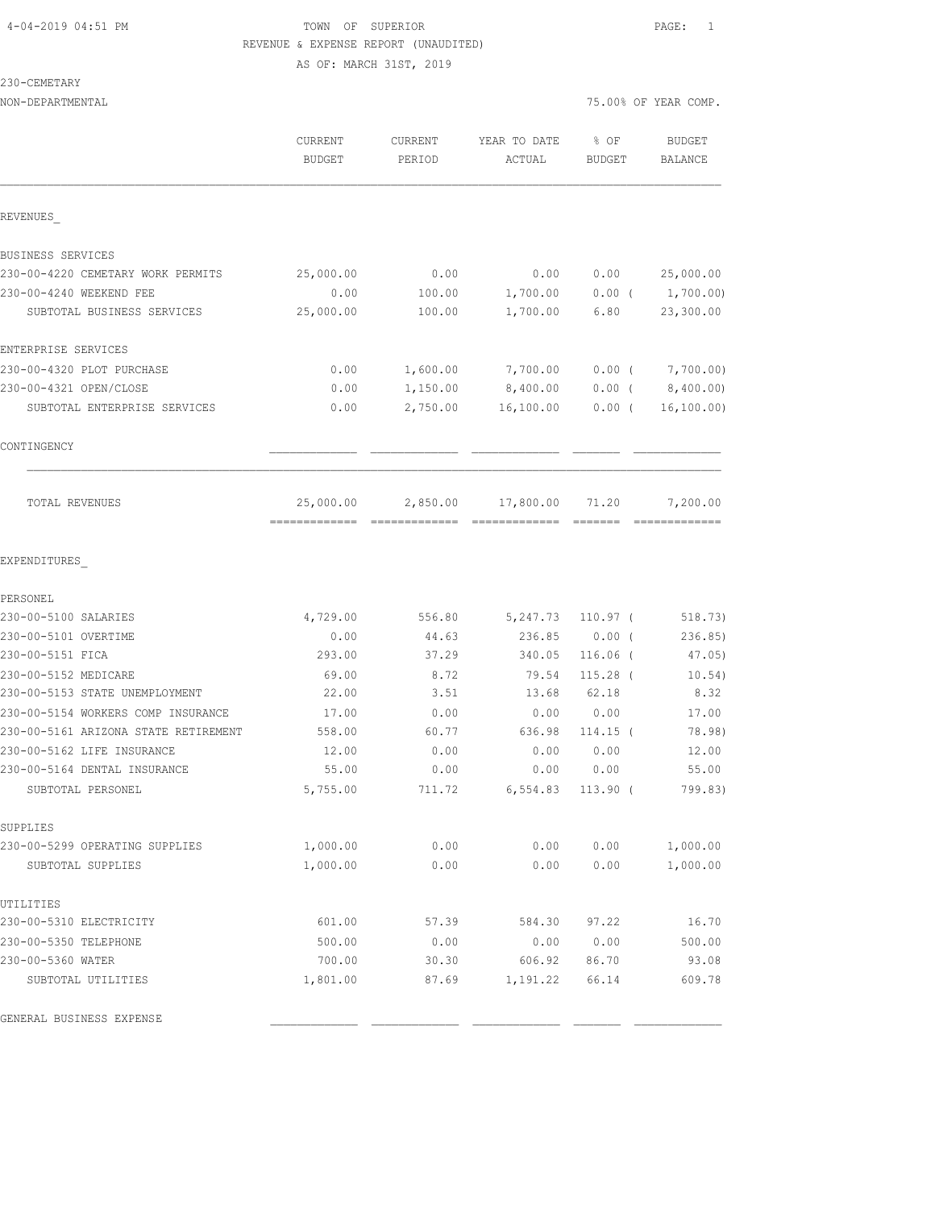TOWN OF SUPERIOR
REVENUE & EXPENSE REPORT (UNAUDITED)
AS OF: MARCH 31ST, 2019

4-04-2019 04:51 PM

230-CEMETARY
NON-DEPARTMENTAL

75.00% OF YEAR COMP.

| | CURRENT BUDGET | CURRENT PERIOD | YEAR TO DATE ACTUAL | % OF BUDGET | BUDGET BALANCE |
|---|---|---|---|---|---|
| **REVENUES** | | | | | |
| BUSINESS SERVICES | | | | | |
| 230-00-4220 CEMETARY WORK PERMITS | 25,000.00 | 0.00 | 0.00 | 0.00 | 25,000.00 |
| 230-00-4240 WEEKEND FEE | 0.00 | 100.00 | 1,700.00 | 0.00 ( | 1,700.00) |
| SUBTOTAL BUSINESS SERVICES | 25,000.00 | 100.00 | 1,700.00 | 6.80 | 23,300.00 |
| ENTERPRISE SERVICES | | | | | |
| 230-00-4320 PLOT PURCHASE | 0.00 | 1,600.00 | 7,700.00 | 0.00 ( | 7,700.00) |
| 230-00-4321 OPEN/CLOSE | 0.00 | 1,150.00 | 8,400.00 | 0.00 ( | 8,400.00) |
| SUBTOTAL ENTERPRISE SERVICES | 0.00 | 2,750.00 | 16,100.00 | 0.00 ( | 16,100.00) |
| CONTINGENCY | | | | | |
| TOTAL REVENUES | 25,000.00 | 2,850.00 | 17,800.00 | 71.20 | 7,200.00 |
| **EXPENDITURES** | | | | | |
| PERSONEL | | | | | |
| 230-00-5100 SALARIES | 4,729.00 | 556.80 | 5,247.73 | 110.97 ( | 518.73) |
| 230-00-5101 OVERTIME | 0.00 | 44.63 | 236.85 | 0.00 ( | 236.85) |
| 230-00-5151 FICA | 293.00 | 37.29 | 340.05 | 116.06 ( | 47.05) |
| 230-00-5152 MEDICARE | 69.00 | 8.72 | 79.54 | 115.28 ( | 10.54) |
| 230-00-5153 STATE UNEMPLOYMENT | 22.00 | 3.51 | 13.68 | 62.18 | 8.32 |
| 230-00-5154 WORKERS COMP INSURANCE | 17.00 | 0.00 | 0.00 | 0.00 | 17.00 |
| 230-00-5161 ARIZONA STATE RETIREMENT | 558.00 | 60.77 | 636.98 | 114.15 ( | 78.98) |
| 230-00-5162 LIFE INSURANCE | 12.00 | 0.00 | 0.00 | 0.00 | 12.00 |
| 230-00-5164 DENTAL INSURANCE | 55.00 | 0.00 | 0.00 | 0.00 | 55.00 |
| SUBTOTAL PERSONEL | 5,755.00 | 711.72 | 6,554.83 | 113.90 ( | 799.83) |
| SUPPLIES | | | | | |
| 230-00-5299 OPERATING SUPPLIES | 1,000.00 | 0.00 | 0.00 | 0.00 | 1,000.00 |
| SUBTOTAL SUPPLIES | 1,000.00 | 0.00 | 0.00 | 0.00 | 1,000.00 |
| UTILITIES | | | | | |
| 230-00-5310 ELECTRICITY | 601.00 | 57.39 | 584.30 | 97.22 | 16.70 |
| 230-00-5350 TELEPHONE | 500.00 | 0.00 | 0.00 | 0.00 | 500.00 |
| 230-00-5360 WATER | 700.00 | 30.30 | 606.92 | 86.70 | 93.08 |
| SUBTOTAL UTILITIES | 1,801.00 | 87.69 | 1,191.22 | 66.14 | 609.78 |
| GENERAL BUSINESS EXPENSE | | | | | |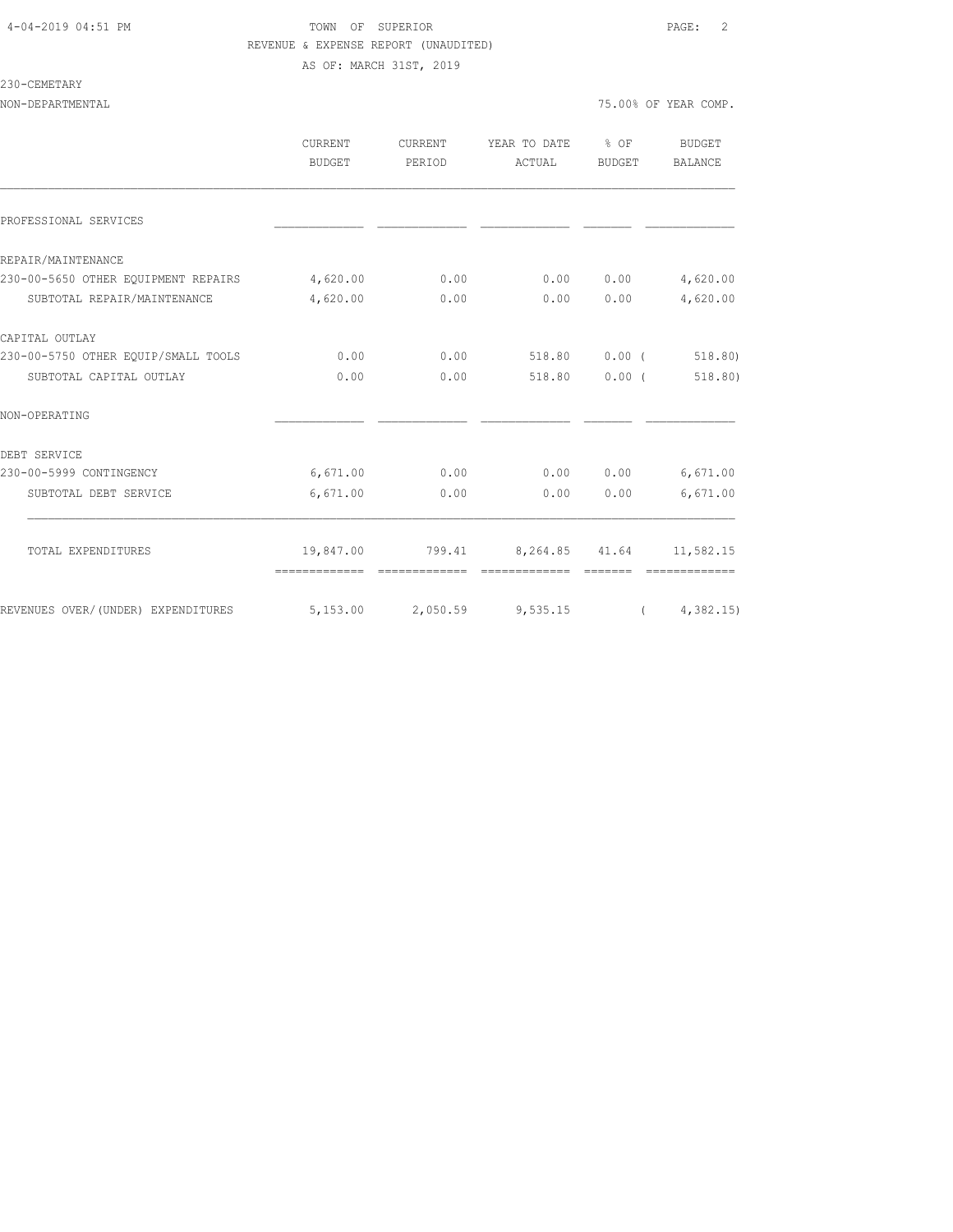TOWN OF SUPERIOR
REVENUE & EXPENSE REPORT (UNAUDITED)
AS OF: MARCH 31ST, 2019

230-CEMETARY

NON-DEPARTMENTAL — 75.00% OF YEAR COMP.

| | CURRENT BUDGET | CURRENT PERIOD | YEAR TO DATE ACTUAL | % OF BUDGET | BUDGET BALANCE |
|---|---|---|---|---|---|
| PROFESSIONAL SERVICES | | | | | |
| REPAIR/MAINTENANCE | | | | | |
| 230-00-5650 OTHER EQUIPMENT REPAIRS | 4,620.00 | 0.00 | 0.00 | 0.00 | 4,620.00 |
| SUBTOTAL REPAIR/MAINTENANCE | 4,620.00 | 0.00 | 0.00 | 0.00 | 4,620.00 |
| CAPITAL OUTLAY | | | | | |
| 230-00-5750 OTHER EQUIP/SMALL TOOLS | 0.00 | 0.00 | 518.80 | 0.00 | ( 518.80) |
| SUBTOTAL CAPITAL OUTLAY | 0.00 | 0.00 | 518.80 | 0.00 | ( 518.80) |
| NON-OPERATING | | | | | |
| DEBT SERVICE | | | | | |
| 230-00-5999 CONTINGENCY | 6,671.00 | 0.00 | 0.00 | 0.00 | 6,671.00 |
| SUBTOTAL DEBT SERVICE | 6,671.00 | 0.00 | 0.00 | 0.00 | 6,671.00 |
| TOTAL EXPENDITURES | 19,847.00 | 799.41 | 8,264.85 | 41.64 | 11,582.15 |
| REVENUES OVER/(UNDER) EXPENDITURES | 5,153.00 | 2,050.59 | 9,535.15 | | ( 4,382.15) |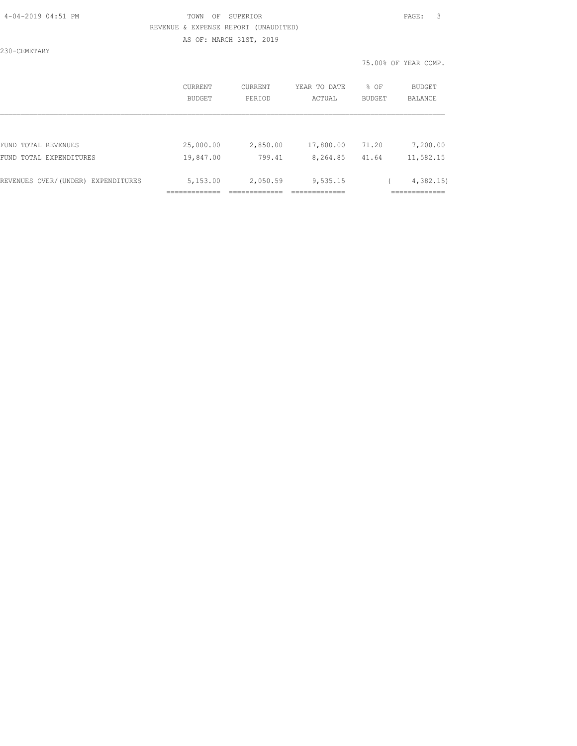TOWN OF SUPERIOR

REVENUE & EXPENSE REPORT (UNAUDITED)

AS OF: MARCH 31ST, 2019

230-CEMETARY

75.00% OF YEAR COMP.

| | CURRENT BUDGET | CURRENT PERIOD | YEAR TO DATE ACTUAL | % OF BUDGET | BUDGET BALANCE |
|---|---|---|---|---|---|
| FUND TOTAL REVENUES | 25,000.00 | 2,850.00 | 17,800.00 | 71.20 | 7,200.00 |
| FUND TOTAL EXPENDITURES | 19,847.00 | 799.41 | 8,264.85 | 41.64 | 11,582.15 |
| REVENUES OVER/(UNDER) EXPENDITURES | 5,153.00 | 2,050.59 | 9,535.15 | | ( 4,382.15) |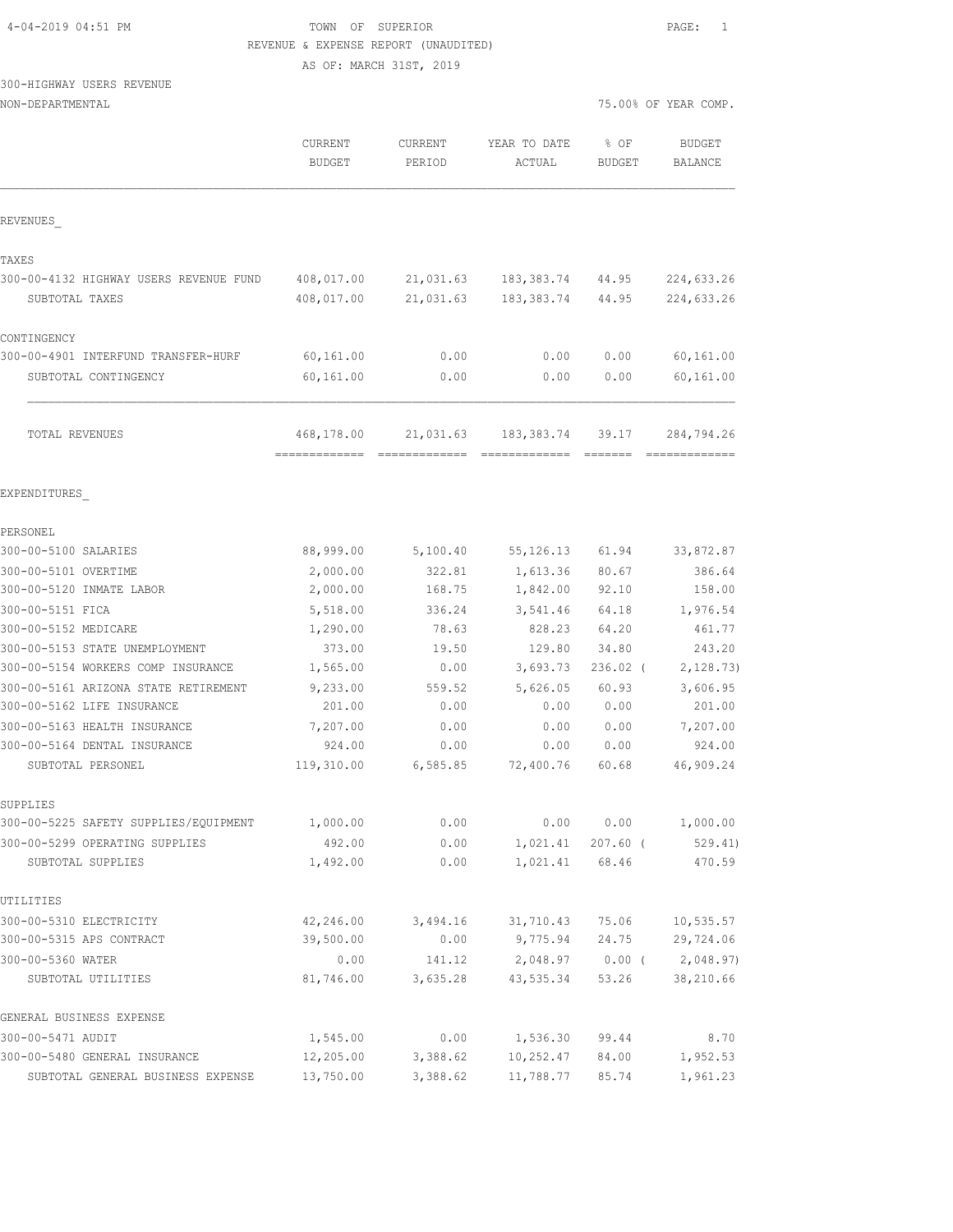TOWN OF SUPERIOR
REVENUE & EXPENSE REPORT (UNAUDITED)
AS OF: MARCH 31ST, 2019

300-HIGHWAY USERS REVENUE
NON-DEPARTMENTAL

75.00% OF YEAR COMP.

| | CURRENT BUDGET | CURRENT PERIOD | YEAR TO DATE ACTUAL | % OF BUDGET | BUDGET BALANCE |
|---|---|---|---|---|---|
| **REVENUES** | | | | | |
| **TAXES** | | | | | |
| 300-00-4132 HIGHWAY USERS REVENUE FUND | 408,017.00 | 21,031.63 | 183,383.74 | 44.95 | 224,633.26 |
| SUBTOTAL TAXES | 408,017.00 | 21,031.63 | 183,383.74 | 44.95 | 224,633.26 |
| **CONTINGENCY** | | | | | |
| 300-00-4901 INTERFUND TRANSFER-HURF | 60,161.00 | 0.00 | 0.00 | 0.00 | 60,161.00 |
| SUBTOTAL CONTINGENCY | 60,161.00 | 0.00 | 0.00 | 0.00 | 60,161.00 |
| TOTAL REVENUES | 468,178.00 | 21,031.63 | 183,383.74 | 39.17 | 284,794.26 |
| **EXPENDITURES** | | | | | |
| **PERSONEL** | | | | | |
| 300-00-5100 SALARIES | 88,999.00 | 5,100.40 | 55,126.13 | 61.94 | 33,872.87 |
| 300-00-5101 OVERTIME | 2,000.00 | 322.81 | 1,613.36 | 80.67 | 386.64 |
| 300-00-5120 INMATE LABOR | 2,000.00 | 168.75 | 1,842.00 | 92.10 | 158.00 |
| 300-00-5151 FICA | 5,518.00 | 336.24 | 3,541.46 | 64.18 | 1,976.54 |
| 300-00-5152 MEDICARE | 1,290.00 | 78.63 | 828.23 | 64.20 | 461.77 |
| 300-00-5153 STATE UNEMPLOYMENT | 373.00 | 19.50 | 129.80 | 34.80 | 243.20 |
| 300-00-5154 WORKERS COMP INSURANCE | 1,565.00 | 0.00 | 3,693.73 | 236.02 | ( 2,128.73) |
| 300-00-5161 ARIZONA STATE RETIREMENT | 9,233.00 | 559.52 | 5,626.05 | 60.93 | 3,606.95 |
| 300-00-5162 LIFE INSURANCE | 201.00 | 0.00 | 0.00 | 0.00 | 201.00 |
| 300-00-5163 HEALTH INSURANCE | 7,207.00 | 0.00 | 0.00 | 0.00 | 7,207.00 |
| 300-00-5164 DENTAL INSURANCE | 924.00 | 0.00 | 0.00 | 0.00 | 924.00 |
| SUBTOTAL PERSONEL | 119,310.00 | 6,585.85 | 72,400.76 | 60.68 | 46,909.24 |
| **SUPPLIES** | | | | | |
| 300-00-5225 SAFETY SUPPLIES/EQUIPMENT | 1,000.00 | 0.00 | 0.00 | 0.00 | 1,000.00 |
| 300-00-5299 OPERATING SUPPLIES | 492.00 | 0.00 | 1,021.41 | 207.60 | ( 529.41) |
| SUBTOTAL SUPPLIES | 1,492.00 | 0.00 | 1,021.41 | 68.46 | 470.59 |
| **UTILITIES** | | | | | |
| 300-00-5310 ELECTRICITY | 42,246.00 | 3,494.16 | 31,710.43 | 75.06 | 10,535.57 |
| 300-00-5315 APS CONTRACT | 39,500.00 | 0.00 | 9,775.94 | 24.75 | 29,724.06 |
| 300-00-5360 WATER | 0.00 | 141.12 | 2,048.97 | 0.00 | ( 2,048.97) |
| SUBTOTAL UTILITIES | 81,746.00 | 3,635.28 | 43,535.34 | 53.26 | 38,210.66 |
| **GENERAL BUSINESS EXPENSE** | | | | | |
| 300-00-5471 AUDIT | 1,545.00 | 0.00 | 1,536.30 | 99.44 | 8.70 |
| 300-00-5480 GENERAL INSURANCE | 12,205.00 | 3,388.62 | 10,252.47 | 84.00 | 1,952.53 |
| SUBTOTAL GENERAL BUSINESS EXPENSE | 13,750.00 | 3,388.62 | 11,788.77 | 85.74 | 1,961.23 |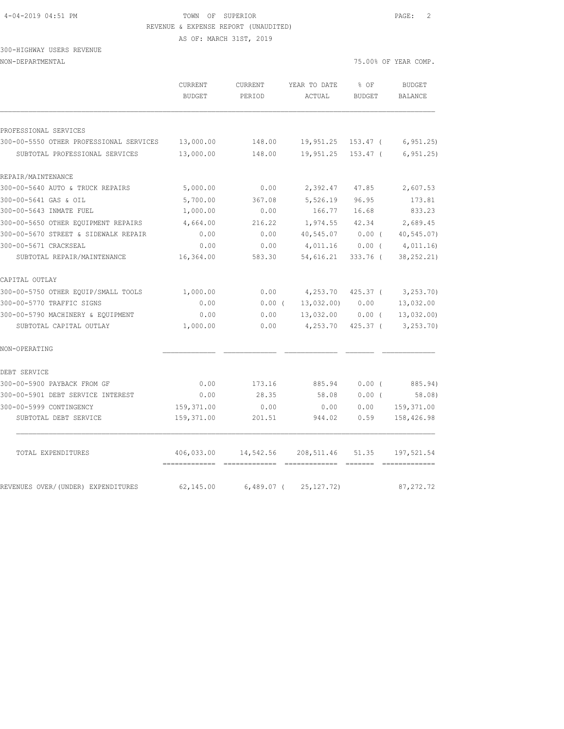TOWN OF SUPERIOR

REVENUE & EXPENSE REPORT (UNAUDITED)

AS OF: MARCH 31ST, 2019

300-HIGHWAY USERS REVENUE

NON-DEPARTMENTAL — 75.00% OF YEAR COMP.

| | CURRENT BUDGET | CURRENT PERIOD | YEAR TO DATE ACTUAL | % OF BUDGET | BUDGET BALANCE |
|---|---|---|---|---|---|
| PROFESSIONAL SERVICES | | | | | |
| 300-00-5550 OTHER PROFESSIONAL SERVICES | 13,000.00 | 148.00 | 19,951.25 | 153.47 | ( 6,951.25) |
| SUBTOTAL PROFESSIONAL SERVICES | 13,000.00 | 148.00 | 19,951.25 | 153.47 | ( 6,951.25) |
| REPAIR/MAINTENANCE | | | | | |
| 300-00-5640 AUTO & TRUCK REPAIRS | 5,000.00 | 0.00 | 2,392.47 | 47.85 | 2,607.53 |
| 300-00-5641 GAS & OIL | 5,700.00 | 367.08 | 5,526.19 | 96.95 | 173.81 |
| 300-00-5643 INMATE FUEL | 1,000.00 | 0.00 | 166.77 | 16.68 | 833.23 |
| 300-00-5650 OTHER EQUIPMENT REPAIRS | 4,664.00 | 216.22 | 1,974.55 | 42.34 | 2,689.45 |
| 300-00-5670 STREET & SIDEWALK REPAIR | 0.00 | 0.00 | 40,545.07 | 0.00 | ( 40,545.07) |
| 300-00-5671 CRACKSEAL | 0.00 | 0.00 | 4,011.16 | 0.00 | ( 4,011.16) |
| SUBTOTAL REPAIR/MAINTENANCE | 16,364.00 | 583.30 | 54,616.21 | 333.76 | ( 38,252.21) |
| CAPITAL OUTLAY | | | | | |
| 300-00-5750 OTHER EQUIP/SMALL TOOLS | 1,000.00 | 0.00 | 4,253.70 | 425.37 | ( 3,253.70) |
| 300-00-5770 TRAFFIC SIGNS | 0.00 | 0.00 | ( 13,032.00) | 0.00 | 13,032.00 |
| 300-00-5790 MACHINERY & EQUIPMENT | 0.00 | 0.00 | 13,032.00 | 0.00 | ( 13,032.00) |
| SUBTOTAL CAPITAL OUTLAY | 1,000.00 | 0.00 | 4,253.70 | 425.37 | ( 3,253.70) |
| NON-OPERATING | | | | | |
| DEBT SERVICE | | | | | |
| 300-00-5900 PAYBACK FROM GF | 0.00 | 173.16 | 885.94 | 0.00 | ( 885.94) |
| 300-00-5901 DEBT SERVICE INTEREST | 0.00 | 28.35 | 58.08 | 0.00 | ( 58.08) |
| 300-00-5999 CONTINGENCY | 159,371.00 | 0.00 | 0.00 | 0.00 | 159,371.00 |
| SUBTOTAL DEBT SERVICE | 159,371.00 | 201.51 | 944.02 | 0.59 | 158,426.98 |
| TOTAL EXPENDITURES | 406,033.00 | 14,542.56 | 208,511.46 | 51.35 | 197,521.54 |
| REVENUES OVER/(UNDER) EXPENDITURES | 62,145.00 | 6,489.07 | ( 25,127.72) | | 87,272.72 |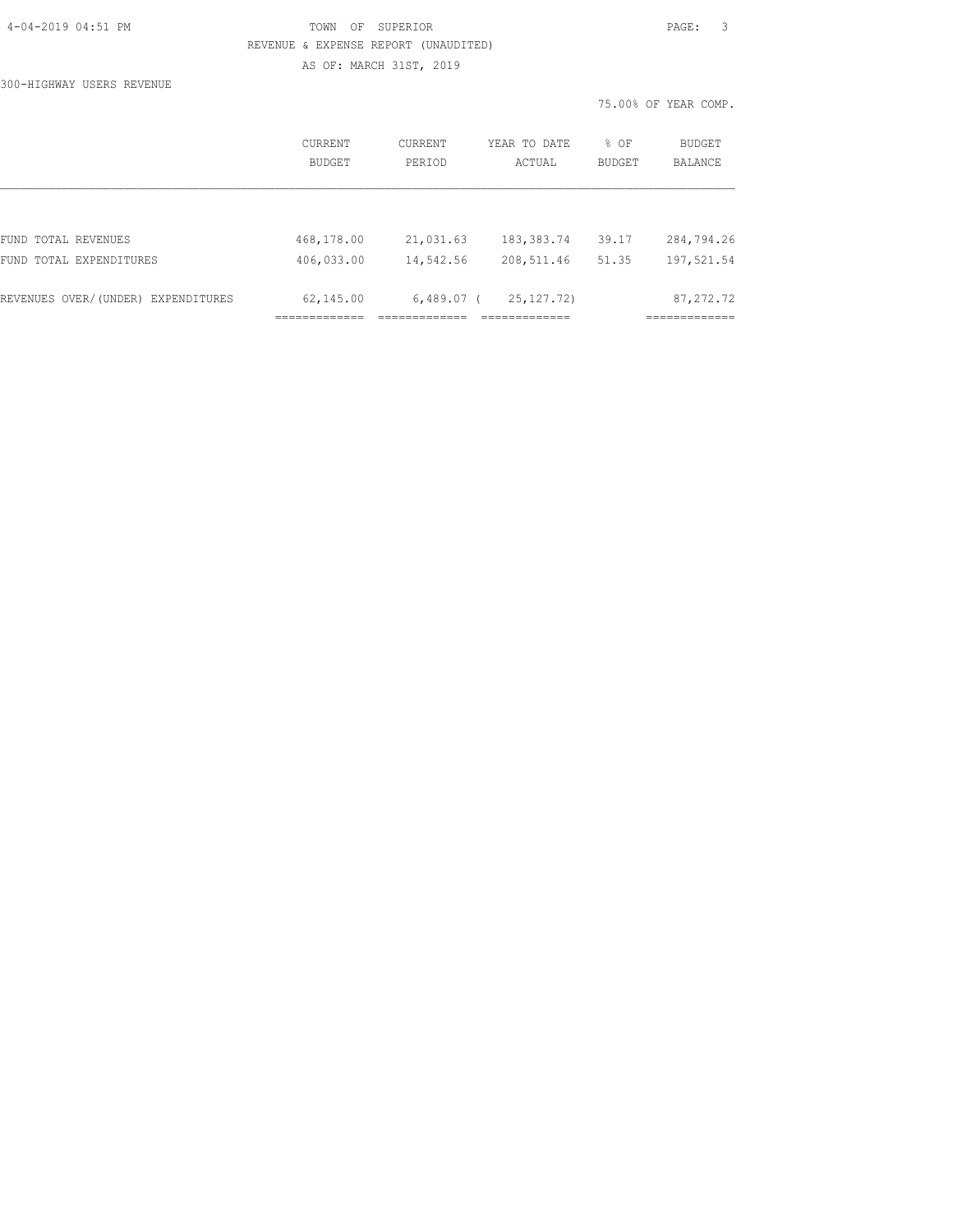TOWN OF SUPERIOR

REVENUE & EXPENSE REPORT (UNAUDITED)

AS OF: MARCH 31ST, 2019

300-HIGHWAY USERS REVENUE

75.00% OF YEAR COMP.

| | CURRENT BUDGET | CURRENT PERIOD | YEAR TO DATE ACTUAL | % OF BUDGET | BUDGET BALANCE |
|---|---|---|---|---|---|
| FUND TOTAL REVENUES | 468,178.00 | 21,031.63 | 183,383.74 | 39.17 | 284,794.26 |
| FUND TOTAL EXPENDITURES | 406,033.00 | 14,542.56 | 208,511.46 | 51.35 | 197,521.54 |
| REVENUES OVER/(UNDER) EXPENDITURES | 62,145.00 | 6,489.07 | ( 25,127.72) | | 87,272.72 |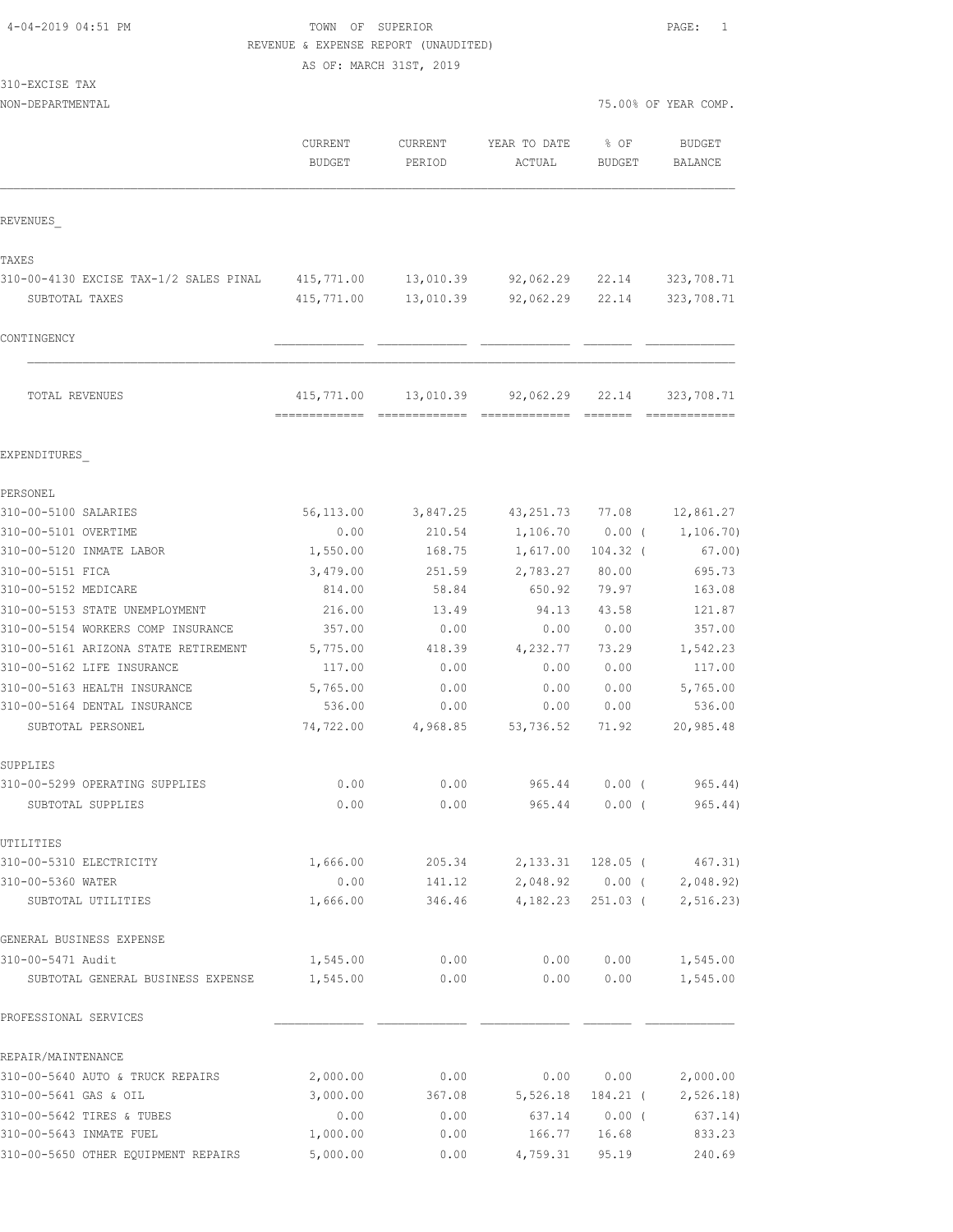4-04-2019 04:51 PM TOWN OF SUPERIOR

REVENUE & EXPENSE REPORT (UNAUDITED)

AS OF: MARCH 31ST, 2019

310-EXCISE TAX

NON-DEPARTMENTAL 75.00% OF YEAR COMP.

| | CURRENT BUDGET | CURRENT PERIOD | YEAR TO DATE ACTUAL | % OF BUDGET | BUDGET BALANCE |
|---|---|---|---|---|---|
| **REVENUES_** | | | | | |
| TAXES | | | | | |
| 310-00-4130 EXCISE TAX-1/2 SALES PINAL | 415,771.00 | 13,010.39 | 92,062.29 | 22.14 | 323,708.71 |
| SUBTOTAL TAXES | 415,771.00 | 13,010.39 | 92,062.29 | 22.14 | 323,708.71 |
| CONTINGENCY | | | | | |
| TOTAL REVENUES | 415,771.00 | 13,010.39 | 92,062.29 | 22.14 | 323,708.71 |
| **EXPENDITURES_** | | | | | |
| PERSONEL | | | | | |
| 310-00-5100 SALARIES | 56,113.00 | 3,847.25 | 43,251.73 | 77.08 | 12,861.27 |
| 310-00-5101 OVERTIME | 0.00 | 210.54 | 1,106.70 | 0.00 ( | 1,106.70) |
| 310-00-5120 INMATE LABOR | 1,550.00 | 168.75 | 1,617.00 | 104.32 ( | 67.00) |
| 310-00-5151 FICA | 3,479.00 | 251.59 | 2,783.27 | 80.00 | 695.73 |
| 310-00-5152 MEDICARE | 814.00 | 58.84 | 650.92 | 79.97 | 163.08 |
| 310-00-5153 STATE UNEMPLOYMENT | 216.00 | 13.49 | 94.13 | 43.58 | 121.87 |
| 310-00-5154 WORKERS COMP INSURANCE | 357.00 | 0.00 | 0.00 | 0.00 | 357.00 |
| 310-00-5161 ARIZONA STATE RETIREMENT | 5,775.00 | 418.39 | 4,232.77 | 73.29 | 1,542.23 |
| 310-00-5162 LIFE INSURANCE | 117.00 | 0.00 | 0.00 | 0.00 | 117.00 |
| 310-00-5163 HEALTH INSURANCE | 5,765.00 | 0.00 | 0.00 | 0.00 | 5,765.00 |
| 310-00-5164 DENTAL INSURANCE | 536.00 | 0.00 | 0.00 | 0.00 | 536.00 |
| SUBTOTAL PERSONEL | 74,722.00 | 4,968.85 | 53,736.52 | 71.92 | 20,985.48 |
| SUPPLIES | | | | | |
| 310-00-5299 OPERATING SUPPLIES | 0.00 | 0.00 | 965.44 | 0.00 ( | 965.44) |
| SUBTOTAL SUPPLIES | 0.00 | 0.00 | 965.44 | 0.00 ( | 965.44) |
| UTILITIES | | | | | |
| 310-00-5310 ELECTRICITY | 1,666.00 | 205.34 | 2,133.31 | 128.05 ( | 467.31) |
| 310-00-5360 WATER | 0.00 | 141.12 | 2,048.92 | 0.00 ( | 2,048.92) |
| SUBTOTAL UTILITIES | 1,666.00 | 346.46 | 4,182.23 | 251.03 ( | 2,516.23) |
| GENERAL BUSINESS EXPENSE | | | | | |
| 310-00-5471 Audit | 1,545.00 | 0.00 | 0.00 | 0.00 | 1,545.00 |
| SUBTOTAL GENERAL BUSINESS EXPENSE | 1,545.00 | 0.00 | 0.00 | 0.00 | 1,545.00 |
| PROFESSIONAL SERVICES | | | | | |
| REPAIR/MAINTENANCE | | | | | |
| 310-00-5640 AUTO & TRUCK REPAIRS | 2,000.00 | 0.00 | 0.00 | 0.00 | 2,000.00 |
| 310-00-5641 GAS & OIL | 3,000.00 | 367.08 | 5,526.18 | 184.21 ( | 2,526.18) |
| 310-00-5642 TIRES & TUBES | 0.00 | 0.00 | 637.14 | 0.00 ( | 637.14) |
| 310-00-5643 INMATE FUEL | 1,000.00 | 0.00 | 166.77 | 16.68 | 833.23 |
| 310-00-5650 OTHER EQUIPMENT REPAIRS | 5,000.00 | 0.00 | 4,759.31 | 95.19 | 240.69 |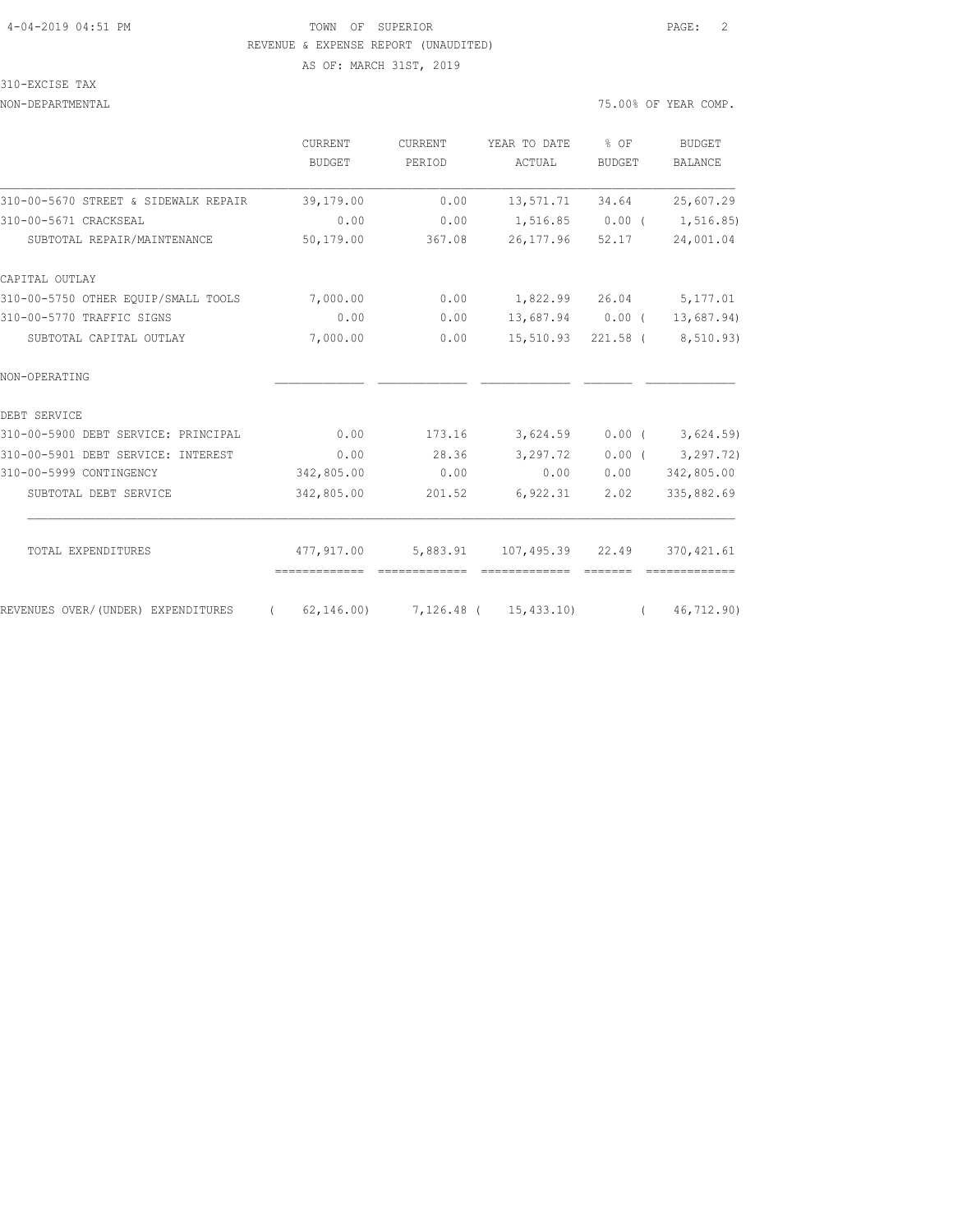TOWN OF SUPERIOR

REVENUE & EXPENSE REPORT (UNAUDITED)

AS OF: MARCH 31ST, 2019

310-EXCISE TAX

NON-DEPARTMENTAL 75.00% OF YEAR COMP.

| | CURRENT BUDGET | CURRENT PERIOD | YEAR TO DATE ACTUAL | % OF BUDGET | BUDGET BALANCE |
|---|---|---|---|---|---|
| 310-00-5670 STREET & SIDEWALK REPAIR | 39,179.00 | 0.00 | 13,571.71 | 34.64 | 25,607.29 |
| 310-00-5671 CRACKSEAL | 0.00 | 0.00 | 1,516.85 | 0.00 | ( 1,516.85) |
| SUBTOTAL REPAIR/MAINTENANCE | 50,179.00 | 367.08 | 26,177.96 | 52.17 | 24,001.04 |
| CAPITAL OUTLAY | | | | | |
| 310-00-5750 OTHER EQUIP/SMALL TOOLS | 7,000.00 | 0.00 | 1,822.99 | 26.04 | 5,177.01 |
| 310-00-5770 TRAFFIC SIGNS | 0.00 | 0.00 | 13,687.94 | 0.00 | ( 13,687.94) |
| SUBTOTAL CAPITAL OUTLAY | 7,000.00 | 0.00 | 15,510.93 | 221.58 | ( 8,510.93) |
| NON-OPERATING | | | | | |
| DEBT SERVICE | | | | | |
| 310-00-5900 DEBT SERVICE: PRINCIPAL | 0.00 | 173.16 | 3,624.59 | 0.00 | ( 3,624.59) |
| 310-00-5901 DEBT SERVICE: INTEREST | 0.00 | 28.36 | 3,297.72 | 0.00 | ( 3,297.72) |
| 310-00-5999 CONTINGENCY | 342,805.00 | 0.00 | 0.00 | 0.00 | 342,805.00 |
| SUBTOTAL DEBT SERVICE | 342,805.00 | 201.52 | 6,922.31 | 2.02 | 335,882.69 |
| TOTAL EXPENDITURES | 477,917.00 | 5,883.91 | 107,495.39 | 22.49 | 370,421.61 |
| REVENUES OVER/(UNDER) EXPENDITURES | ( 62,146.00) | 7,126.48 | ( 15,433.10) | | ( 46,712.90) |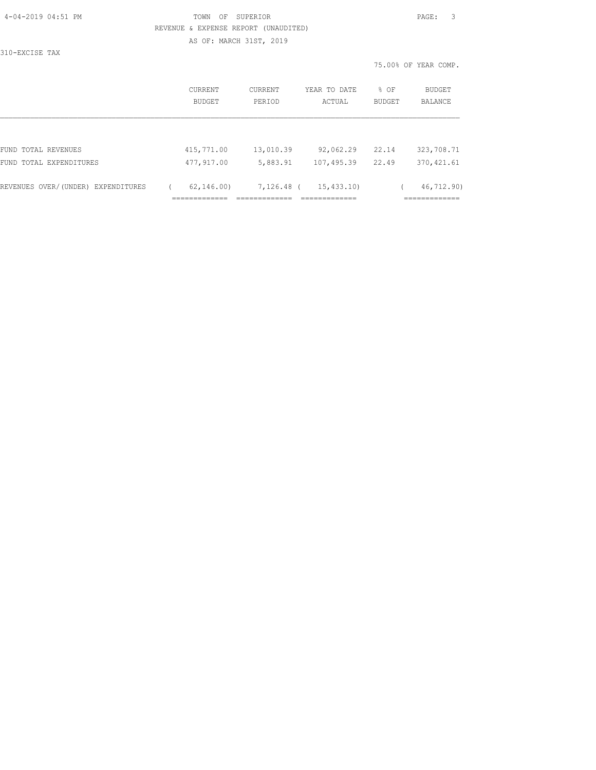TOWN OF SUPERIOR

REVENUE & EXPENSE REPORT (UNAUDITED)

AS OF: MARCH 31ST, 2019

310-EXCISE TAX

75.00% OF YEAR COMP.

| | CURRENT BUDGET | CURRENT PERIOD | YEAR TO DATE ACTUAL | % OF BUDGET | BUDGET BALANCE |
|---|---|---|---|---|---|
| FUND TOTAL REVENUES | 415,771.00 | 13,010.39 | 92,062.29 | 22.14 | 323,708.71 |
| FUND TOTAL EXPENDITURES | 477,917.00 | 5,883.91 | 107,495.39 | 22.49 | 370,421.61 |
| REVENUES OVER/(UNDER) EXPENDITURES | ( 62,146.00) | 7,126.48 | ( 15,433.10) | | ( 46,712.90) |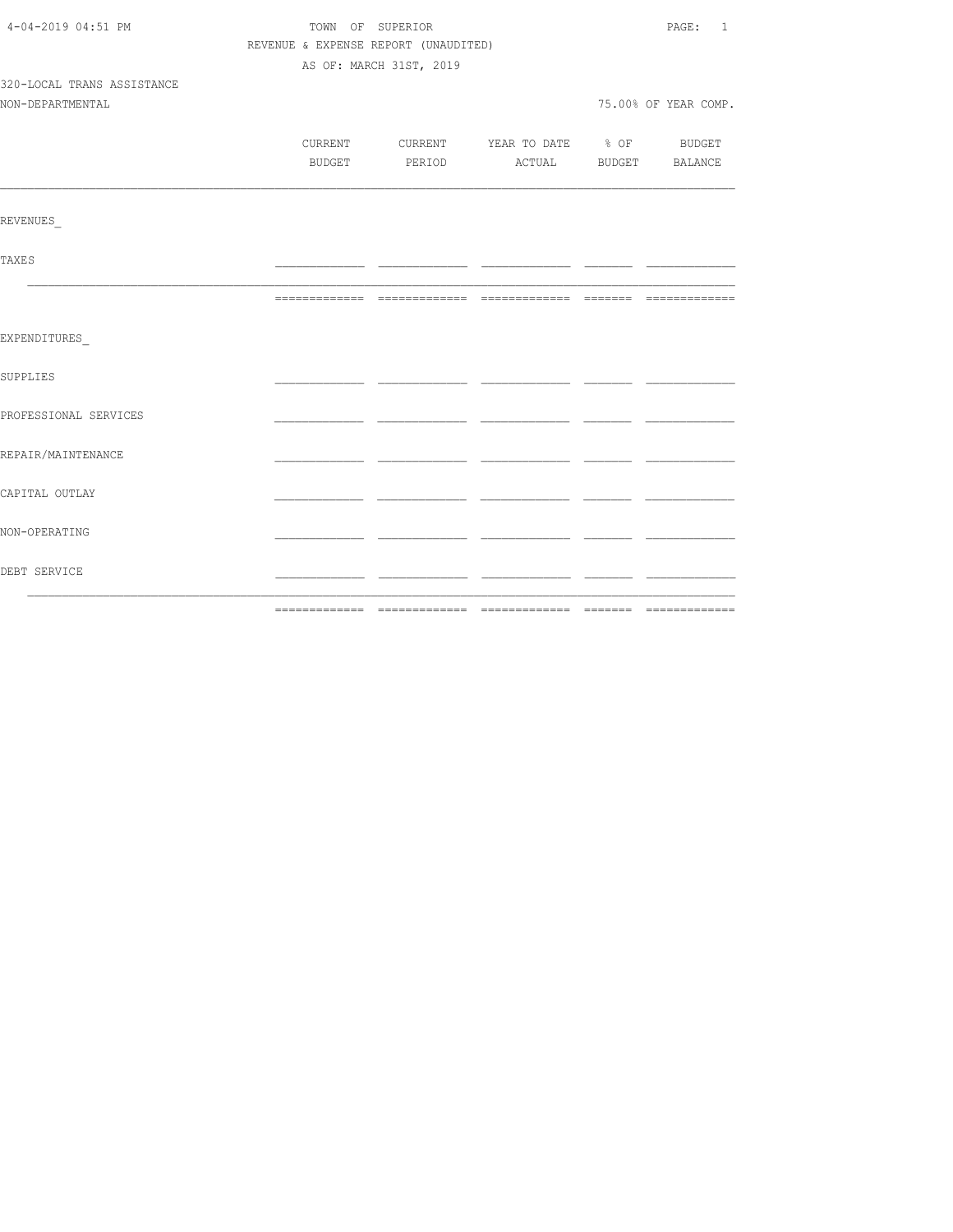TOWN OF SUPERIOR

REVENUE & EXPENSE REPORT (UNAUDITED)

AS OF: MARCH 31ST, 2019

320-LOCAL TRANS ASSISTANCE

NON-DEPARTMENTAL

75.00% OF YEAR COMP.

| | CURRENT BUDGET | CURRENT PERIOD | YEAR TO DATE ACTUAL | % OF BUDGET | BUDGET BALANCE |
|---|---|---|---|---|---|
| REVENUES_ | | | | | |
| TAXES | | | | | |
| | | | | | |
| EXPENDITURES_ | | | | | |
| SUPPLIES | | | | | |
| PROFESSIONAL SERVICES | | | | | |
| REPAIR/MAINTENANCE | | | | | |
| CAPITAL OUTLAY | | | | | |
| NON-OPERATING | | | | | |
| DEBT SERVICE | | | | | |
| | | | | | |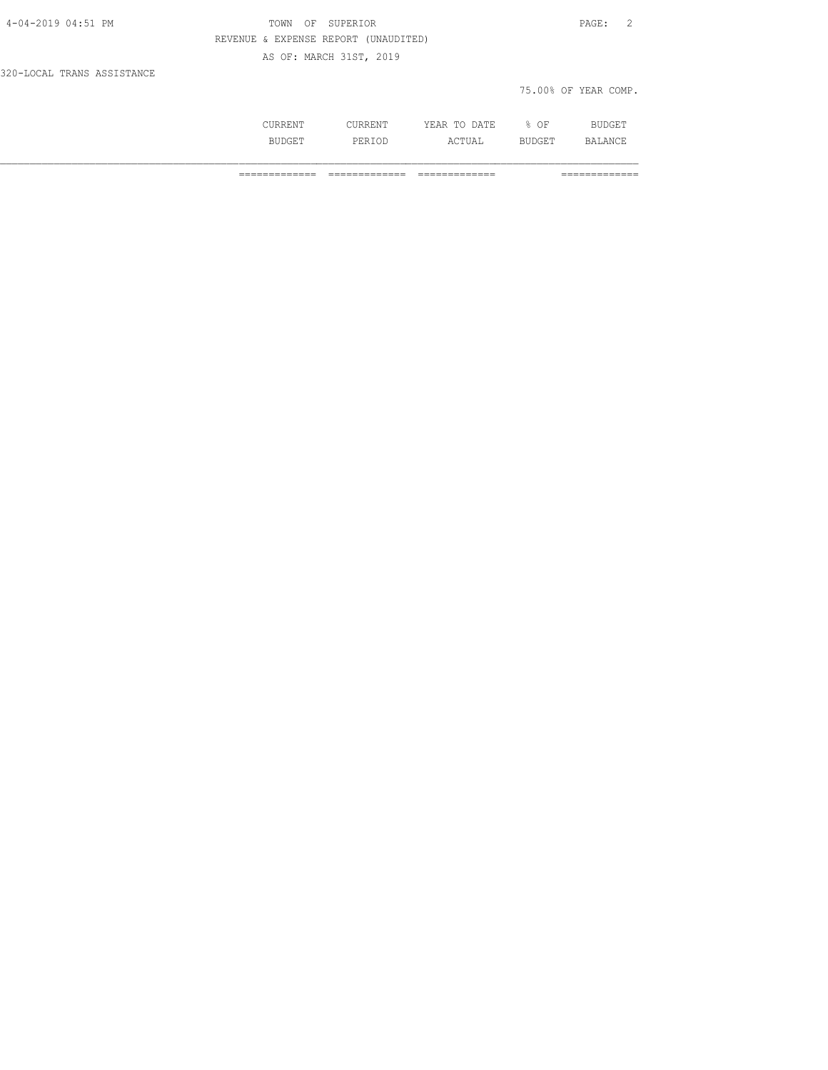TOWN OF SUPERIOR

REVENUE & EXPENSE REPORT (UNAUDITED)

AS OF: MARCH 31ST, 2019

320-LOCAL TRANS ASSISTANCE

75.00% OF YEAR COMP.

| | CURRENT BUDGET | CURRENT PERIOD | YEAR TO DATE ACTUAL | % OF BUDGET | BUDGET BALANCE |
|---|---|---|---|---|---|
| | ============= | ============= | ============= | | ============= |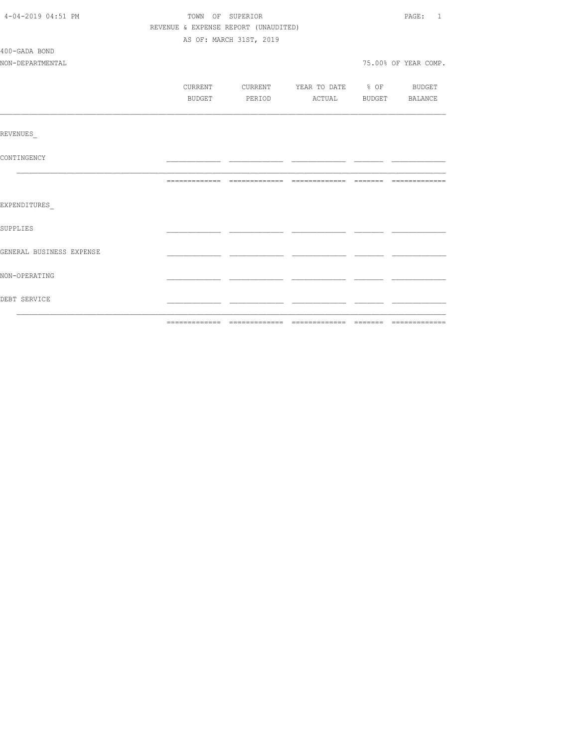TOWN OF SUPERIOR

REVENUE & EXPENSE REPORT (UNAUDITED)

AS OF: MARCH 31ST, 2019

400-GADA BOND

NON-DEPARTMENTAL

75.00% OF YEAR COMP.

| | CURRENT BUDGET | CURRENT PERIOD | YEAR TO DATE ACTUAL | % OF BUDGET | BUDGET BALANCE |
|---|---|---|---|---|---|
| REVENUES_ | | | | | |
| CONTINGENCY | | | | | |
| | | | | | |
| EXPENDITURES_ | | | | | |
| SUPPLIES | | | | | |
| GENERAL BUSINESS EXPENSE | | | | | |
| NON-OPERATING | | | | | |
| DEBT SERVICE | | | | | |
| | | | | | |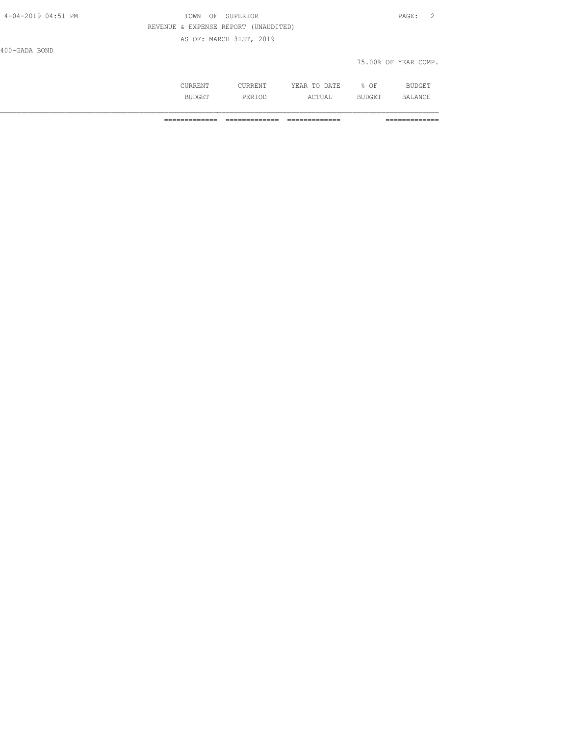400-GADA BOND

75.00% OF YEAR COMP.

| | CURRENT BUDGET | CURRENT PERIOD | YEAR TO DATE ACTUAL | % OF BUDGET | BUDGET BALANCE |
|---|---|---|---|---|---|
| | ============= | ============= | ============= | | ============= |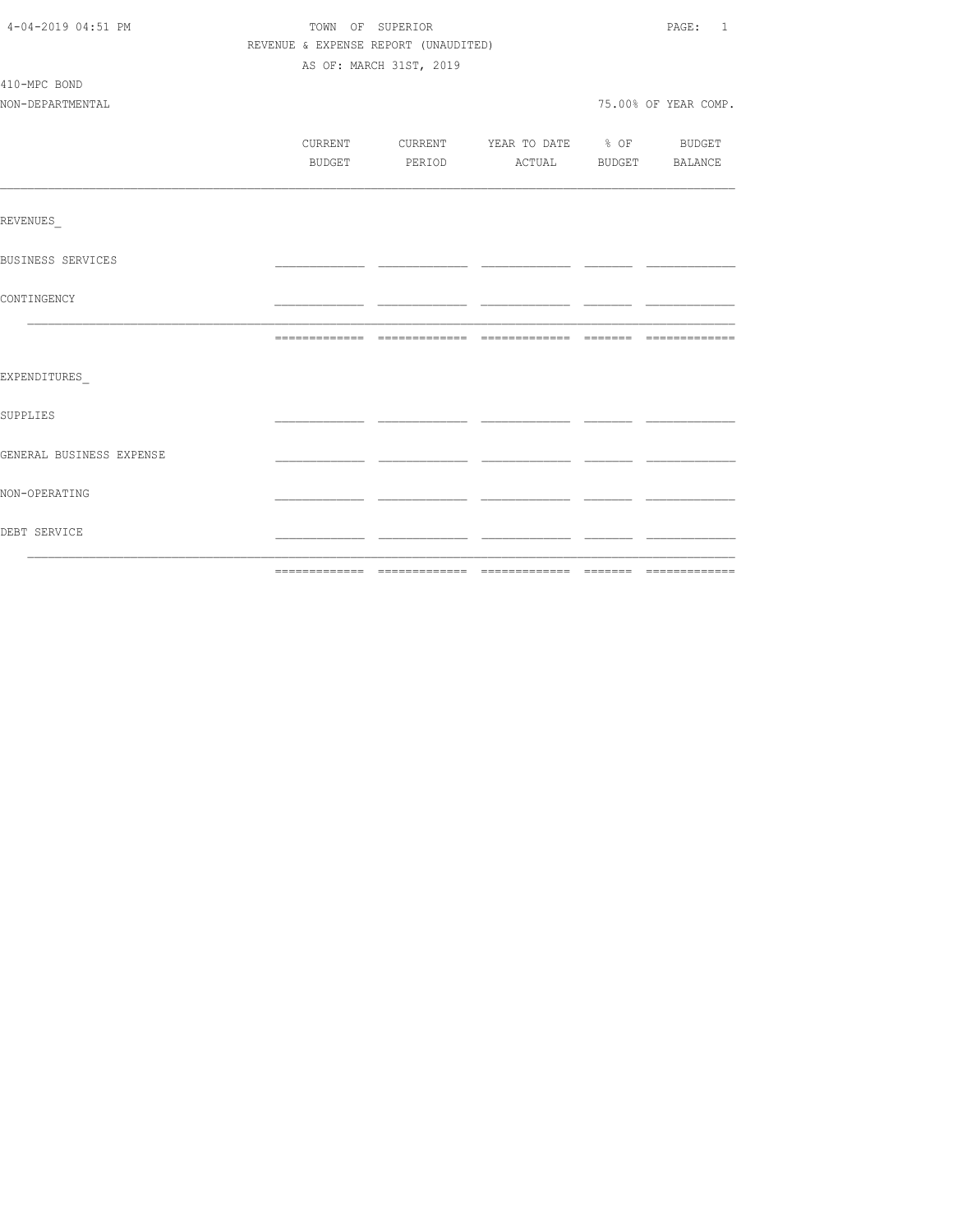4-04-2019 04:51 PM

TOWN OF SUPERIOR

REVENUE & EXPENSE REPORT (UNAUDITED)

AS OF: MARCH 31ST, 2019

410-MPC BOND

NON-DEPARTMENTAL 75.00% OF YEAR COMP.

| | CURRENT BUDGET | CURRENT PERIOD | YEAR TO DATE ACTUAL | % OF BUDGET | BUDGET BALANCE |
|---|---|---|---|---|---|
| REVENUES_ | | | | | |
| BUSINESS SERVICES | | | | | |
| CONTINGENCY | | | | | |
| | | | | | |
| EXPENDITURES_ | | | | | |
| SUPPLIES | | | | | |
| GENERAL BUSINESS EXPENSE | | | | | |
| NON-OPERATING | | | | | |
| DEBT SERVICE | | | | | |
| | | | | | |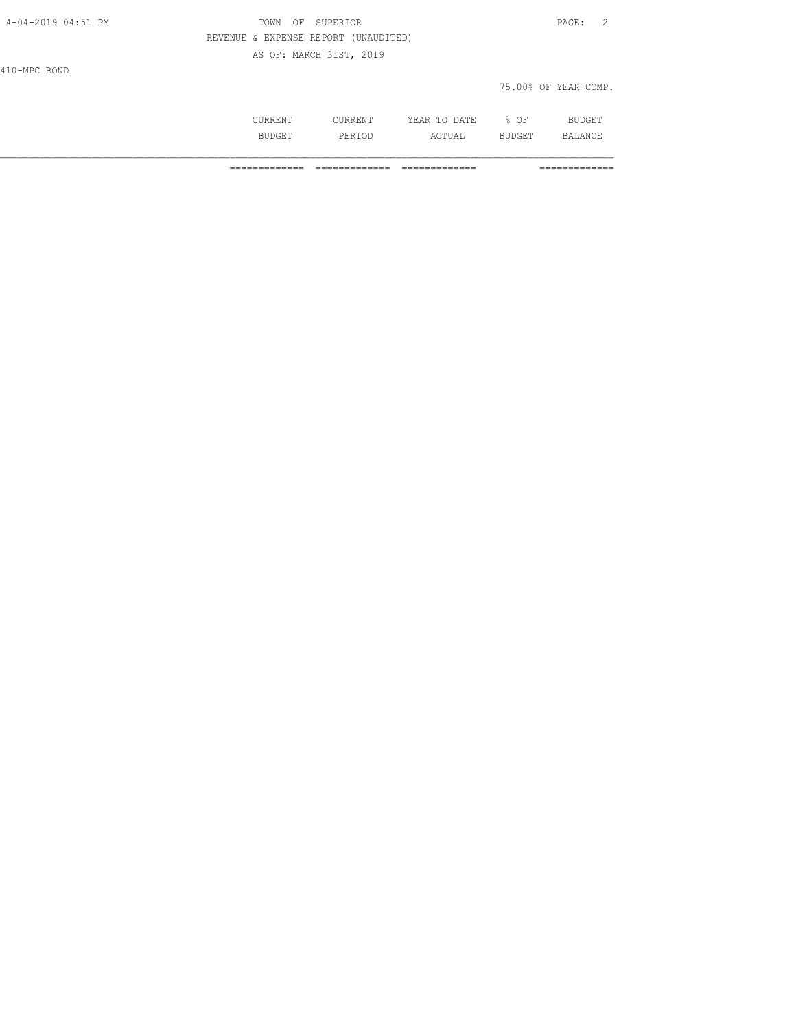TOWN OF SUPERIOR

REVENUE & EXPENSE REPORT (UNAUDITED)

AS OF: MARCH 31ST, 2019

410-MPC BOND

75.00% OF YEAR COMP.

| CURRENT BUDGET | CURRENT PERIOD | YEAR TO DATE ACTUAL | % OF BUDGET | BUDGET BALANCE |
|---|---|---|---|---|
| ============= | ============= | ============= | | ============= |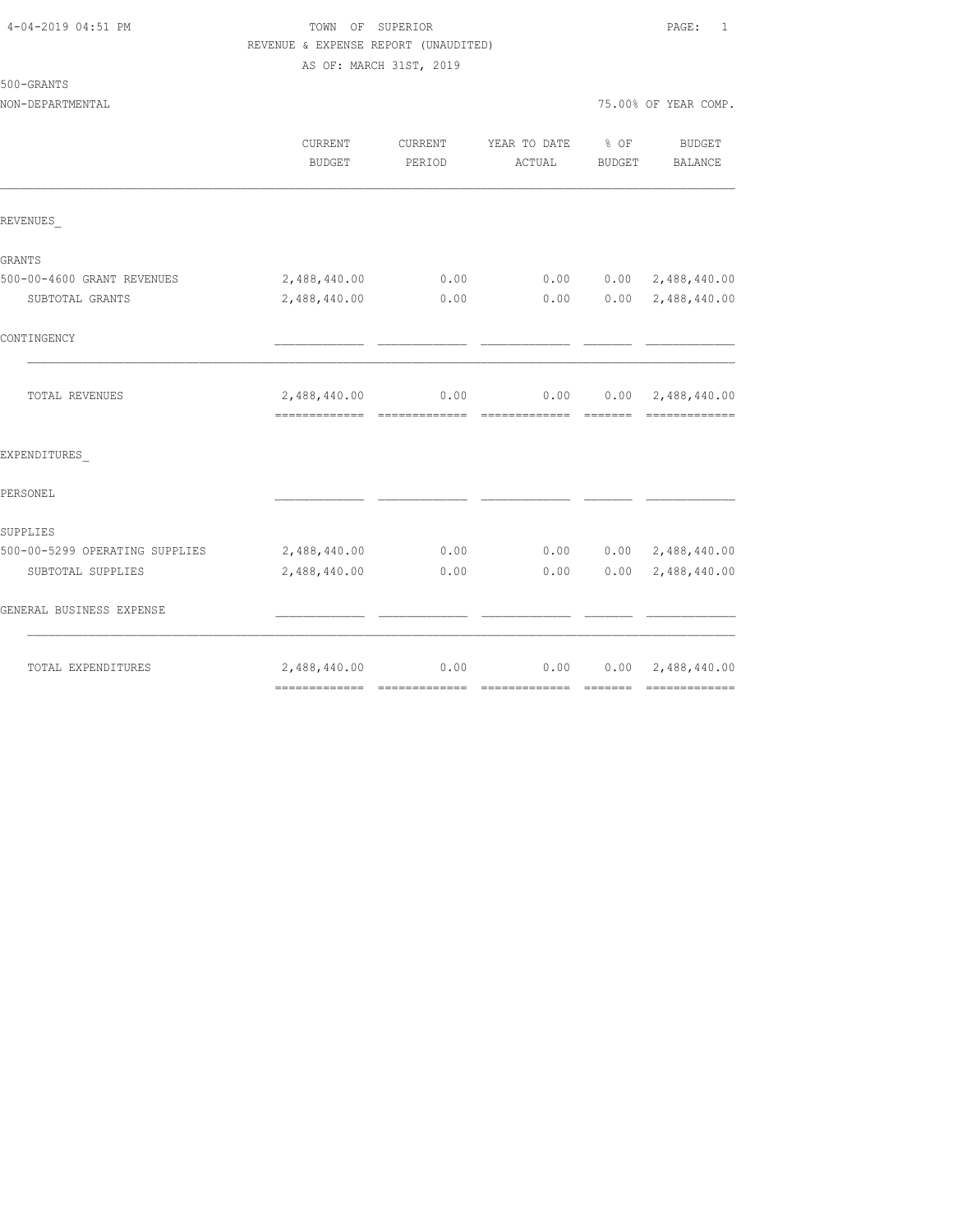TOWN OF SUPERIOR

REVENUE & EXPENSE REPORT (UNAUDITED)

AS OF: MARCH 31ST, 2019

500-GRANTS

NON-DEPARTMENTAL 75.00% OF YEAR COMP.

| | CURRENT BUDGET | CURRENT PERIOD | YEAR TO DATE ACTUAL | % OF BUDGET | BUDGET BALANCE |
|---|---|---|---|---|---|
| REVENUES_ | | | | | |
| GRANTS | | | | | |
| 500-00-4600 GRANT REVENUES | 2,488,440.00 | 0.00 | 0.00 | 0.00 | 2,488,440.00 |
| SUBTOTAL GRANTS | 2,488,440.00 | 0.00 | 0.00 | 0.00 | 2,488,440.00 |
| CONTINGENCY | | | | | |
| TOTAL REVENUES | 2,488,440.00 | 0.00 | 0.00 | 0.00 | 2,488,440.00 |
| EXPENDITURES_ | | | | | |
| PERSONEL | | | | | |
| SUPPLIES | | | | | |
| 500-00-5299 OPERATING SUPPLIES | 2,488,440.00 | 0.00 | 0.00 | 0.00 | 2,488,440.00 |
| SUBTOTAL SUPPLIES | 2,488,440.00 | 0.00 | 0.00 | 0.00 | 2,488,440.00 |
| GENERAL BUSINESS EXPENSE | | | | | |
| TOTAL EXPENDITURES | 2,488,440.00 | 0.00 | 0.00 | 0.00 | 2,488,440.00 |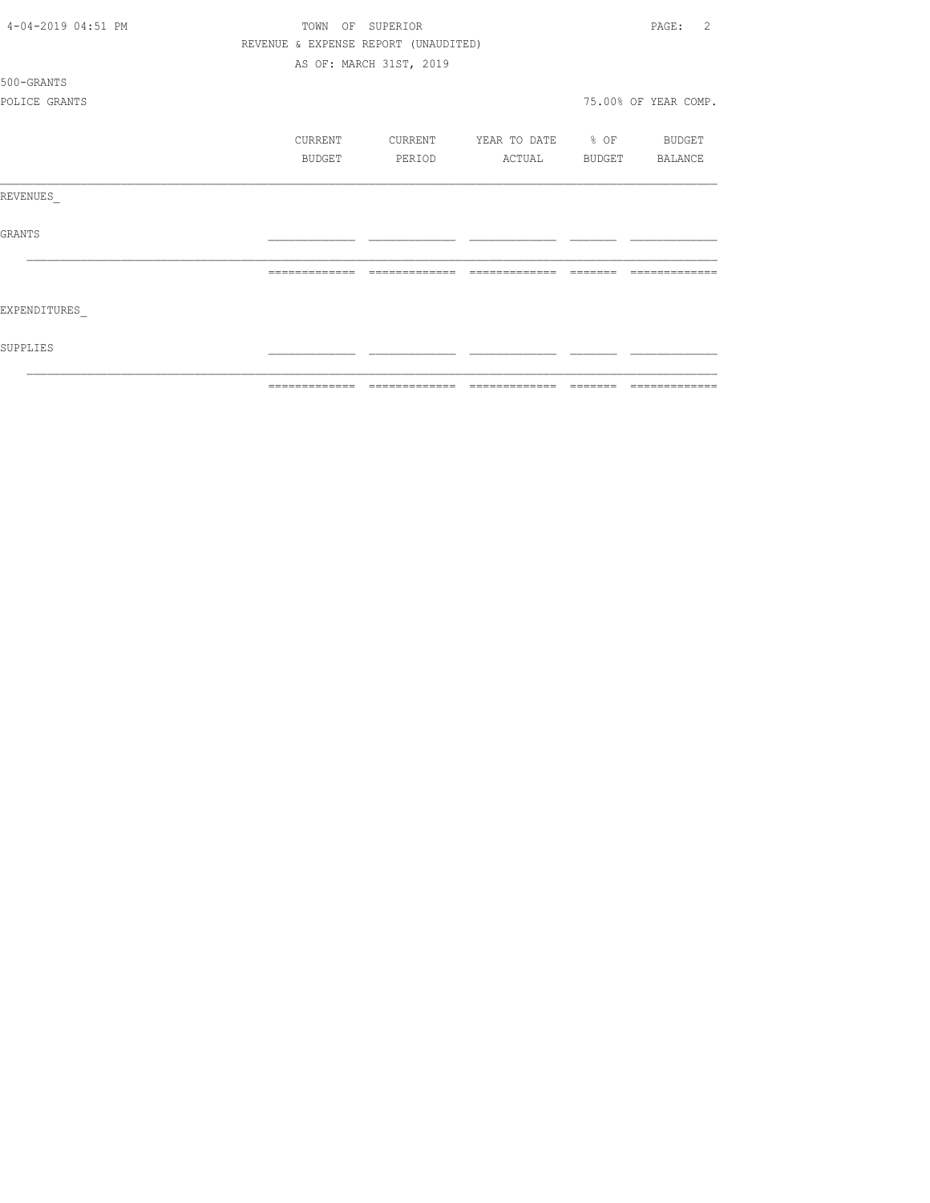TOWN OF SUPERIOR

REVENUE & EXPENSE REPORT (UNAUDITED)

AS OF: MARCH 31ST, 2019

500-GRANTS

POLICE GRANTS

75.00% OF YEAR COMP.

| | CURRENT BUDGET | CURRENT PERIOD | YEAR TO DATE ACTUAL | % OF BUDGET | BUDGET BALANCE |
|---|---|---|---|---|---|
| REVENUES_ | | | | | |
| GRANTS | | | | | |
| | | | | | |
| EXPENDITURES_ | | | | | |
| SUPPLIES | | | | | |
| | | | | | |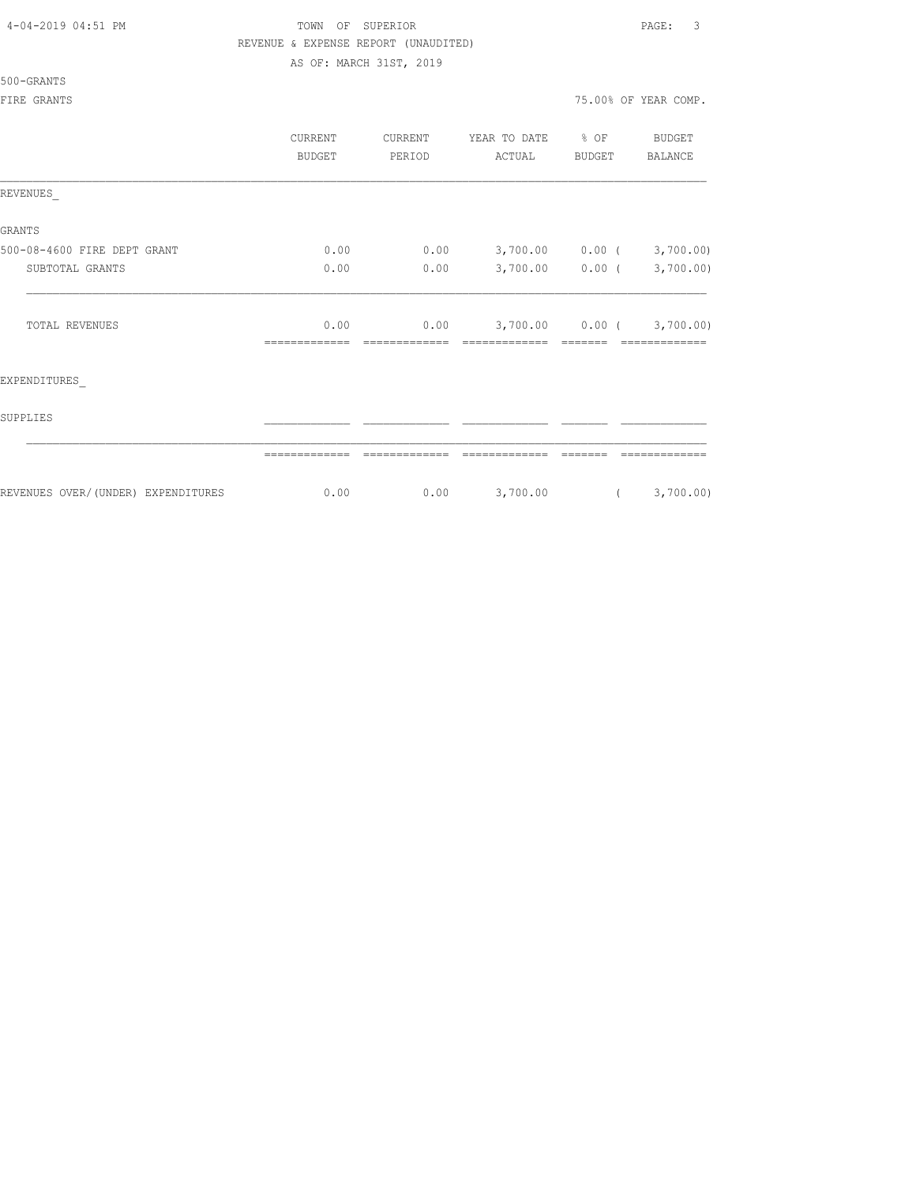TOWN OF SUPERIOR

REVENUE & EXPENSE REPORT (UNAUDITED)

AS OF: MARCH 31ST, 2019

500-GRANTS

FIRE GRANTS

75.00% OF YEAR COMP.

| | CURRENT BUDGET | CURRENT PERIOD | YEAR TO DATE ACTUAL | % OF BUDGET | BUDGET BALANCE |
|---|---|---|---|---|---|
| REVENUES_ | | | | | |
| GRANTS | | | | | |
| 500-08-4600 FIRE DEPT GRANT | 0.00 | 0.00 | 3,700.00 | 0.00 | ( 3,700.00) |
| SUBTOTAL GRANTS | 0.00 | 0.00 | 3,700.00 | 0.00 | ( 3,700.00) |
| TOTAL REVENUES | 0.00 | 0.00 | 3,700.00 | 0.00 | ( 3,700.00) |
| EXPENDITURES_ | | | | | |
| SUPPLIES | | | | | |
| REVENUES OVER/(UNDER) EXPENDITURES | 0.00 | 0.00 | 3,700.00 | | ( 3,700.00) |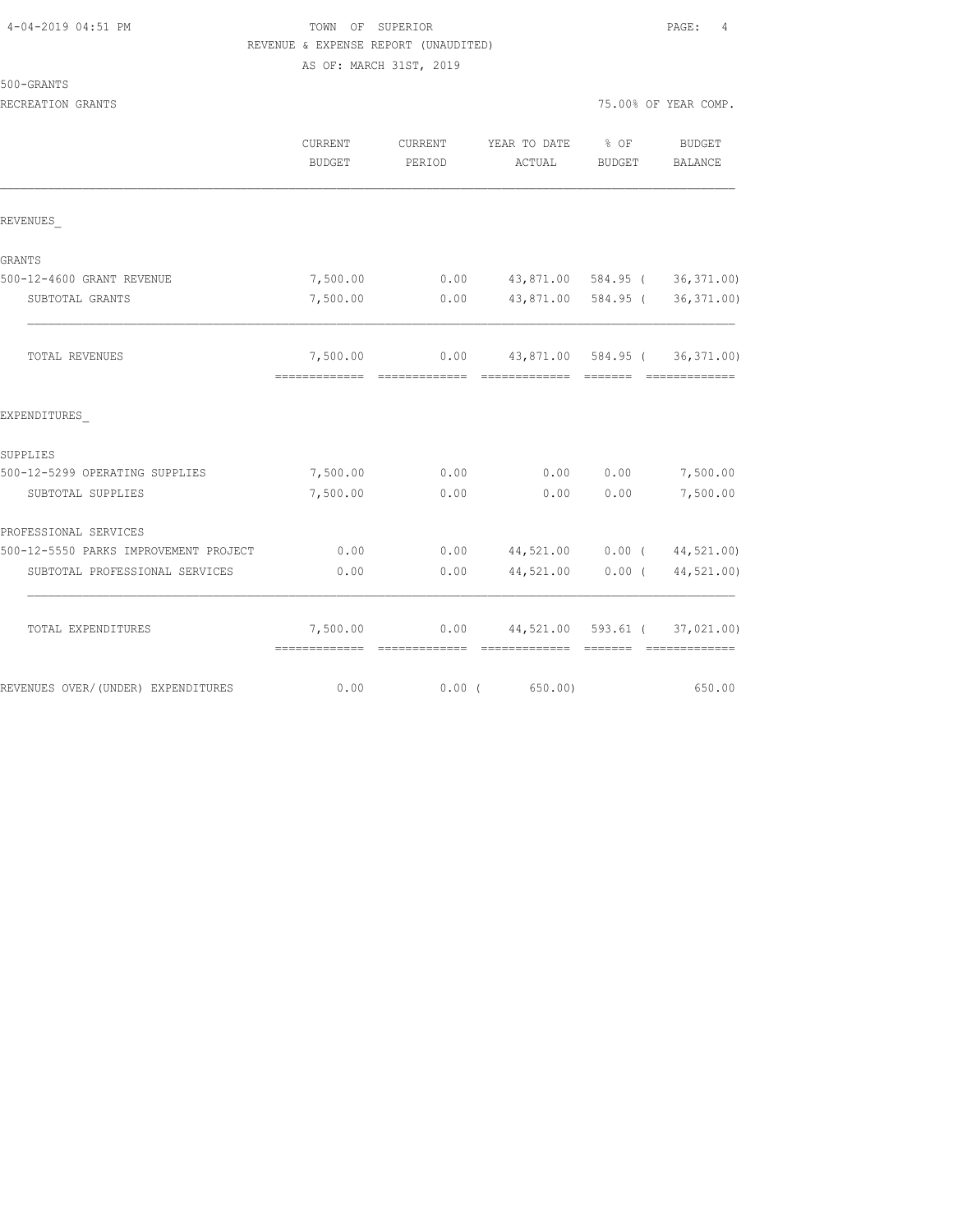4-04-2019 04:51 PM

TOWN OF SUPERIOR

REVENUE & EXPENSE REPORT (UNAUDITED)

AS OF: MARCH 31ST, 2019

500-GRANTS

RECREATION GRANTS

75.00% OF YEAR COMP.

| | CURRENT BUDGET | CURRENT PERIOD | YEAR TO DATE ACTUAL | % OF BUDGET | BUDGET BALANCE |
|---|---|---|---|---|---|
| REVENUES_ | | | | | |
| GRANTS | | | | | |
| 500-12-4600 GRANT REVENUE | 7,500.00 | 0.00 | 43,871.00 | 584.95 ( | 36,371.00) |
| SUBTOTAL GRANTS | 7,500.00 | 0.00 | 43,871.00 | 584.95 ( | 36,371.00) |
| TOTAL REVENUES | 7,500.00 | 0.00 | 43,871.00 | 584.95 ( | 36,371.00) |
| EXPENDITURES_ | | | | | |
| SUPPLIES | | | | | |
| 500-12-5299 OPERATING SUPPLIES | 7,500.00 | 0.00 | 0.00 | 0.00 | 7,500.00 |
| SUBTOTAL SUPPLIES | 7,500.00 | 0.00 | 0.00 | 0.00 | 7,500.00 |
| PROFESSIONAL SERVICES | | | | | |
| 500-12-5550 PARKS IMPROVEMENT PROJECT | 0.00 | 0.00 | 44,521.00 | 0.00 ( | 44,521.00) |
| SUBTOTAL PROFESSIONAL SERVICES | 0.00 | 0.00 | 44,521.00 | 0.00 ( | 44,521.00) |
| TOTAL EXPENDITURES | 7,500.00 | 0.00 | 44,521.00 | 593.61 ( | 37,021.00) |
| REVENUES OVER/(UNDER) EXPENDITURES | 0.00 | 0.00 ( | 650.00) | | 650.00 |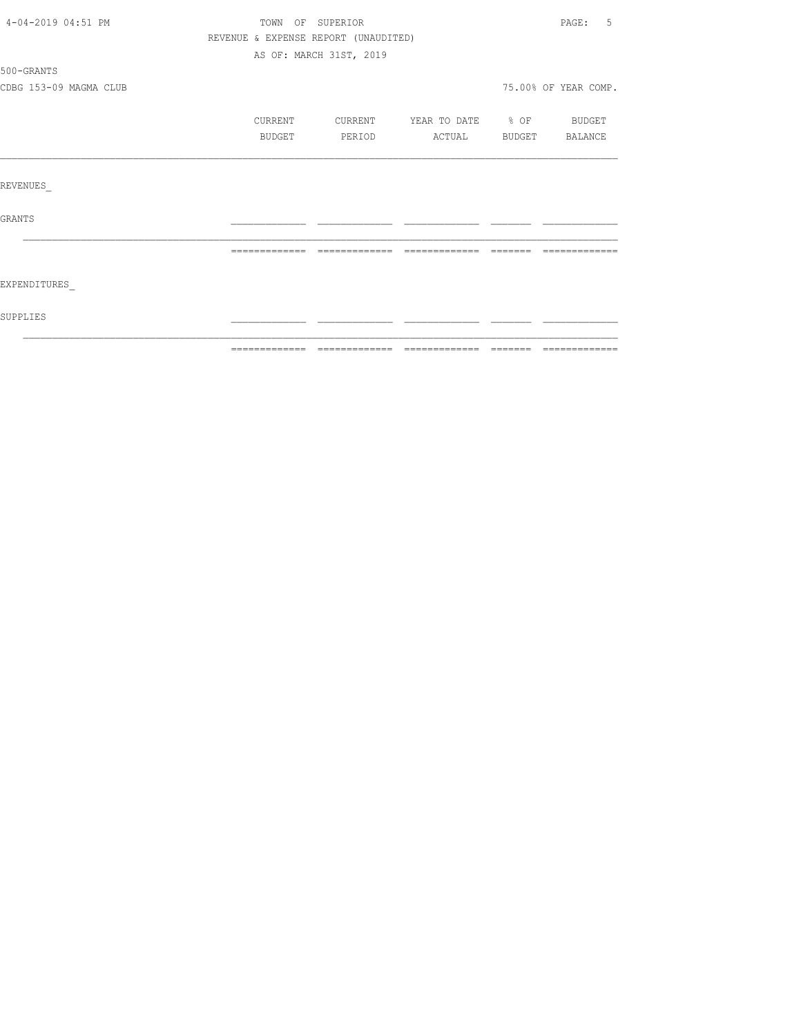TOWN OF SUPERIOR

REVENUE & EXPENSE REPORT (UNAUDITED)

AS OF: MARCH 31ST, 2019

500-GRANTS

CDBG 153-09 MAGMA CLUB

75.00% OF YEAR COMP.

| | CURRENT BUDGET | CURRENT PERIOD | YEAR TO DATE ACTUAL | % OF BUDGET | BUDGET BALANCE |
|---|---|---|---|---|---|
| REVENUES_ | | | | | |
| GRANTS | | | | | |
| EXPENDITURES_ | | | | | |
| SUPPLIES | | | | | |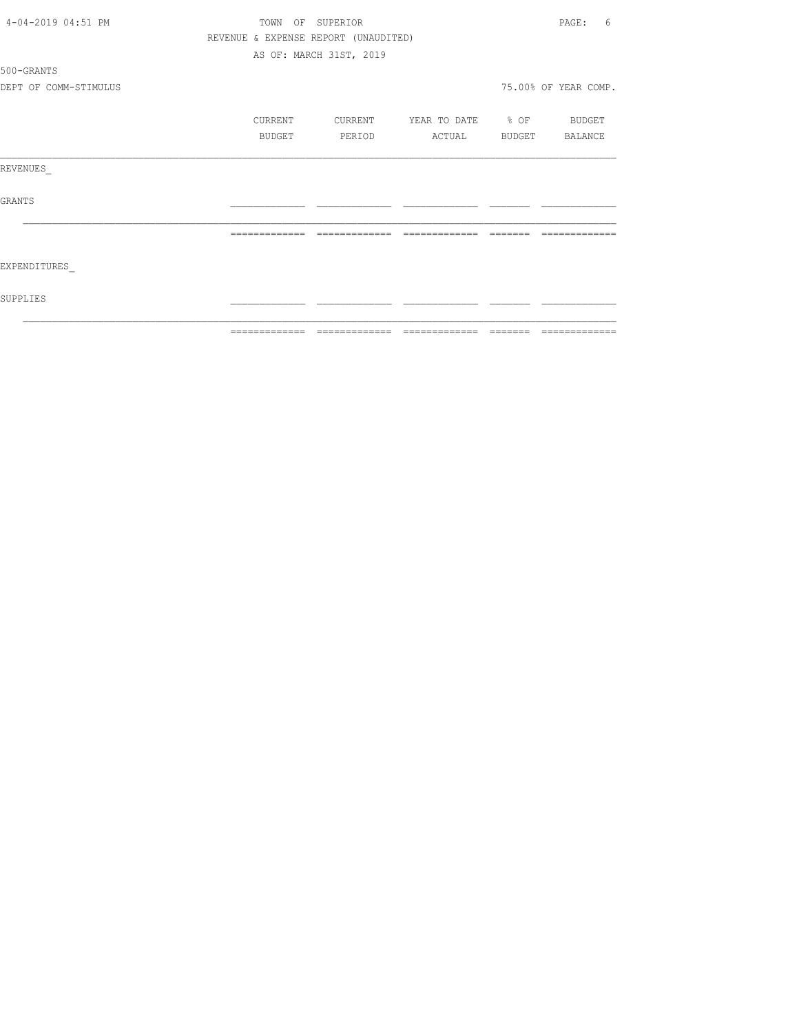TOWN OF SUPERIOR

REVENUE & EXPENSE REPORT (UNAUDITED)

AS OF: MARCH 31ST, 2019

500-GRANTS

DEPT OF COMM-STIMULUS

75.00% OF YEAR COMP.

| | CURRENT BUDGET | CURRENT PERIOD | YEAR TO DATE ACTUAL | % OF BUDGET | BUDGET BALANCE |
|---|---|---|---|---|---|
| REVENUES_ | | | | | |
| GRANTS | | | | | |
| | | | | | |
| EXPENDITURES_ | | | | | |
| SUPPLIES | | | | | |
| | | | | | |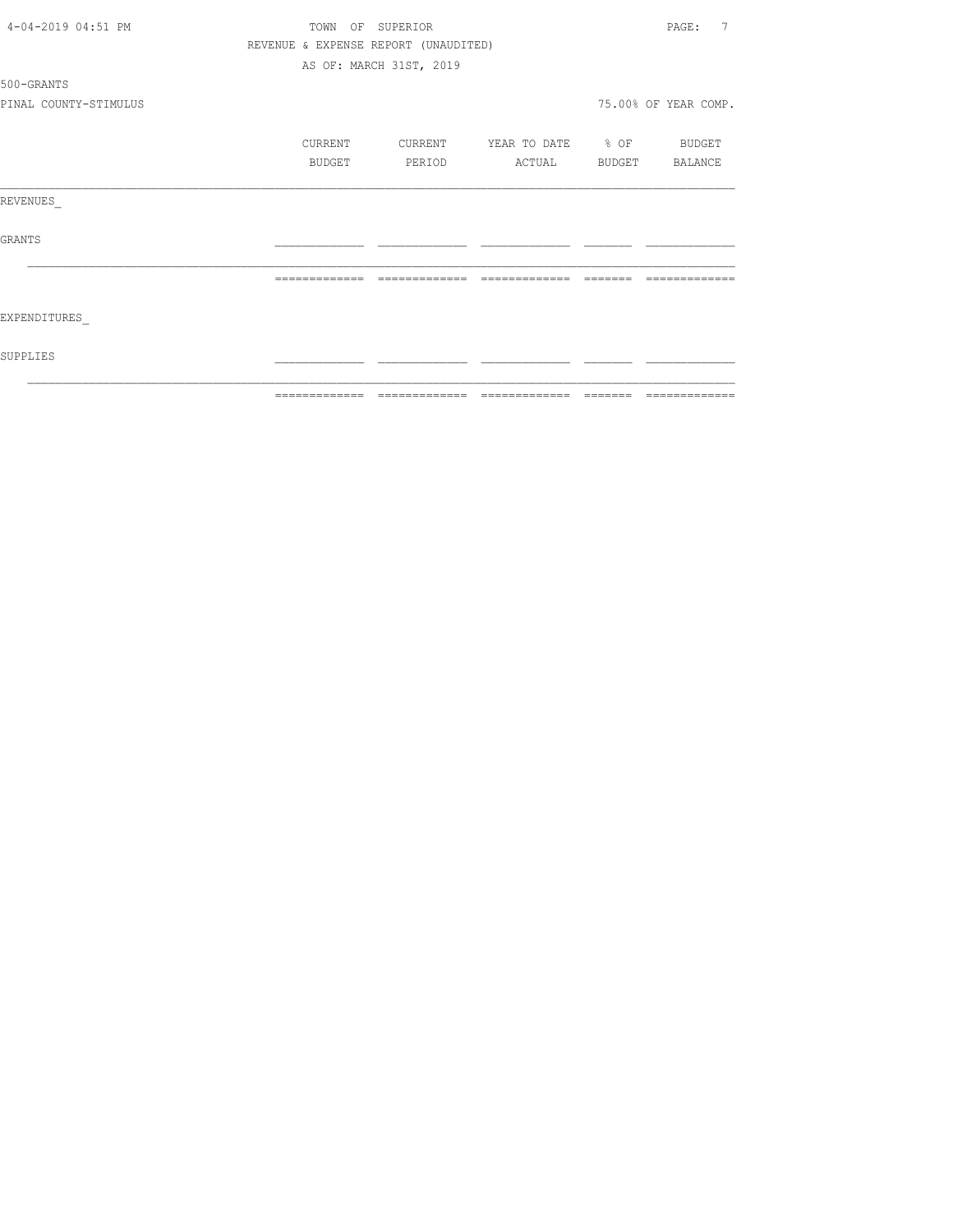TOWN OF SUPERIOR

REVENUE & EXPENSE REPORT (UNAUDITED)

AS OF: MARCH 31ST, 2019

500-GRANTS

PINAL COUNTY-STIMULUS

75.00% OF YEAR COMP.

| | CURRENT BUDGET | CURRENT PERIOD | YEAR TO DATE ACTUAL | % OF BUDGET | BUDGET BALANCE |
|---|---|---|---|---|---|
| REVENUES_ | | | | | |
| GRANTS | | | | | |
| EXPENDITURES_ | | | | | |
| SUPPLIES | | | | | |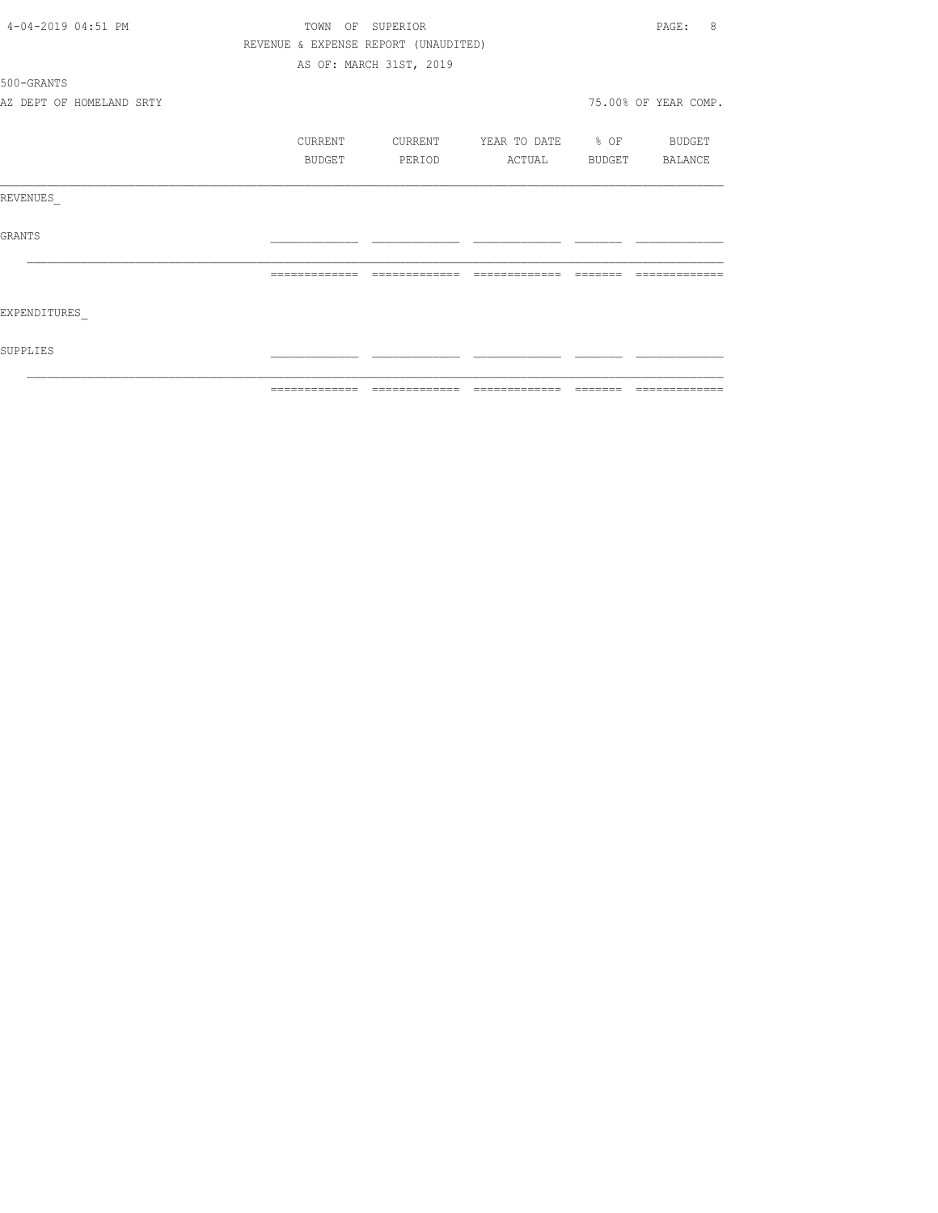TOWN OF SUPERIOR

REVENUE & EXPENSE REPORT (UNAUDITED)

AS OF: MARCH 31ST, 2019

500-GRANTS

AZ DEPT OF HOMELAND SRTY

75.00% OF YEAR COMP.

| | CURRENT BUDGET | CURRENT PERIOD | YEAR TO DATE ACTUAL | % OF BUDGET | BUDGET BALANCE |
|---|---|---|---|---|---|
| REVENUES_ | | | | | |
| GRANTS | | | | | |
| EXPENDITURES_ | | | | | |
| SUPPLIES | | | | | |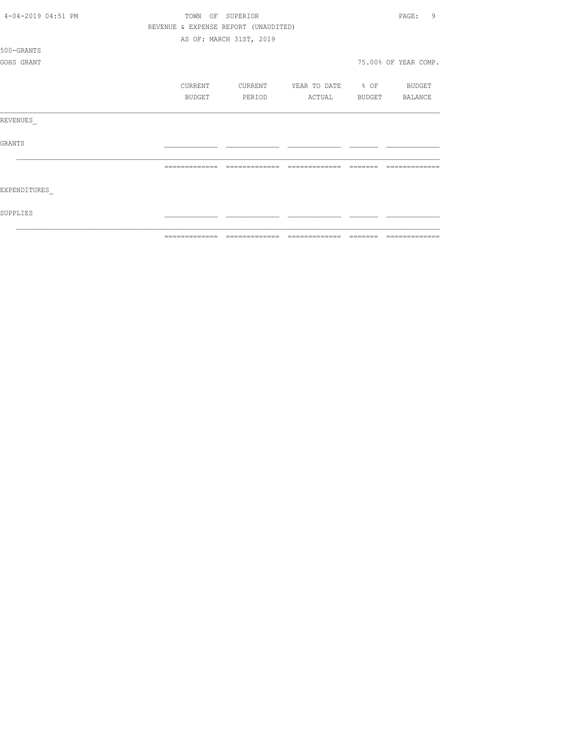TOWN OF SUPERIOR

REVENUE & EXPENSE REPORT (UNAUDITED)

AS OF: MARCH 31ST, 2019

500-GRANTS

GOHS GRANT

75.00% OF YEAR COMP.

|  | CURRENT BUDGET | CURRENT PERIOD | YEAR TO DATE ACTUAL | % OF BUDGET | BUDGET BALANCE |
|---|---|---|---|---|---|
| REVENUES_ | | | | | |
| GRANTS | | | | | |
| | | | | | |
| EXPENDITURES_ | | | | | |
| SUPPLIES | | | | | |
| | | | | | |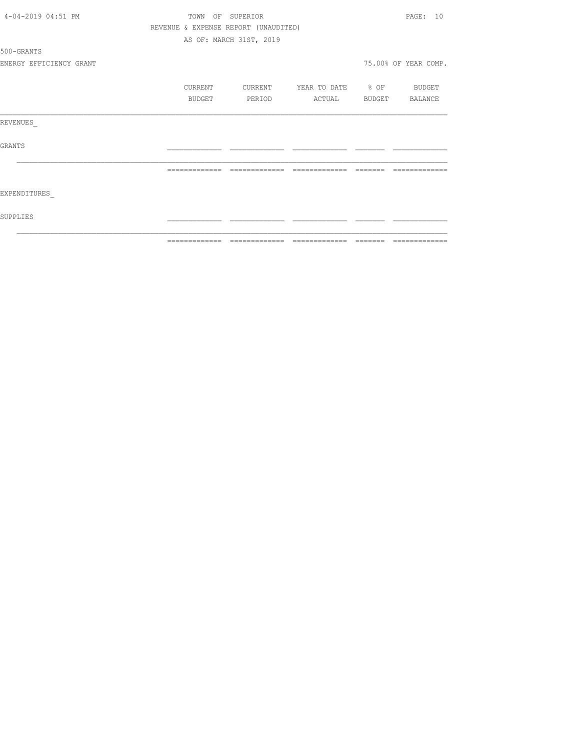4-04-2019 04:51 PM

TOWN OF SUPERIOR

REVENUE & EXPENSE REPORT (UNAUDITED)

AS OF: MARCH 31ST, 2019

500-GRANTS

ENERGY EFFICIENCY GRANT

75.00% OF YEAR COMP.

| | CURRENT BUDGET | CURRENT PERIOD | YEAR TO DATE ACTUAL | % OF BUDGET | BUDGET BALANCE |
|---|---|---|---|---|---|
| REVENUES_ | | | | | |
| GRANTS | | | | | |
| EXPENDITURES_ | | | | | |
| SUPPLIES | | | | | |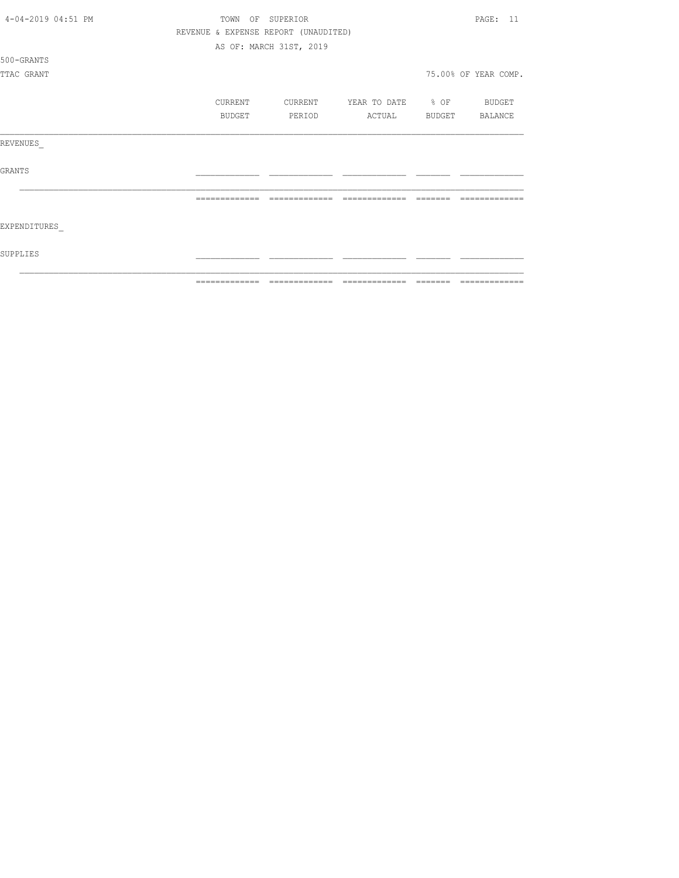TOWN OF SUPERIOR

REVENUE & EXPENSE REPORT (UNAUDITED)

AS OF: MARCH 31ST, 2019

500-GRANTS

TTAC GRANT

75.00% OF YEAR COMP.

| | CURRENT BUDGET | CURRENT PERIOD | YEAR TO DATE ACTUAL | % OF BUDGET | BUDGET BALANCE |
|---|---|---|---|---|---|
| REVENUES_ | | | | | |
| GRANTS | | | | | |
| EXPENDITURES_ | | | | | |
| SUPPLIES | | | | | |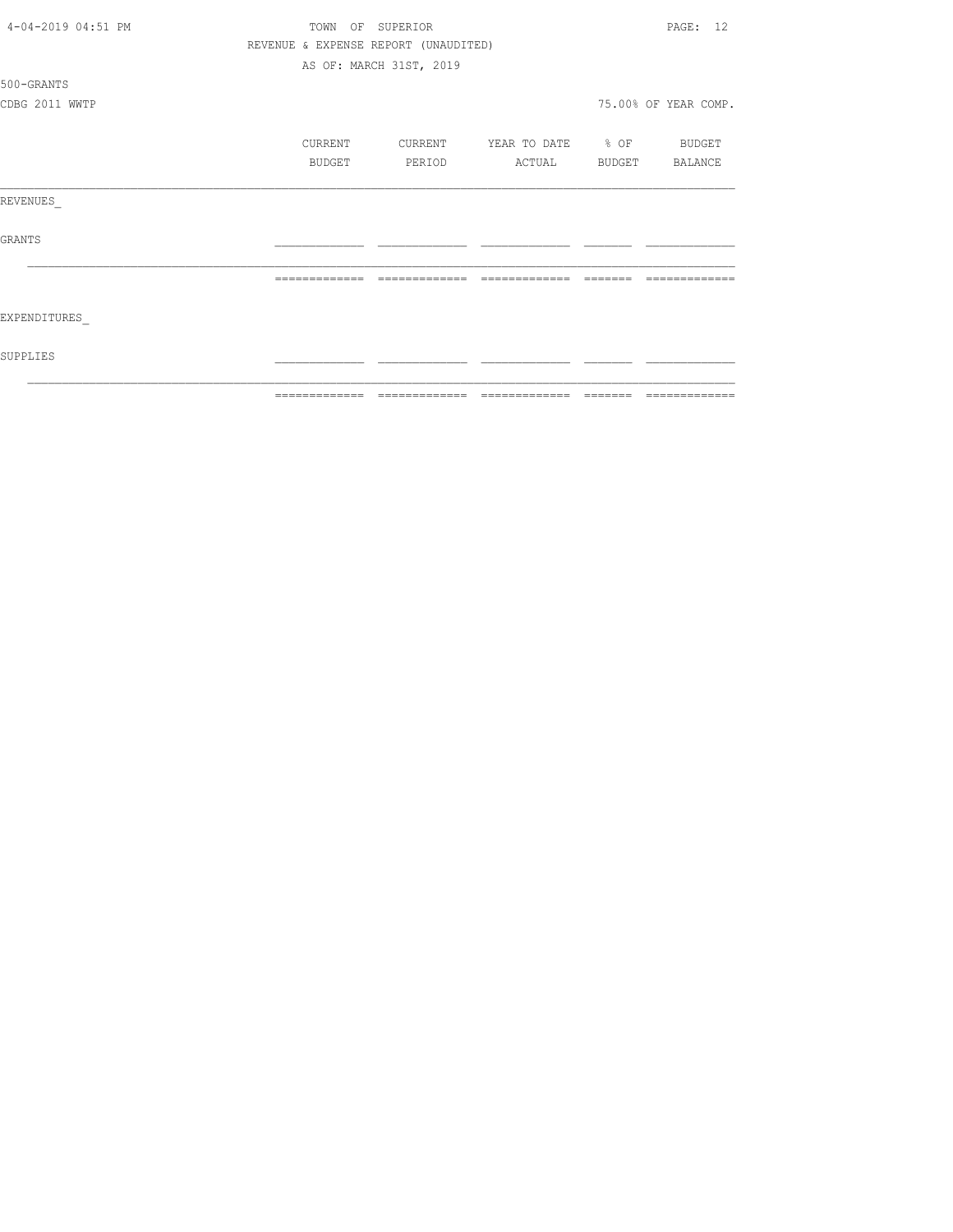TOWN OF SUPERIOR

REVENUE & EXPENSE REPORT (UNAUDITED)

AS OF: MARCH 31ST, 2019

500-GRANTS

CDBG 2011 WWTP

75.00% OF YEAR COMP.

| | CURRENT BUDGET | CURRENT PERIOD | YEAR TO DATE ACTUAL | % OF BUDGET | BUDGET BALANCE |
|---|---|---|---|---|---|
| REVENUES_ | | | | | |
| GRANTS | | | | | |
| | | | | | |
| EXPENDITURES_ | | | | | |
| SUPPLIES | | | | | |
| | | | | | |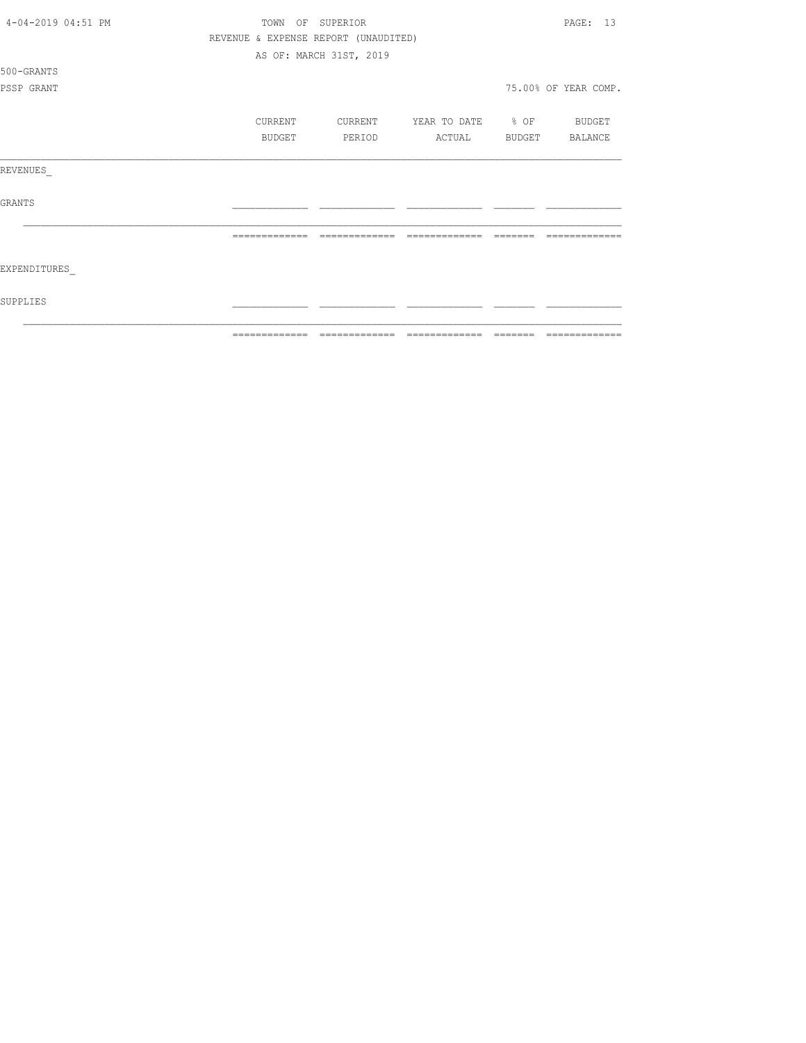TOWN OF SUPERIOR

REVENUE & EXPENSE REPORT (UNAUDITED)

AS OF: MARCH 31ST, 2019

500-GRANTS

PSSP GRANT

75.00% OF YEAR COMP.

| | CURRENT BUDGET | CURRENT PERIOD | YEAR TO DATE ACTUAL | % OF BUDGET | BUDGET BALANCE |
|---|---|---|---|---|---|
| REVENUES_ | | | | | |
| GRANTS | | | | | |
| EXPENDITURES_ | | | | | |
| SUPPLIES | | | | | |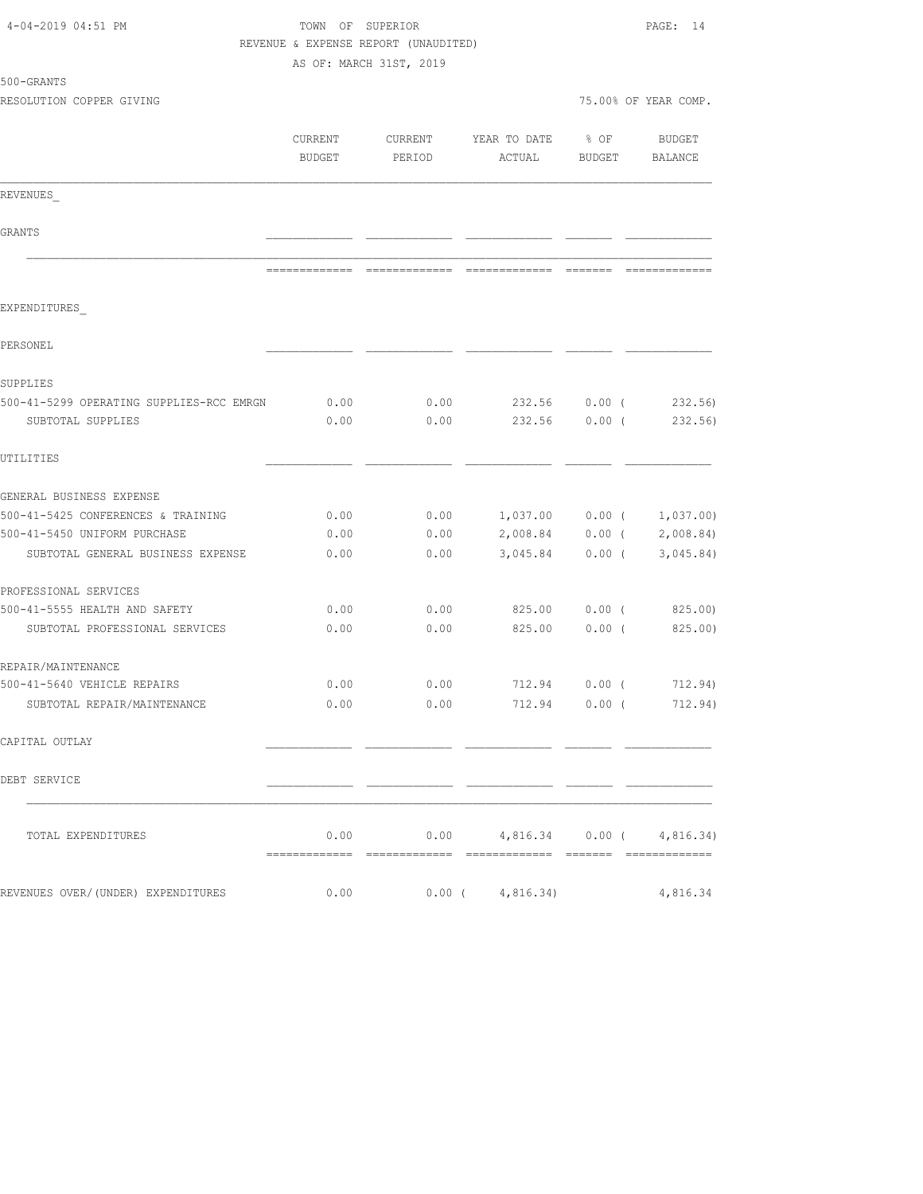4-04-2019 04:51 PM TOWN OF SUPERIOR

REVENUE & EXPENSE REPORT (UNAUDITED)

AS OF: MARCH 31ST, 2019

500-GRANTS

RESOLUTION COPPER GIVING 75.00% OF YEAR COMP.

| | CURRENT BUDGET | CURRENT PERIOD | YEAR TO DATE ACTUAL | % OF BUDGET | BUDGET BALANCE |
|---|---|---|---|---|---|
| REVENUES_ | | | | | |
| GRANTS | | | | | |
| EXPENDITURES_ | | | | | |
| PERSONEL | | | | | |
| SUPPLIES | | | | | |
| 500-41-5299 OPERATING SUPPLIES-RCC EMRGN | 0.00 | 0.00 | 232.56 | 0.00 | ( 232.56) |
| SUBTOTAL SUPPLIES | 0.00 | 0.00 | 232.56 | 0.00 | ( 232.56) |
| UTILITIES | | | | | |
| GENERAL BUSINESS EXPENSE | | | | | |
| 500-41-5425 CONFERENCES & TRAINING | 0.00 | 0.00 | 1,037.00 | 0.00 | ( 1,037.00) |
| 500-41-5450 UNIFORM PURCHASE | 0.00 | 0.00 | 2,008.84 | 0.00 | ( 2,008.84) |
| SUBTOTAL GENERAL BUSINESS EXPENSE | 0.00 | 0.00 | 3,045.84 | 0.00 | ( 3,045.84) |
| PROFESSIONAL SERVICES | | | | | |
| 500-41-5555 HEALTH AND SAFETY | 0.00 | 0.00 | 825.00 | 0.00 | ( 825.00) |
| SUBTOTAL PROFESSIONAL SERVICES | 0.00 | 0.00 | 825.00 | 0.00 | ( 825.00) |
| REPAIR/MAINTENANCE | | | | | |
| 500-41-5640 VEHICLE REPAIRS | 0.00 | 0.00 | 712.94 | 0.00 | ( 712.94) |
| SUBTOTAL REPAIR/MAINTENANCE | 0.00 | 0.00 | 712.94 | 0.00 | ( 712.94) |
| CAPITAL OUTLAY | | | | | |
| DEBT SERVICE | | | | | |
| TOTAL EXPENDITURES | 0.00 | 0.00 | 4,816.34 | 0.00 | ( 4,816.34) |
| REVENUES OVER/(UNDER) EXPENDITURES | 0.00 | 0.00 | ( 4,816.34) | | 4,816.34 |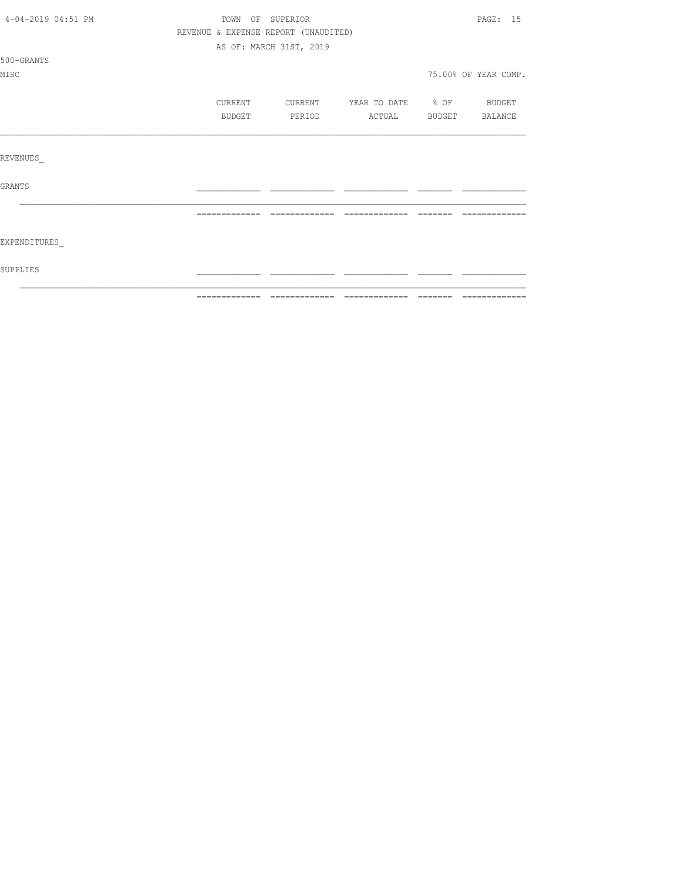TOWN OF SUPERIOR

REVENUE & EXPENSE REPORT (UNAUDITED)

AS OF: MARCH 31ST, 2019

500-GRANTS

MISC — 75.00% OF YEAR COMP.

| | CURRENT BUDGET | CURRENT PERIOD | YEAR TO DATE ACTUAL | % OF BUDGET | BUDGET BALANCE |
|---|---|---|---|---|---|
| REVENUES_ | | | | | |
| GRANTS | | | | | |
| EXPENDITURES_ | | | | | |
| SUPPLIES | | | | | |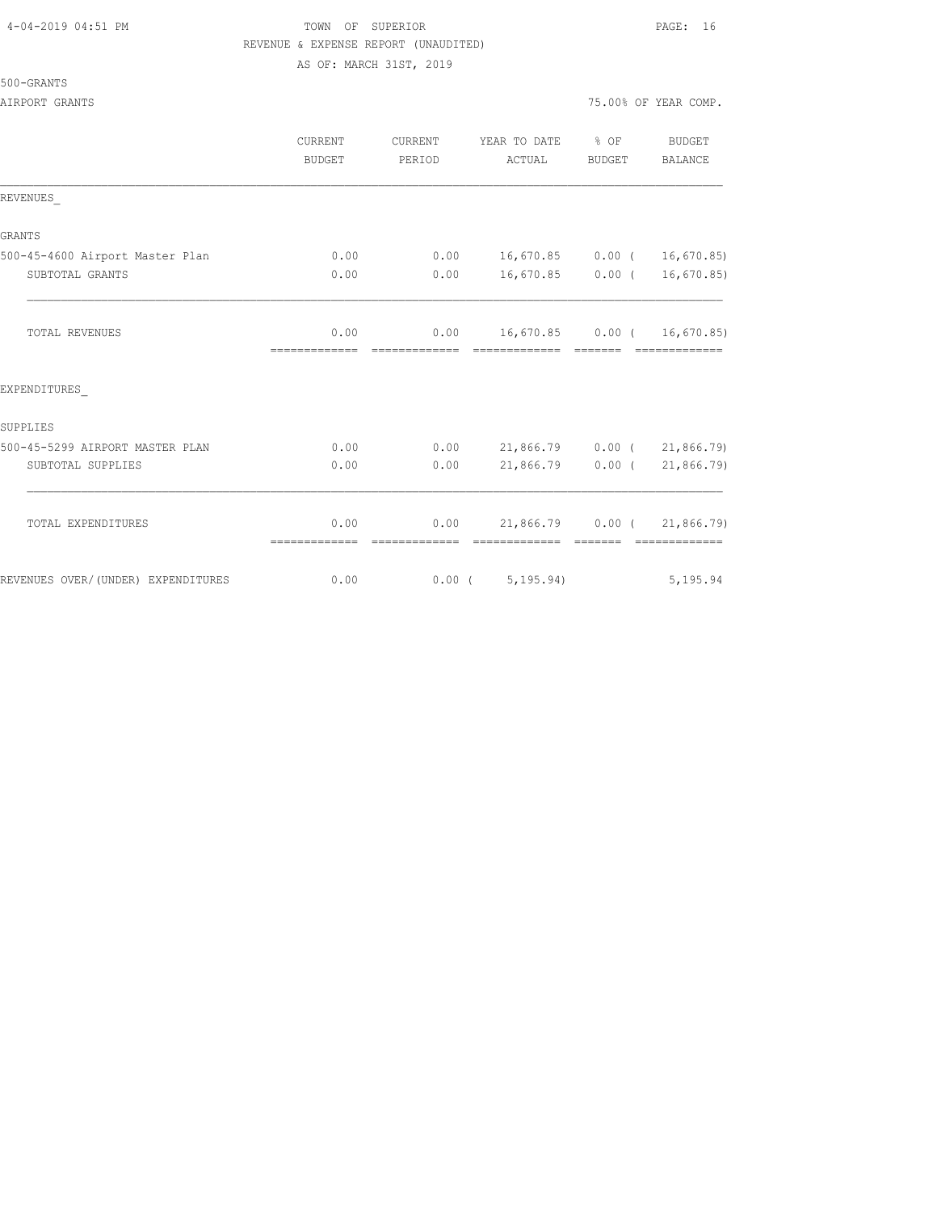TOWN OF SUPERIOR
REVENUE & EXPENSE REPORT (UNAUDITED)
AS OF: MARCH 31ST, 2019

500-GRANTS

AIRPORT GRANTS — 75.00% OF YEAR COMP.

| | CURRENT BUDGET | CURRENT PERIOD | YEAR TO DATE ACTUAL | % OF BUDGET | BUDGET BALANCE |
|---|---|---|---|---|---|
| **REVENUES_** | | | | | |
| **GRANTS** | | | | | |
| 500-45-4600 Airport Master Plan | 0.00 | 0.00 | 16,670.85 | 0.00 | ( 16,670.85) |
| SUBTOTAL GRANTS | 0.00 | 0.00 | 16,670.85 | 0.00 | ( 16,670.85) |
| TOTAL REVENUES | 0.00 | 0.00 | 16,670.85 | 0.00 | ( 16,670.85) |
| **EXPENDITURES_** | | | | | |
| **SUPPLIES** | | | | | |
| 500-45-5299 AIRPORT MASTER PLAN | 0.00 | 0.00 | 21,866.79 | 0.00 | ( 21,866.79) |
| SUBTOTAL SUPPLIES | 0.00 | 0.00 | 21,866.79 | 0.00 | ( 21,866.79) |
| TOTAL EXPENDITURES | 0.00 | 0.00 | 21,866.79 | 0.00 | ( 21,866.79) |
| REVENUES OVER/(UNDER) EXPENDITURES | 0.00 | 0.00 | ( 5,195.94) | | 5,195.94 |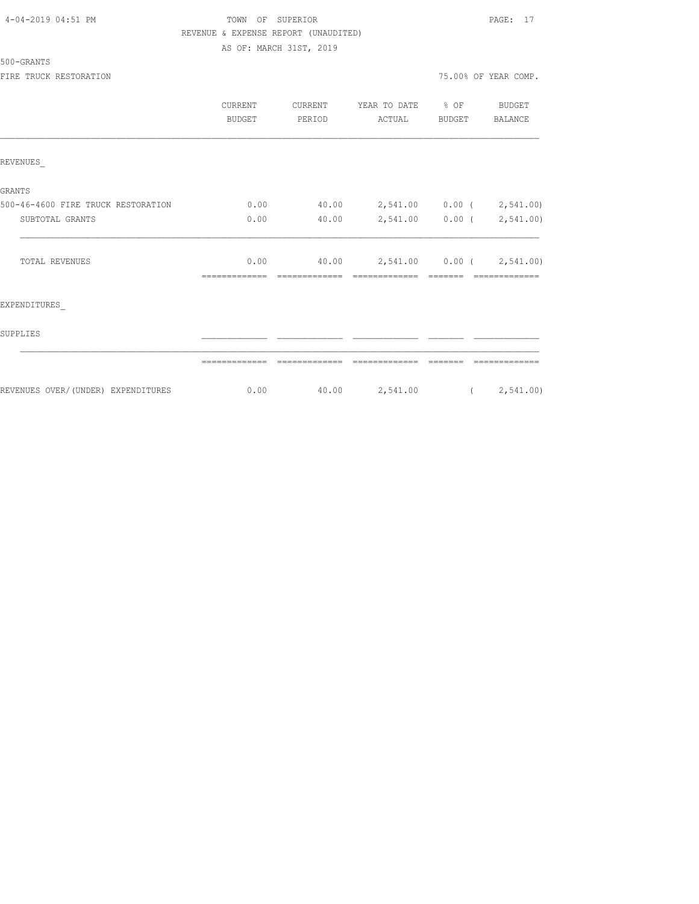TOWN OF SUPERIOR

REVENUE & EXPENSE REPORT (UNAUDITED)

AS OF: MARCH 31ST, 2019

500-GRANTS

FIRE TRUCK RESTORATION

75.00% OF YEAR COMP.

| | CURRENT BUDGET | CURRENT PERIOD | YEAR TO DATE ACTUAL | % OF BUDGET | BUDGET BALANCE |
|---|---|---|---|---|---|
| REVENUES_ | | | | | |
| GRANTS | | | | | |
| 500-46-4600 FIRE TRUCK RESTORATION | 0.00 | 40.00 | 2,541.00 | 0.00 | ( 2,541.00) |
| SUBTOTAL GRANTS | 0.00 | 40.00 | 2,541.00 | 0.00 | ( 2,541.00) |
| TOTAL REVENUES | 0.00 | 40.00 | 2,541.00 | 0.00 | ( 2,541.00) |
| EXPENDITURES_ | | | | | |
| SUPPLIES | | | | | |
| REVENUES OVER/(UNDER) EXPENDITURES | 0.00 | 40.00 | 2,541.00 | | ( 2,541.00) |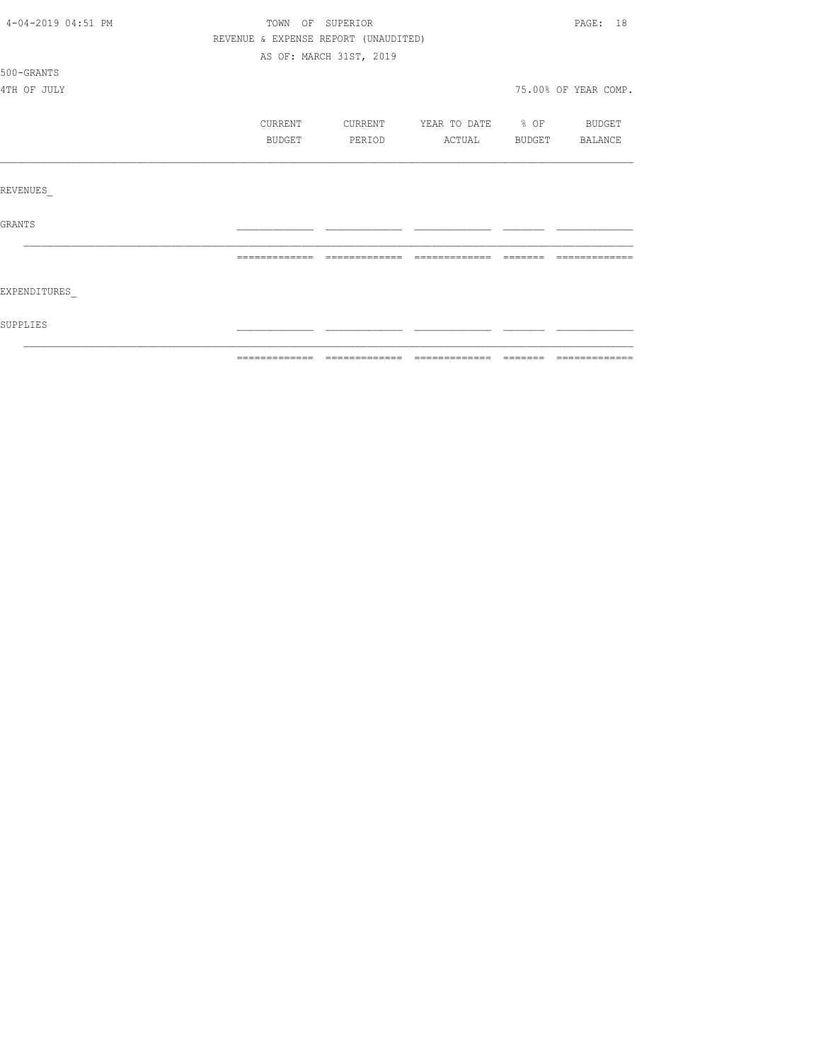TOWN OF SUPERIOR

REVENUE & EXPENSE REPORT (UNAUDITED)

AS OF: MARCH 31ST, 2019

500-GRANTS

4TH OF JULY

75.00% OF YEAR COMP.

| | CURRENT BUDGET | CURRENT PERIOD | YEAR TO DATE ACTUAL | % OF BUDGET | BUDGET BALANCE |
|---|---|---|---|---|---|
| REVENUES_ | | | | | |
| GRANTS | | | | | |
| EXPENDITURES_ | | | | | |
| SUPPLIES | | | | | |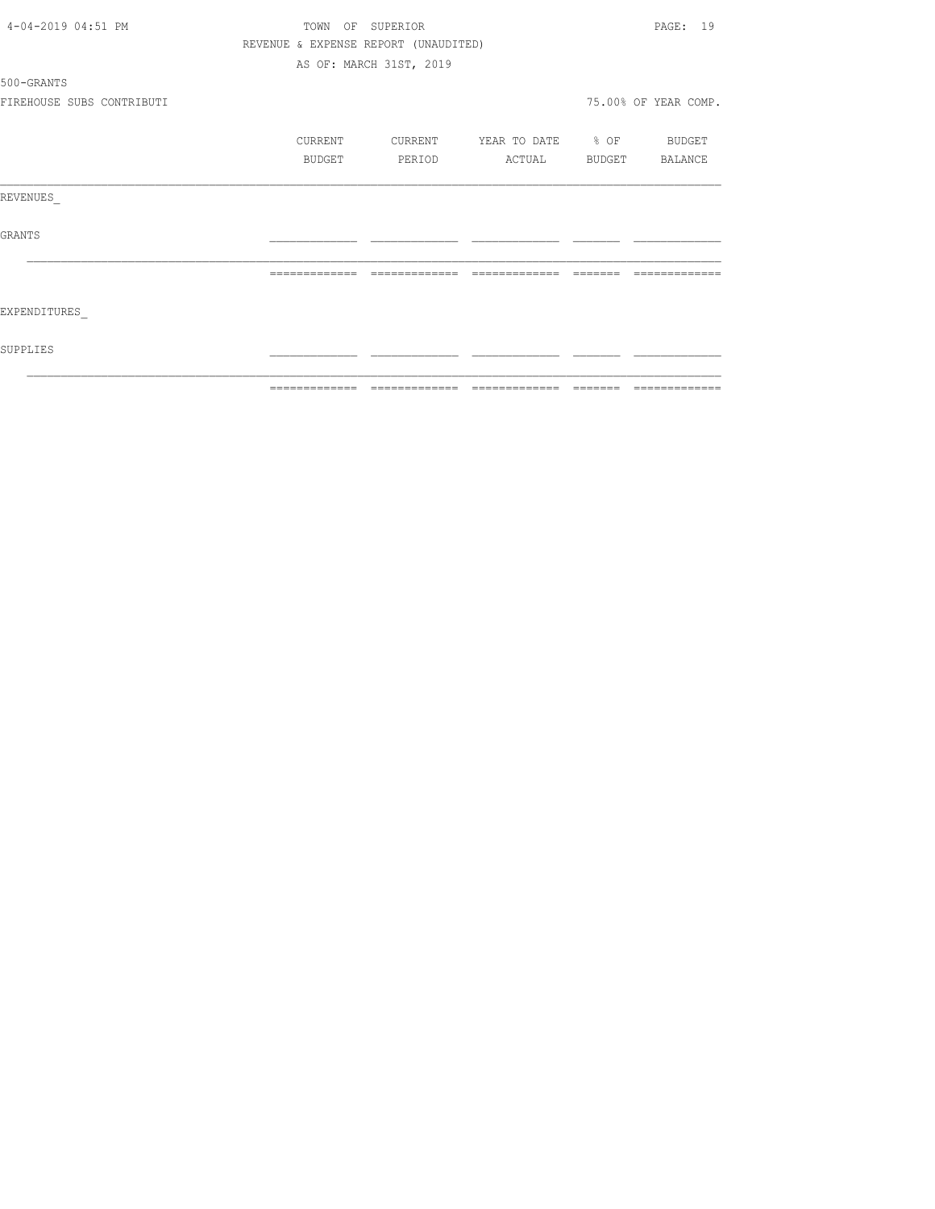TOWN OF SUPERIOR

REVENUE & EXPENSE REPORT (UNAUDITED)

AS OF: MARCH 31ST, 2019

500-GRANTS

FIREHOUSE SUBS CONTRIBUTI

75.00% OF YEAR COMP.

| | CURRENT BUDGET | CURRENT PERIOD | YEAR TO DATE ACTUAL | % OF BUDGET | BUDGET BALANCE |
|---|---|---|---|---|---|
| REVENUES_ | | | | | |
| GRANTS | | | | | |
| EXPENDITURES_ | | | | | |
| SUPPLIES | | | | | |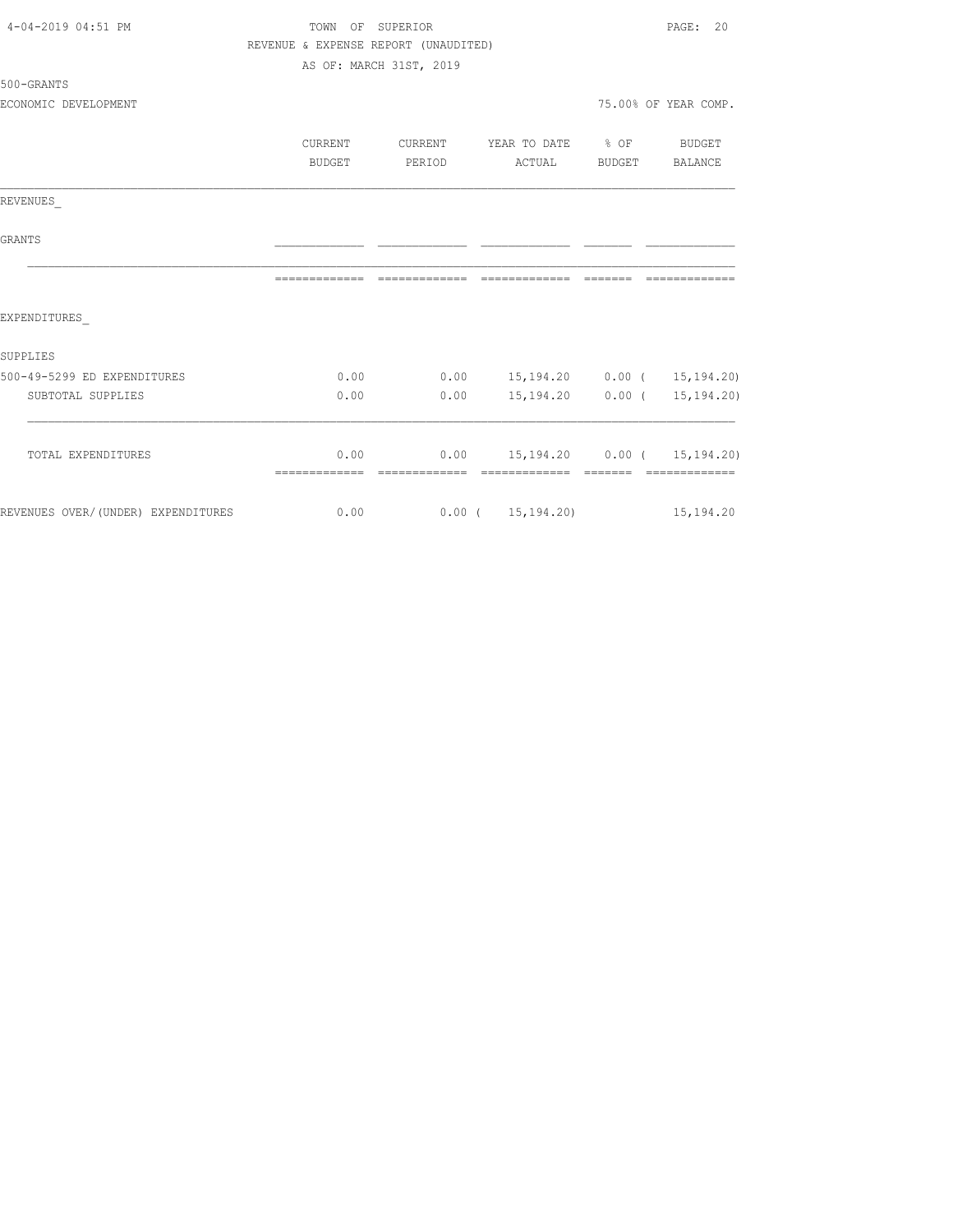TOWN OF SUPERIOR

REVENUE & EXPENSE REPORT (UNAUDITED)

AS OF: MARCH 31ST, 2019

500-GRANTS

ECONOMIC DEVELOPMENT — 75.00% OF YEAR COMP.

| | CURRENT BUDGET | CURRENT PERIOD | YEAR TO DATE ACTUAL | % OF BUDGET | BUDGET BALANCE |
|---|---|---|---|---|---|
| REVENUES_ | | | | | |
| GRANTS | | | | | |
| EXPENDITURES_ | | | | | |
| SUPPLIES | | | | | |
| 500-49-5299 ED EXPENDITURES | 0.00 | 0.00 | 15,194.20 | 0.00 | ( 15,194.20) |
| SUBTOTAL SUPPLIES | 0.00 | 0.00 | 15,194.20 | 0.00 | ( 15,194.20) |
| TOTAL EXPENDITURES | 0.00 | 0.00 | 15,194.20 | 0.00 | ( 15,194.20) |
| REVENUES OVER/(UNDER) EXPENDITURES | 0.00 | 0.00 | ( 15,194.20) | | 15,194.20 |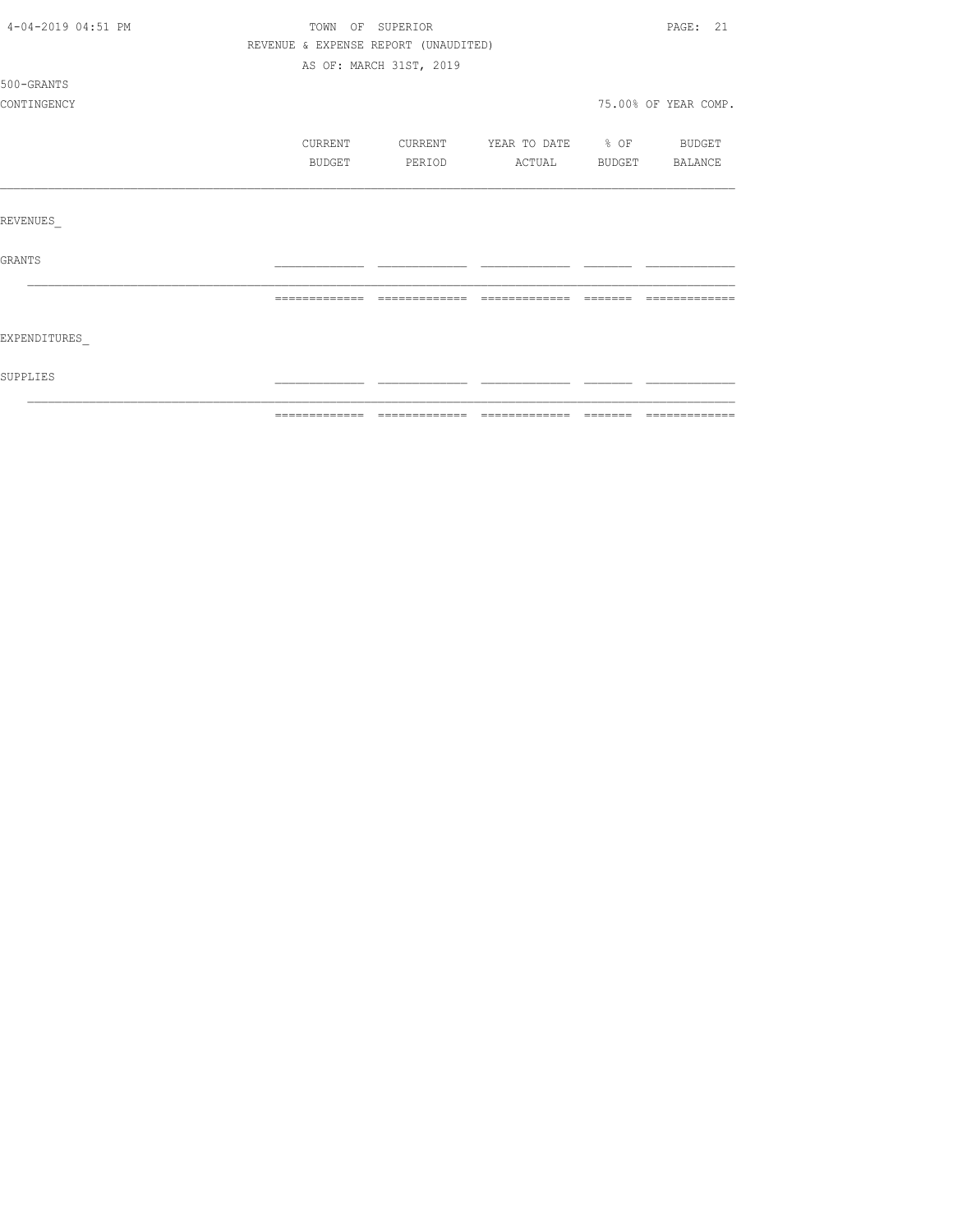REVENUE & EXPENSE REPORT (UNAUDITED)

AS OF: MARCH 31ST, 2019

500-GRANTS

CONTINGENCY

75.00% OF YEAR COMP.

| | CURRENT BUDGET | CURRENT PERIOD | YEAR TO DATE ACTUAL | % OF BUDGET | BUDGET BALANCE |
|---|---|---|---|---|---|
| REVENUES_ | | | | | |
| GRANTS | | | | | |
| | | | | | |
| EXPENDITURES_ | | | | | |
| SUPPLIES | | | | | |
| | | | | | |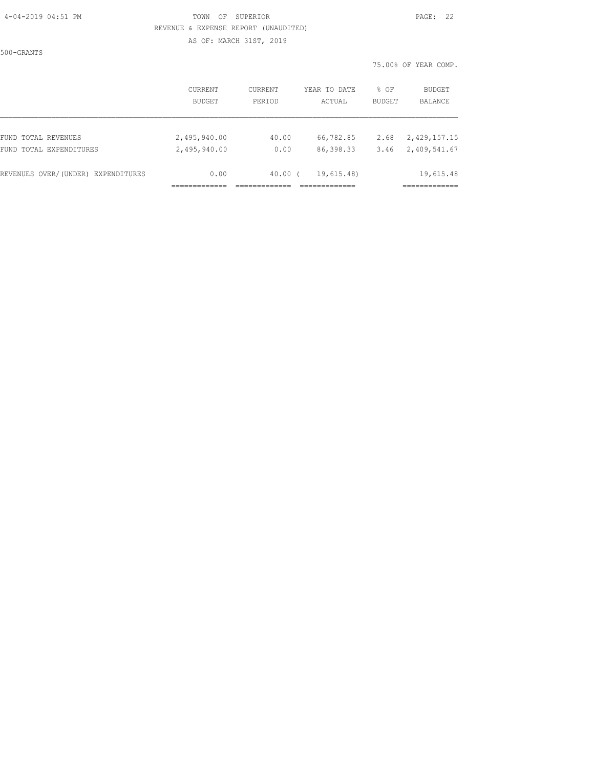500-GRANTS

75.00% OF YEAR COMP.

| | CURRENT BUDGET | CURRENT PERIOD | YEAR TO DATE ACTUAL | % OF BUDGET | BUDGET BALANCE |
|---|---|---|---|---|---|
| FUND TOTAL REVENUES | 2,495,940.00 | 40.00 | 66,782.85 | 2.68 | 2,429,157.15 |
| FUND TOTAL EXPENDITURES | 2,495,940.00 | 0.00 | 86,398.33 | 3.46 | 2,409,541.67 |
| REVENUES OVER/(UNDER) EXPENDITURES | 0.00 | 40.00 | ( 19,615.48) | | 19,615.48 |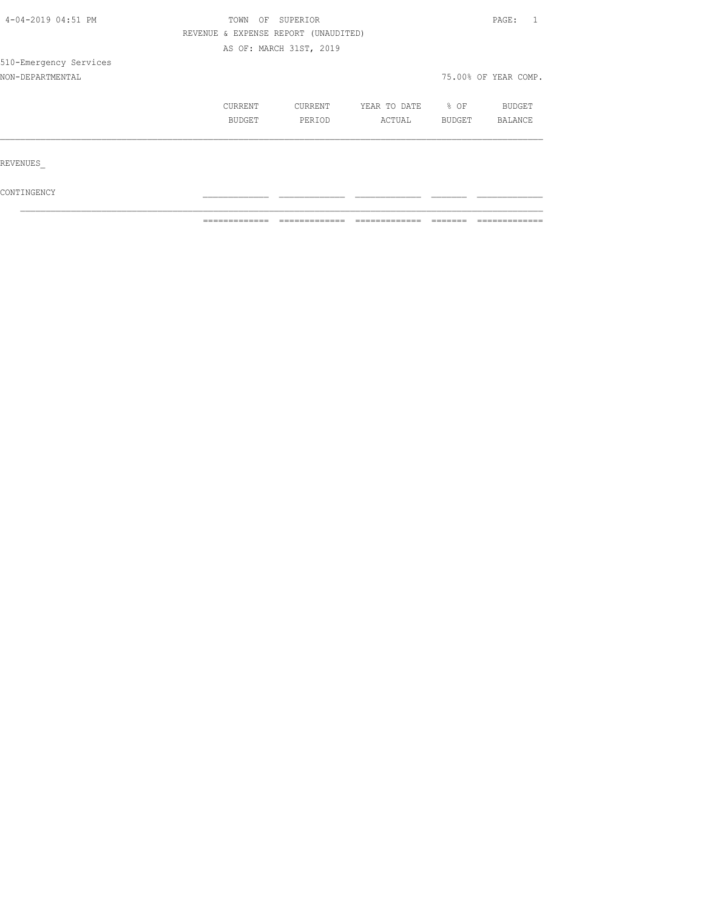TOWN OF SUPERIOR

REVENUE & EXPENSE REPORT (UNAUDITED)

AS OF: MARCH 31ST, 2019

510-Emergency Services

NON-DEPARTMENTAL — 75.00% OF YEAR COMP.

| | CURRENT BUDGET | CURRENT PERIOD | YEAR TO DATE ACTUAL | % OF BUDGET | BUDGET BALANCE |
|---|---|---|---|---|---|
| REVENUES_ | | | | | |
| CONTINGENCY | | | | | |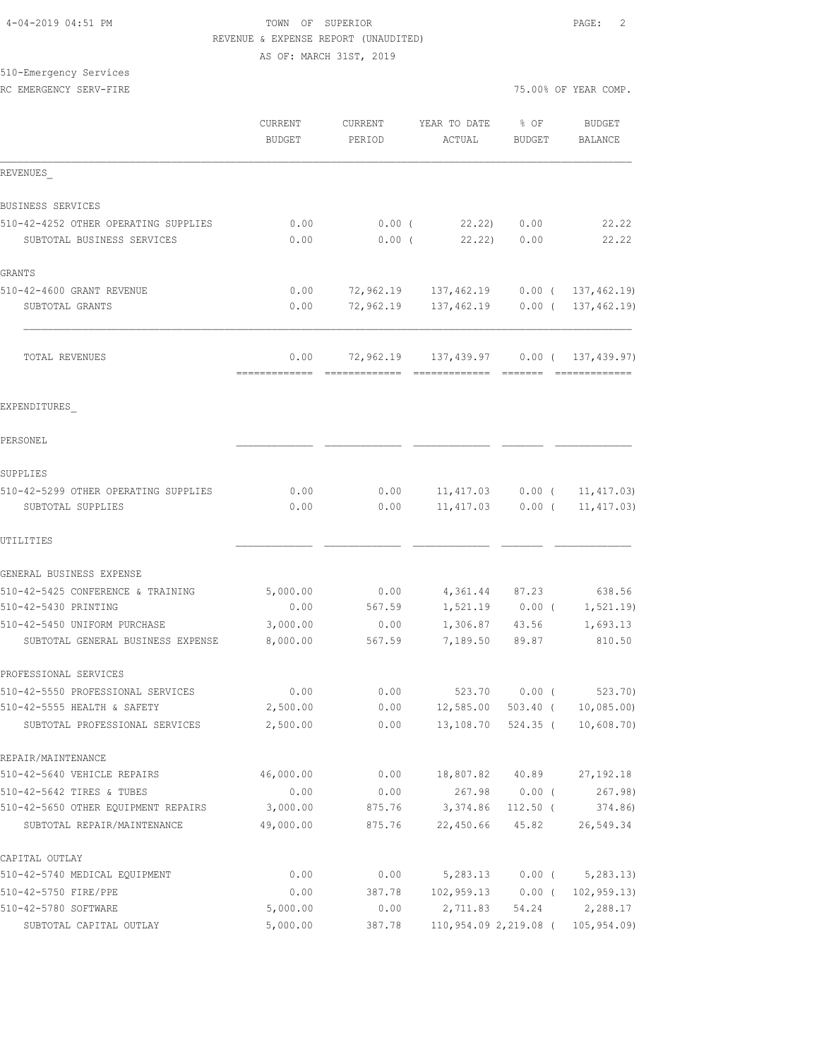TOWN OF SUPERIOR
REVENUE & EXPENSE REPORT (UNAUDITED)
AS OF: MARCH 31ST, 2019

4-04-2019 04:51 PM

510-Emergency Services
RC EMERGENCY SERV-FIRE

75.00% OF YEAR COMP.

| | CURRENT BUDGET | CURRENT PERIOD | YEAR TO DATE ACTUAL | % OF BUDGET | BUDGET BALANCE |
|---|---|---|---|---|---|
| **REVENUES** | | | | | |
| BUSINESS SERVICES | | | | | |
| 510-42-4252 OTHER OPERATING SUPPLIES | 0.00 | 0.00 | ( 22.22) | 0.00 | 22.22 |
| SUBTOTAL BUSINESS SERVICES | 0.00 | 0.00 | ( 22.22) | 0.00 | 22.22 |
| GRANTS | | | | | |
| 510-42-4600 GRANT REVENUE | 0.00 | 72,962.19 | 137,462.19 | 0.00 | ( 137,462.19) |
| SUBTOTAL GRANTS | 0.00 | 72,962.19 | 137,462.19 | 0.00 | ( 137,462.19) |
| TOTAL REVENUES | 0.00 | 72,962.19 | 137,439.97 | 0.00 | ( 137,439.97) |
| **EXPENDITURES** | | | | | |
| PERSONEL | | | | | |
| SUPPLIES | | | | | |
| 510-42-5299 OTHER OPERATING SUPPLIES | 0.00 | 0.00 | 11,417.03 | 0.00 | ( 11,417.03) |
| SUBTOTAL SUPPLIES | 0.00 | 0.00 | 11,417.03 | 0.00 | ( 11,417.03) |
| UTILITIES | | | | | |
| GENERAL BUSINESS EXPENSE | | | | | |
| 510-42-5425 CONFERENCE & TRAINING | 5,000.00 | 0.00 | 4,361.44 | 87.23 | 638.56 |
| 510-42-5430 PRINTING | 0.00 | 567.59 | 1,521.19 | 0.00 | ( 1,521.19) |
| 510-42-5450 UNIFORM PURCHASE | 3,000.00 | 0.00 | 1,306.87 | 43.56 | 1,693.13 |
| SUBTOTAL GENERAL BUSINESS EXPENSE | 8,000.00 | 567.59 | 7,189.50 | 89.87 | 810.50 |
| PROFESSIONAL SERVICES | | | | | |
| 510-42-5550 PROFESSIONAL SERVICES | 0.00 | 0.00 | 523.70 | 0.00 | ( 523.70) |
| 510-42-5555 HEALTH & SAFETY | 2,500.00 | 0.00 | 12,585.00 | 503.40 | ( 10,085.00) |
| SUBTOTAL PROFESSIONAL SERVICES | 2,500.00 | 0.00 | 13,108.70 | 524.35 | ( 10,608.70) |
| REPAIR/MAINTENANCE | | | | | |
| 510-42-5640 VEHICLE REPAIRS | 46,000.00 | 0.00 | 18,807.82 | 40.89 | 27,192.18 |
| 510-42-5642 TIRES & TUBES | 0.00 | 0.00 | 267.98 | 0.00 | ( 267.98) |
| 510-42-5650 OTHER EQUIPMENT REPAIRS | 3,000.00 | 875.76 | 3,374.86 | 112.50 | ( 374.86) |
| SUBTOTAL REPAIR/MAINTENANCE | 49,000.00 | 875.76 | 22,450.66 | 45.82 | 26,549.34 |
| CAPITAL OUTLAY | | | | | |
| 510-42-5740 MEDICAL EQUIPMENT | 0.00 | 0.00 | 5,283.13 | 0.00 | ( 5,283.13) |
| 510-42-5750 FIRE/PPE | 0.00 | 387.78 | 102,959.13 | 0.00 | ( 102,959.13) |
| 510-42-5780 SOFTWARE | 5,000.00 | 0.00 | 2,711.83 | 54.24 | 2,288.17 |
| SUBTOTAL CAPITAL OUTLAY | 5,000.00 | 387.78 | 110,954.09 | 2,219.08 | ( 105,954.09) |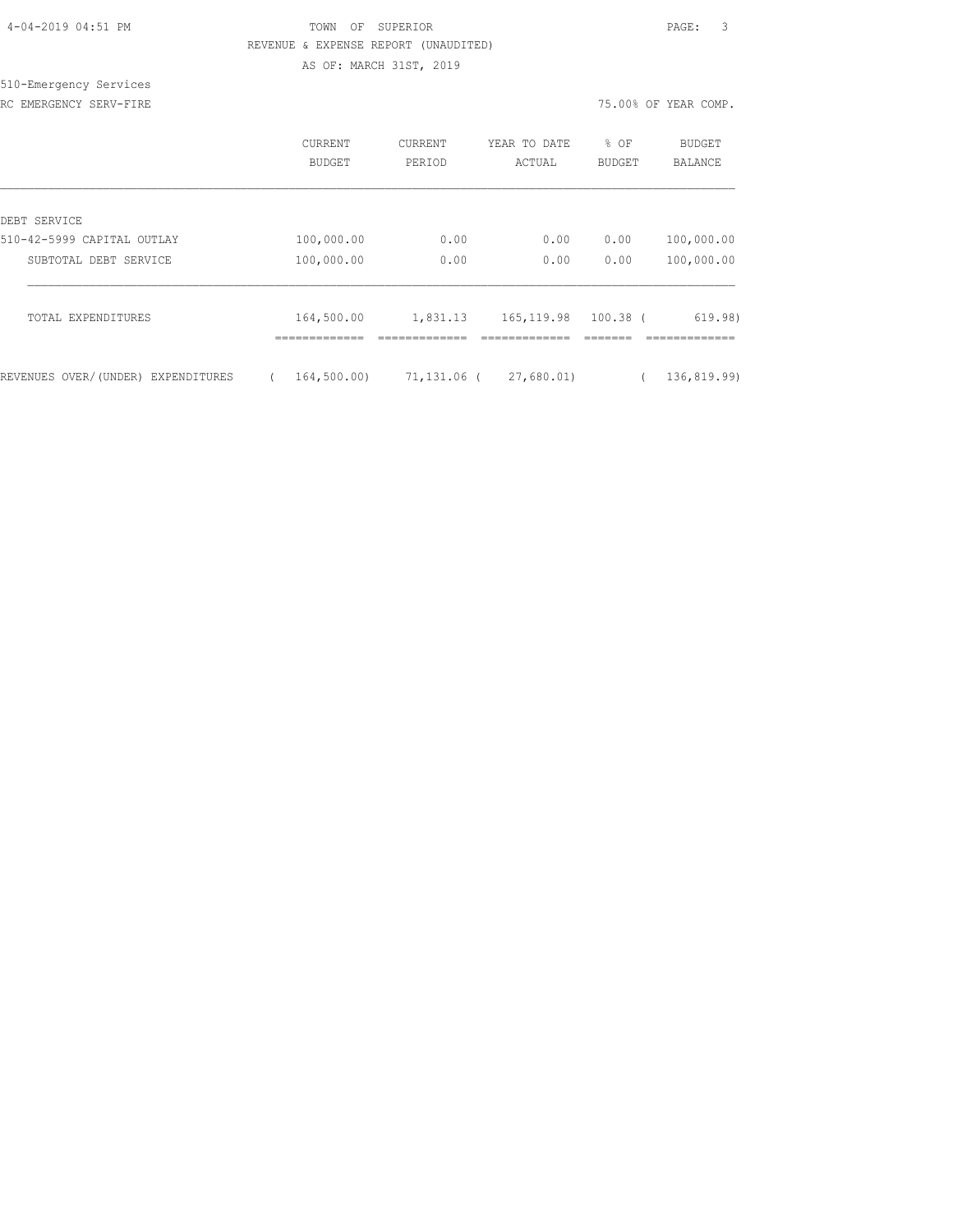4-04-2019 04:51 PM

TOWN OF SUPERIOR

REVENUE & EXPENSE REPORT (UNAUDITED)

AS OF: MARCH 31ST, 2019

510-Emergency Services

RC EMERGENCY SERV-FIRE

75.00% OF YEAR COMP.

| | CURRENT BUDGET | CURRENT PERIOD | YEAR TO DATE ACTUAL | % OF BUDGET | BUDGET BALANCE |
|---|---|---|---|---|---|
| DEBT SERVICE | | | | | |
| 510-42-5999 CAPITAL OUTLAY | 100,000.00 | 0.00 | 0.00 | 0.00 | 100,000.00 |
| SUBTOTAL DEBT SERVICE | 100,000.00 | 0.00 | 0.00 | 0.00 | 100,000.00 |
| TOTAL EXPENDITURES | 164,500.00 | 1,831.13 | 165,119.98 | 100.38 | ( 619.98) |
| REVENUES OVER/(UNDER) EXPENDITURES | ( 164,500.00) | 71,131.06 | ( 27,680.01) | | ( 136,819.99) |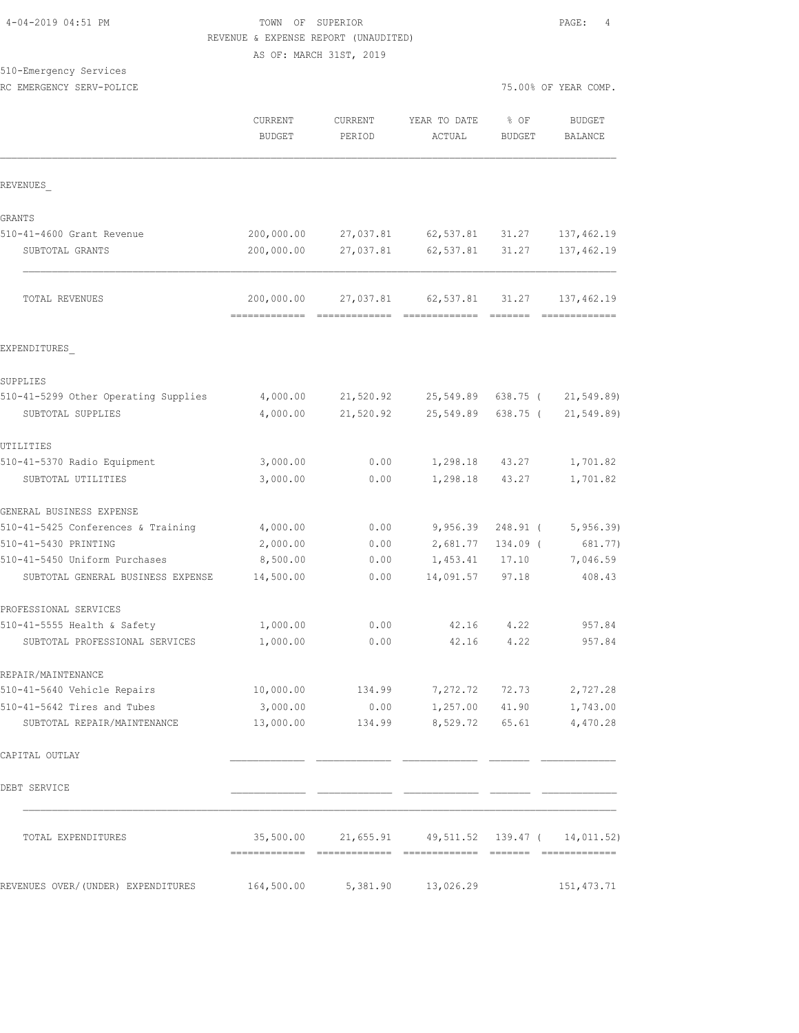TOWN OF SUPERIOR

REVENUE & EXPENSE REPORT (UNAUDITED)

AS OF: MARCH 31ST, 2019

4-04-2019 04:51 PM

510-Emergency Services

RC EMERGENCY SERV-POLICE

75.00% OF YEAR COMP.

| | CURRENT BUDGET | CURRENT PERIOD | YEAR TO DATE ACTUAL | % OF BUDGET | BUDGET BALANCE |
|---|---|---|---|---|---|
| **REVENUES_** | | | | | |
| GRANTS | | | | | |
| 510-41-4600 Grant Revenue | 200,000.00 | 27,037.81 | 62,537.81 | 31.27 | 137,462.19 |
| SUBTOTAL GRANTS | 200,000.00 | 27,037.81 | 62,537.81 | 31.27 | 137,462.19 |
| TOTAL REVENUES | 200,000.00 | 27,037.81 | 62,537.81 | 31.27 | 137,462.19 |
| **EXPENDITURES_** | | | | | |
| SUPPLIES | | | | | |
| 510-41-5299 Other Operating Supplies | 4,000.00 | 21,520.92 | 25,549.89 | 638.75 | ( 21,549.89) |
| SUBTOTAL SUPPLIES | 4,000.00 | 21,520.92 | 25,549.89 | 638.75 | ( 21,549.89) |
| UTILITIES | | | | | |
| 510-41-5370 Radio Equipment | 3,000.00 | 0.00 | 1,298.18 | 43.27 | 1,701.82 |
| SUBTOTAL UTILITIES | 3,000.00 | 0.00 | 1,298.18 | 43.27 | 1,701.82 |
| GENERAL BUSINESS EXPENSE | | | | | |
| 510-41-5425 Conferences & Training | 4,000.00 | 0.00 | 9,956.39 | 248.91 | ( 5,956.39) |
| 510-41-5430 PRINTING | 2,000.00 | 0.00 | 2,681.77 | 134.09 | ( 681.77) |
| 510-41-5450 Uniform Purchases | 8,500.00 | 0.00 | 1,453.41 | 17.10 | 7,046.59 |
| SUBTOTAL GENERAL BUSINESS EXPENSE | 14,500.00 | 0.00 | 14,091.57 | 97.18 | 408.43 |
| PROFESSIONAL SERVICES | | | | | |
| 510-41-5555 Health & Safety | 1,000.00 | 0.00 | 42.16 | 4.22 | 957.84 |
| SUBTOTAL PROFESSIONAL SERVICES | 1,000.00 | 0.00 | 42.16 | 4.22 | 957.84 |
| REPAIR/MAINTENANCE | | | | | |
| 510-41-5640 Vehicle Repairs | 10,000.00 | 134.99 | 7,272.72 | 72.73 | 2,727.28 |
| 510-41-5642 Tires and Tubes | 3,000.00 | 0.00 | 1,257.00 | 41.90 | 1,743.00 |
| SUBTOTAL REPAIR/MAINTENANCE | 13,000.00 | 134.99 | 8,529.72 | 65.61 | 4,470.28 |
| CAPITAL OUTLAY | | | | | |
| DEBT SERVICE | | | | | |
| TOTAL EXPENDITURES | 35,500.00 | 21,655.91 | 49,511.52 | 139.47 | ( 14,011.52) |
| REVENUES OVER/(UNDER) EXPENDITURES | 164,500.00 | 5,381.90 | 13,026.29 | | 151,473.71 |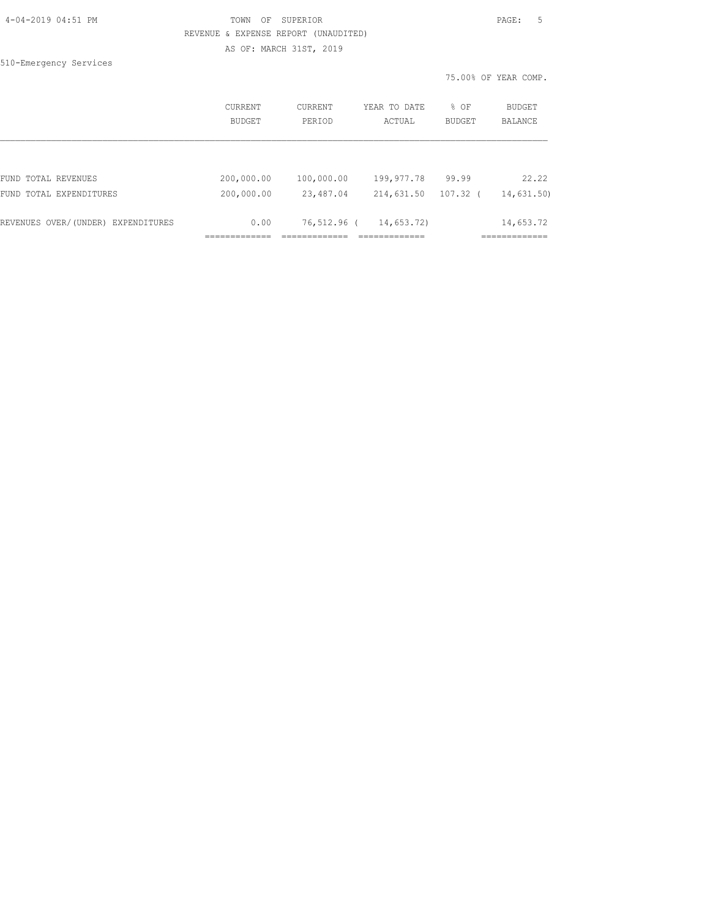TOWN OF SUPERIOR

REVENUE & EXPENSE REPORT (UNAUDITED)

AS OF: MARCH 31ST, 2019

510-Emergency Services

75.00% OF YEAR COMP.

| | CURRENT BUDGET | CURRENT PERIOD | YEAR TO DATE ACTUAL | % OF BUDGET | BUDGET BALANCE |
|---|---|---|---|---|---|
| FUND TOTAL REVENUES | 200,000.00 | 100,000.00 | 199,977.78 | 99.99 | 22.22 |
| FUND TOTAL EXPENDITURES | 200,000.00 | 23,487.04 | 214,631.50 | 107.32 | ( 14,631.50) |
| REVENUES OVER/(UNDER) EXPENDITURES | 0.00 | 76,512.96 | ( 14,653.72) | | 14,653.72 |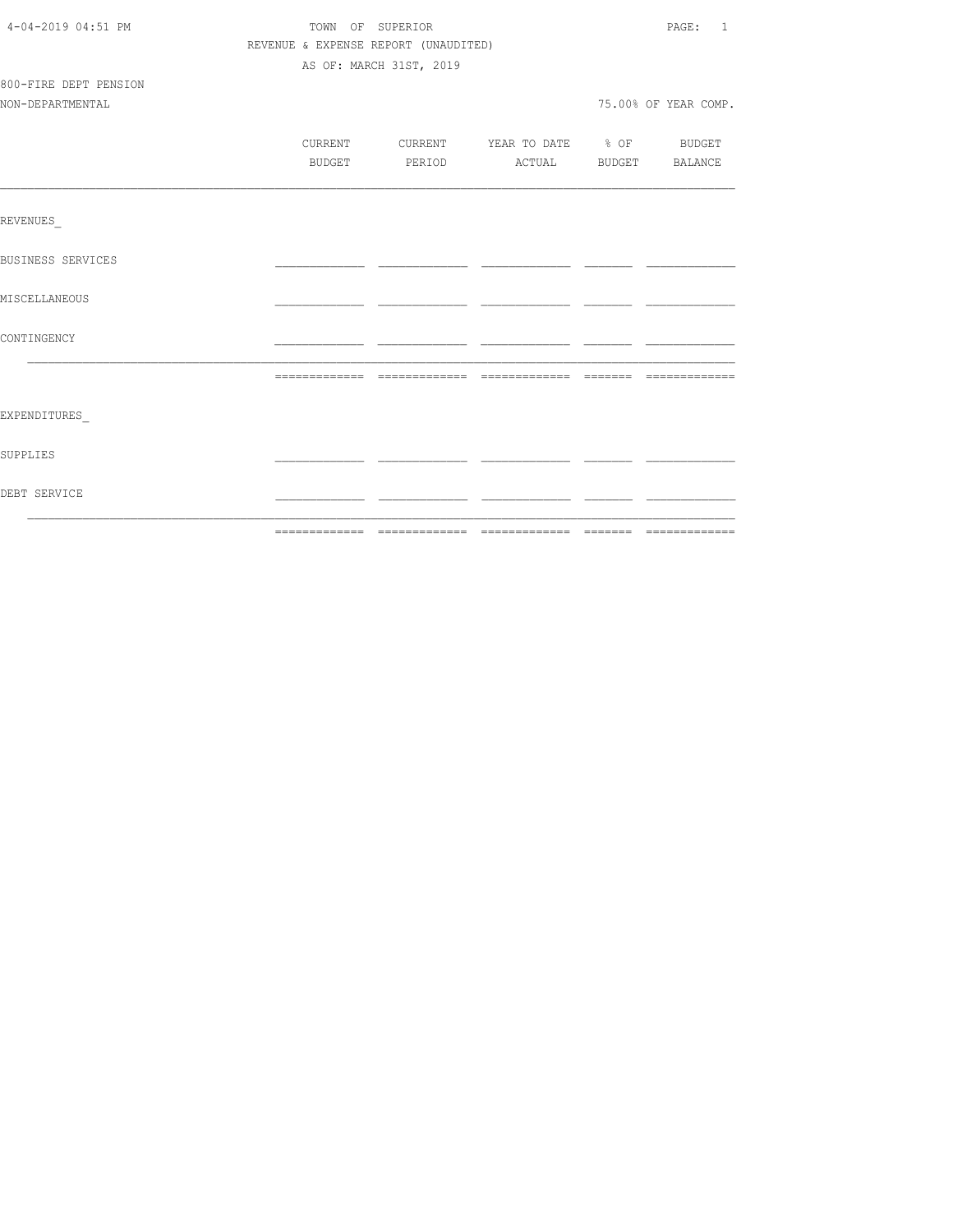TOWN OF SUPERIOR
REVENUE & EXPENSE REPORT (UNAUDITED)
AS OF: MARCH 31ST, 2019

800-FIRE DEPT PENSION
NON-DEPARTMENTAL

75.00% OF YEAR COMP.

| | CURRENT BUDGET | CURRENT PERIOD | YEAR TO DATE ACTUAL | % OF BUDGET | BUDGET BALANCE |
|---|---|---|---|---|---|
| REVENUES_ | | | | | |
| BUSINESS SERVICES | | | | | |
| MISCELLANEOUS | | | | | |
| CONTINGENCY | | | | | |
| | | | | | |
| EXPENDITURES_ | | | | | |
| SUPPLIES | | | | | |
| DEBT SERVICE | | | | | |
| | | | | | |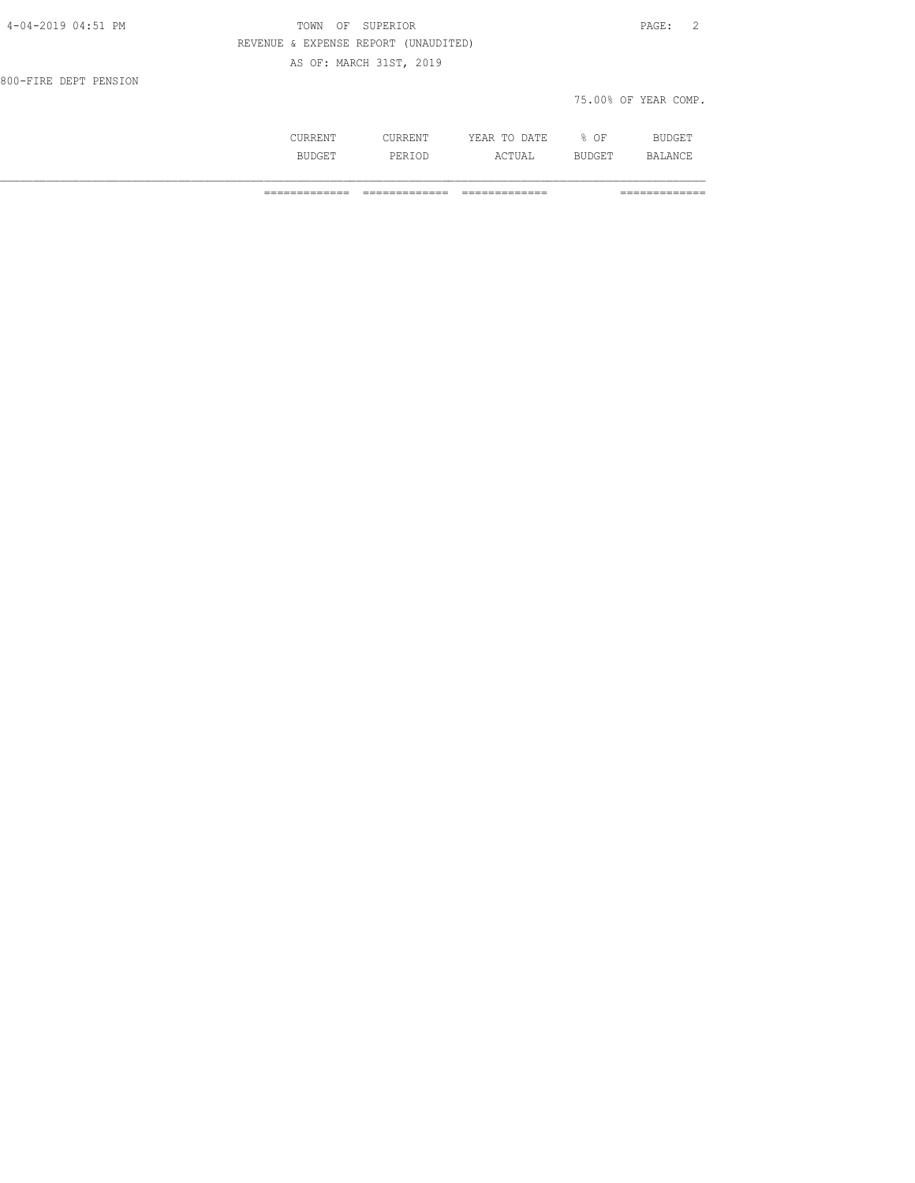TOWN OF SUPERIOR

REVENUE & EXPENSE REPORT (UNAUDITED)

AS OF: MARCH 31ST, 2019

800-FIRE DEPT PENSION

75.00% OF YEAR COMP.

| | CURRENT BUDGET | CURRENT PERIOD | YEAR TO DATE ACTUAL | % OF BUDGET | BUDGET BALANCE |
|---|---|---|---|---|---|
| | ============= | ============= | ============= | | ============= |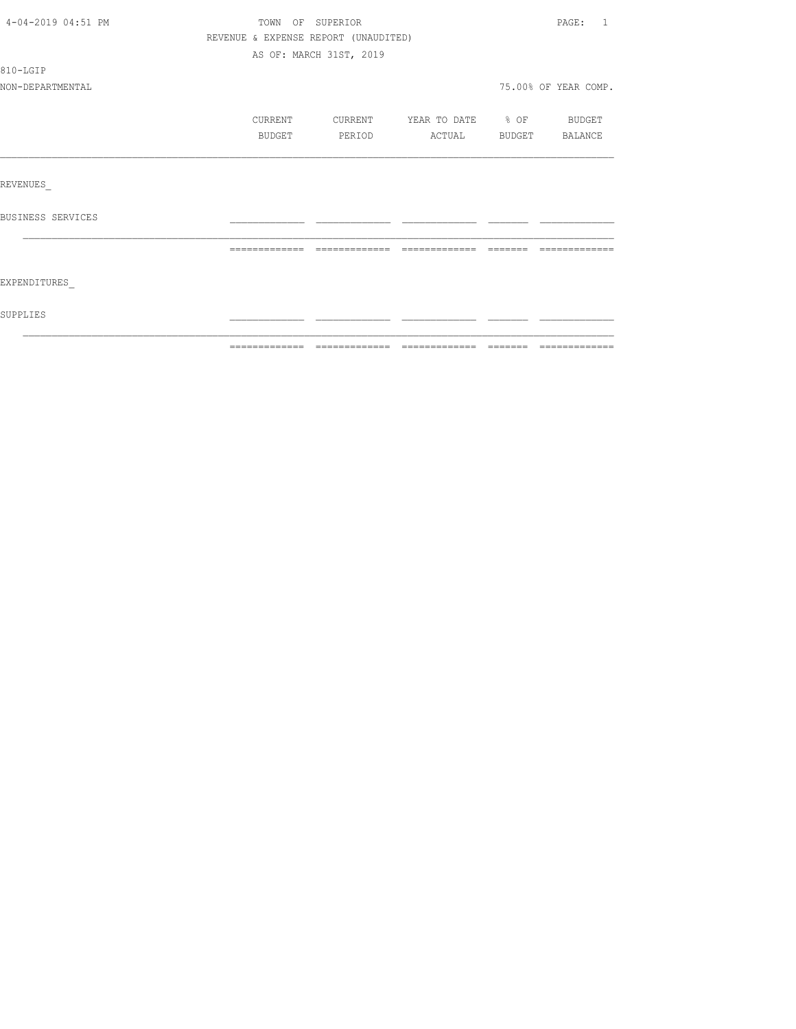TOWN OF SUPERIOR

REVENUE & EXPENSE REPORT (UNAUDITED)

AS OF: MARCH 31ST, 2019

810-LGIP

NON-DEPARTMENTAL 75.00% OF YEAR COMP.

| | CURRENT BUDGET | CURRENT PERIOD | YEAR TO DATE ACTUAL | % OF BUDGET | BUDGET BALANCE |
|---|---|---|---|---|---|
| REVENUES_ | | | | | |
| BUSINESS SERVICES | | | | | |
| EXPENDITURES_ | | | | | |
| SUPPLIES | | | | | |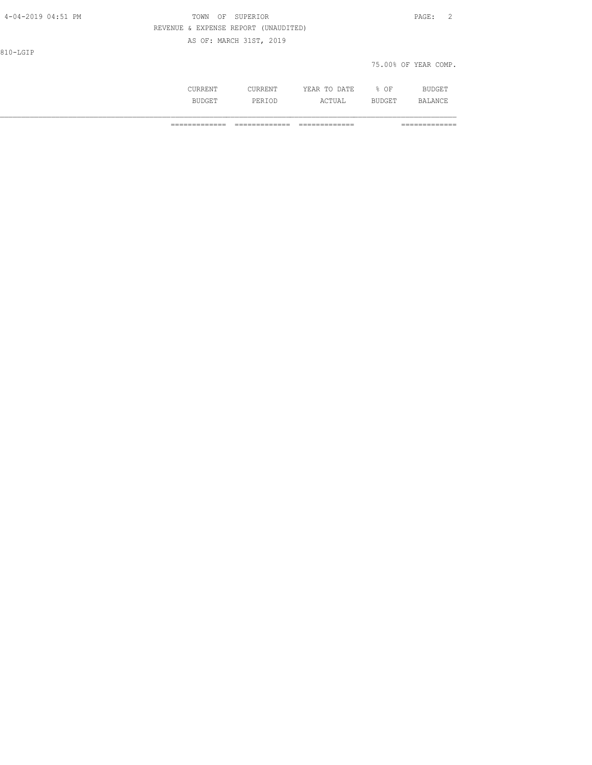4-04-2019 04:51 PM

TOWN OF SUPERIOR

REVENUE & EXPENSE REPORT (UNAUDITED)

AS OF: MARCH 31ST, 2019

810-LGIP

75.00% OF YEAR COMP.

| | CURRENT BUDGET | CURRENT PERIOD | YEAR TO DATE ACTUAL | % OF BUDGET | BUDGET BALANCE |
|---|---|---|---|---|---|
| | ============= | ============= | ============= | | ============= |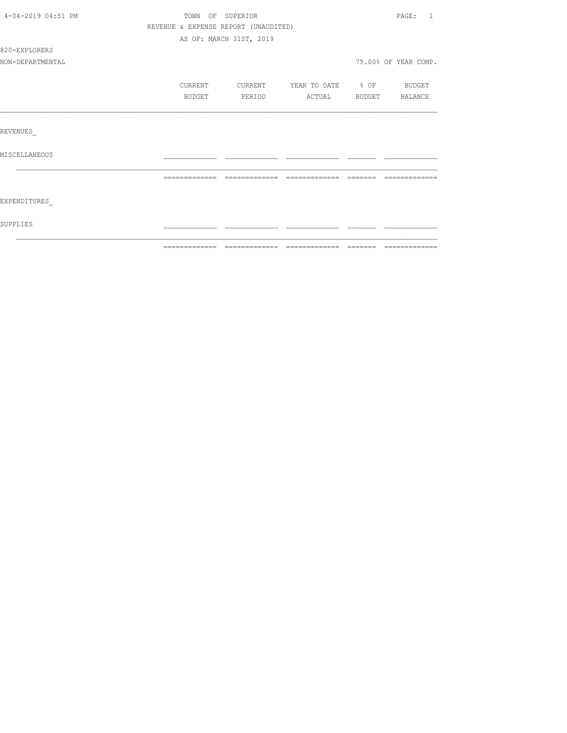4-04-2019 04:51 PM

TOWN OF SUPERIOR

REVENUE & EXPENSE REPORT (UNAUDITED)

AS OF: MARCH 31ST, 2019

820-EXPLORERS

NON-DEPARTMENTAL

75.00% OF YEAR COMP.

| | CURRENT BUDGET | CURRENT PERIOD | YEAR TO DATE ACTUAL | % OF BUDGET | BUDGET BALANCE |
|---|---|---|---|---|---|
| REVENUES_ | | | | | |
| MISCELLANEOUS | | | | | |
| | | | | | |
| EXPENDITURES_ | | | | | |
| SUPPLIES | | | | | |
| | | | | | |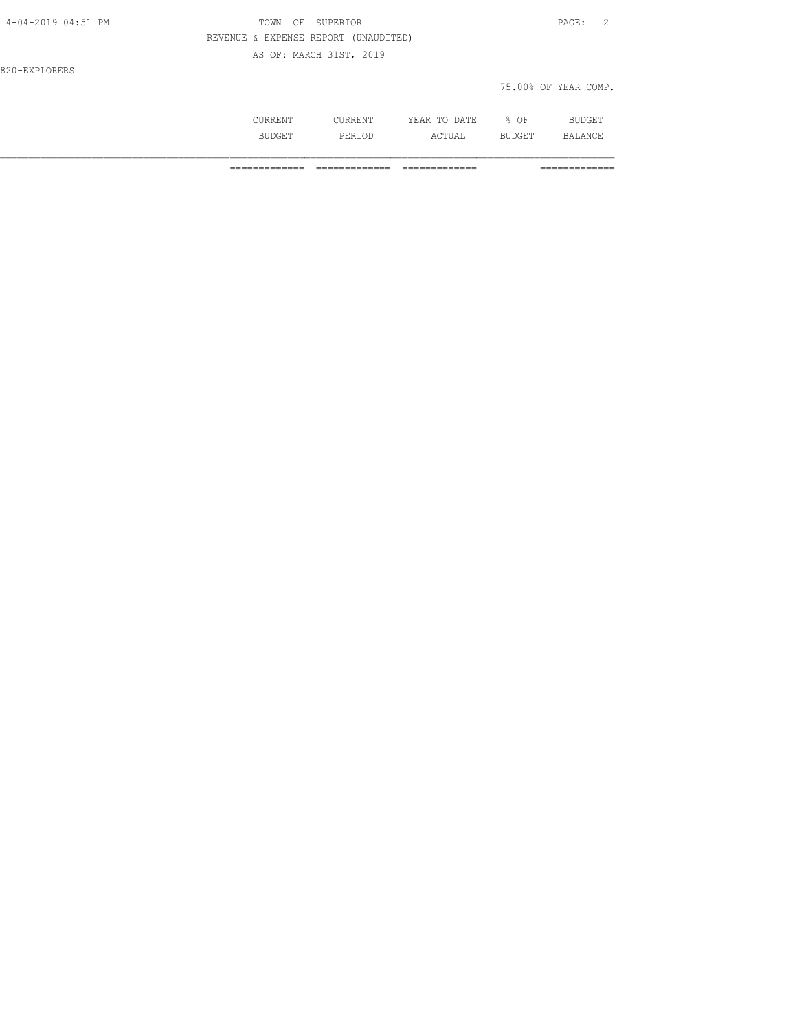TOWN OF SUPERIOR

REVENUE & EXPENSE REPORT (UNAUDITED)

AS OF: MARCH 31ST, 2019

820-EXPLORERS

75.00% OF YEAR COMP.

| | CURRENT BUDGET | CURRENT PERIOD | YEAR TO DATE ACTUAL | % OF BUDGET | BUDGET BALANCE |
|---|---|---|---|---|---|
| | ============= | ============= | ============= | | ============= |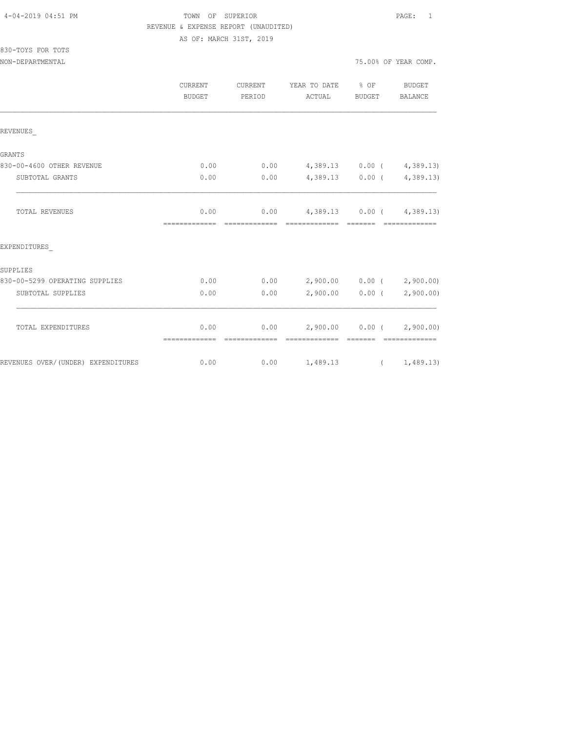4-04-2019 04:51 PM TOWN OF SUPERIOR PAGE: 1

REVENUE & EXPENSE REPORT (UNAUDITED)

AS OF: MARCH 31ST, 2019

830-TOYS FOR TOTS

NON-DEPARTMENTAL 75.00% OF YEAR COMP.

| | CURRENT BUDGET | CURRENT PERIOD | YEAR TO DATE ACTUAL | % OF BUDGET | BUDGET BALANCE |
|---|---|---|---|---|---|
| REVENUES_ | | | | | |
| GRANTS | | | | | |
| 830-00-4600 OTHER REVENUE | 0.00 | 0.00 | 4,389.13 | 0.00 | ( 4,389.13) |
| SUBTOTAL GRANTS | 0.00 | 0.00 | 4,389.13 | 0.00 | ( 4,389.13) |
| TOTAL REVENUES | 0.00 | 0.00 | 4,389.13 | 0.00 | ( 4,389.13) |
| EXPENDITURES_ | | | | | |
| SUPPLIES | | | | | |
| 830-00-5299 OPERATING SUPPLIES | 0.00 | 0.00 | 2,900.00 | 0.00 | ( 2,900.00) |
| SUBTOTAL SUPPLIES | 0.00 | 0.00 | 2,900.00 | 0.00 | ( 2,900.00) |
| TOTAL EXPENDITURES | 0.00 | 0.00 | 2,900.00 | 0.00 | ( 2,900.00) |
| REVENUES OVER/(UNDER) EXPENDITURES | 0.00 | 0.00 | 1,489.13 | | ( 1,489.13) |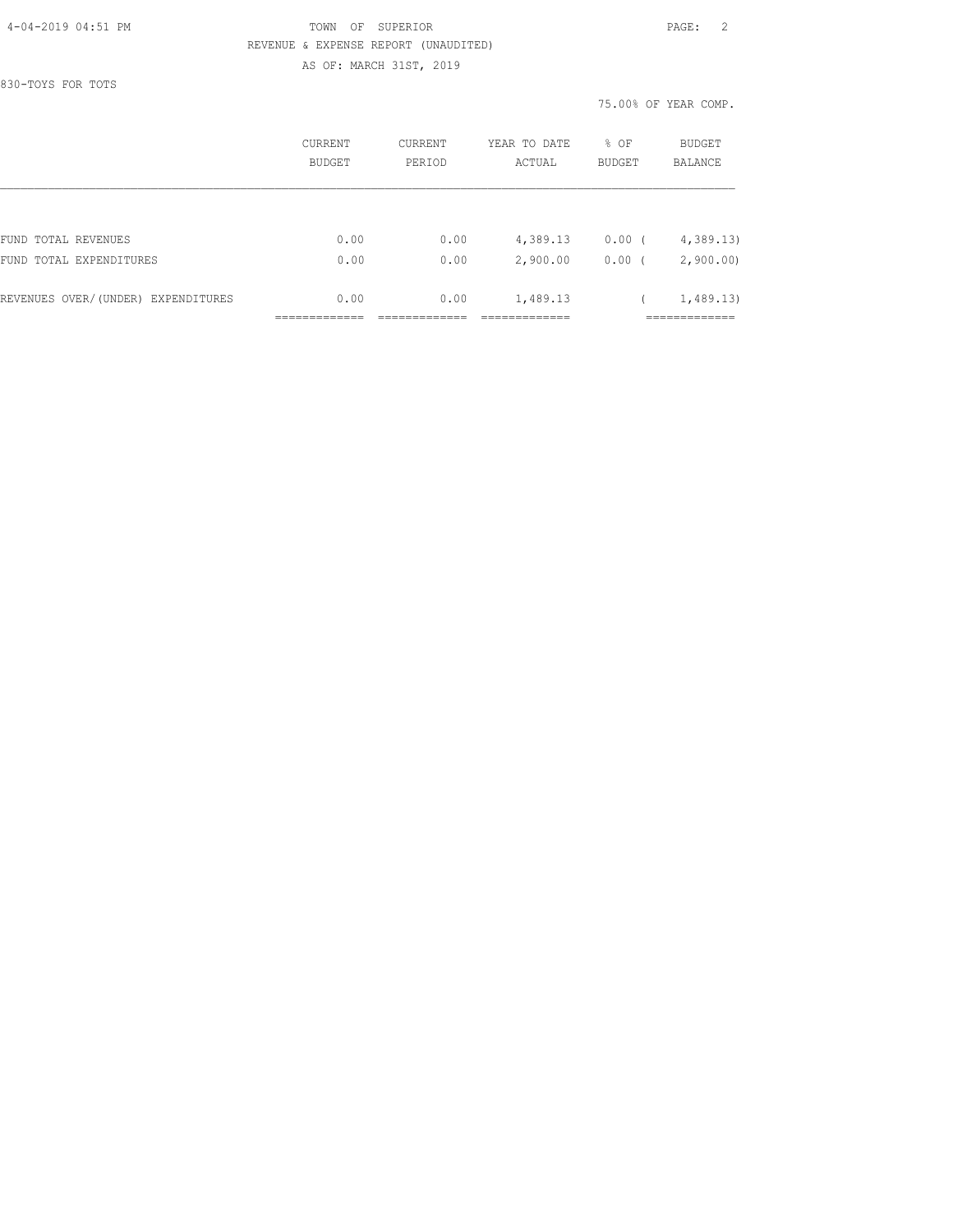TOWN OF SUPERIOR

REVENUE & EXPENSE REPORT (UNAUDITED)

AS OF: MARCH 31ST, 2019

830-TOYS FOR TOTS

75.00% OF YEAR COMP.

| | CURRENT BUDGET | CURRENT PERIOD | YEAR TO DATE ACTUAL | % OF BUDGET | BUDGET BALANCE |
|---|---|---|---|---|---|
| FUND TOTAL REVENUES | 0.00 | 0.00 | 4,389.13 | 0.00 | ( 4,389.13) |
| FUND TOTAL EXPENDITURES | 0.00 | 0.00 | 2,900.00 | 0.00 | ( 2,900.00) |
| REVENUES OVER/(UNDER) EXPENDITURES | 0.00 | 0.00 | 1,489.13 | | ( 1,489.13) |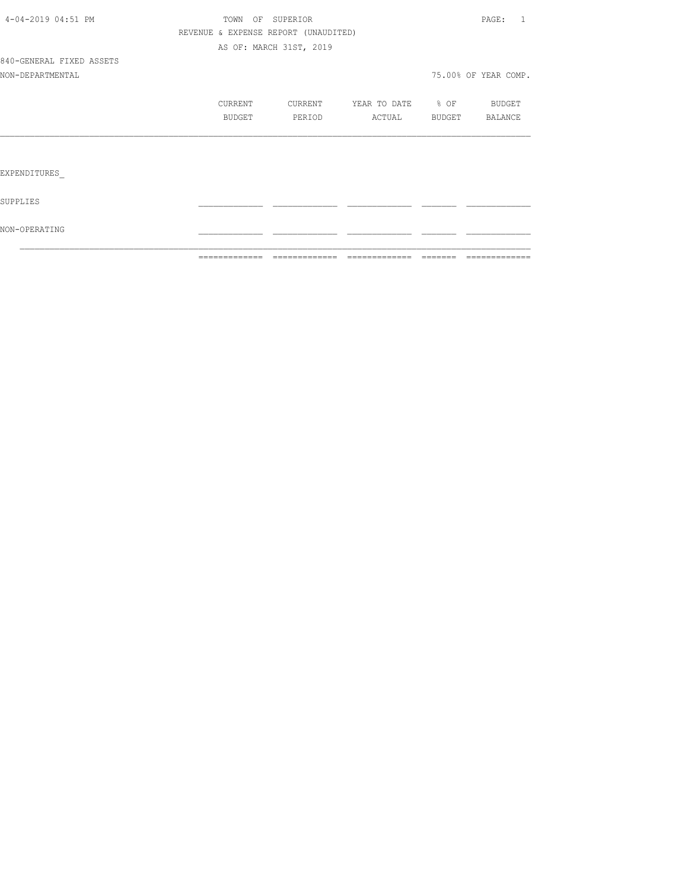TOWN OF SUPERIOR

REVENUE & EXPENSE REPORT (UNAUDITED)

AS OF: MARCH 31ST, 2019

840-GENERAL FIXED ASSETS

NON-DEPARTMENTAL

75.00% OF YEAR COMP.

| | CURRENT BUDGET | CURRENT PERIOD | YEAR TO DATE ACTUAL | % OF BUDGET | BUDGET BALANCE |
|---|---|---|---|---|---|
| EXPENDITURES_ | | | | | |
| SUPPLIES | | | | | |
| NON-OPERATING | | | | | |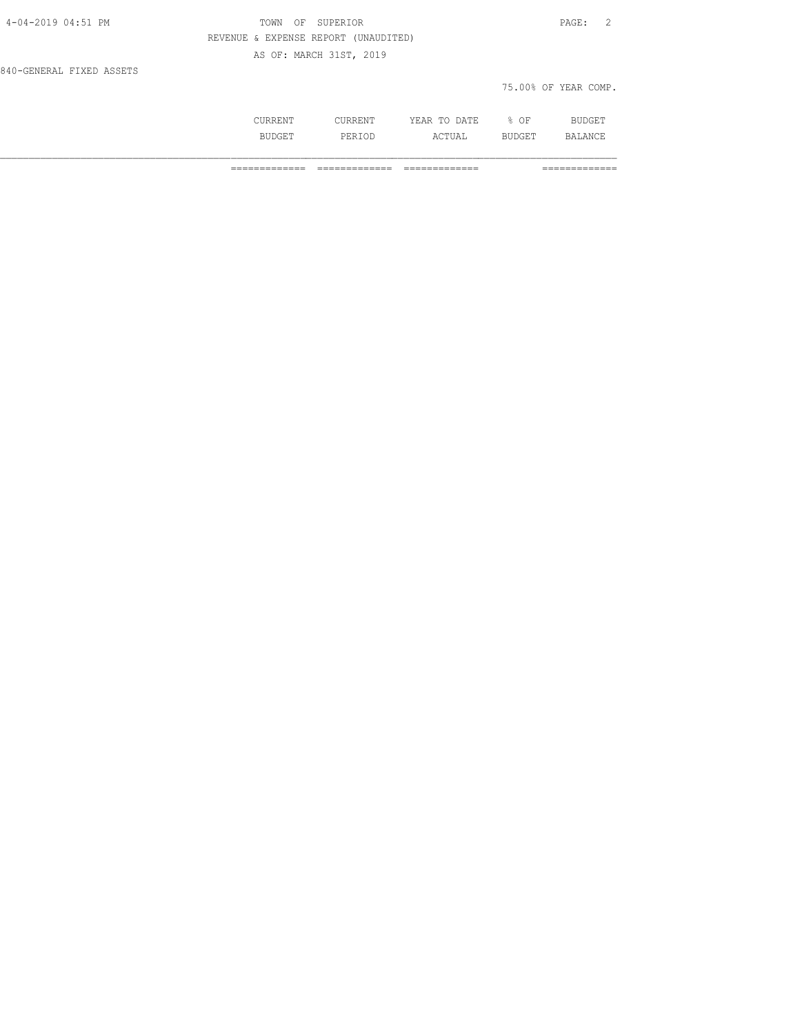840-GENERAL FIXED ASSETS

75.00% OF YEAR COMP.

| | CURRENT BUDGET | CURRENT PERIOD | YEAR TO DATE ACTUAL | % OF BUDGET | BUDGET BALANCE |
|---|---|---|---|---|---|
| | ============= | ============= | ============= | | ============= |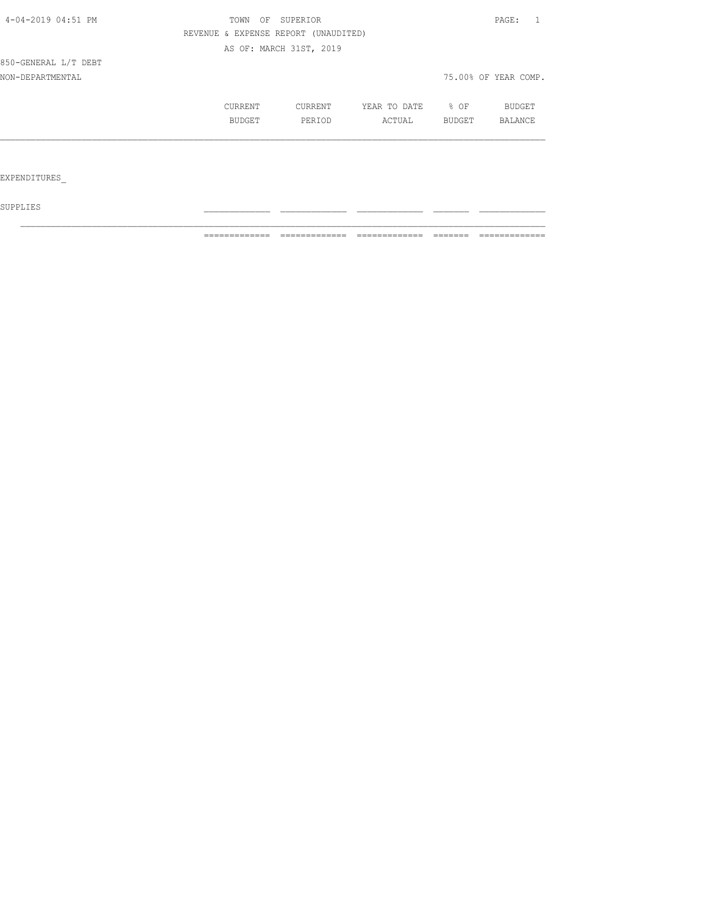TOWN OF SUPERIOR
REVENUE & EXPENSE REPORT (UNAUDITED)
AS OF: MARCH 31ST, 2019

850-GENERAL L/T DEBT
NON-DEPARTMENTAL

75.00% OF YEAR COMP.

| | CURRENT BUDGET | CURRENT PERIOD | YEAR TO DATE ACTUAL | % OF BUDGET | BUDGET BALANCE |
|---|---|---|---|---|---|
| EXPENDITURES_ | | | | | |
| SUPPLIES | | | | | |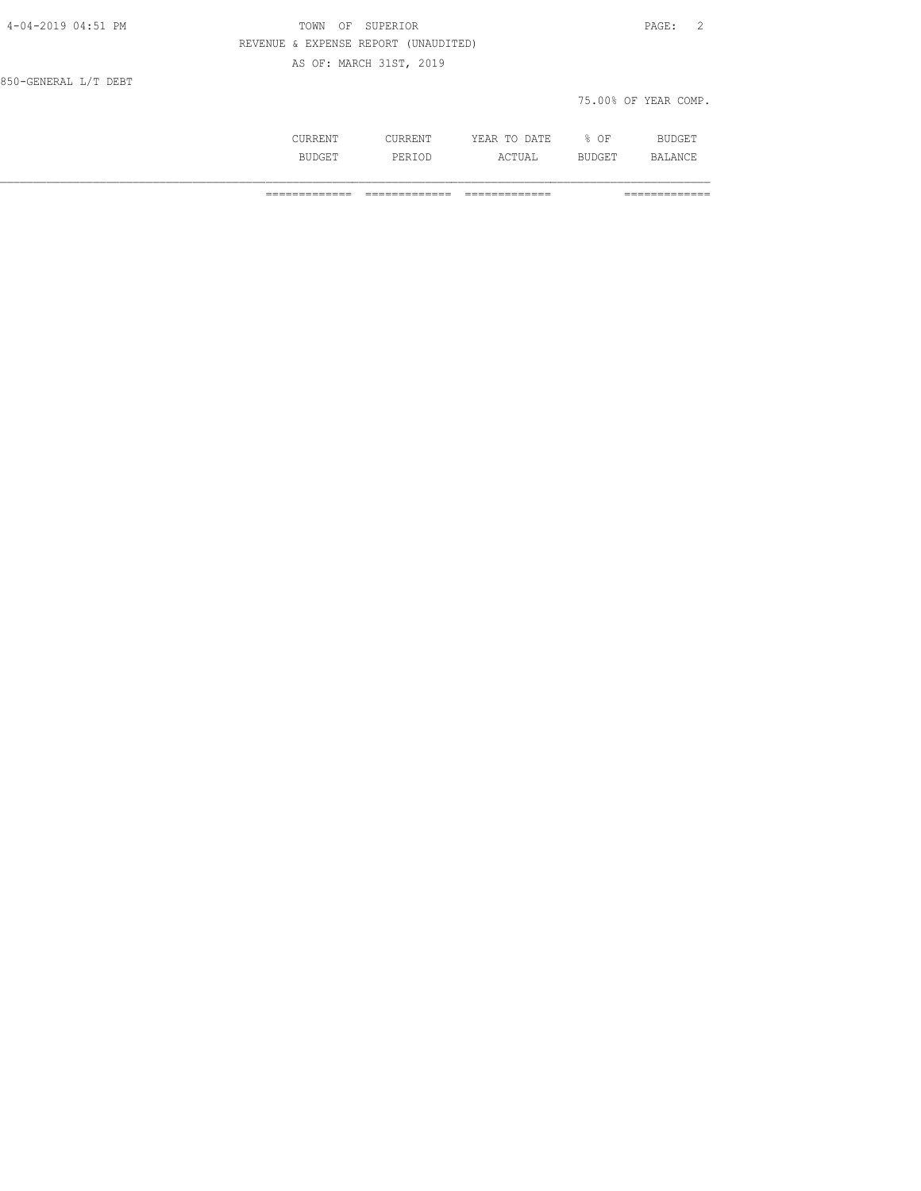4-04-2019 04:51 PM

TOWN OF SUPERIOR

REVENUE & EXPENSE REPORT (UNAUDITED)

AS OF: MARCH 31ST, 2019

850-GENERAL L/T DEBT

75.00% OF YEAR COMP.

| | CURRENT BUDGET | CURRENT PERIOD | YEAR TO DATE ACTUAL | % OF BUDGET | BUDGET BALANCE |
|---|---|---|---|---|---|
| | ============= | ============= | ============= | | ============= |